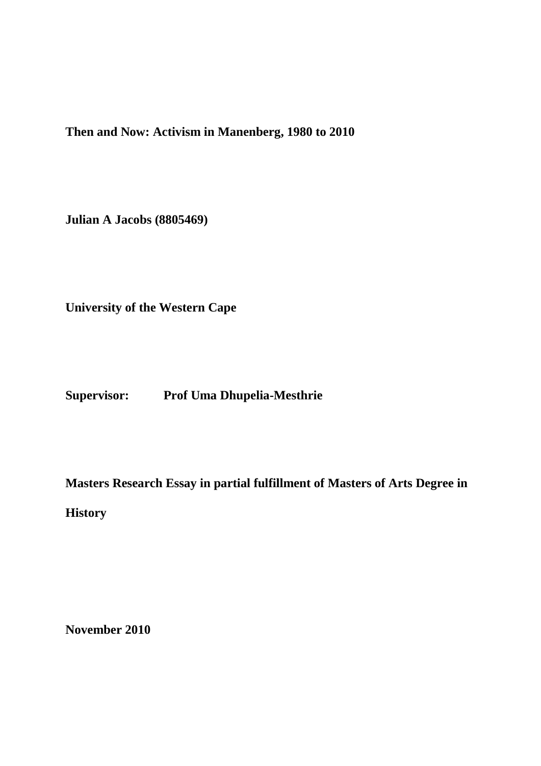**Then and Now: Activism in Manenberg, 1980 to 2010**

**Julian A Jacobs (8805469)**

**University of the Western Cape**

**Supervisor: Prof Uma Dhupelia-Mesthrie**

**Masters Research Essay in partial fulfillment of Masters of Arts Degree in History**

**November 2010**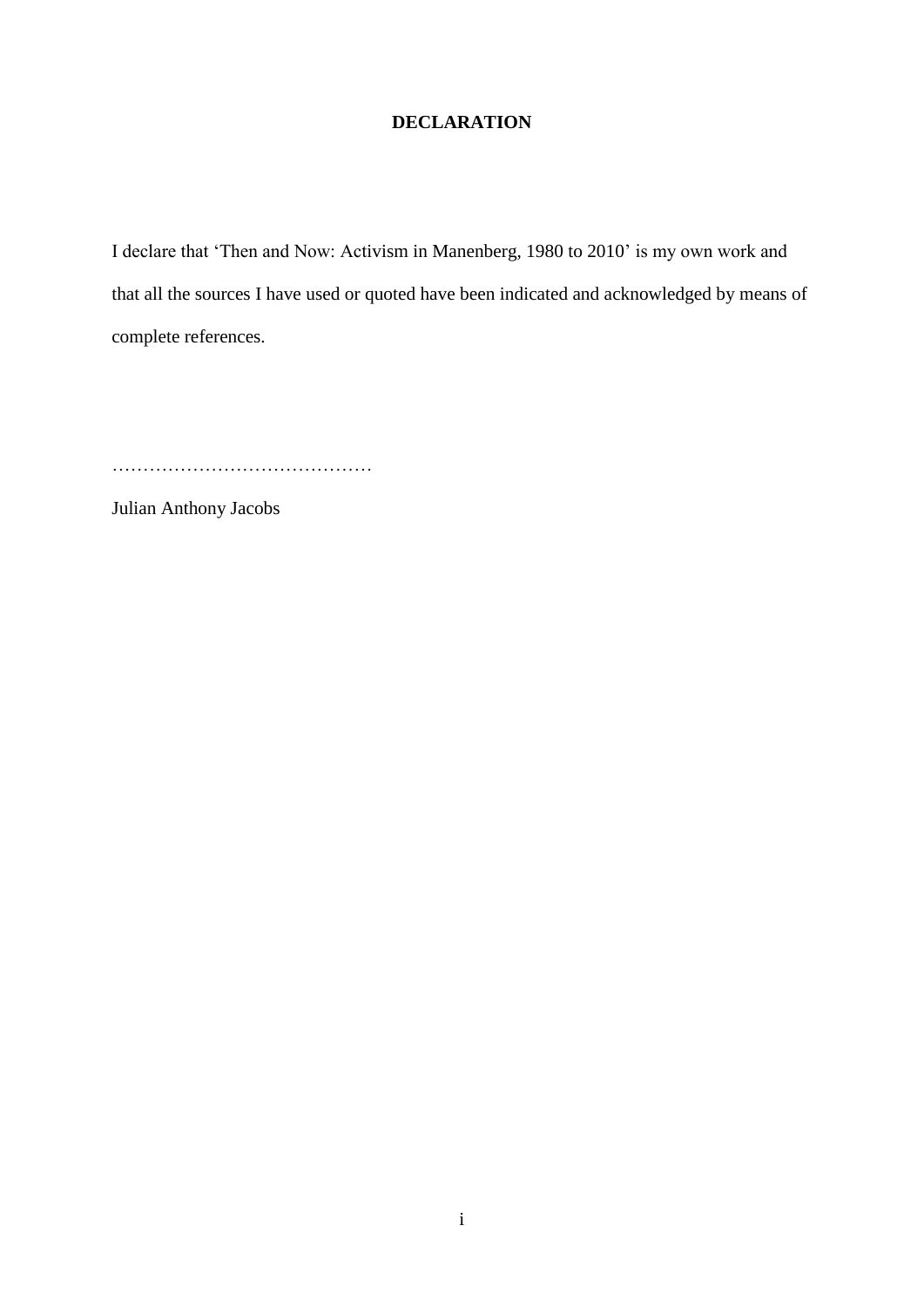## DECLARATION

I declare that 'Then and Now: Activism in Manenberg, 1980 to 2010' is my own work and that all the sources I have used or quoted have been indicated and acknowledged by means of complete references.

……………………………………

Julian Anthony Jacobs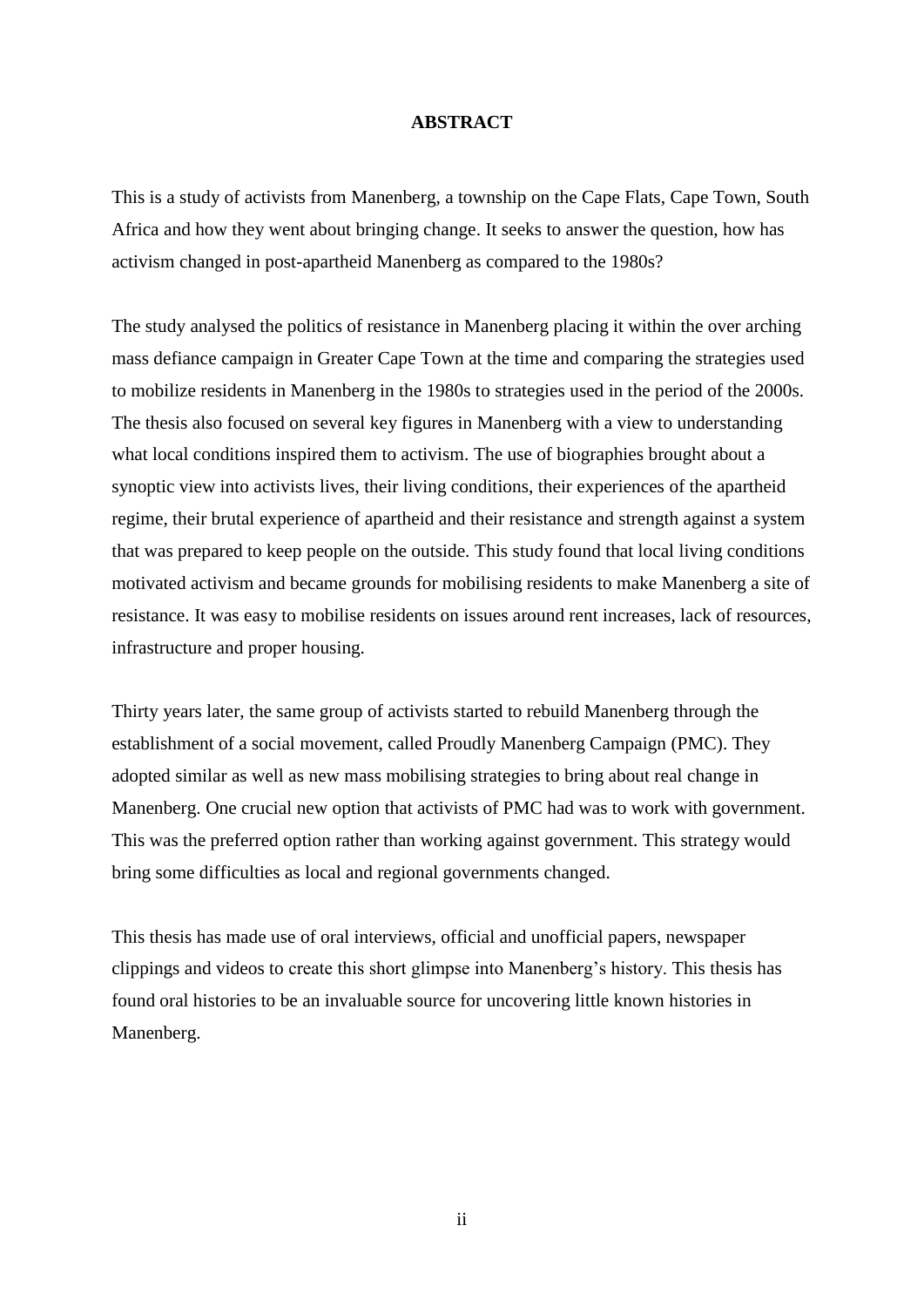# ABSTRACT

This is a study of activists from Manenberg, a township on the Cape Flats, Cape Town, South Africa and how they went about bringing change. It seeks to answer the question, how has activism changed in post-apartheid Manenberg as compared to the 1980s?

The study analysed the politics of resistance in Manenberg placing it within the over arching mass defiance campaign in Greater Cape Town at the time and comparing the strategies used to mobilize residents in Manenberg in the 1980s to strategies used in the period of the 2000s. The thesis also focused on several key figures in Manenberg with a view to understanding what local conditions inspired them to activism. The use of biographies brought about a synoptic view into activists lives, their living conditions, their experiences of the apartheid regime, their brutal experience of apartheid and their resistance and strength against a system that was prepared to keep people on the outside. This study found that local living conditions motivated activism and became grounds for mobilising residents to make Manenberg a site of resistance. It was easy to mobilise residents on issues around rent increases, lack of resources, infrastructure and proper housing.

Thirty years later, the same group of activists started to rebuild Manenberg through the establishment of a social movement, called Proudly Manenberg Campaign (PMC). They adopted similar as well as new mass mobilising strategies to bring about real change in Manenberg. One crucial new option that activists of PMC had was to work with government. This was the preferred option rather than working against government. This strategy would bring some difficulties as local and regional governments changed.

This thesis has made use of oral interviews, official and unofficial papers, newspaper clippings and videos to create this short glimpse into Manenberg's history. This thesis has found oral histories to be an invaluable source for uncovering little known histories in Manenberg.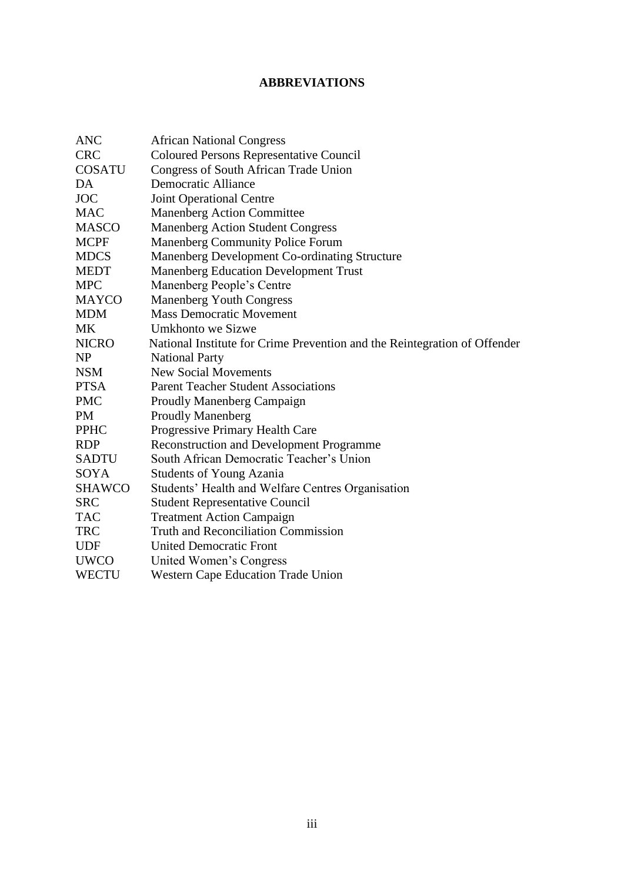# ABBREVIATIONS

| | |
|---|---|
| ANC | African National Congress |
| CRC | Coloured Persons Representative Council |
| COSATU | Congress of South African Trade Union |
| DA | Democratic Alliance |
| JOC | Joint Operational Centre |
| MAC | Manenberg Action Committee |
| MASCO | Manenberg Action Student Congress |
| MCPF | Manenberg Community Police Forum |
| MDCS | Manenberg Development Co-ordinating Structure |
| MEDT | Manenberg Education Development Trust |
| MPC | Manenberg People's Centre |
| MAYCO | Manenberg Youth Congress |
| MDM | Mass Democratic Movement |
| MK | Umkhonto we Sizwe |
| NICRO | National Institute for Crime Prevention and the Reintegration of Offender |
| NP | National Party |
| NSM | New Social Movements |
| PTSA | Parent Teacher Student Associations |
| PMC | Proudly Manenberg Campaign |
| PM | Proudly Manenberg |
| PPHC | Progressive Primary Health Care |
| RDP | Reconstruction and Development Programme |
| SADTU | South African Democratic Teacher's Union |
| SOYA | Students of Young Azania |
| SHAWCO | Students' Health and Welfare Centres Organisation |
| SRC | Student Representative Council |
| TAC | Treatment Action Campaign |
| TRC | Truth and Reconciliation Commission |
| UDF | United Democratic Front |
| UWCO | United Women's Congress |
| WECTU | Western Cape Education Trade Union |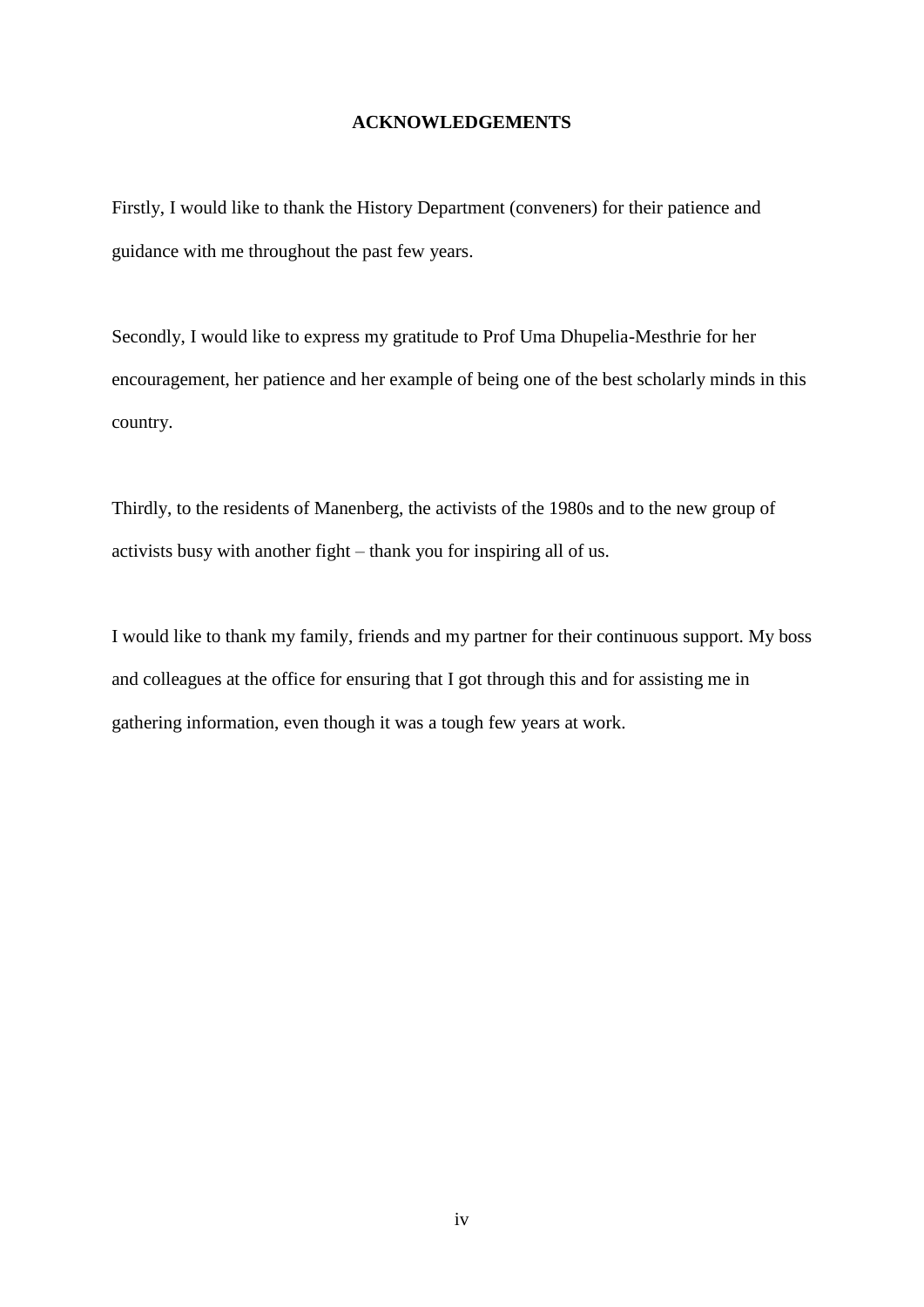# ACKNOWLEDGEMENTS

Firstly, I would like to thank the History Department (conveners) for their patience and guidance with me throughout the past few years.

Secondly, I would like to express my gratitude to Prof Uma Dhupelia-Mesthrie for her encouragement, her patience and her example of being one of the best scholarly minds in this country.

Thirdly, to the residents of Manenberg, the activists of the 1980s and to the new group of activists busy with another fight – thank you for inspiring all of us.

I would like to thank my family, friends and my partner for their continuous support. My boss and colleagues at the office for ensuring that I got through this and for assisting me in gathering information, even though it was a tough few years at work.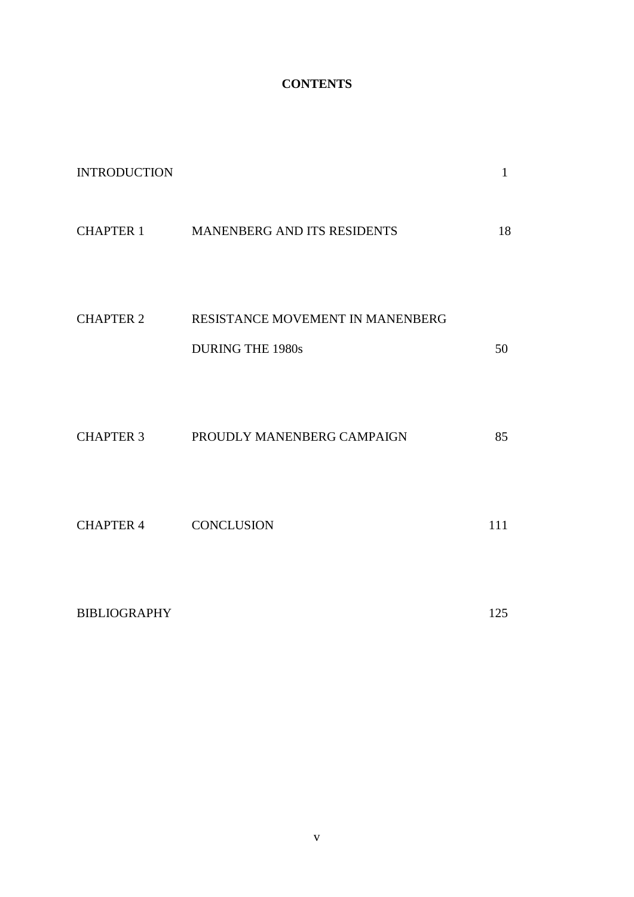# CONTENTS

| | | |
|---|---|---|
| INTRODUCTION | | 1 |
| CHAPTER 1 | MANENBERG AND ITS RESIDENTS | 18 |
| CHAPTER 2 | RESISTANCE MOVEMENT IN MANENBERG DURING THE 1980s | 50 |
| CHAPTER 3 | PROUDLY MANENBERG CAMPAIGN | 85 |
| CHAPTER 4 | CONCLUSION | 111 |
| BIBLIOGRAPHY | | 125 |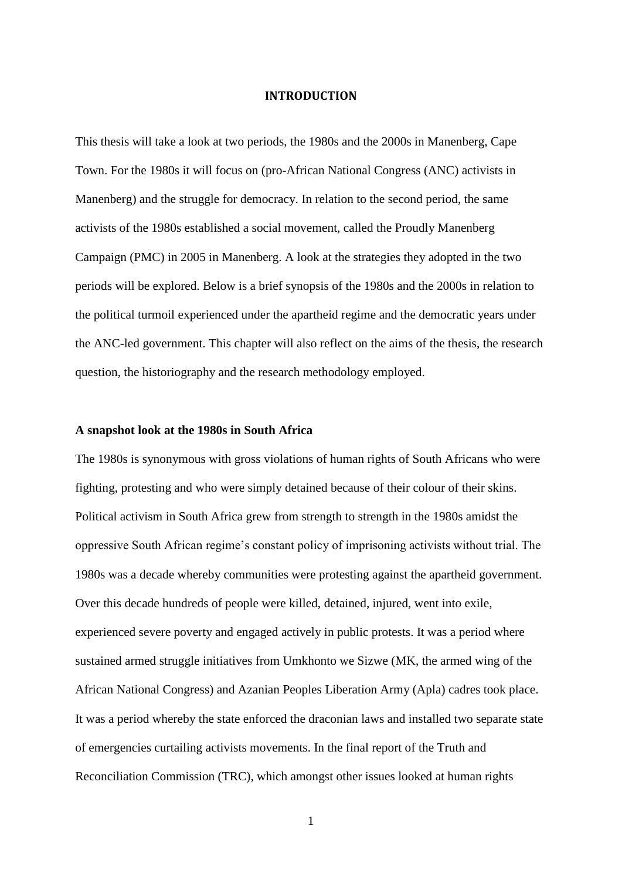# INTRODUCTION

This thesis will take a look at two periods, the 1980s and the 2000s in Manenberg, Cape Town. For the 1980s it will focus on (pro-African National Congress (ANC) activists in Manenberg) and the struggle for democracy. In relation to the second period, the same activists of the 1980s established a social movement, called the Proudly Manenberg Campaign (PMC) in 2005 in Manenberg. A look at the strategies they adopted in the two periods will be explored. Below is a brief synopsis of the 1980s and the 2000s in relation to the political turmoil experienced under the apartheid regime and the democratic years under the ANC-led government. This chapter will also reflect on the aims of the thesis, the research question, the historiography and the research methodology employed.

## A snapshot look at the 1980s in South Africa

The 1980s is synonymous with gross violations of human rights of South Africans who were fighting, protesting and who were simply detained because of their colour of their skins. Political activism in South Africa grew from strength to strength in the 1980s amidst the oppressive South African regime's constant policy of imprisoning activists without trial. The 1980s was a decade whereby communities were protesting against the apartheid government. Over this decade hundreds of people were killed, detained, injured, went into exile, experienced severe poverty and engaged actively in public protests. It was a period where sustained armed struggle initiatives from Umkhonto we Sizwe (MK, the armed wing of the African National Congress) and Azanian Peoples Liberation Army (Apla) cadres took place. It was a period whereby the state enforced the draconian laws and installed two separate state of emergencies curtailing activists movements. In the final report of the Truth and Reconciliation Commission (TRC), which amongst other issues looked at human rights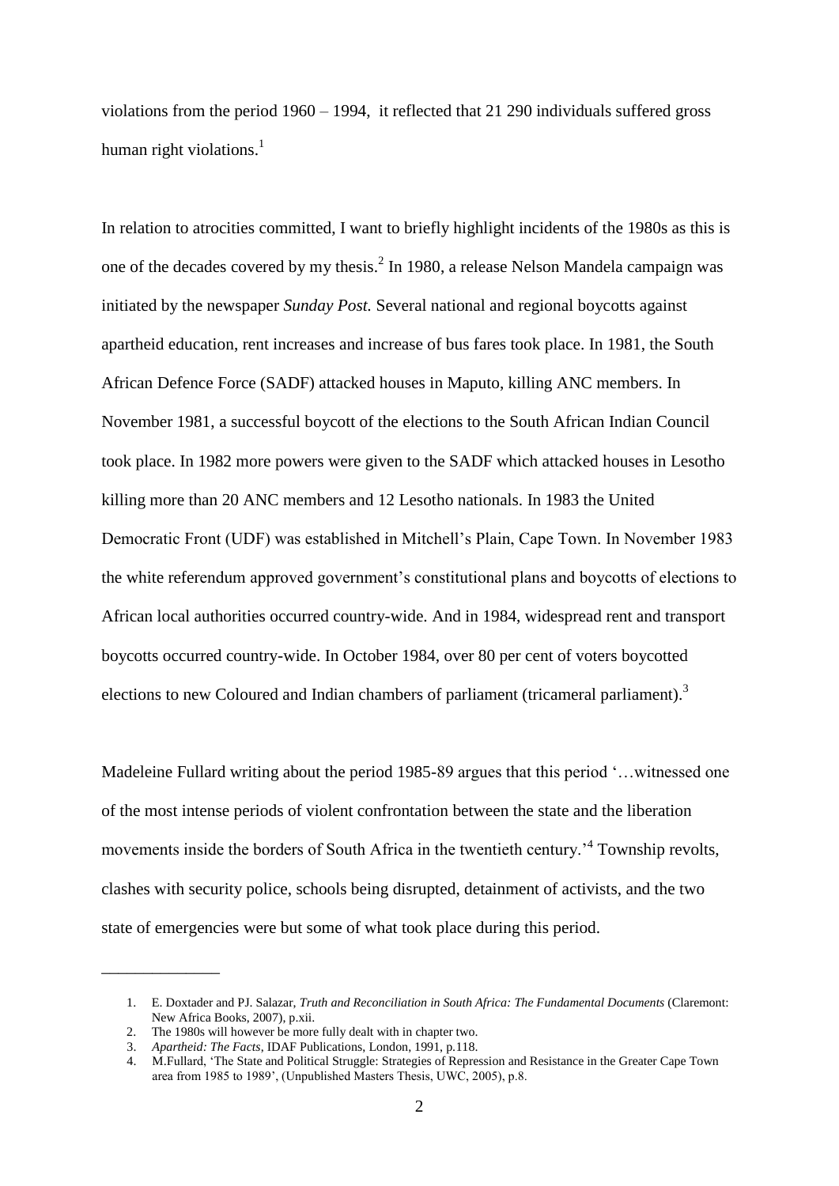violations from the period 1960 – 1994, it reflected that 21 290 individuals suffered gross human right violations.[1]

In relation to atrocities committed, I want to briefly highlight incidents of the 1980s as this is one of the decades covered by my thesis.[2] In 1980, a release Nelson Mandela campaign was initiated by the newspaper *Sunday Post.* Several national and regional boycotts against apartheid education, rent increases and increase of bus fares took place. In 1981, the South African Defence Force (SADF) attacked houses in Maputo, killing ANC members. In November 1981, a successful boycott of the elections to the South African Indian Council took place. In 1982 more powers were given to the SADF which attacked houses in Lesotho killing more than 20 ANC members and 12 Lesotho nationals. In 1983 the United Democratic Front (UDF) was established in Mitchell's Plain, Cape Town. In November 1983 the white referendum approved government's constitutional plans and boycotts of elections to African local authorities occurred country-wide. And in 1984, widespread rent and transport boycotts occurred country-wide. In October 1984, over 80 per cent of voters boycotted elections to new Coloured and Indian chambers of parliament (tricameral parliament).[3]

Madeleine Fullard writing about the period 1985-89 argues that this period '…witnessed one of the most intense periods of violent confrontation between the state and the liberation movements inside the borders of South Africa in the twentieth century.'[4] Township revolts, clashes with security police, schools being disrupted, detainment of activists, and the two state of emergencies were but some of what took place during this period.

---

1. E. Doxtader and PJ. Salazar, *Truth and Reconciliation in South Africa: The Fundamental Documents* (Claremont: New Africa Books, 2007), p.xii.
2. The 1980s will however be more fully dealt with in chapter two.
3. *Apartheid: The Facts*, IDAF Publications, London, 1991, p.118.
4. M.Fullard, 'The State and Political Struggle: Strategies of Repression and Resistance in the Greater Cape Town area from 1985 to 1989', (Unpublished Masters Thesis, UWC, 2005), p.8.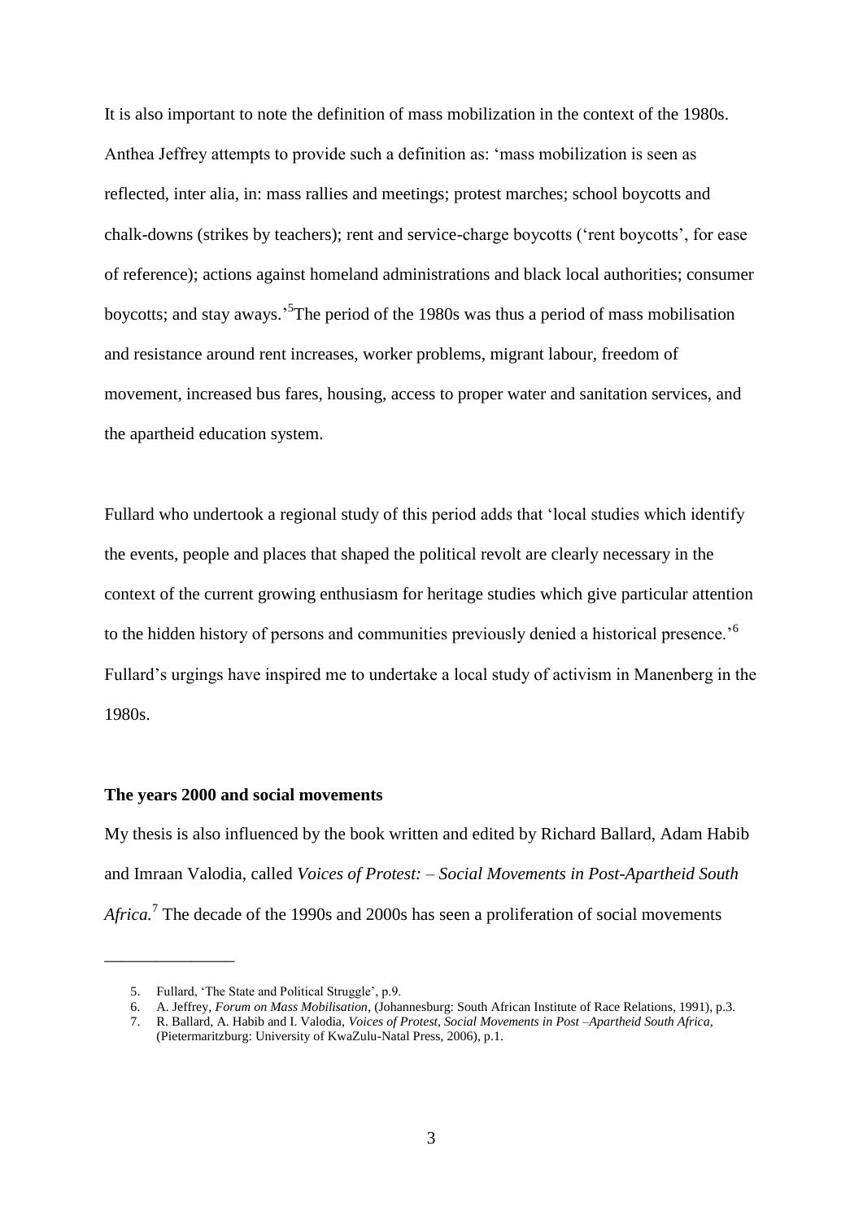It is also important to note the definition of mass mobilization in the context of the 1980s. Anthea Jeffrey attempts to provide such a definition as: 'mass mobilization is seen as reflected, inter alia, in: mass rallies and meetings; protest marches; school boycotts and chalk-downs (strikes by teachers); rent and service-charge boycotts ('rent boycotts', for ease of reference); actions against homeland administrations and black local authorities; consumer boycotts; and stay aways.'[5]The period of the 1980s was thus a period of mass mobilisation and resistance around rent increases, worker problems, migrant labour, freedom of movement, increased bus fares, housing, access to proper water and sanitation services, and the apartheid education system.

Fullard who undertook a regional study of this period adds that 'local studies which identify the events, people and places that shaped the political revolt are clearly necessary in the context of the current growing enthusiasm for heritage studies which give particular attention to the hidden history of persons and communities previously denied a historical presence.'[6] Fullard's urgings have inspired me to undertake a local study of activism in Manenberg in the 1980s.

**The years 2000 and social movements**

My thesis is also influenced by the book written and edited by Richard Ballard, Adam Habib and Imraan Valodia, called *Voices of Protest: – Social Movements in Post-Apartheid South Africa.*[7] The decade of the 1990s and 2000s has seen a proliferation of social movements

---

5. Fullard, 'The State and Political Struggle', p.9.
6. A. Jeffrey, *Forum on Mass Mobilisation*, (Johannesburg: South African Institute of Race Relations, 1991), p.3.
7. R. Ballard, A. Habib and I. Valodia, *Voices of Protest, Social Movements in Post –Apartheid South Africa,* (Pietermaritzburg: University of KwaZulu-Natal Press, 2006), p.1.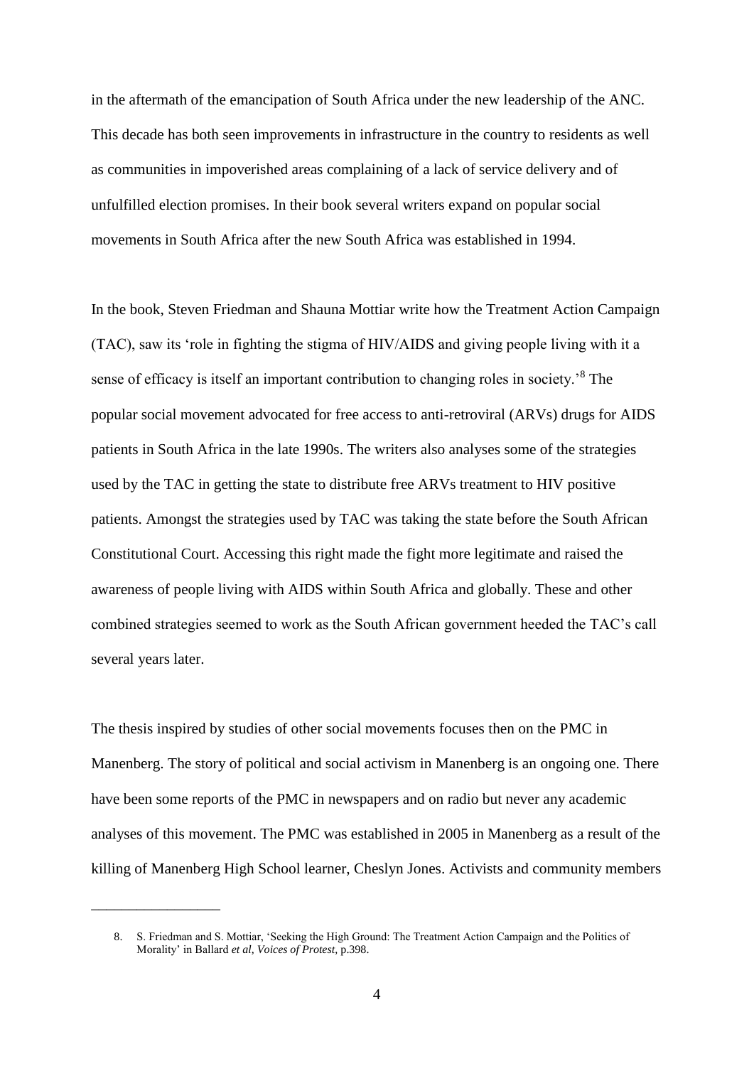in the aftermath of the emancipation of South Africa under the new leadership of the ANC. This decade has both seen improvements in infrastructure in the country to residents as well as communities in impoverished areas complaining of a lack of service delivery and of unfulfilled election promises. In their book several writers expand on popular social movements in South Africa after the new South Africa was established in 1994.

In the book, Steven Friedman and Shauna Mottiar write how the Treatment Action Campaign (TAC), saw its 'role in fighting the stigma of HIV/AIDS and giving people living with it a sense of efficacy is itself an important contribution to changing roles in society.'[8] The popular social movement advocated for free access to anti-retroviral (ARVs) drugs for AIDS patients in South Africa in the late 1990s. The writers also analyses some of the strategies used by the TAC in getting the state to distribute free ARVs treatment to HIV positive patients. Amongst the strategies used by TAC was taking the state before the South African Constitutional Court. Accessing this right made the fight more legitimate and raised the awareness of people living with AIDS within South Africa and globally. These and other combined strategies seemed to work as the South African government heeded the TAC's call several years later.

The thesis inspired by studies of other social movements focuses then on the PMC in Manenberg. The story of political and social activism in Manenberg is an ongoing one. There have been some reports of the PMC in newspapers and on radio but never any academic analyses of this movement. The PMC was established in 2005 in Manenberg as a result of the killing of Manenberg High School learner, Cheslyn Jones. Activists and community members

---

8. S. Friedman and S. Mottiar, 'Seeking the High Ground: The Treatment Action Campaign and the Politics of Morality' in Ballard *et al*, *Voices of Protest*, p.398.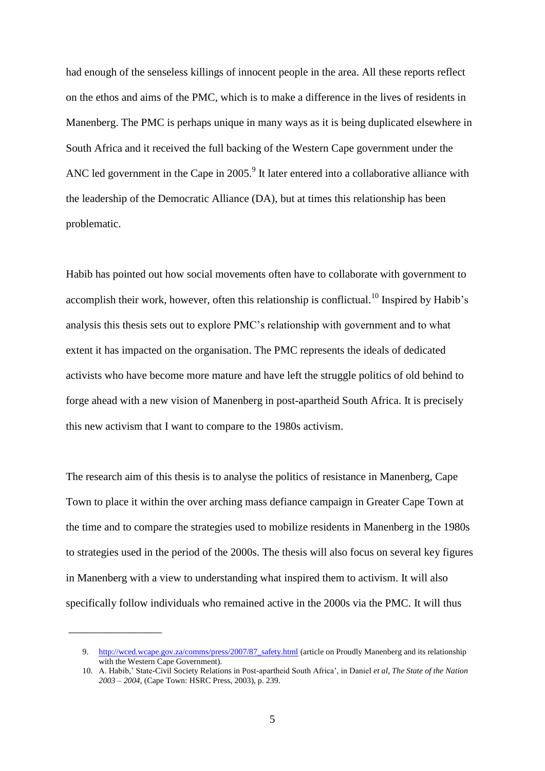had enough of the senseless killings of innocent people in the area. All these reports reflect on the ethos and aims of the PMC, which is to make a difference in the lives of residents in Manenberg. The PMC is perhaps unique in many ways as it is being duplicated elsewhere in South Africa and it received the full backing of the Western Cape government under the ANC led government in the Cape in 2005.[9] It later entered into a collaborative alliance with the leadership of the Democratic Alliance (DA), but at times this relationship has been problematic.

Habib has pointed out how social movements often have to collaborate with government to accomplish their work, however, often this relationship is conflictual.[10] Inspired by Habib's analysis this thesis sets out to explore PMC's relationship with government and to what extent it has impacted on the organisation. The PMC represents the ideals of dedicated activists who have become more mature and have left the struggle politics of old behind to forge ahead with a new vision of Manenberg in post-apartheid South Africa. It is precisely this new activism that I want to compare to the 1980s activism.

The research aim of this thesis is to analyse the politics of resistance in Manenberg, Cape Town to place it within the over arching mass defiance campaign in Greater Cape Town at the time and to compare the strategies used to mobilize residents in Manenberg in the 1980s to strategies used in the period of the 2000s. The thesis will also focus on several key figures in Manenberg with a view to understanding what inspired them to activism. It will also specifically follow individuals who remained active in the 2000s via the PMC. It will thus

---

9. http://wced.wcape.gov.za/comms/press/2007/87_safety.html (article on Proudly Manenberg and its relationship with the Western Cape Government).
10. A. Habib,' State-Civil Society Relations in Post-apartheid South Africa', in Daniel *et al*, *The State of the Nation 2003 – 2004*, (Cape Town: HSRC Press, 2003), p. 239.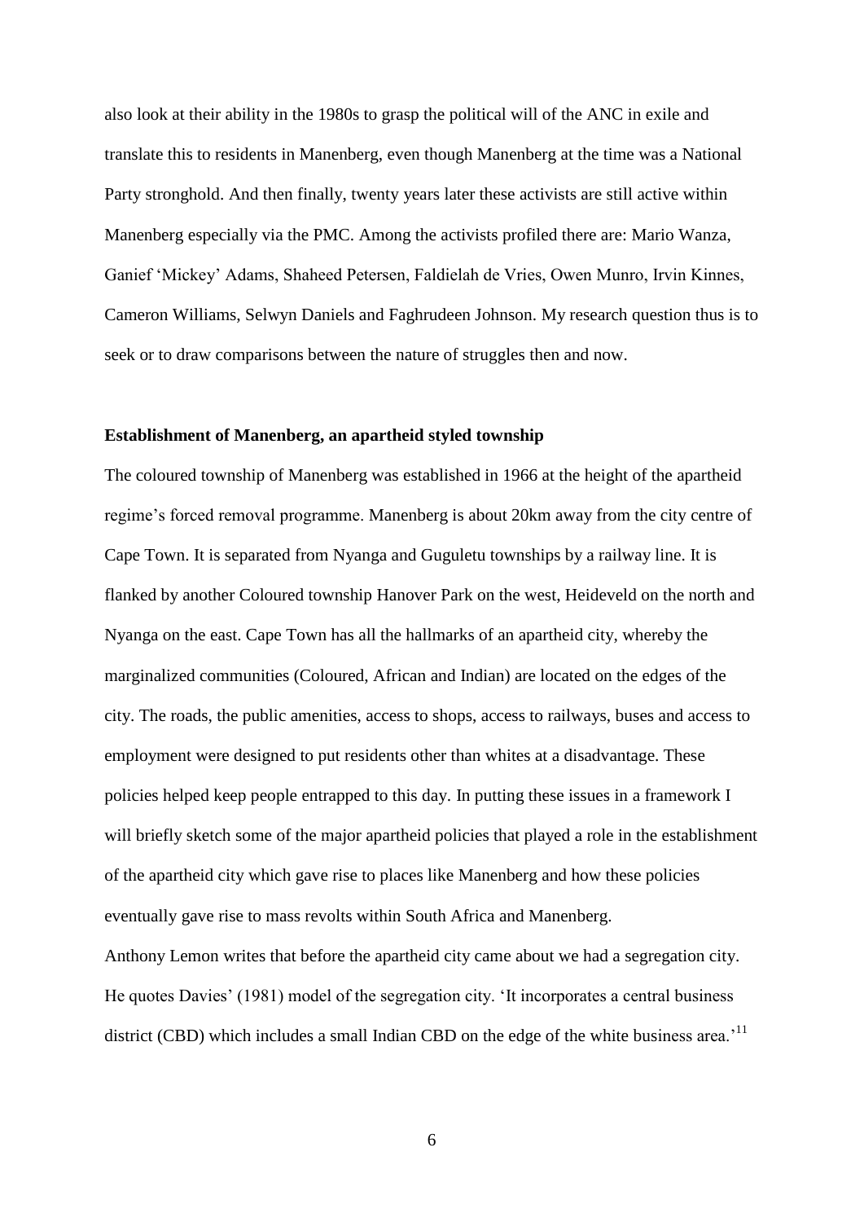also look at their ability in the 1980s to grasp the political will of the ANC in exile and translate this to residents in Manenberg, even though Manenberg at the time was a National Party stronghold. And then finally, twenty years later these activists are still active within Manenberg especially via the PMC. Among the activists profiled there are: Mario Wanza, Ganief 'Mickey' Adams, Shaheed Petersen, Faldielah de Vries, Owen Munro, Irvin Kinnes, Cameron Williams, Selwyn Daniels and Faghrudeen Johnson. My research question thus is to seek or to draw comparisons between the nature of struggles then and now.

**Establishment of Manenberg, an apartheid styled township**

The coloured township of Manenberg was established in 1966 at the height of the apartheid regime's forced removal programme. Manenberg is about 20km away from the city centre of Cape Town. It is separated from Nyanga and Guguletu townships by a railway line. It is flanked by another Coloured township Hanover Park on the west, Heideveld on the north and Nyanga on the east. Cape Town has all the hallmarks of an apartheid city, whereby the marginalized communities (Coloured, African and Indian) are located on the edges of the city. The roads, the public amenities, access to shops, access to railways, buses and access to employment were designed to put residents other than whites at a disadvantage. These policies helped keep people entrapped to this day. In putting these issues in a framework I will briefly sketch some of the major apartheid policies that played a role in the establishment of the apartheid city which gave rise to places like Manenberg and how these policies eventually gave rise to mass revolts within South Africa and Manenberg.

Anthony Lemon writes that before the apartheid city came about we had a segregation city. He quotes Davies' (1981) model of the segregation city. 'It incorporates a central business district (CBD) which includes a small Indian CBD on the edge of the white business area.'[11]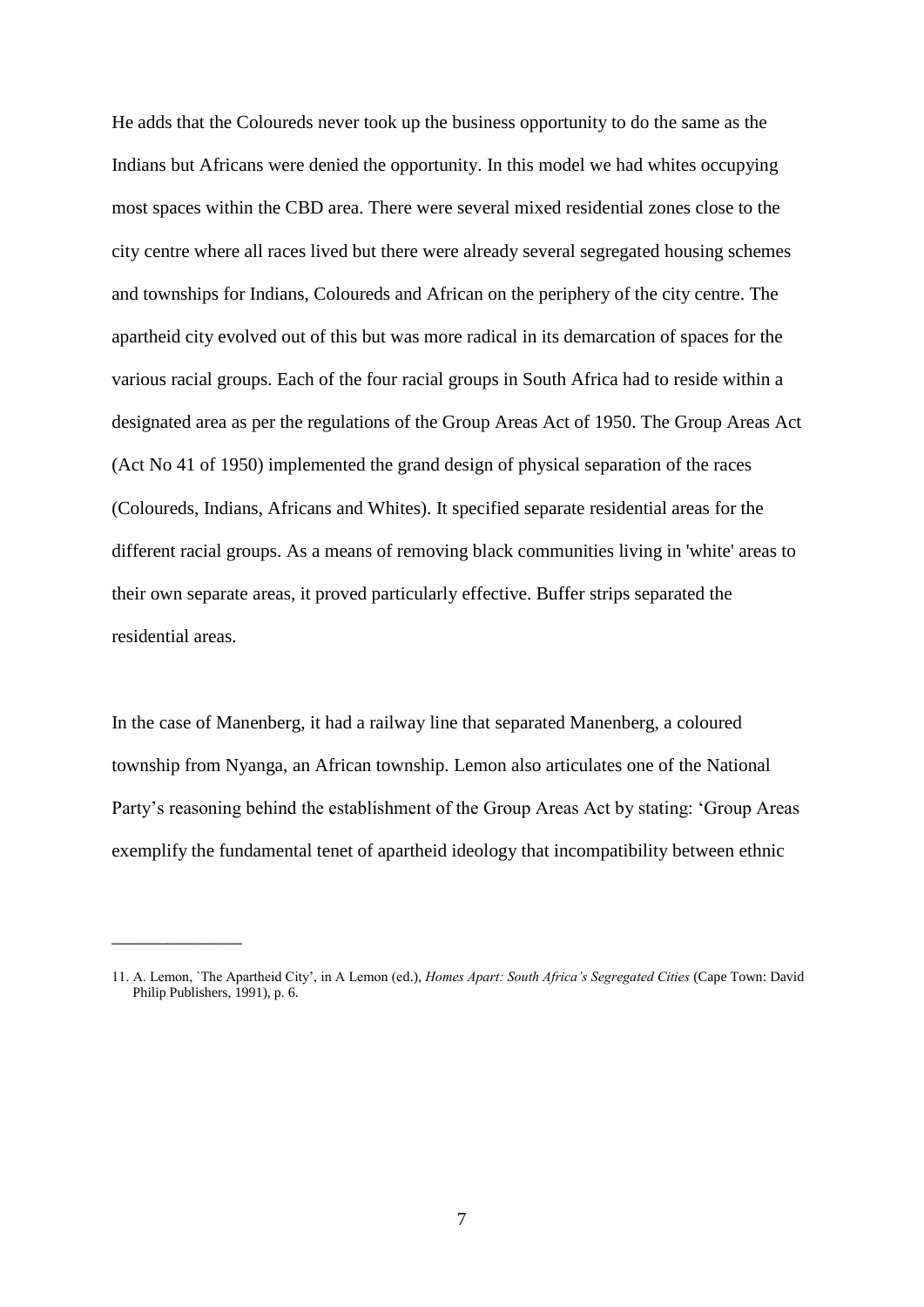He adds that the Coloureds never took up the business opportunity to do the same as the Indians but Africans were denied the opportunity. In this model we had whites occupying most spaces within the CBD area. There were several mixed residential zones close to the city centre where all races lived but there were already several segregated housing schemes and townships for Indians, Coloureds and African on the periphery of the city centre. The apartheid city evolved out of this but was more radical in its demarcation of spaces for the various racial groups. Each of the four racial groups in South Africa had to reside within a designated area as per the regulations of the Group Areas Act of 1950. The Group Areas Act (Act No 41 of 1950) implemented the grand design of physical separation of the races (Coloureds, Indians, Africans and Whites). It specified separate residential areas for the different racial groups. As a means of removing black communities living in 'white' areas to their own separate areas, it proved particularly effective. Buffer strips separated the residential areas.

In the case of Manenberg, it had a railway line that separated Manenberg, a coloured township from Nyanga, an African township. Lemon also articulates one of the National Party's reasoning behind the establishment of the Group Areas Act by stating: 'Group Areas exemplify the fundamental tenet of apartheid ideology that incompatibility between ethnic

---

11. A. Lemon, `The Apartheid City', in A Lemon (ed.), *Homes Apart: South Africa's Segregated Cities* (Cape Town: David Philip Publishers, 1991), p. 6.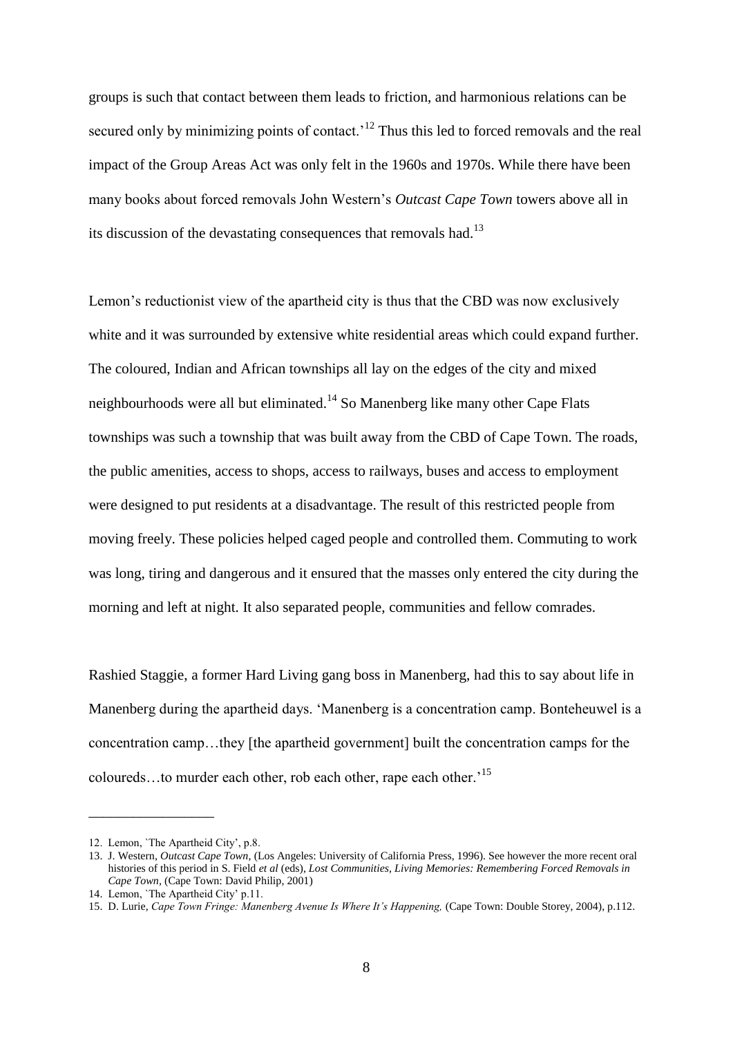groups is such that contact between them leads to friction, and harmonious relations can be secured only by minimizing points of contact.'[12] Thus this led to forced removals and the real impact of the Group Areas Act was only felt in the 1960s and 1970s. While there have been many books about forced removals John Western's *Outcast Cape Town* towers above all in its discussion of the devastating consequences that removals had.[13]

Lemon's reductionist view of the apartheid city is thus that the CBD was now exclusively white and it was surrounded by extensive white residential areas which could expand further. The coloured, Indian and African townships all lay on the edges of the city and mixed neighbourhoods were all but eliminated.[14] So Manenberg like many other Cape Flats townships was such a township that was built away from the CBD of Cape Town. The roads, the public amenities, access to shops, access to railways, buses and access to employment were designed to put residents at a disadvantage. The result of this restricted people from moving freely. These policies helped caged people and controlled them. Commuting to work was long, tiring and dangerous and it ensured that the masses only entered the city during the morning and left at night. It also separated people, communities and fellow comrades.

Rashied Staggie, a former Hard Living gang boss in Manenberg, had this to say about life in Manenberg during the apartheid days. 'Manenberg is a concentration camp. Bonteheuwel is a concentration camp…they [the apartheid government] built the concentration camps for the coloureds…to murder each other, rob each other, rape each other.'[15]

---

12. Lemon, `The Apartheid City', p.8.
13. J. Western, *Outcast Cape Town*, (Los Angeles: University of California Press, 1996). See however the more recent oral histories of this period in S. Field *et al* (eds), *Lost Communities, Living Memories: Remembering Forced Removals in Cape Town*, (Cape Town: David Philip, 2001)
14. Lemon, `The Apartheid City' p.11.
15. D. Lurie, *Cape Town Fringe: Manenberg Avenue Is Where It's Happening,* (Cape Town: Double Storey, 2004), p.112.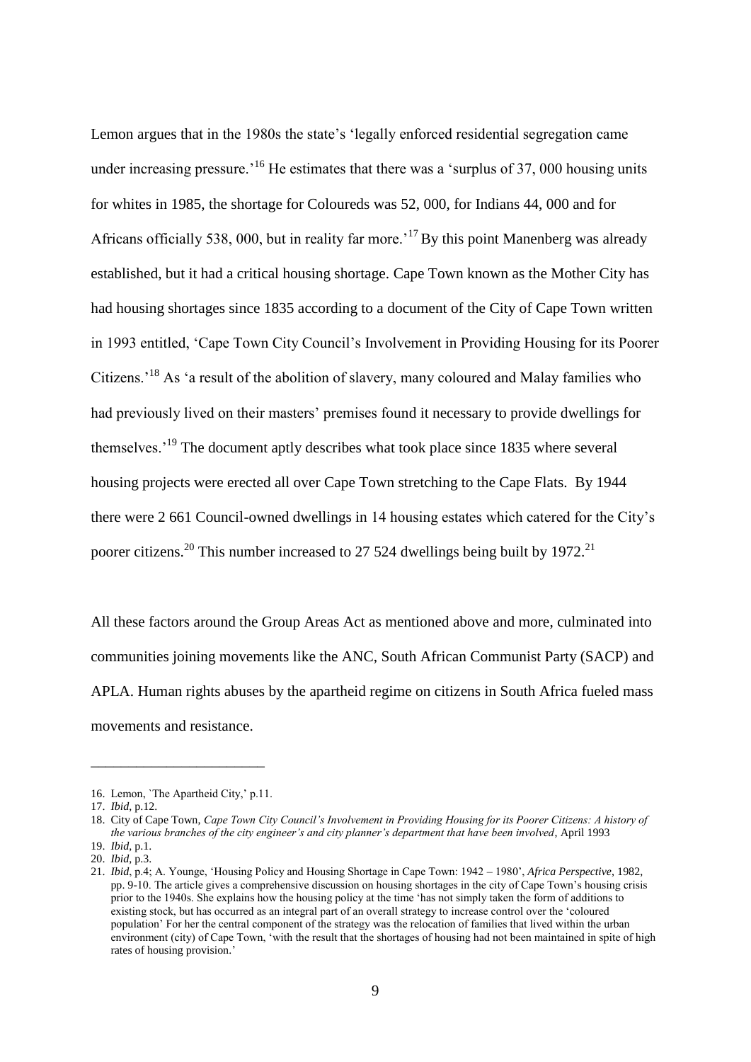Lemon argues that in the 1980s the state's 'legally enforced residential segregation came under increasing pressure.'[16] He estimates that there was a 'surplus of 37, 000 housing units for whites in 1985, the shortage for Coloureds was 52, 000, for Indians 44, 000 and for Africans officially 538, 000, but in reality far more.'[17] By this point Manenberg was already established, but it had a critical housing shortage. Cape Town known as the Mother City has had housing shortages since 1835 according to a document of the City of Cape Town written in 1993 entitled, 'Cape Town City Council's Involvement in Providing Housing for its Poorer Citizens.'[18] As 'a result of the abolition of slavery, many coloured and Malay families who had previously lived on their masters' premises found it necessary to provide dwellings for themselves.'[19] The document aptly describes what took place since 1835 where several housing projects were erected all over Cape Town stretching to the Cape Flats. By 1944 there were 2 661 Council-owned dwellings in 14 housing estates which catered for the City's poorer citizens.[20] This number increased to 27 524 dwellings being built by 1972.[21]

All these factors around the Group Areas Act as mentioned above and more, culminated into communities joining movements like the ANC, South African Communist Party (SACP) and APLA. Human rights abuses by the apartheid regime on citizens in South Africa fueled mass movements and resistance.

---

16. Lemon, `The Apartheid City,' p.11.
17. *Ibid*, p.12.
18. City of Cape Town, *Cape Town City Council's Involvement in Providing Housing for its Poorer Citizens: A history of the various branches of the city engineer's and city planner's department that have been involved*, April 1993
19. *Ibid*, p.1.
20. *Ibid*, p.3.
21. *Ibid*, p.4; A. Younge, 'Housing Policy and Housing Shortage in Cape Town: 1942 – 1980', *Africa Perspective*, 1982, pp. 9-10. The article gives a comprehensive discussion on housing shortages in the city of Cape Town's housing crisis prior to the 1940s. She explains how the housing policy at the time 'has not simply taken the form of additions to existing stock, but has occurred as an integral part of an overall strategy to increase control over the 'coloured population' For her the central component of the strategy was the relocation of families that lived within the urban environment (city) of Cape Town, 'with the result that the shortages of housing had not been maintained in spite of high rates of housing provision.'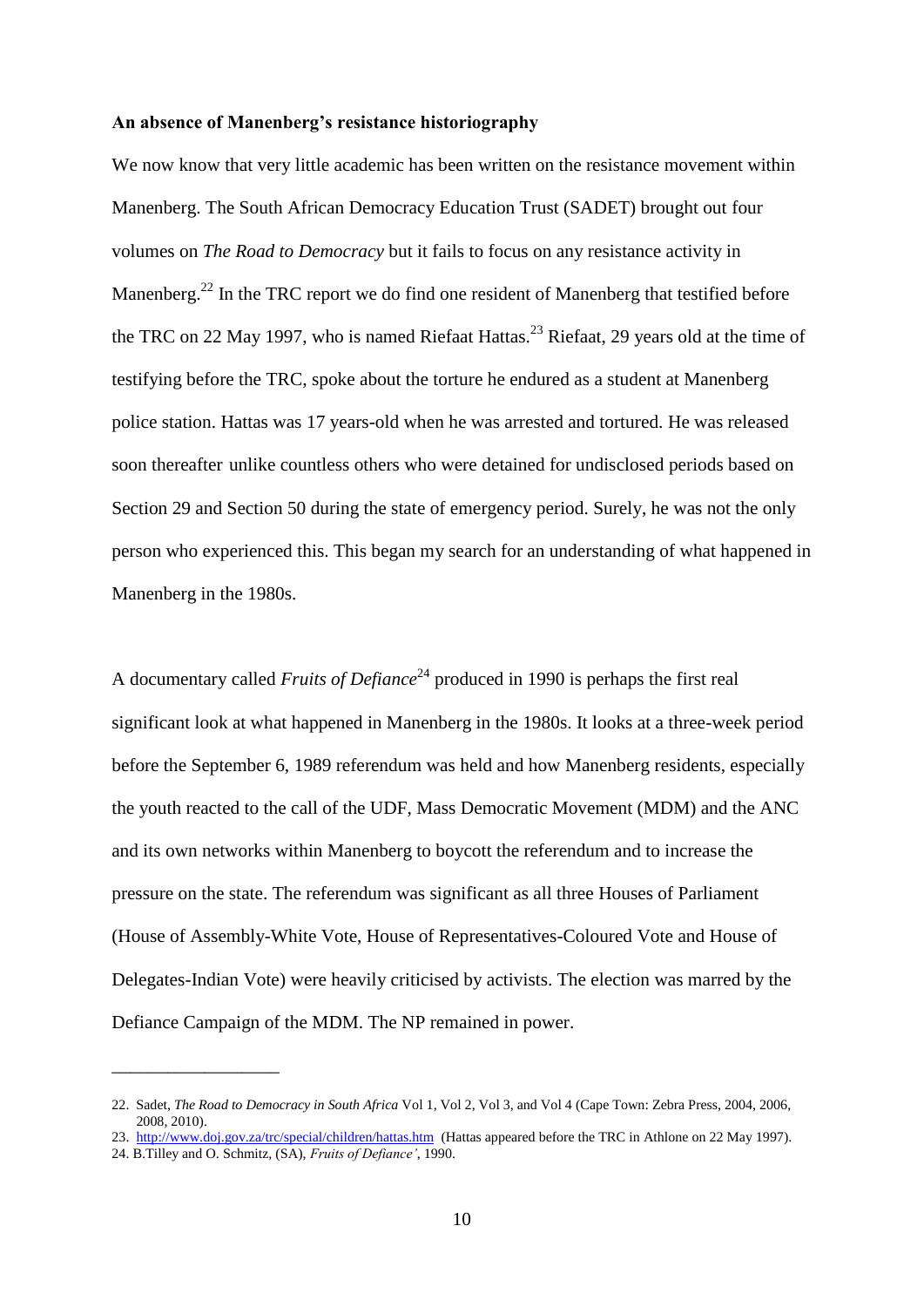**An absence of Manenberg's resistance historiography**

We now know that very little academic has been written on the resistance movement within Manenberg. The South African Democracy Education Trust (SADET) brought out four volumes on *The Road to Democracy* but it fails to focus on any resistance activity in Manenberg.[22] In the TRC report we do find one resident of Manenberg that testified before the TRC on 22 May 1997, who is named Riefaat Hattas.[23] Riefaat, 29 years old at the time of testifying before the TRC, spoke about the torture he endured as a student at Manenberg police station. Hattas was 17 years-old when he was arrested and tortured. He was released soon thereafter unlike countless others who were detained for undisclosed periods based on Section 29 and Section 50 during the state of emergency period. Surely, he was not the only person who experienced this. This began my search for an understanding of what happened in Manenberg in the 1980s.

A documentary called *Fruits of Defiance*[24] produced in 1990 is perhaps the first real significant look at what happened in Manenberg in the 1980s. It looks at a three-week period before the September 6, 1989 referendum was held and how Manenberg residents, especially the youth reacted to the call of the UDF, Mass Democratic Movement (MDM) and the ANC and its own networks within Manenberg to boycott the referendum and to increase the pressure on the state. The referendum was significant as all three Houses of Parliament (House of Assembly-White Vote, House of Representatives-Coloured Vote and House of Delegates-Indian Vote) were heavily criticised by activists. The election was marred by the Defiance Campaign of the MDM. The NP remained in power.

---

22. Sadet, *The Road to Democracy in South Africa* Vol 1, Vol 2, Vol 3, and Vol 4 (Cape Town: Zebra Press, 2004, 2006, 2008, 2010).
23. http://www.doj.gov.za/trc/special/children/hattas.htm (Hattas appeared before the TRC in Athlone on 22 May 1997).
24. B.Tilley and O. Schmitz, (SA), *Fruits of Defiance'*, 1990.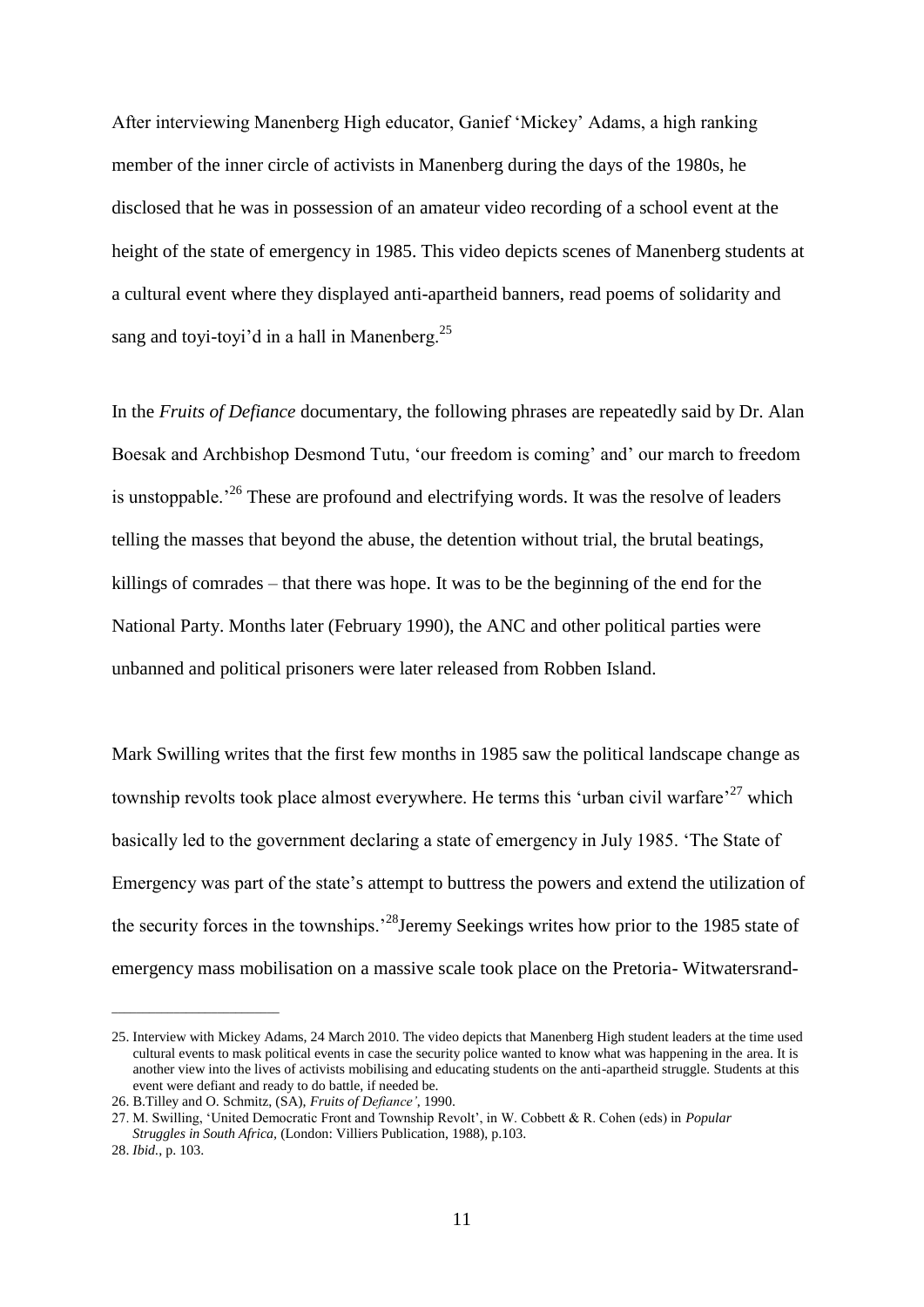After interviewing Manenberg High educator, Ganief 'Mickey' Adams, a high ranking member of the inner circle of activists in Manenberg during the days of the 1980s, he disclosed that he was in possession of an amateur video recording of a school event at the height of the state of emergency in 1985. This video depicts scenes of Manenberg students at a cultural event where they displayed anti-apartheid banners, read poems of solidarity and sang and toyi-toyi'd in a hall in Manenberg.[25]

In the *Fruits of Defiance* documentary, the following phrases are repeatedly said by Dr. Alan Boesak and Archbishop Desmond Tutu, 'our freedom is coming' and' our march to freedom is unstoppable.'[26] These are profound and electrifying words. It was the resolve of leaders telling the masses that beyond the abuse, the detention without trial, the brutal beatings, killings of comrades – that there was hope. It was to be the beginning of the end for the National Party. Months later (February 1990), the ANC and other political parties were unbanned and political prisoners were later released from Robben Island.

Mark Swilling writes that the first few months in 1985 saw the political landscape change as township revolts took place almost everywhere. He terms this 'urban civil warfare'[27] which basically led to the government declaring a state of emergency in July 1985. 'The State of Emergency was part of the state's attempt to buttress the powers and extend the utilization of the security forces in the townships.'[28]Jeremy Seekings writes how prior to the 1985 state of emergency mass mobilisation on a massive scale took place on the Pretoria- Witwatersrand-

---

25. Interview with Mickey Adams, 24 March 2010. The video depicts that Manenberg High student leaders at the time used cultural events to mask political events in case the security police wanted to know what was happening in the area. It is another view into the lives of activists mobilising and educating students on the anti-apartheid struggle. Students at this event were defiant and ready to do battle, if needed be.

26. B.Tilley and O. Schmitz, (SA), *Fruits of Defiance'*, 1990.

27. M. Swilling, 'United Democratic Front and Township Revolt', in W. Cobbett & R. Cohen (eds) in *Popular Struggles in South Africa*, (London: Villiers Publication, 1988), p.103.

28. *Ibid.*, p. 103.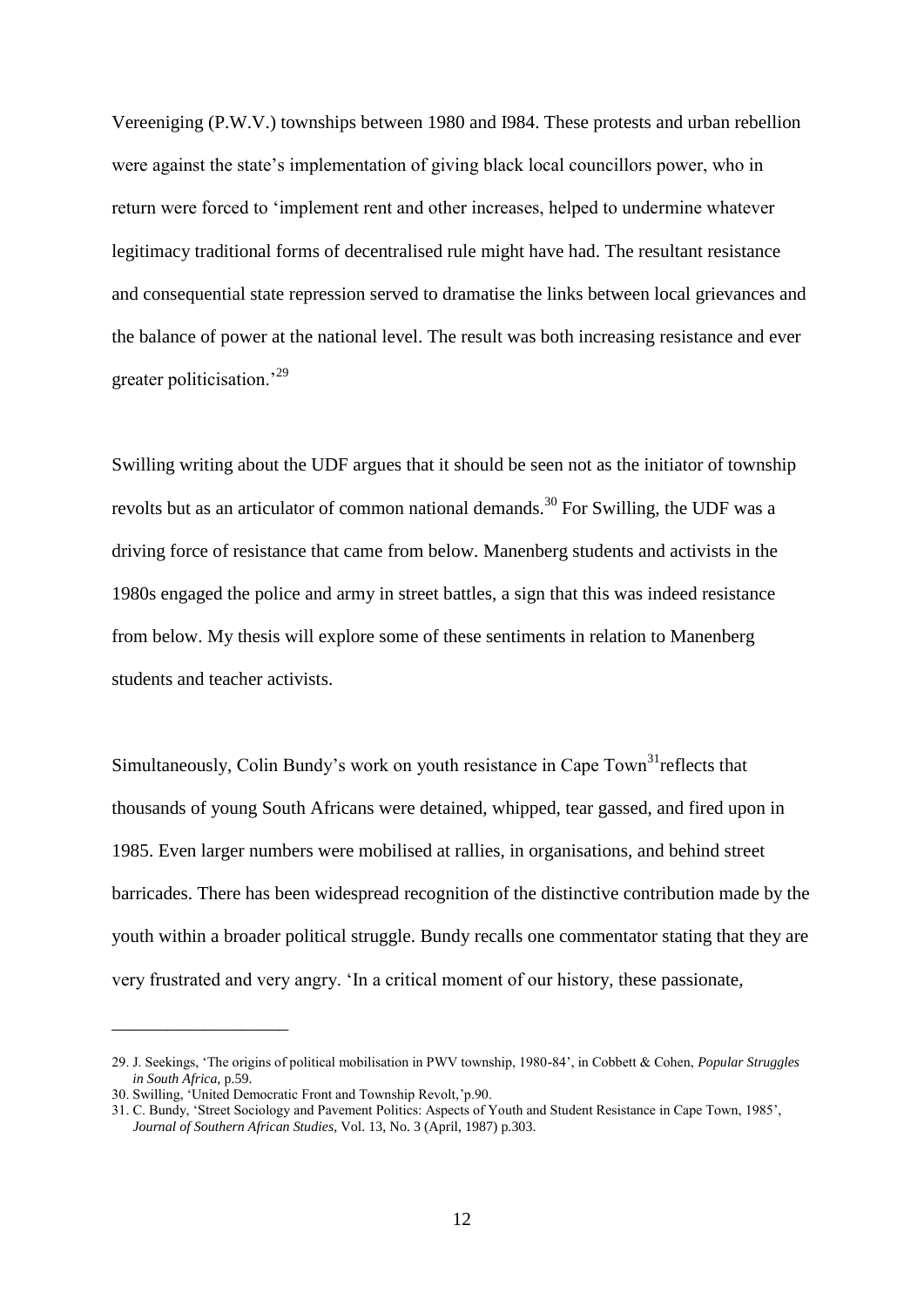Vereeniging (P.W.V.) townships between 1980 and I984. These protests and urban rebellion were against the state's implementation of giving black local councillors power, who in return were forced to 'implement rent and other increases, helped to undermine whatever legitimacy traditional forms of decentralised rule might have had. The resultant resistance and consequential state repression served to dramatise the links between local grievances and the balance of power at the national level. The result was both increasing resistance and ever greater politicisation.'[29]

Swilling writing about the UDF argues that it should be seen not as the initiator of township revolts but as an articulator of common national demands.[30] For Swilling, the UDF was a driving force of resistance that came from below. Manenberg students and activists in the 1980s engaged the police and army in street battles, a sign that this was indeed resistance from below. My thesis will explore some of these sentiments in relation to Manenberg students and teacher activists.

Simultaneously, Colin Bundy's work on youth resistance in Cape Town[31]reflects that thousands of young South Africans were detained, whipped, tear gassed, and fired upon in 1985. Even larger numbers were mobilised at rallies, in organisations, and behind street barricades. There has been widespread recognition of the distinctive contribution made by the youth within a broader political struggle. Bundy recalls one commentator stating that they are very frustrated and very angry. 'In a critical moment of our history, these passionate,

---

29. J. Seekings, 'The origins of political mobilisation in PWV township, 1980-84', in Cobbett & Cohen, *Popular Struggles in South Africa,* p.59.
30. Swilling, 'United Democratic Front and Township Revolt,'p.90.
31. C. Bundy, 'Street Sociology and Pavement Politics: Aspects of Youth and Student Resistance in Cape Town, 1985', *Journal of Southern African Studies,* Vol. 13, No. 3 (April, 1987) p.303.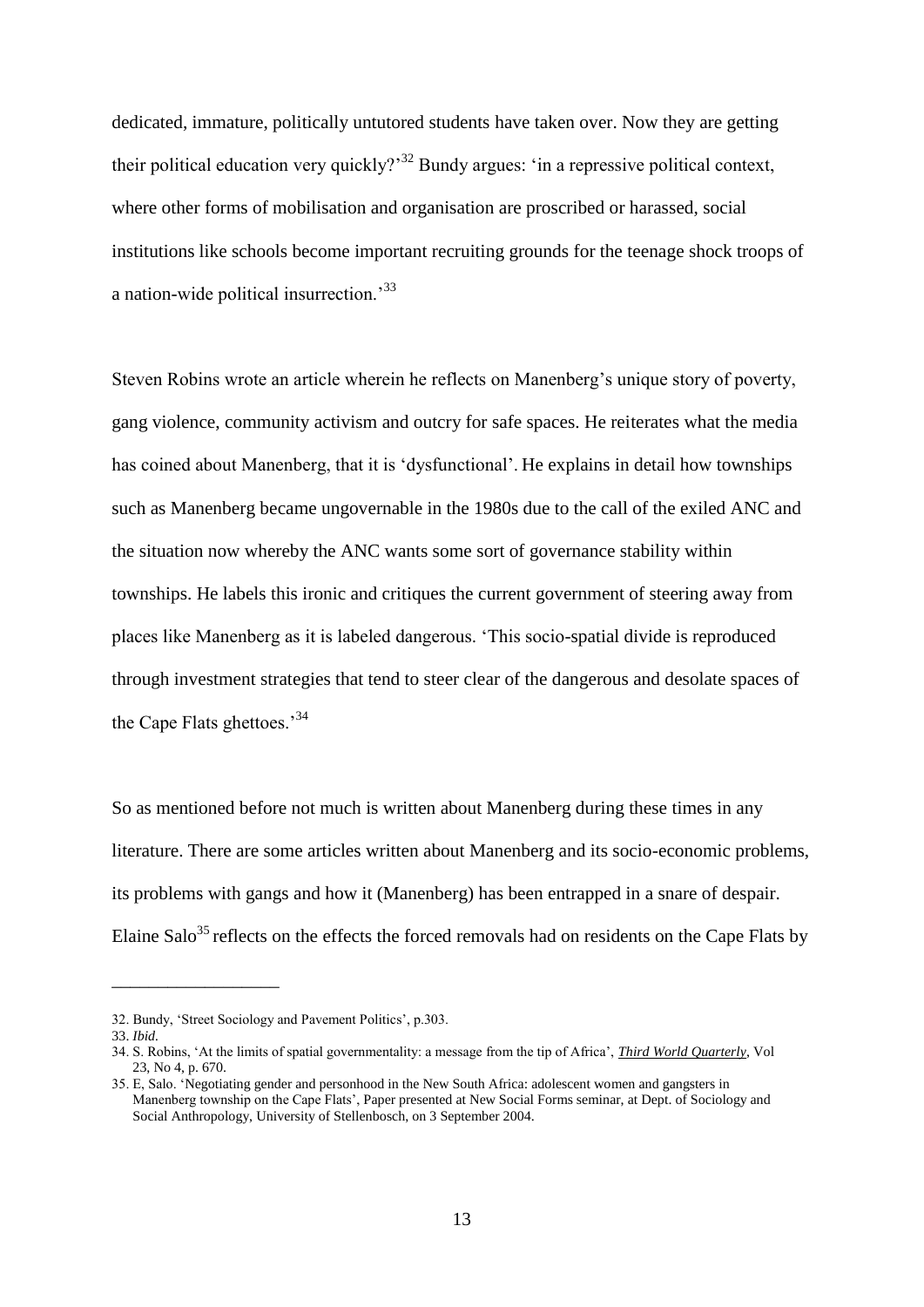dedicated, immature, politically untutored students have taken over. Now they are getting their political education very quickly?'[32] Bundy argues: 'in a repressive political context, where other forms of mobilisation and organisation are proscribed or harassed, social institutions like schools become important recruiting grounds for the teenage shock troops of a nation-wide political insurrection.'[33]

Steven Robins wrote an article wherein he reflects on Manenberg's unique story of poverty, gang violence, community activism and outcry for safe spaces. He reiterates what the media has coined about Manenberg, that it is 'dysfunctional'. He explains in detail how townships such as Manenberg became ungovernable in the 1980s due to the call of the exiled ANC and the situation now whereby the ANC wants some sort of governance stability within townships. He labels this ironic and critiques the current government of steering away from places like Manenberg as it is labeled dangerous. 'This socio-spatial divide is reproduced through investment strategies that tend to steer clear of the dangerous and desolate spaces of the Cape Flats ghettoes.'[34]

So as mentioned before not much is written about Manenberg during these times in any literature. There are some articles written about Manenberg and its socio-economic problems, its problems with gangs and how it (Manenberg) has been entrapped in a snare of despair. Elaine Salo[35] reflects on the effects the forced removals had on residents on the Cape Flats by

---

32. Bundy, 'Street Sociology and Pavement Politics', p.303.

33. *Ibid.*

34. S. Robins, 'At the limits of spatial governmentality: a message from the tip of Africa', ***Third World Quarterly***, Vol 23, No 4, p. 670.

35. E, Salo. 'Negotiating gender and personhood in the New South Africa: adolescent women and gangsters in Manenberg township on the Cape Flats', Paper presented at New Social Forms seminar, at Dept. of Sociology and Social Anthropology, University of Stellenbosch, on 3 September 2004.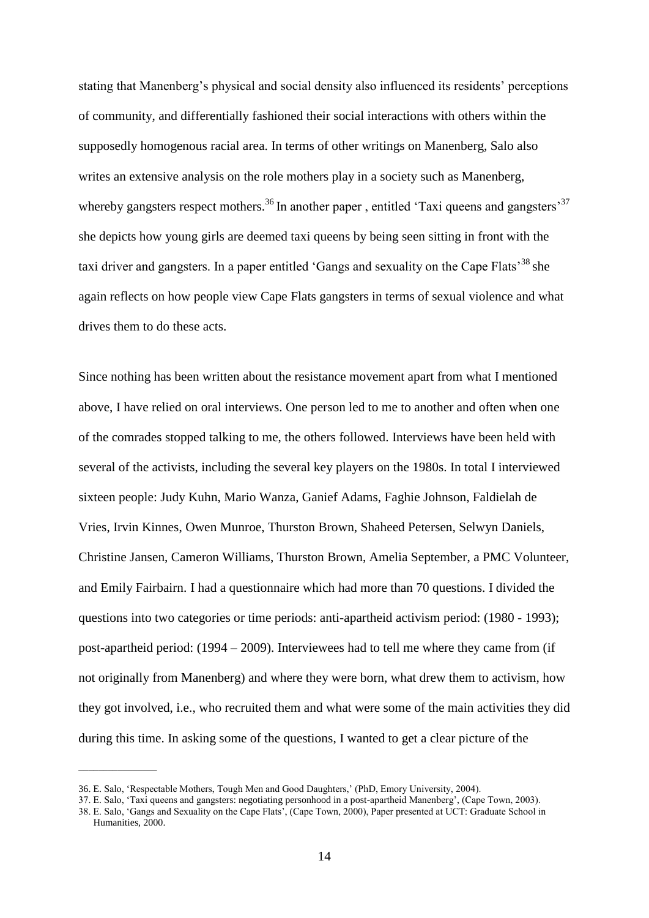stating that Manenberg's physical and social density also influenced its residents' perceptions of community, and differentially fashioned their social interactions with others within the supposedly homogenous racial area. In terms of other writings on Manenberg, Salo also writes an extensive analysis on the role mothers play in a society such as Manenberg, whereby gangsters respect mothers.[36] In another paper , entitled 'Taxi queens and gangsters'[37] she depicts how young girls are deemed taxi queens by being seen sitting in front with the taxi driver and gangsters. In a paper entitled 'Gangs and sexuality on the Cape Flats'[38] she again reflects on how people view Cape Flats gangsters in terms of sexual violence and what drives them to do these acts.

Since nothing has been written about the resistance movement apart from what I mentioned above, I have relied on oral interviews. One person led to me to another and often when one of the comrades stopped talking to me, the others followed. Interviews have been held with several of the activists, including the several key players on the 1980s. In total I interviewed sixteen people: Judy Kuhn, Mario Wanza, Ganief Adams, Faghie Johnson, Faldielah de Vries, Irvin Kinnes, Owen Munroe, Thurston Brown, Shaheed Petersen, Selwyn Daniels, Christine Jansen, Cameron Williams, Thurston Brown, Amelia September, a PMC Volunteer, and Emily Fairbairn. I had a questionnaire which had more than 70 questions. I divided the questions into two categories or time periods: anti-apartheid activism period: (1980 - 1993); post-apartheid period: (1994 – 2009). Interviewees had to tell me where they came from (if not originally from Manenberg) and where they were born, what drew them to activism, how they got involved, i.e., who recruited them and what were some of the main activities they did during this time. In asking some of the questions, I wanted to get a clear picture of the

---

36. E. Salo, 'Respectable Mothers, Tough Men and Good Daughters,' (PhD, Emory University, 2004).
37. E. Salo, 'Taxi queens and gangsters: negotiating personhood in a post-apartheid Manenberg', (Cape Town, 2003).
38. E. Salo, 'Gangs and Sexuality on the Cape Flats', (Cape Town, 2000), Paper presented at UCT: Graduate School in Humanities, 2000.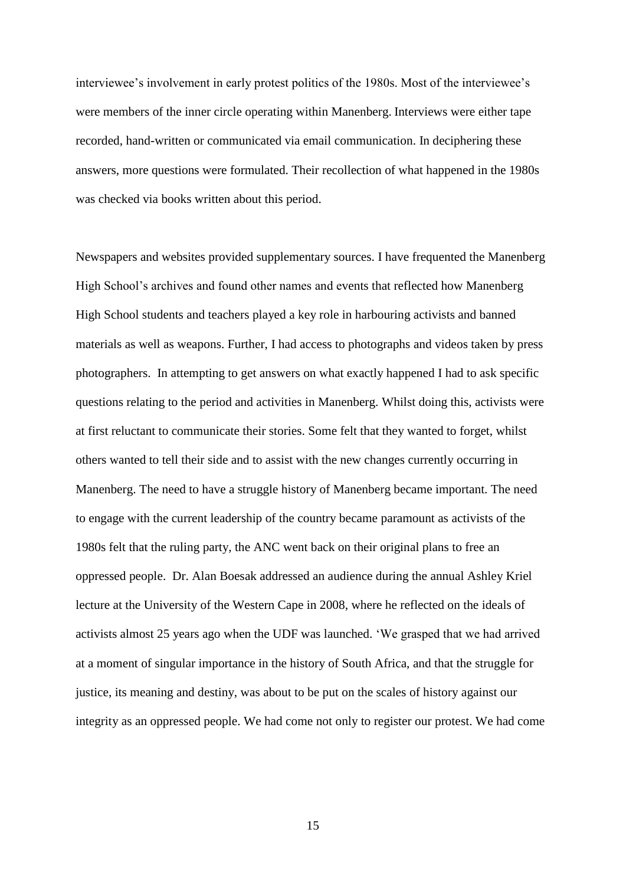interviewee's involvement in early protest politics of the 1980s. Most of the interviewee's were members of the inner circle operating within Manenberg. Interviews were either tape recorded, hand-written or communicated via email communication. In deciphering these answers, more questions were formulated. Their recollection of what happened in the 1980s was checked via books written about this period.

Newspapers and websites provided supplementary sources. I have frequented the Manenberg High School's archives and found other names and events that reflected how Manenberg High School students and teachers played a key role in harbouring activists and banned materials as well as weapons. Further, I had access to photographs and videos taken by press photographers. In attempting to get answers on what exactly happened I had to ask specific questions relating to the period and activities in Manenberg. Whilst doing this, activists were at first reluctant to communicate their stories. Some felt that they wanted to forget, whilst others wanted to tell their side and to assist with the new changes currently occurring in Manenberg. The need to have a struggle history of Manenberg became important. The need to engage with the current leadership of the country became paramount as activists of the 1980s felt that the ruling party, the ANC went back on their original plans to free an oppressed people. Dr. Alan Boesak addressed an audience during the annual Ashley Kriel lecture at the University of the Western Cape in 2008, where he reflected on the ideals of activists almost 25 years ago when the UDF was launched. 'We grasped that we had arrived at a moment of singular importance in the history of South Africa, and that the struggle for justice, its meaning and destiny, was about to be put on the scales of history against our integrity as an oppressed people. We had come not only to register our protest. We had come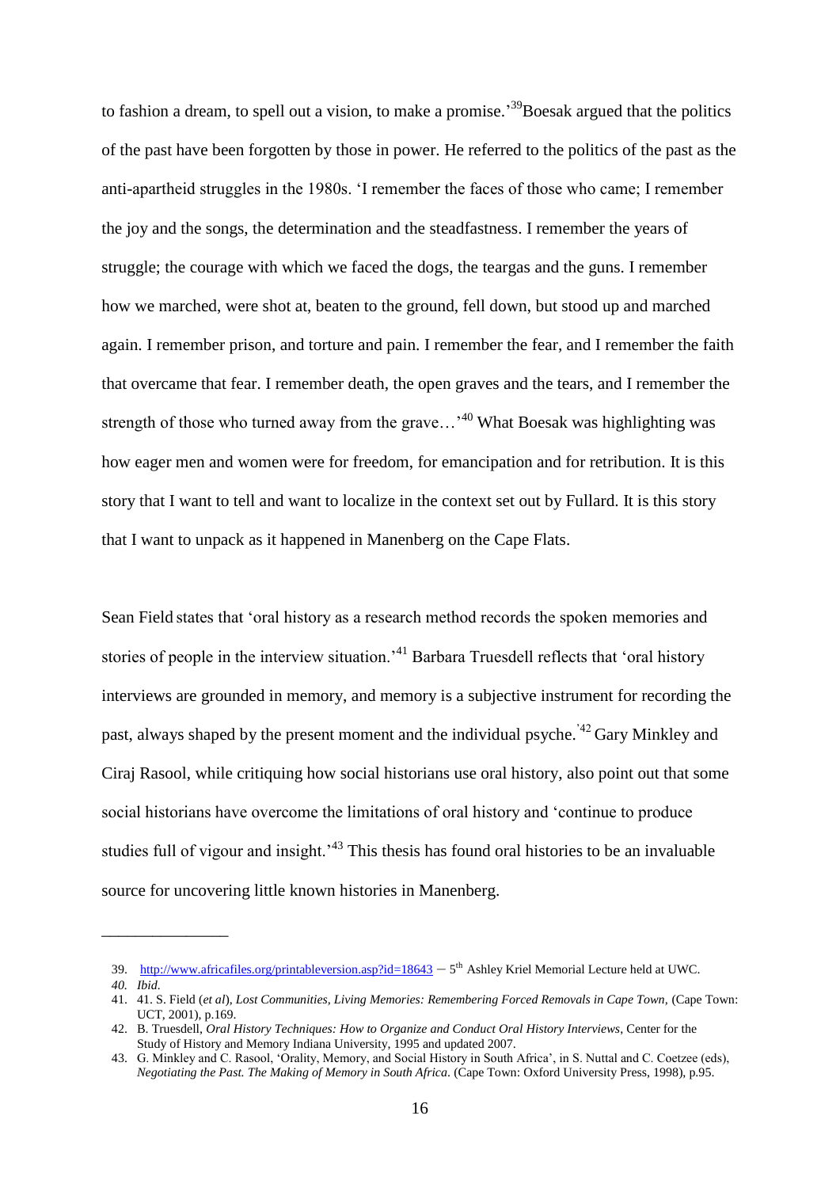to fashion a dream, to spell out a vision, to make a promise.'[39] Boesak argued that the politics of the past have been forgotten by those in power. He referred to the politics of the past as the anti-apartheid struggles in the 1980s. 'I remember the faces of those who came; I remember the joy and the songs, the determination and the steadfastness. I remember the years of struggle; the courage with which we faced the dogs, the teargas and the guns. I remember how we marched, were shot at, beaten to the ground, fell down, but stood up and marched again. I remember prison, and torture and pain. I remember the fear, and I remember the faith that overcame that fear. I remember death, the open graves and the tears, and I remember the strength of those who turned away from the grave…'[40] What Boesak was highlighting was how eager men and women were for freedom, for emancipation and for retribution. It is this story that I want to tell and want to localize in the context set out by Fullard. It is this story that I want to unpack as it happened in Manenberg on the Cape Flats.

Sean Field states that 'oral history as a research method records the spoken memories and stories of people in the interview situation.'[41] Barbara Truesdell reflects that 'oral history interviews are grounded in memory, and memory is a subjective instrument for recording the past, always shaped by the present moment and the individual psyche.'[42] Gary Minkley and Ciraj Rasool, while critiquing how social historians use oral history, also point out that some social historians have overcome the limitations of oral history and 'continue to produce studies full of vigour and insight.'[43] This thesis has found oral histories to be an invaluable source for uncovering little known histories in Manenberg.

---

39. http://www.africafiles.org/printableversion.asp?id=18643 – 5th Ashley Kriel Memorial Lecture held at UWC.
40. *Ibid.*
41. 41. S. Field (*et al*), *Lost Communities, Living Memories: Remembering Forced Removals in Cape Town,* (Cape Town: UCT, 2001), p.169.
42. B. Truesdell, *Oral History Techniques: How to Organize and Conduct Oral History Interviews,* Center for the Study of History and Memory Indiana University, 1995 and updated 2007.
43. G. Minkley and C. Rasool, 'Orality, Memory, and Social History in South Africa', in S. Nuttal and C. Coetzee (eds), *Negotiating the Past. The Making of Memory in South Africa.* (Cape Town: Oxford University Press, 1998), p.95.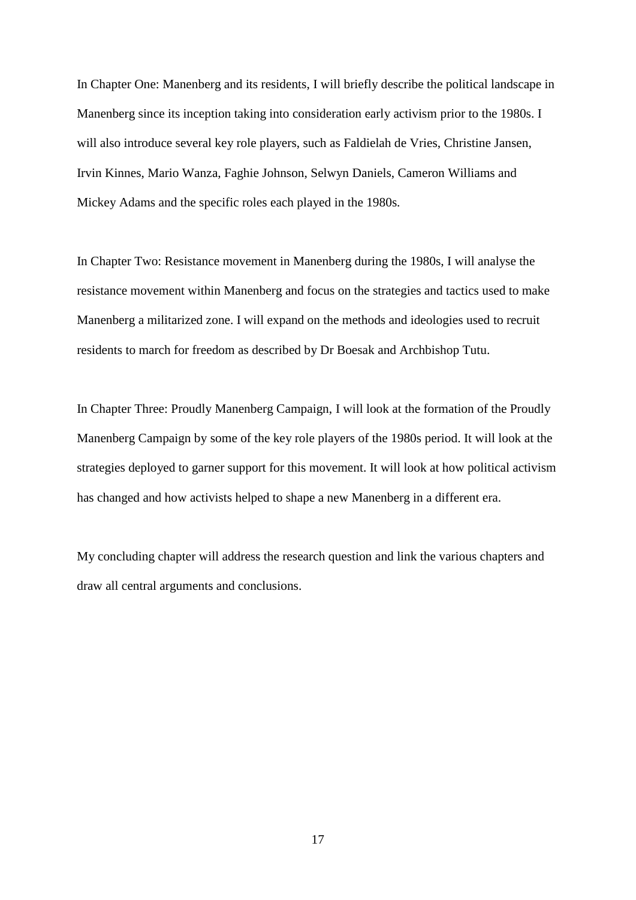In Chapter One: Manenberg and its residents, I will briefly describe the political landscape in Manenberg since its inception taking into consideration early activism prior to the 1980s. I will also introduce several key role players, such as Faldielah de Vries, Christine Jansen, Irvin Kinnes, Mario Wanza, Faghie Johnson, Selwyn Daniels, Cameron Williams and Mickey Adams and the specific roles each played in the 1980s.

In Chapter Two: Resistance movement in Manenberg during the 1980s, I will analyse the resistance movement within Manenberg and focus on the strategies and tactics used to make Manenberg a militarized zone. I will expand on the methods and ideologies used to recruit residents to march for freedom as described by Dr Boesak and Archbishop Tutu.

In Chapter Three: Proudly Manenberg Campaign, I will look at the formation of the Proudly Manenberg Campaign by some of the key role players of the 1980s period. It will look at the strategies deployed to garner support for this movement. It will look at how political activism has changed and how activists helped to shape a new Manenberg in a different era.

My concluding chapter will address the research question and link the various chapters and draw all central arguments and conclusions.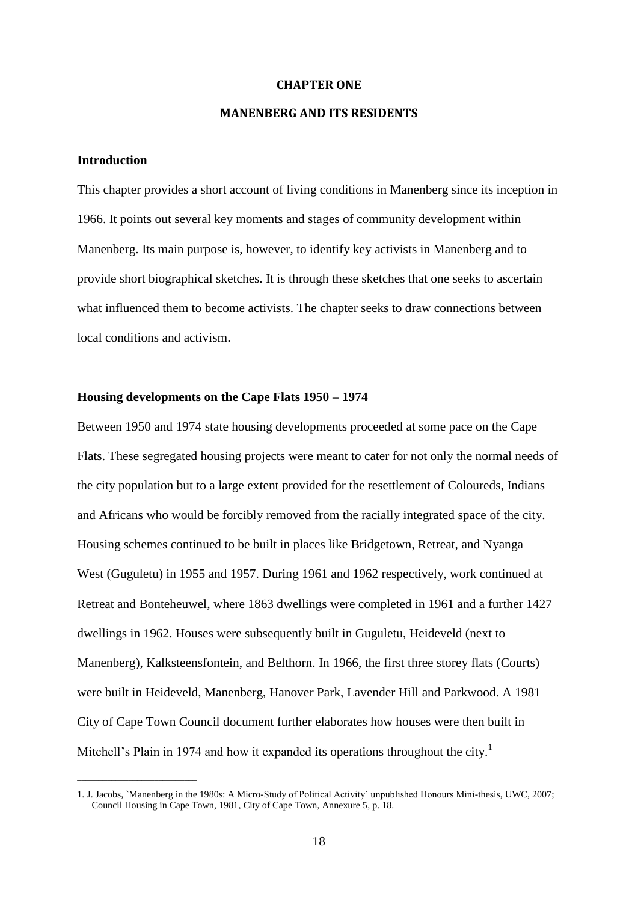# CHAPTER ONE

## MANENBERG AND ITS RESIDENTS

### Introduction

This chapter provides a short account of living conditions in Manenberg since its inception in 1966. It points out several key moments and stages of community development within Manenberg. Its main purpose is, however, to identify key activists in Manenberg and to provide short biographical sketches. It is through these sketches that one seeks to ascertain what influenced them to become activists. The chapter seeks to draw connections between local conditions and activism.

### Housing developments on the Cape Flats 1950 – 1974

Between 1950 and 1974 state housing developments proceeded at some pace on the Cape Flats. These segregated housing projects were meant to cater for not only the normal needs of the city population but to a large extent provided for the resettlement of Coloureds, Indians and Africans who would be forcibly removed from the racially integrated space of the city. Housing schemes continued to be built in places like Bridgetown, Retreat, and Nyanga West (Guguletu) in 1955 and 1957. During 1961 and 1962 respectively, work continued at Retreat and Bonteheuwel, where 1863 dwellings were completed in 1961 and a further 1427 dwellings in 1962. Houses were subsequently built in Guguletu, Heideveld (next to Manenberg), Kalksteensfontein, and Belthorn. In 1966, the first three storey flats (Courts) were built in Heideveld, Manenberg, Hanover Park, Lavender Hill and Parkwood. A 1981 City of Cape Town Council document further elaborates how houses were then built in Mitchell's Plain in 1974 and how it expanded its operations throughout the city.[1]

---

1. J. Jacobs, `Manenberg in the 1980s: A Micro-Study of Political Activity' unpublished Honours Mini-thesis, UWC, 2007; Council Housing in Cape Town, 1981, City of Cape Town, Annexure 5, p. 18.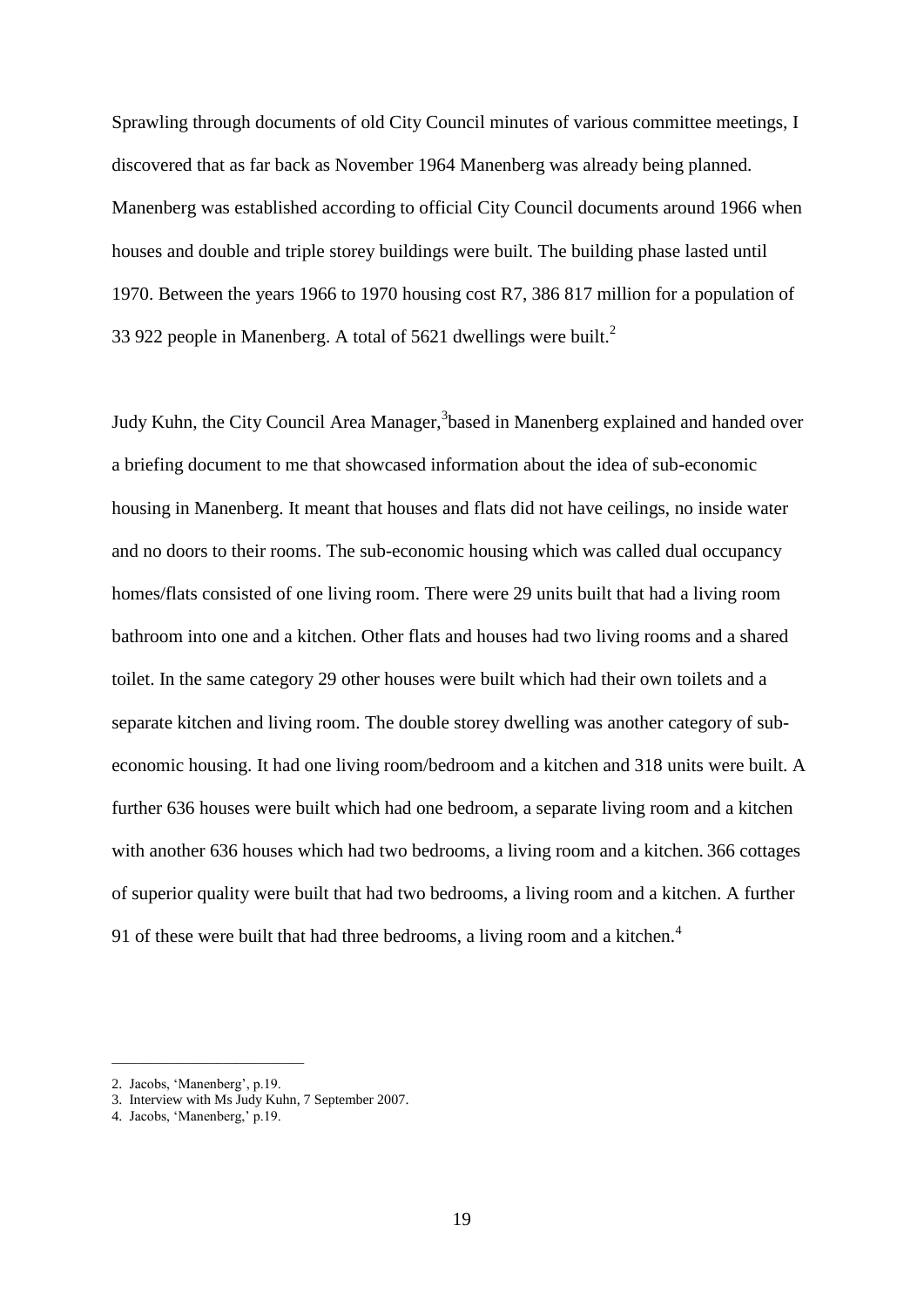Sprawling through documents of old City Council minutes of various committee meetings, I discovered that as far back as November 1964 Manenberg was already being planned. Manenberg was established according to official City Council documents around 1966 when houses and double and triple storey buildings were built. The building phase lasted until 1970. Between the years 1966 to 1970 housing cost R7, 386 817 million for a population of 33 922 people in Manenberg. A total of 5621 dwellings were built.[2]

Judy Kuhn, the City Council Area Manager,[3] based in Manenberg explained and handed over a briefing document to me that showcased information about the idea of sub-economic housing in Manenberg. It meant that houses and flats did not have ceilings, no inside water and no doors to their rooms. The sub-economic housing which was called dual occupancy homes/flats consisted of one living room. There were 29 units built that had a living room bathroom into one and a kitchen. Other flats and houses had two living rooms and a shared toilet. In the same category 29 other houses were built which had their own toilets and a separate kitchen and living room. The double storey dwelling was another category of sub-economic housing. It had one living room/bedroom and a kitchen and 318 units were built. A further 636 houses were built which had one bedroom, a separate living room and a kitchen with another 636 houses which had two bedrooms, a living room and a kitchen. 366 cottages of superior quality were built that had two bedrooms, a living room and a kitchen. A further 91 of these were built that had three bedrooms, a living room and a kitchen.[4]

---

2. Jacobs, 'Manenberg', p.19.
3. Interview with Ms Judy Kuhn, 7 September 2007.
4. Jacobs, 'Manenberg,' p.19.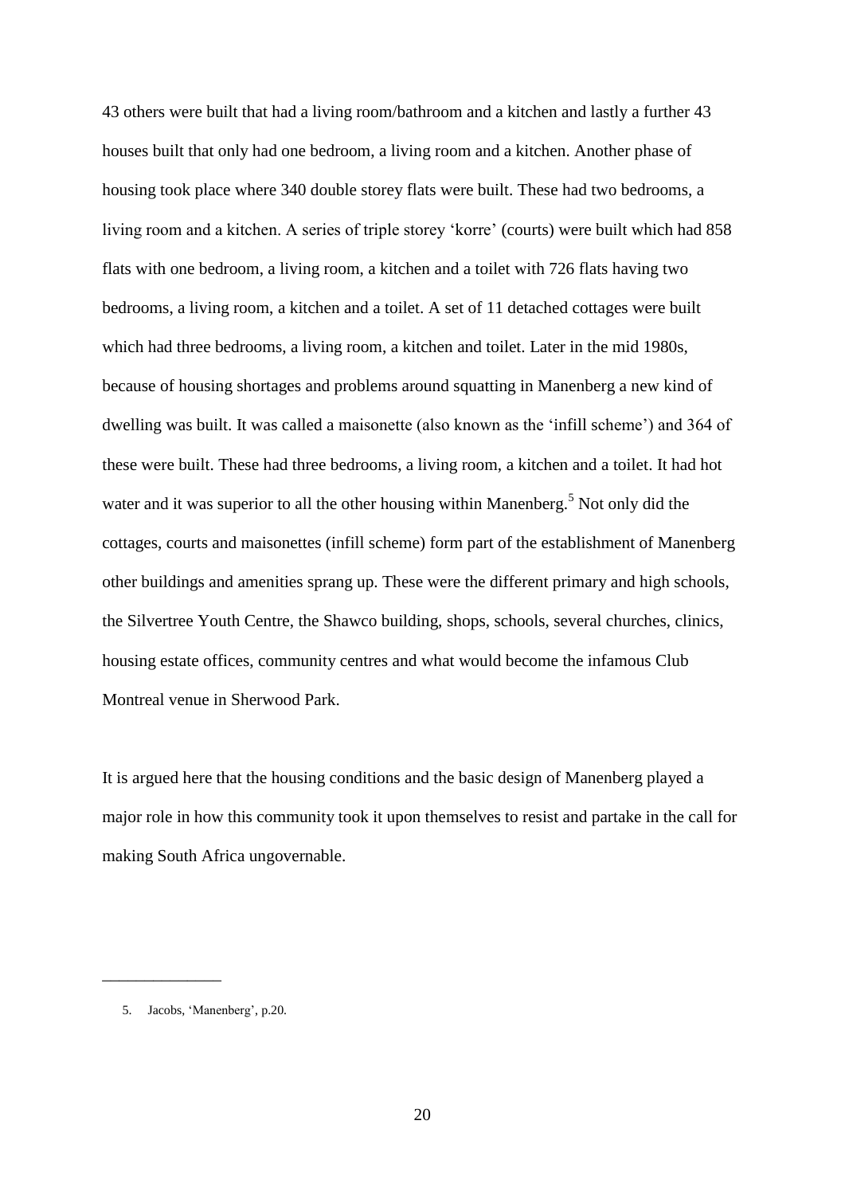43 others were built that had a living room/bathroom and a kitchen and lastly a further 43 houses built that only had one bedroom, a living room and a kitchen. Another phase of housing took place where 340 double storey flats were built. These had two bedrooms, a living room and a kitchen. A series of triple storey 'korre' (courts) were built which had 858 flats with one bedroom, a living room, a kitchen and a toilet with 726 flats having two bedrooms, a living room, a kitchen and a toilet. A set of 11 detached cottages were built which had three bedrooms, a living room, a kitchen and toilet. Later in the mid 1980s, because of housing shortages and problems around squatting in Manenberg a new kind of dwelling was built. It was called a maisonette (also known as the 'infill scheme') and 364 of these were built. These had three bedrooms, a living room, a kitchen and a toilet. It had hot water and it was superior to all the other housing within Manenberg.[5] Not only did the cottages, courts and maisonettes (infill scheme) form part of the establishment of Manenberg other buildings and amenities sprang up. These were the different primary and high schools, the Silvertree Youth Centre, the Shawco building, shops, schools, several churches, clinics, housing estate offices, community centres and what would become the infamous Club Montreal venue in Sherwood Park.

It is argued here that the housing conditions and the basic design of Manenberg played a major role in how this community took it upon themselves to resist and partake in the call for making South Africa ungovernable.

---

5. Jacobs, 'Manenberg', p.20.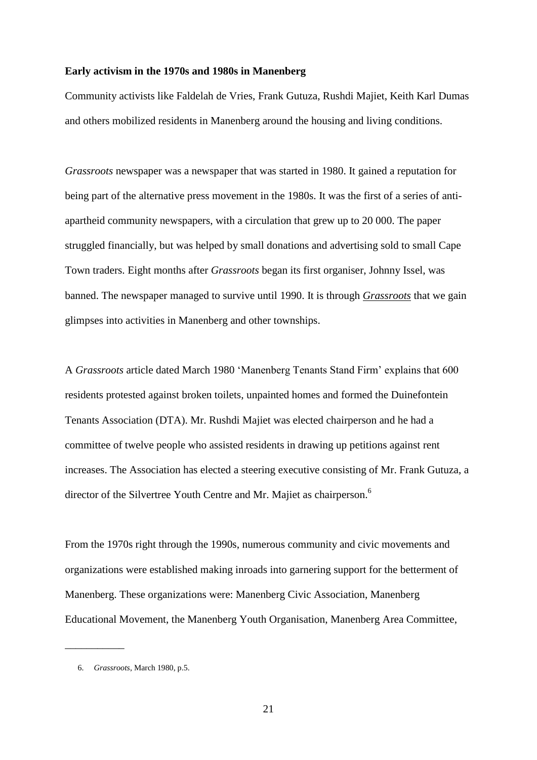**Early activism in the 1970s and 1980s in Manenberg**

Community activists like Faldelah de Vries, Frank Gutuza, Rushdi Majiet, Keith Karl Dumas and others mobilized residents in Manenberg around the housing and living conditions.

*Grassroots* newspaper was a newspaper that was started in 1980. It gained a reputation for being part of the alternative press movement in the 1980s. It was the first of a series of anti-apartheid community newspapers, with a circulation that grew up to 20 000. The paper struggled financially, but was helped by small donations and advertising sold to small Cape Town traders. Eight months after *Grassroots* began its first organiser, Johnny Issel, was banned. The newspaper managed to survive until 1990. It is through *Grassroots* that we gain glimpses into activities in Manenberg and other townships.

A *Grassroots* article dated March 1980 'Manenberg Tenants Stand Firm' explains that 600 residents protested against broken toilets, unpainted homes and formed the Duinefontein Tenants Association (DTA). Mr. Rushdi Majiet was elected chairperson and he had a committee of twelve people who assisted residents in drawing up petitions against rent increases. The Association has elected a steering executive consisting of Mr. Frank Gutuza, a director of the Silvertree Youth Centre and Mr. Majiet as chairperson.[6]

From the 1970s right through the 1990s, numerous community and civic movements and organizations were established making inroads into garnering support for the betterment of Manenberg. These organizations were: Manenberg Civic Association, Manenberg Educational Movement, the Manenberg Youth Organisation, Manenberg Area Committee,

---

6. *Grassroots*, March 1980, p.5.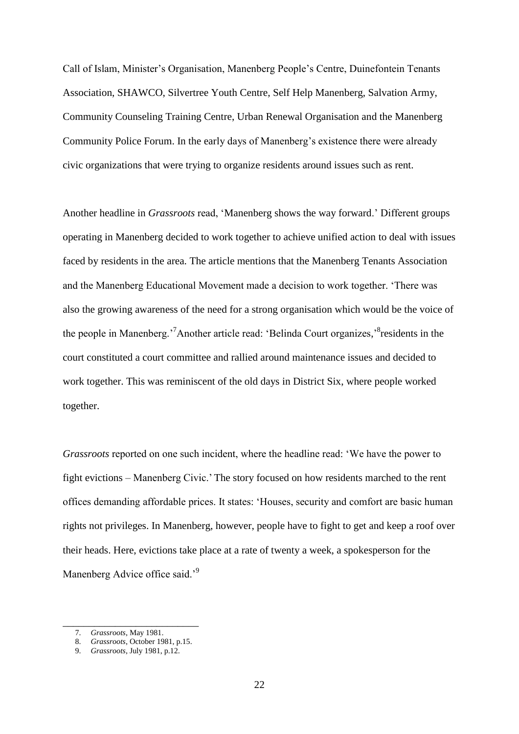Call of Islam, Minister's Organisation, Manenberg People's Centre, Duinefontein Tenants Association, SHAWCO, Silvertree Youth Centre, Self Help Manenberg, Salvation Army, Community Counseling Training Centre, Urban Renewal Organisation and the Manenberg Community Police Forum. In the early days of Manenberg's existence there were already civic organizations that were trying to organize residents around issues such as rent.

Another headline in *Grassroots* read, 'Manenberg shows the way forward.' Different groups operating in Manenberg decided to work together to achieve unified action to deal with issues faced by residents in the area. The article mentions that the Manenberg Tenants Association and the Manenberg Educational Movement made a decision to work together. 'There was also the growing awareness of the need for a strong organisation which would be the voice of the people in Manenberg.'[7] Another article read: 'Belinda Court organizes,'[8] residents in the court constituted a court committee and rallied around maintenance issues and decided to work together. This was reminiscent of the old days in District Six, where people worked together.

*Grassroots* reported on one such incident, where the headline read: 'We have the power to fight evictions – Manenberg Civic.' The story focused on how residents marched to the rent offices demanding affordable prices. It states: 'Houses, security and comfort are basic human rights not privileges. In Manenberg, however, people have to fight to get and keep a roof over their heads. Here, evictions take place at a rate of twenty a week, a spokesperson for the Manenberg Advice office said.'[9]

---

7. *Grassroots*, May 1981.
8. *Grassroots*, October 1981, p.15.
9. *Grassroots*, July 1981, p.12.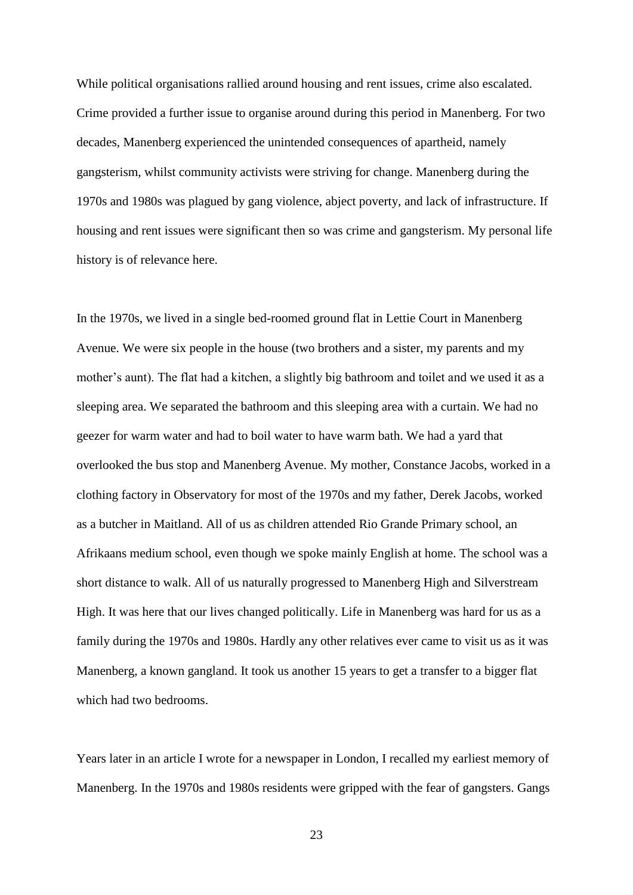While political organisations rallied around housing and rent issues, crime also escalated. Crime provided a further issue to organise around during this period in Manenberg. For two decades, Manenberg experienced the unintended consequences of apartheid, namely gangsterism, whilst community activists were striving for change. Manenberg during the 1970s and 1980s was plagued by gang violence, abject poverty, and lack of infrastructure. If housing and rent issues were significant then so was crime and gangsterism. My personal life history is of relevance here.

In the 1970s, we lived in a single bed-roomed ground flat in Lettie Court in Manenberg Avenue. We were six people in the house (two brothers and a sister, my parents and my mother's aunt). The flat had a kitchen, a slightly big bathroom and toilet and we used it as a sleeping area. We separated the bathroom and this sleeping area with a curtain. We had no geezer for warm water and had to boil water to have warm bath. We had a yard that overlooked the bus stop and Manenberg Avenue. My mother, Constance Jacobs, worked in a clothing factory in Observatory for most of the 1970s and my father, Derek Jacobs, worked as a butcher in Maitland. All of us as children attended Rio Grande Primary school, an Afrikaans medium school, even though we spoke mainly English at home. The school was a short distance to walk. All of us naturally progressed to Manenberg High and Silverstream High. It was here that our lives changed politically. Life in Manenberg was hard for us as a family during the 1970s and 1980s. Hardly any other relatives ever came to visit us as it was Manenberg, a known gangland. It took us another 15 years to get a transfer to a bigger flat which had two bedrooms.

Years later in an article I wrote for a newspaper in London, I recalled my earliest memory of Manenberg. In the 1970s and 1980s residents were gripped with the fear of gangsters. Gangs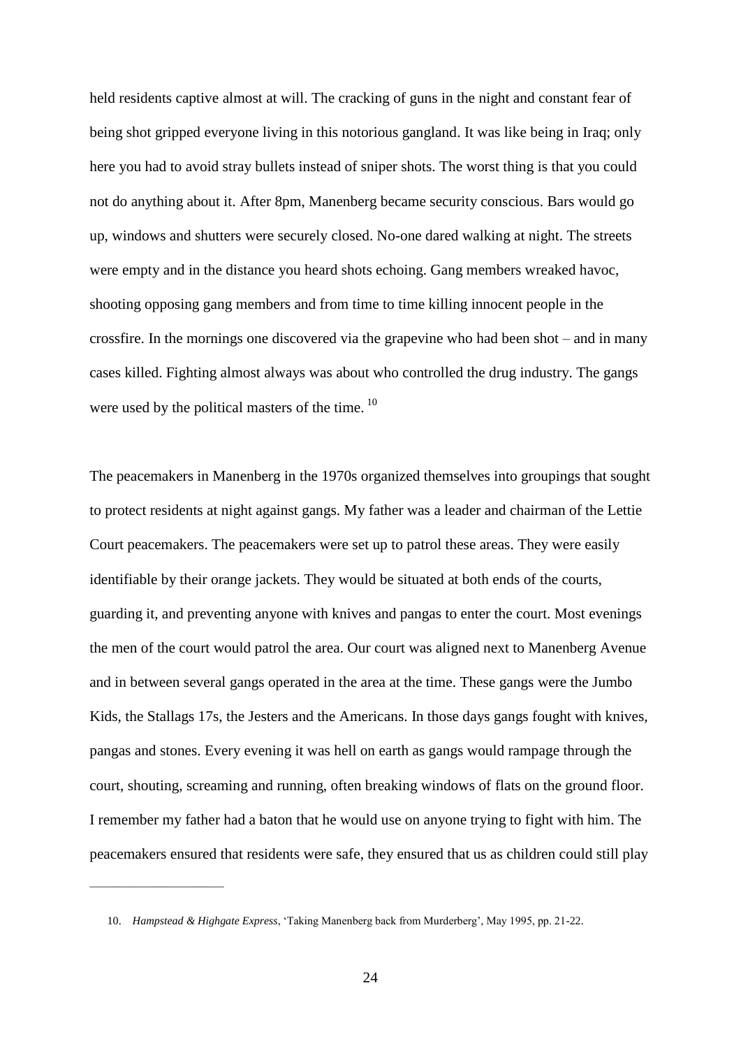held residents captive almost at will. The cracking of guns in the night and constant fear of being shot gripped everyone living in this notorious gangland. It was like being in Iraq; only here you had to avoid stray bullets instead of sniper shots. The worst thing is that you could not do anything about it. After 8pm, Manenberg became security conscious. Bars would go up, windows and shutters were securely closed. No-one dared walking at night. The streets were empty and in the distance you heard shots echoing. Gang members wreaked havoc, shooting opposing gang members and from time to time killing innocent people in the crossfire. In the mornings one discovered via the grapevine who had been shot – and in many cases killed. Fighting almost always was about who controlled the drug industry. The gangs were used by the political masters of the time. [10]

The peacemakers in Manenberg in the 1970s organized themselves into groupings that sought to protect residents at night against gangs. My father was a leader and chairman of the Lettie Court peacemakers. The peacemakers were set up to patrol these areas. They were easily identifiable by their orange jackets. They would be situated at both ends of the courts, guarding it, and preventing anyone with knives and pangas to enter the court. Most evenings the men of the court would patrol the area. Our court was aligned next to Manenberg Avenue and in between several gangs operated in the area at the time. These gangs were the Jumbo Kids, the Stallags 17s, the Jesters and the Americans. In those days gangs fought with knives, pangas and stones. Every evening it was hell on earth as gangs would rampage through the court, shouting, screaming and running, often breaking windows of flats on the ground floor. I remember my father had a baton that he would use on anyone trying to fight with him. The peacemakers ensured that residents were safe, they ensured that us as children could still play

10. *Hampstead & Highgate Express*, 'Taking Manenberg back from Murderberg', May 1995, pp. 21-22.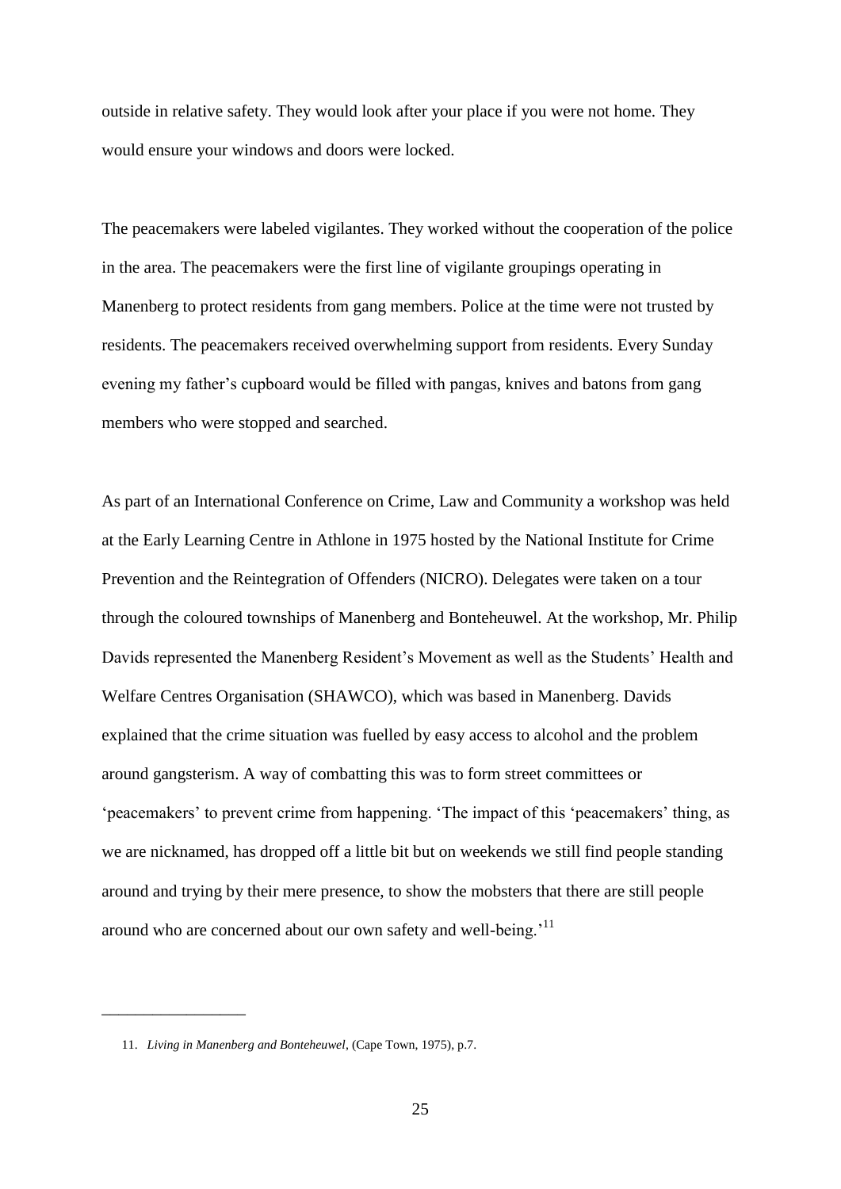outside in relative safety. They would look after your place if you were not home. They would ensure your windows and doors were locked.

The peacemakers were labeled vigilantes. They worked without the cooperation of the police in the area. The peacemakers were the first line of vigilante groupings operating in Manenberg to protect residents from gang members. Police at the time were not trusted by residents. The peacemakers received overwhelming support from residents. Every Sunday evening my father's cupboard would be filled with pangas, knives and batons from gang members who were stopped and searched.

As part of an International Conference on Crime, Law and Community a workshop was held at the Early Learning Centre in Athlone in 1975 hosted by the National Institute for Crime Prevention and the Reintegration of Offenders (NICRO). Delegates were taken on a tour through the coloured townships of Manenberg and Bonteheuwel. At the workshop, Mr. Philip Davids represented the Manenberg Resident's Movement as well as the Students' Health and Welfare Centres Organisation (SHAWCO), which was based in Manenberg. Davids explained that the crime situation was fuelled by easy access to alcohol and the problem around gangsterism. A way of combatting this was to form street committees or 'peacemakers' to prevent crime from happening. 'The impact of this 'peacemakers' thing, as we are nicknamed, has dropped off a little bit but on weekends we still find people standing around and trying by their mere presence, to show the mobsters that there are still people around who are concerned about our own safety and well-being.'[11]

---

11. *Living in Manenberg and Bonteheuwel*, (Cape Town, 1975), p.7.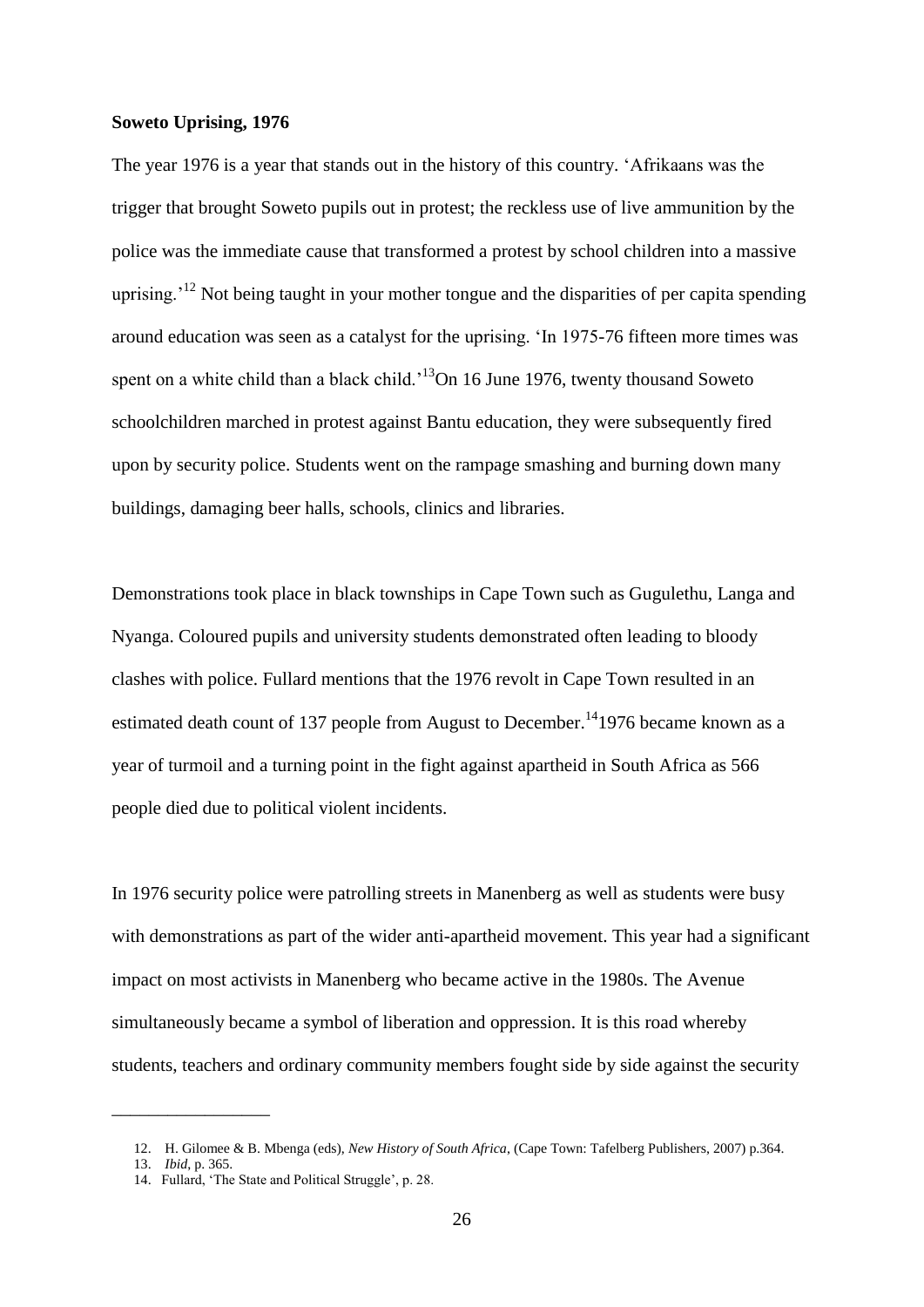**Soweto Uprising, 1976**

The year 1976 is a year that stands out in the history of this country. 'Afrikaans was the trigger that brought Soweto pupils out in protest; the reckless use of live ammunition by the police was the immediate cause that transformed a protest by school children into a massive uprising.'[12] Not being taught in your mother tongue and the disparities of per capita spending around education was seen as a catalyst for the uprising. 'In 1975-76 fifteen more times was spent on a white child than a black child.'[13]On 16 June 1976, twenty thousand Soweto schoolchildren marched in protest against Bantu education, they were subsequently fired upon by security police. Students went on the rampage smashing and burning down many buildings, damaging beer halls, schools, clinics and libraries.

Demonstrations took place in black townships in Cape Town such as Gugulethu, Langa and Nyanga. Coloured pupils and university students demonstrated often leading to bloody clashes with police. Fullard mentions that the 1976 revolt in Cape Town resulted in an estimated death count of 137 people from August to December.[14]1976 became known as a year of turmoil and a turning point in the fight against apartheid in South Africa as 566 people died due to political violent incidents.

In 1976 security police were patrolling streets in Manenberg as well as students were busy with demonstrations as part of the wider anti-apartheid movement. This year had a significant impact on most activists in Manenberg who became active in the 1980s. The Avenue simultaneously became a symbol of liberation and oppression. It is this road whereby students, teachers and ordinary community members fought side by side against the security

---

12. H. Gilomee & B. Mbenga (eds), *New History of South Africa*, (Cape Town: Tafelberg Publishers, 2007) p.364.
13. *Ibid*, p. 365.
14. Fullard, 'The State and Political Struggle', p. 28.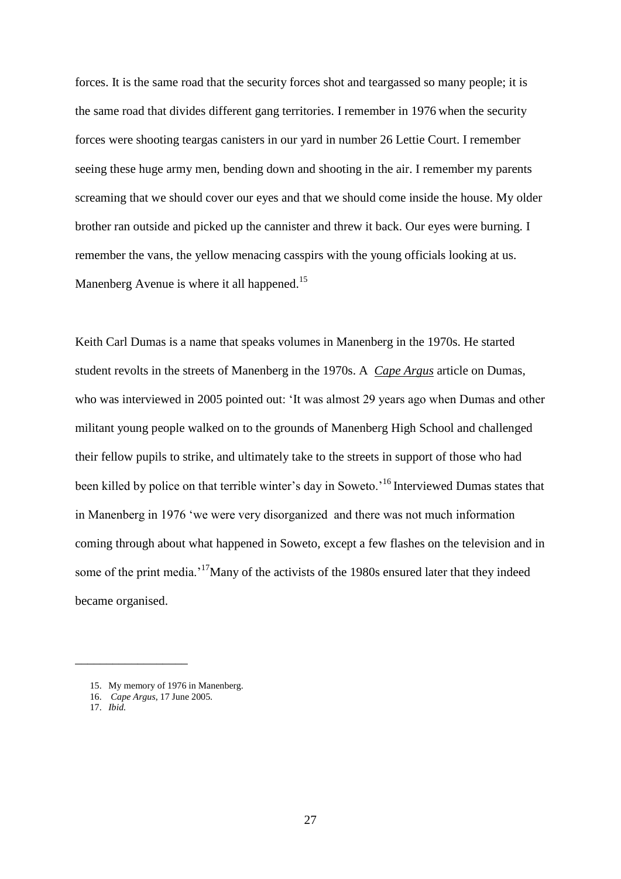forces. It is the same road that the security forces shot and teargassed so many people; it is the same road that divides different gang territories. I remember in 1976 when the security forces were shooting teargas canisters in our yard in number 26 Lettie Court. I remember seeing these huge army men, bending down and shooting in the air. I remember my parents screaming that we should cover our eyes and that we should come inside the house. My older brother ran outside and picked up the cannister and threw it back. Our eyes were burning. I remember the vans, the yellow menacing casspirs with the young officials looking at us. Manenberg Avenue is where it all happened.[15]

Keith Carl Dumas is a name that speaks volumes in Manenberg in the 1970s. He started student revolts in the streets of Manenberg in the 1970s. A *Cape Argus* article on Dumas, who was interviewed in 2005 pointed out: 'It was almost 29 years ago when Dumas and other militant young people walked on to the grounds of Manenberg High School and challenged their fellow pupils to strike, and ultimately take to the streets in support of those who had been killed by police on that terrible winter's day in Soweto.'[16] Interviewed Dumas states that in Manenberg in 1976 'we were very disorganized and there was not much information coming through about what happened in Soweto, except a few flashes on the television and in some of the print media.'[17]Many of the activists of the 1980s ensured later that they indeed became organised.

---

15. My memory of 1976 in Manenberg.
16. *Cape Argus*, 17 June 2005.
17. *Ibid.*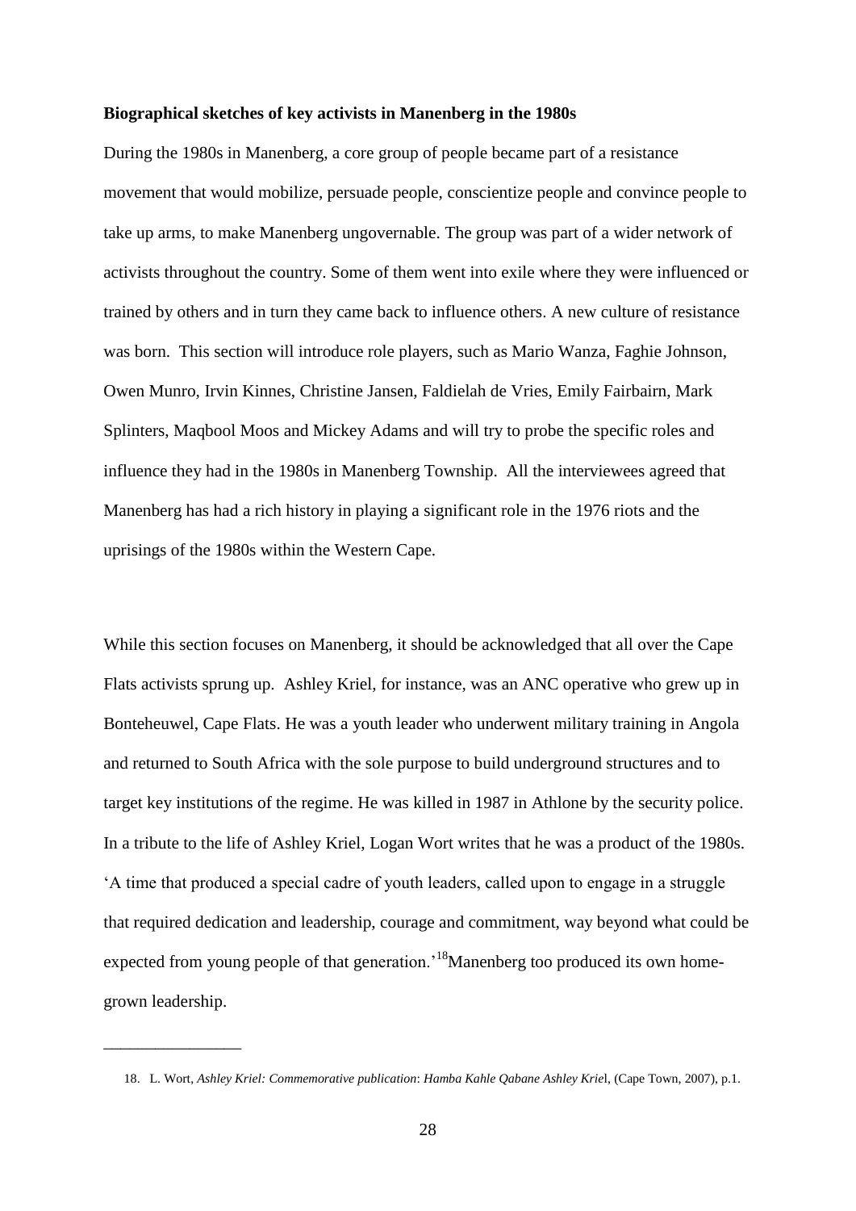**Biographical sketches of key activists in Manenberg in the 1980s**

During the 1980s in Manenberg, a core group of people became part of a resistance movement that would mobilize, persuade people, conscientize people and convince people to take up arms, to make Manenberg ungovernable. The group was part of a wider network of activists throughout the country. Some of them went into exile where they were influenced or trained by others and in turn they came back to influence others. A new culture of resistance was born. This section will introduce role players, such as Mario Wanza, Faghie Johnson, Owen Munro, Irvin Kinnes, Christine Jansen, Faldielah de Vries, Emily Fairbairn, Mark Splinters, Maqbool Moos and Mickey Adams and will try to probe the specific roles and influence they had in the 1980s in Manenberg Township. All the interviewees agreed that Manenberg has had a rich history in playing a significant role in the 1976 riots and the uprisings of the 1980s within the Western Cape.

While this section focuses on Manenberg, it should be acknowledged that all over the Cape Flats activists sprung up. Ashley Kriel, for instance, was an ANC operative who grew up in Bonteheuwel, Cape Flats. He was a youth leader who underwent military training in Angola and returned to South Africa with the sole purpose to build underground structures and to target key institutions of the regime. He was killed in 1987 in Athlone by the security police. In a tribute to the life of Ashley Kriel, Logan Wort writes that he was a product of the 1980s. 'A time that produced a special cadre of youth leaders, called upon to engage in a struggle that required dedication and leadership, courage and commitment, way beyond what could be expected from young people of that generation.'[18] Manenberg too produced its own home-grown leadership.

---

18. L. Wort, *Ashley Kriel: Commemorative publication*: *Hamba Kahle Qabane Ashley Kriel*, (Cape Town, 2007), p.1.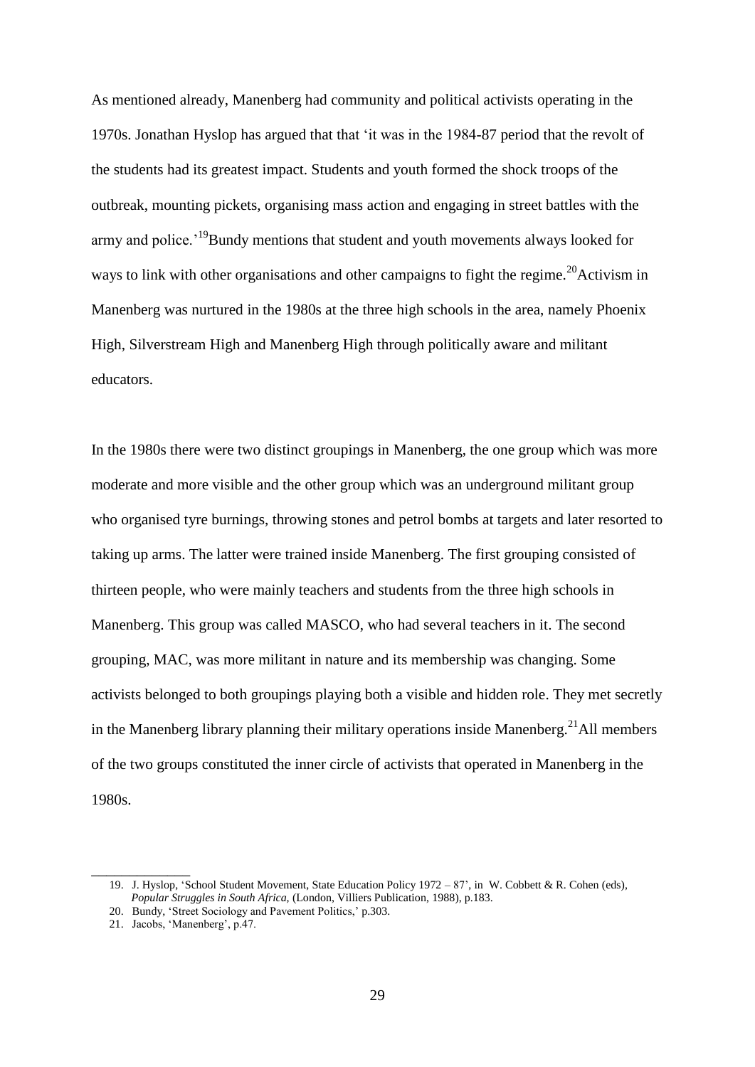As mentioned already, Manenberg had community and political activists operating in the 1970s. Jonathan Hyslop has argued that that 'it was in the 1984-87 period that the revolt of the students had its greatest impact. Students and youth formed the shock troops of the outbreak, mounting pickets, organising mass action and engaging in street battles with the army and police.'[19]Bundy mentions that student and youth movements always looked for ways to link with other organisations and other campaigns to fight the regime.[20]Activism in Manenberg was nurtured in the 1980s at the three high schools in the area, namely Phoenix High, Silverstream High and Manenberg High through politically aware and militant educators.

In the 1980s there were two distinct groupings in Manenberg, the one group which was more moderate and more visible and the other group which was an underground militant group who organised tyre burnings, throwing stones and petrol bombs at targets and later resorted to taking up arms. The latter were trained inside Manenberg. The first grouping consisted of thirteen people, who were mainly teachers and students from the three high schools in Manenberg. This group was called MASCO, who had several teachers in it. The second grouping, MAC, was more militant in nature and its membership was changing. Some activists belonged to both groupings playing both a visible and hidden role. They met secretly in the Manenberg library planning their military operations inside Manenberg.[21]All members of the two groups constituted the inner circle of activists that operated in Manenberg in the 1980s.

---

19. J. Hyslop, 'School Student Movement, State Education Policy 1972 – 87', in W. Cobbett & R. Cohen (eds), *Popular Struggles in South Africa,* (London, Villiers Publication, 1988), p.183.
20. Bundy, 'Street Sociology and Pavement Politics,' p.303.
21. Jacobs, 'Manenberg', p.47.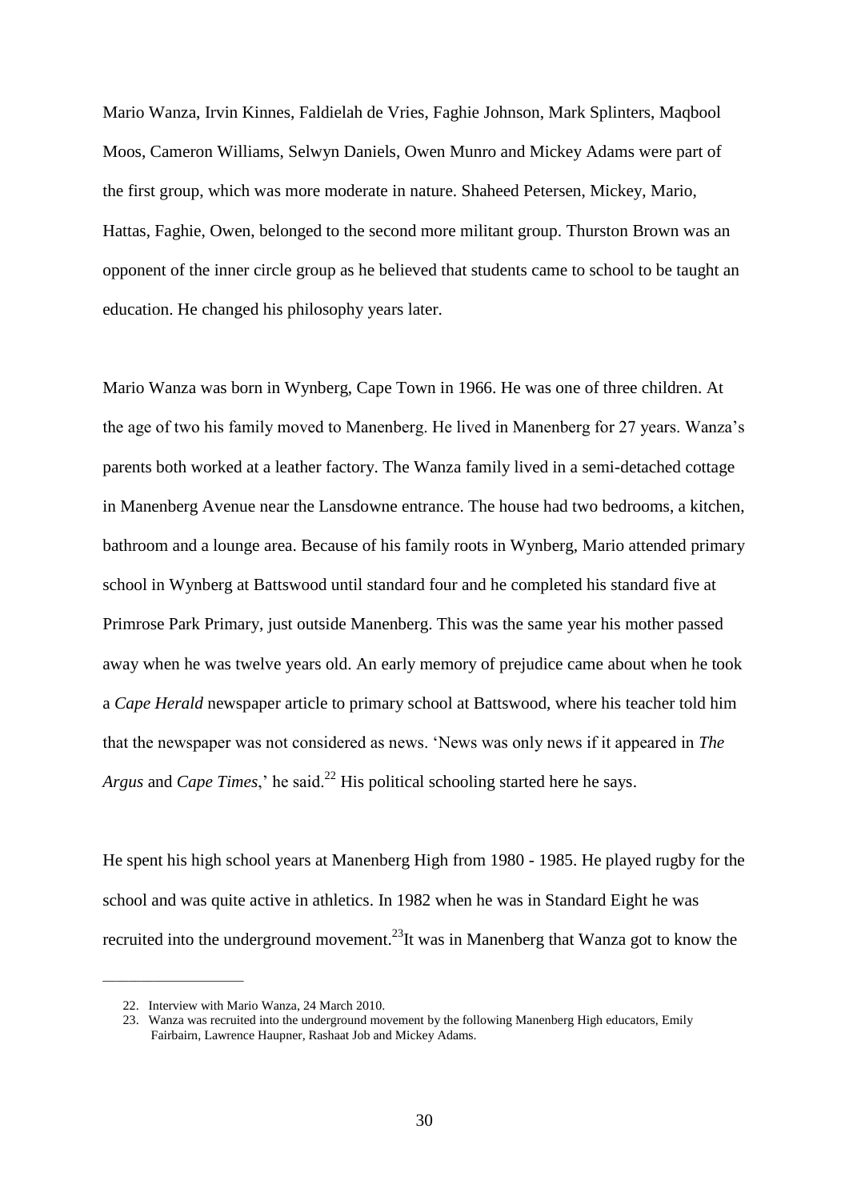Mario Wanza, Irvin Kinnes, Faldielah de Vries, Faghie Johnson, Mark Splinters, Maqbool Moos, Cameron Williams, Selwyn Daniels, Owen Munro and Mickey Adams were part of the first group, which was more moderate in nature. Shaheed Petersen, Mickey, Mario, Hattas, Faghie, Owen, belonged to the second more militant group. Thurston Brown was an opponent of the inner circle group as he believed that students came to school to be taught an education. He changed his philosophy years later.

Mario Wanza was born in Wynberg, Cape Town in 1966. He was one of three children. At the age of two his family moved to Manenberg. He lived in Manenberg for 27 years. Wanza's parents both worked at a leather factory. The Wanza family lived in a semi-detached cottage in Manenberg Avenue near the Lansdowne entrance. The house had two bedrooms, a kitchen, bathroom and a lounge area. Because of his family roots in Wynberg, Mario attended primary school in Wynberg at Battswood until standard four and he completed his standard five at Primrose Park Primary, just outside Manenberg. This was the same year his mother passed away when he was twelve years old. An early memory of prejudice came about when he took a *Cape Herald* newspaper article to primary school at Battswood, where his teacher told him that the newspaper was not considered as news. 'News was only news if it appeared in *The Argus* and *Cape Times*,' he said.[22] His political schooling started here he says.

He spent his high school years at Manenberg High from 1980 - 1985. He played rugby for the school and was quite active in athletics. In 1982 when he was in Standard Eight he was recruited into the underground movement.[23]It was in Manenberg that Wanza got to know the

---

22. Interview with Mario Wanza, 24 March 2010.
23. Wanza was recruited into the underground movement by the following Manenberg High educators, Emily Fairbairn, Lawrence Haupner, Rashaat Job and Mickey Adams.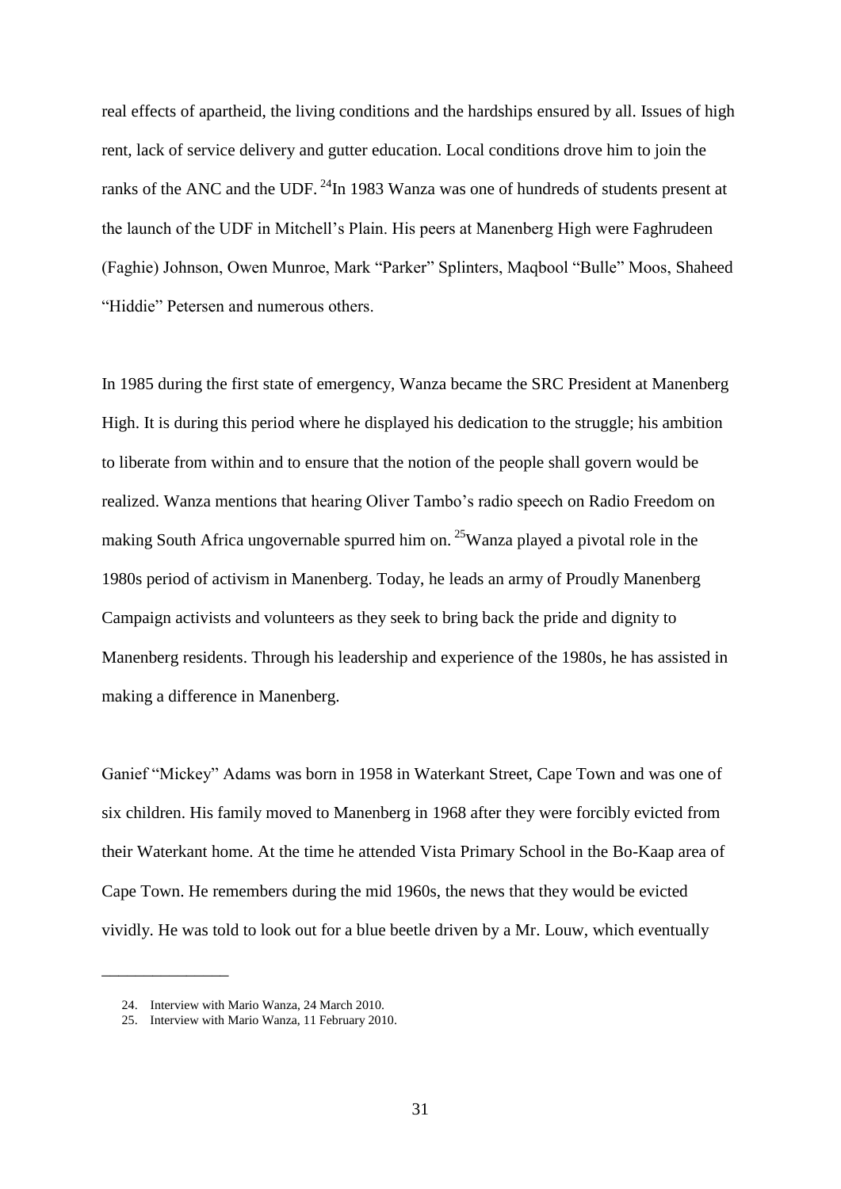real effects of apartheid, the living conditions and the hardships ensured by all. Issues of high rent, lack of service delivery and gutter education. Local conditions drove him to join the ranks of the ANC and the UDF. [24]In 1983 Wanza was one of hundreds of students present at the launch of the UDF in Mitchell's Plain. His peers at Manenberg High were Faghrudeen (Faghie) Johnson, Owen Munroe, Mark "Parker" Splinters, Maqbool "Bulle" Moos, Shaheed "Hiddie" Petersen and numerous others.

In 1985 during the first state of emergency, Wanza became the SRC President at Manenberg High. It is during this period where he displayed his dedication to the struggle; his ambition to liberate from within and to ensure that the notion of the people shall govern would be realized. Wanza mentions that hearing Oliver Tambo's radio speech on Radio Freedom on making South Africa ungovernable spurred him on. [25]Wanza played a pivotal role in the 1980s period of activism in Manenberg. Today, he leads an army of Proudly Manenberg Campaign activists and volunteers as they seek to bring back the pride and dignity to Manenberg residents. Through his leadership and experience of the 1980s, he has assisted in making a difference in Manenberg.

Ganief "Mickey" Adams was born in 1958 in Waterkant Street, Cape Town and was one of six children. His family moved to Manenberg in 1968 after they were forcibly evicted from their Waterkant home. At the time he attended Vista Primary School in the Bo-Kaap area of Cape Town. He remembers during the mid 1960s, the news that they would be evicted vividly. He was told to look out for a blue beetle driven by a Mr. Louw, which eventually

---

24. Interview with Mario Wanza, 24 March 2010.
25. Interview with Mario Wanza, 11 February 2010.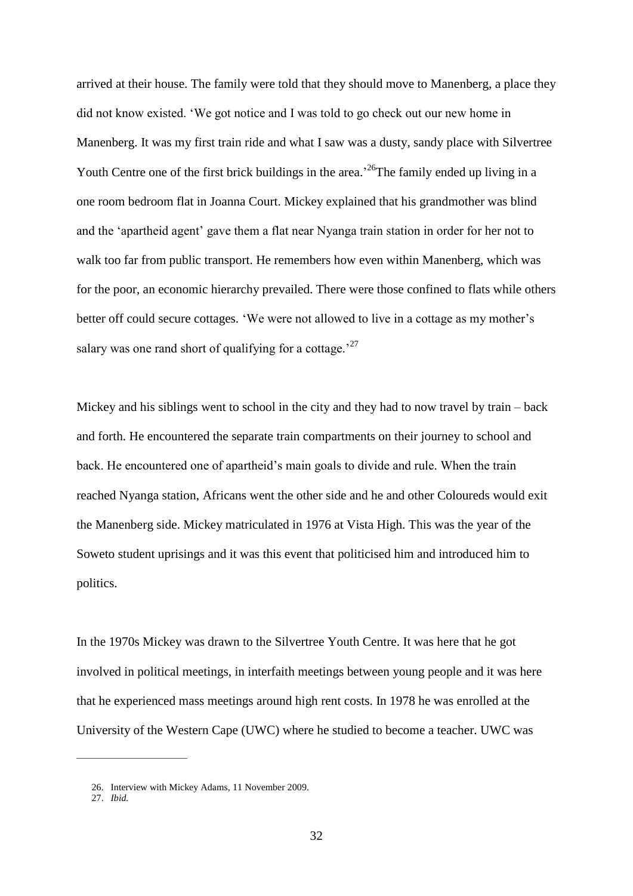arrived at their house. The family were told that they should move to Manenberg, a place they did not know existed. 'We got notice and I was told to go check out our new home in Manenberg. It was my first train ride and what I saw was a dusty, sandy place with Silvertree Youth Centre one of the first brick buildings in the area.'[26] The family ended up living in a one room bedroom flat in Joanna Court. Mickey explained that his grandmother was blind and the 'apartheid agent' gave them a flat near Nyanga train station in order for her not to walk too far from public transport. He remembers how even within Manenberg, which was for the poor, an economic hierarchy prevailed. There were those confined to flats while others better off could secure cottages. 'We were not allowed to live in a cottage as my mother's salary was one rand short of qualifying for a cottage.'[27]

Mickey and his siblings went to school in the city and they had to now travel by train – back and forth. He encountered the separate train compartments on their journey to school and back. He encountered one of apartheid's main goals to divide and rule. When the train reached Nyanga station, Africans went the other side and he and other Coloureds would exit the Manenberg side. Mickey matriculated in 1976 at Vista High. This was the year of the Soweto student uprisings and it was this event that politicised him and introduced him to politics.

In the 1970s Mickey was drawn to the Silvertree Youth Centre. It was here that he got involved in political meetings, in interfaith meetings between young people and it was here that he experienced mass meetings around high rent costs. In 1978 he was enrolled at the University of the Western Cape (UWC) where he studied to become a teacher. UWC was

---

26. Interview with Mickey Adams, 11 November 2009.
27. *Ibid.*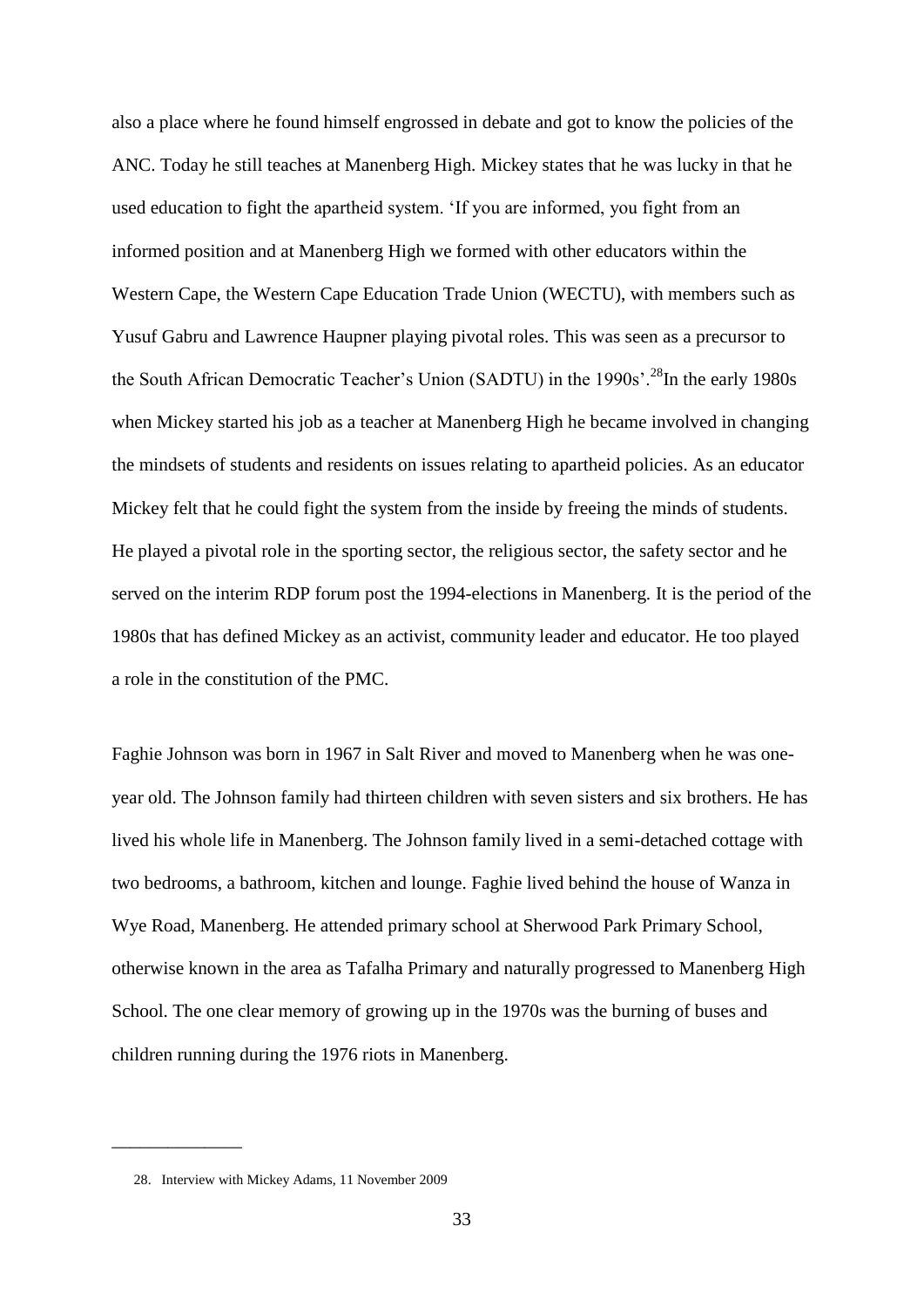also a place where he found himself engrossed in debate and got to know the policies of the ANC. Today he still teaches at Manenberg High. Mickey states that he was lucky in that he used education to fight the apartheid system. 'If you are informed, you fight from an informed position and at Manenberg High we formed with other educators within the Western Cape, the Western Cape Education Trade Union (WECTU), with members such as Yusuf Gabru and Lawrence Haupner playing pivotal roles. This was seen as a precursor to the South African Democratic Teacher's Union (SADTU) in the 1990s'.[28] In the early 1980s when Mickey started his job as a teacher at Manenberg High he became involved in changing the mindsets of students and residents on issues relating to apartheid policies. As an educator Mickey felt that he could fight the system from the inside by freeing the minds of students. He played a pivotal role in the sporting sector, the religious sector, the safety sector and he served on the interim RDP forum post the 1994-elections in Manenberg. It is the period of the 1980s that has defined Mickey as an activist, community leader and educator. He too played a role in the constitution of the PMC.

Faghie Johnson was born in 1967 in Salt River and moved to Manenberg when he was one-year old. The Johnson family had thirteen children with seven sisters and six brothers. He has lived his whole life in Manenberg. The Johnson family lived in a semi-detached cottage with two bedrooms, a bathroom, kitchen and lounge. Faghie lived behind the house of Wanza in Wye Road, Manenberg. He attended primary school at Sherwood Park Primary School, otherwise known in the area as Tafalha Primary and naturally progressed to Manenberg High School. The one clear memory of growing up in the 1970s was the burning of buses and children running during the 1976 riots in Manenberg.

---

28. Interview with Mickey Adams, 11 November 2009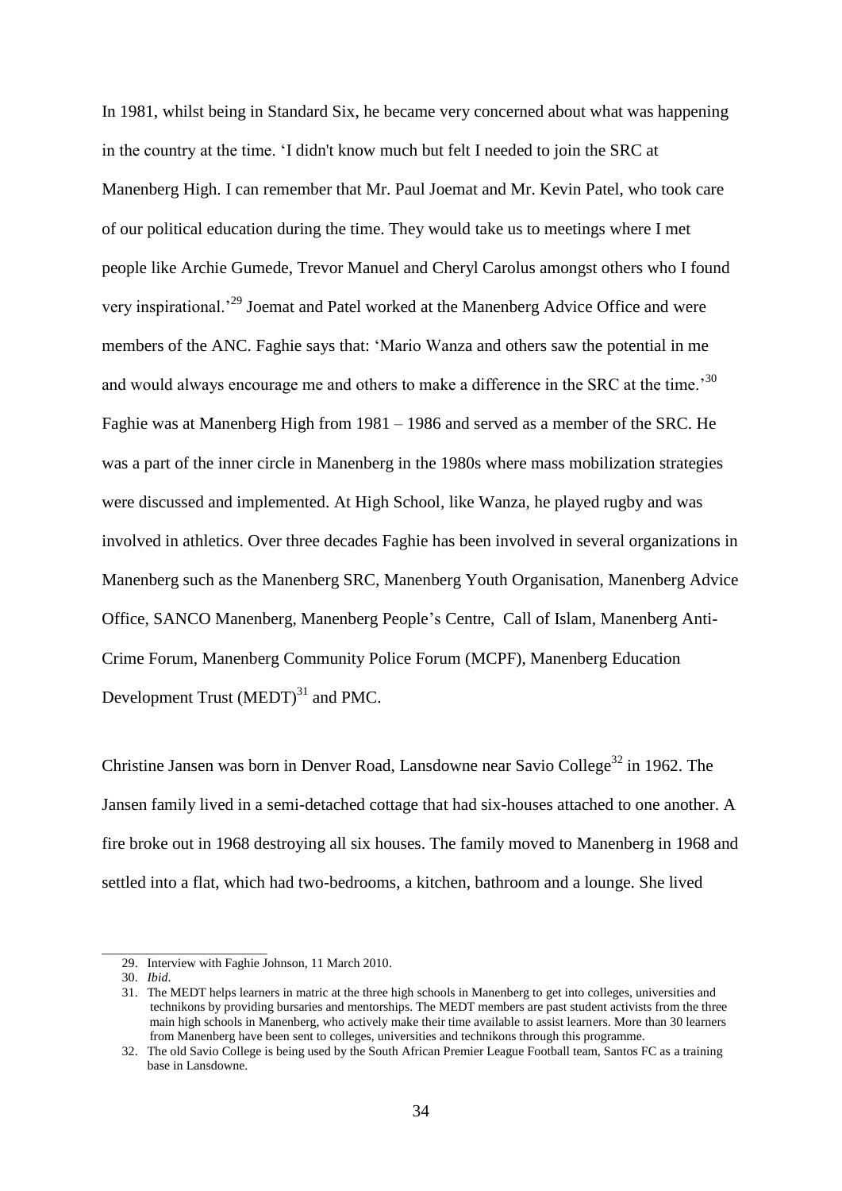In 1981, whilst being in Standard Six, he became very concerned about what was happening in the country at the time. 'I didn't know much but felt I needed to join the SRC at Manenberg High. I can remember that Mr. Paul Joemat and Mr. Kevin Patel, who took care of our political education during the time. They would take us to meetings where I met people like Archie Gumede, Trevor Manuel and Cheryl Carolus amongst others who I found very inspirational.'[29] Joemat and Patel worked at the Manenberg Advice Office and were members of the ANC. Faghie says that: 'Mario Wanza and others saw the potential in me and would always encourage me and others to make a difference in the SRC at the time.'[30] Faghie was at Manenberg High from 1981 – 1986 and served as a member of the SRC. He was a part of the inner circle in Manenberg in the 1980s where mass mobilization strategies were discussed and implemented. At High School, like Wanza, he played rugby and was involved in athletics. Over three decades Faghie has been involved in several organizations in Manenberg such as the Manenberg SRC, Manenberg Youth Organisation, Manenberg Advice Office, SANCO Manenberg, Manenberg People's Centre, Call of Islam, Manenberg Anti-Crime Forum, Manenberg Community Police Forum (MCPF), Manenberg Education Development Trust (MEDT)[31] and PMC.

Christine Jansen was born in Denver Road, Lansdowne near Savio College[32] in 1962. The Jansen family lived in a semi-detached cottage that had six-houses attached to one another. A fire broke out in 1968 destroying all six houses. The family moved to Manenberg in 1968 and settled into a flat, which had two-bedrooms, a kitchen, bathroom and a lounge. She lived

---

29. Interview with Faghie Johnson, 11 March 2010.
30. *Ibid*.
31. The MEDT helps learners in matric at the three high schools in Manenberg to get into colleges, universities and technikons by providing bursaries and mentorships. The MEDT members are past student activists from the three main high schools in Manenberg, who actively make their time available to assist learners. More than 30 learners from Manenberg have been sent to colleges, universities and technikons through this programme.
32. The old Savio College is being used by the South African Premier League Football team, Santos FC as a training base in Lansdowne.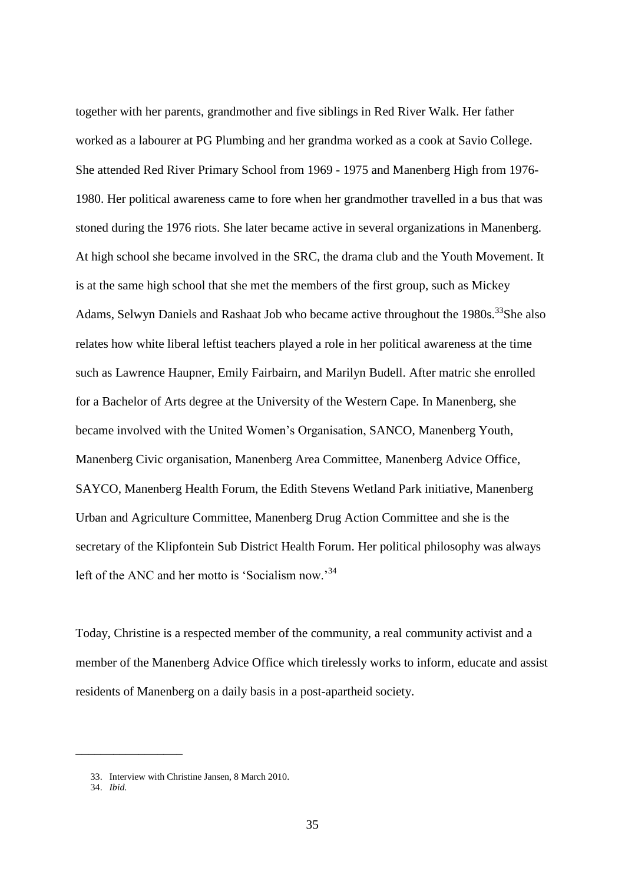together with her parents, grandmother and five siblings in Red River Walk. Her father worked as a labourer at PG Plumbing and her grandma worked as a cook at Savio College. She attended Red River Primary School from 1969 - 1975 and Manenberg High from 1976-1980. Her political awareness came to fore when her grandmother travelled in a bus that was stoned during the 1976 riots. She later became active in several organizations in Manenberg. At high school she became involved in the SRC, the drama club and the Youth Movement. It is at the same high school that she met the members of the first group, such as Mickey Adams, Selwyn Daniels and Rashaat Job who became active throughout the 1980s.[33] She also relates how white liberal leftist teachers played a role in her political awareness at the time such as Lawrence Haupner, Emily Fairbairn, and Marilyn Budell. After matric she enrolled for a Bachelor of Arts degree at the University of the Western Cape. In Manenberg, she became involved with the United Women's Organisation, SANCO, Manenberg Youth, Manenberg Civic organisation, Manenberg Area Committee, Manenberg Advice Office, SAYCO, Manenberg Health Forum, the Edith Stevens Wetland Park initiative, Manenberg Urban and Agriculture Committee, Manenberg Drug Action Committee and she is the secretary of the Klipfontein Sub District Health Forum. Her political philosophy was always left of the ANC and her motto is 'Socialism now.'[34]

Today, Christine is a respected member of the community, a real community activist and a member of the Manenberg Advice Office which tirelessly works to inform, educate and assist residents of Manenberg on a daily basis in a post-apartheid society.

---

33. Interview with Christine Jansen, 8 March 2010.
34. *Ibid.*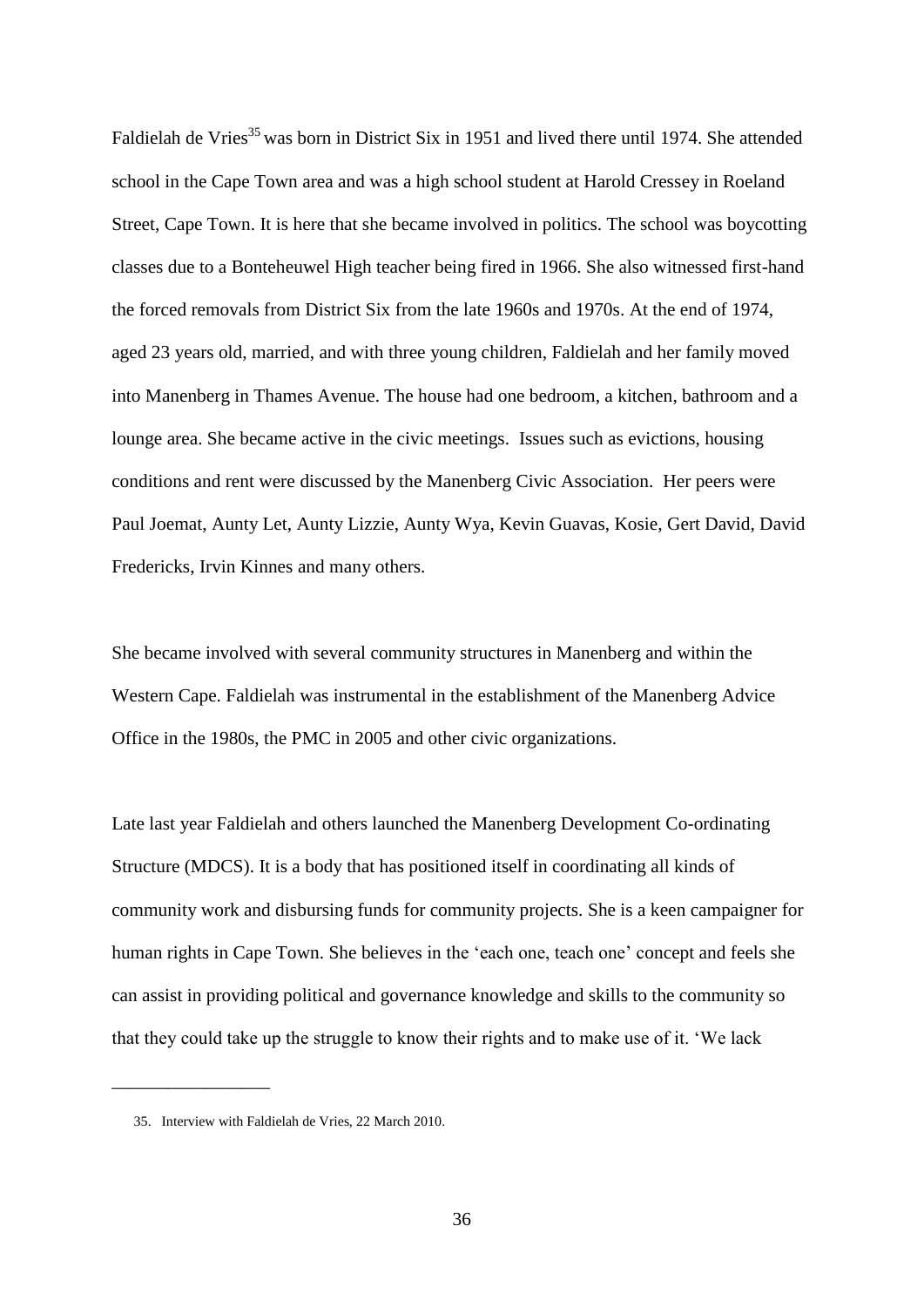Faldielah de Vries[35] was born in District Six in 1951 and lived there until 1974. She attended school in the Cape Town area and was a high school student at Harold Cressey in Roeland Street, Cape Town. It is here that she became involved in politics. The school was boycotting classes due to a Bonteheuwel High teacher being fired in 1966. She also witnessed first-hand the forced removals from District Six from the late 1960s and 1970s. At the end of 1974, aged 23 years old, married, and with three young children, Faldielah and her family moved into Manenberg in Thames Avenue. The house had one bedroom, a kitchen, bathroom and a lounge area. She became active in the civic meetings. Issues such as evictions, housing conditions and rent were discussed by the Manenberg Civic Association. Her peers were Paul Joemat, Aunty Let, Aunty Lizzie, Aunty Wya, Kevin Guavas, Kosie, Gert David, David Fredericks, Irvin Kinnes and many others.

She became involved with several community structures in Manenberg and within the Western Cape. Faldielah was instrumental in the establishment of the Manenberg Advice Office in the 1980s, the PMC in 2005 and other civic organizations.

Late last year Faldielah and others launched the Manenberg Development Co-ordinating Structure (MDCS). It is a body that has positioned itself in coordinating all kinds of community work and disbursing funds for community projects. She is a keen campaigner for human rights in Cape Town. She believes in the 'each one, teach one' concept and feels she can assist in providing political and governance knowledge and skills to the community so that they could take up the struggle to know their rights and to make use of it. 'We lack

---

35. Interview with Faldielah de Vries, 22 March 2010.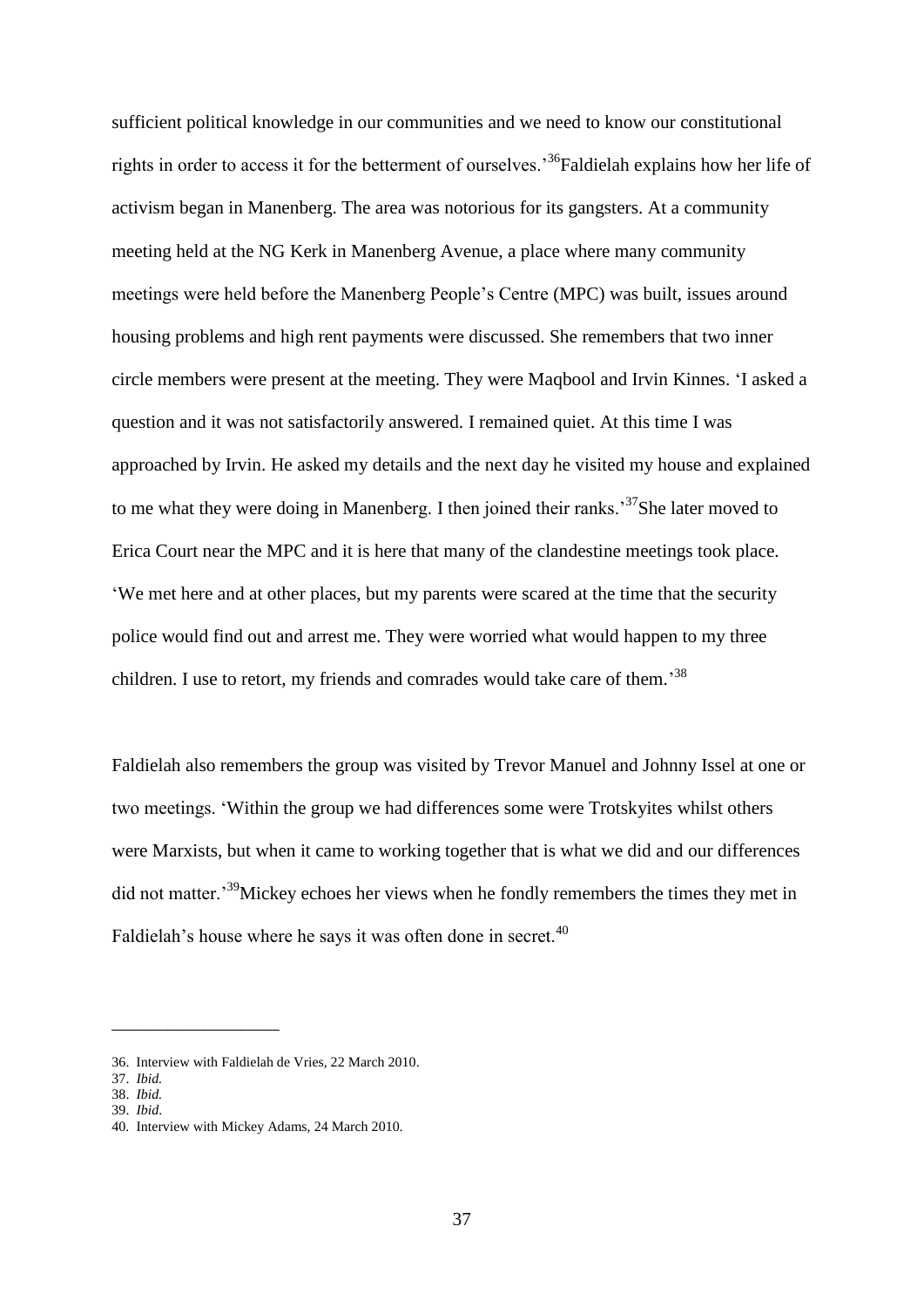sufficient political knowledge in our communities and we need to know our constitutional rights in order to access it for the betterment of ourselves.'[36] Faldielah explains how her life of activism began in Manenberg. The area was notorious for its gangsters. At a community meeting held at the NG Kerk in Manenberg Avenue, a place where many community meetings were held before the Manenberg People's Centre (MPC) was built, issues around housing problems and high rent payments were discussed. She remembers that two inner circle members were present at the meeting. They were Maqbool and Irvin Kinnes. 'I asked a question and it was not satisfactorily answered. I remained quiet. At this time I was approached by Irvin. He asked my details and the next day he visited my house and explained to me what they were doing in Manenberg. I then joined their ranks.'[37] She later moved to Erica Court near the MPC and it is here that many of the clandestine meetings took place. 'We met here and at other places, but my parents were scared at the time that the security police would find out and arrest me. They were worried what would happen to my three children. I use to retort, my friends and comrades would take care of them.'[38]

Faldielah also remembers the group was visited by Trevor Manuel and Johnny Issel at one or two meetings. 'Within the group we had differences some were Trotskyites whilst others were Marxists, but when it came to working together that is what we did and our differences did not matter.'[39] Mickey echoes her views when he fondly remembers the times they met in Faldielah's house where he says it was often done in secret.[40]

---

36. Interview with Faldielah de Vries, 22 March 2010.
37. *Ibid.*
38. *Ibid.*
39. *Ibid*.
40. Interview with Mickey Adams, 24 March 2010.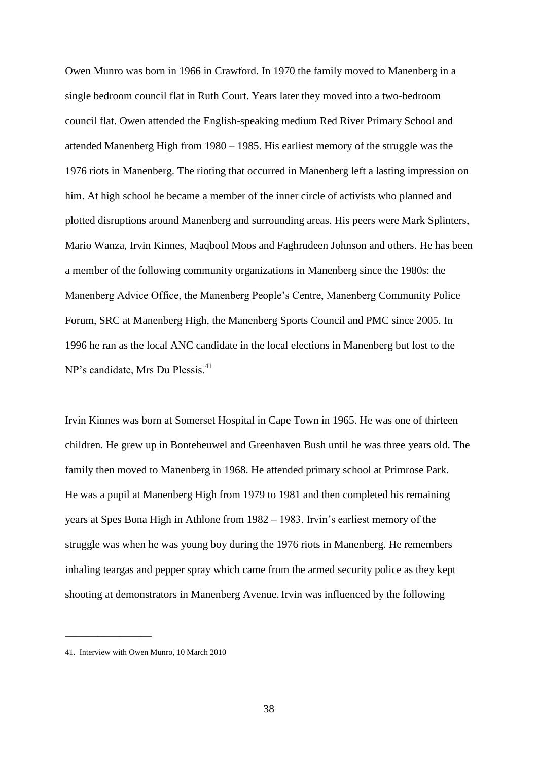Owen Munro was born in 1966 in Crawford. In 1970 the family moved to Manenberg in a single bedroom council flat in Ruth Court. Years later they moved into a two-bedroom council flat. Owen attended the English-speaking medium Red River Primary School and attended Manenberg High from 1980 – 1985. His earliest memory of the struggle was the 1976 riots in Manenberg. The rioting that occurred in Manenberg left a lasting impression on him. At high school he became a member of the inner circle of activists who planned and plotted disruptions around Manenberg and surrounding areas. His peers were Mark Splinters, Mario Wanza, Irvin Kinnes, Maqbool Moos and Faghrudeen Johnson and others. He has been a member of the following community organizations in Manenberg since the 1980s: the Manenberg Advice Office, the Manenberg People's Centre, Manenberg Community Police Forum, SRC at Manenberg High, the Manenberg Sports Council and PMC since 2005. In 1996 he ran as the local ANC candidate in the local elections in Manenberg but lost to the NP's candidate, Mrs Du Plessis.[41]

Irvin Kinnes was born at Somerset Hospital in Cape Town in 1965. He was one of thirteen children. He grew up in Bonteheuwel and Greenhaven Bush until he was three years old. The family then moved to Manenberg in 1968. He attended primary school at Primrose Park. He was a pupil at Manenberg High from 1979 to 1981 and then completed his remaining years at Spes Bona High in Athlone from 1982 – 1983. Irvin's earliest memory of the struggle was when he was young boy during the 1976 riots in Manenberg. He remembers inhaling teargas and pepper spray which came from the armed security police as they kept shooting at demonstrators in Manenberg Avenue. Irvin was influenced by the following

---

41. Interview with Owen Munro, 10 March 2010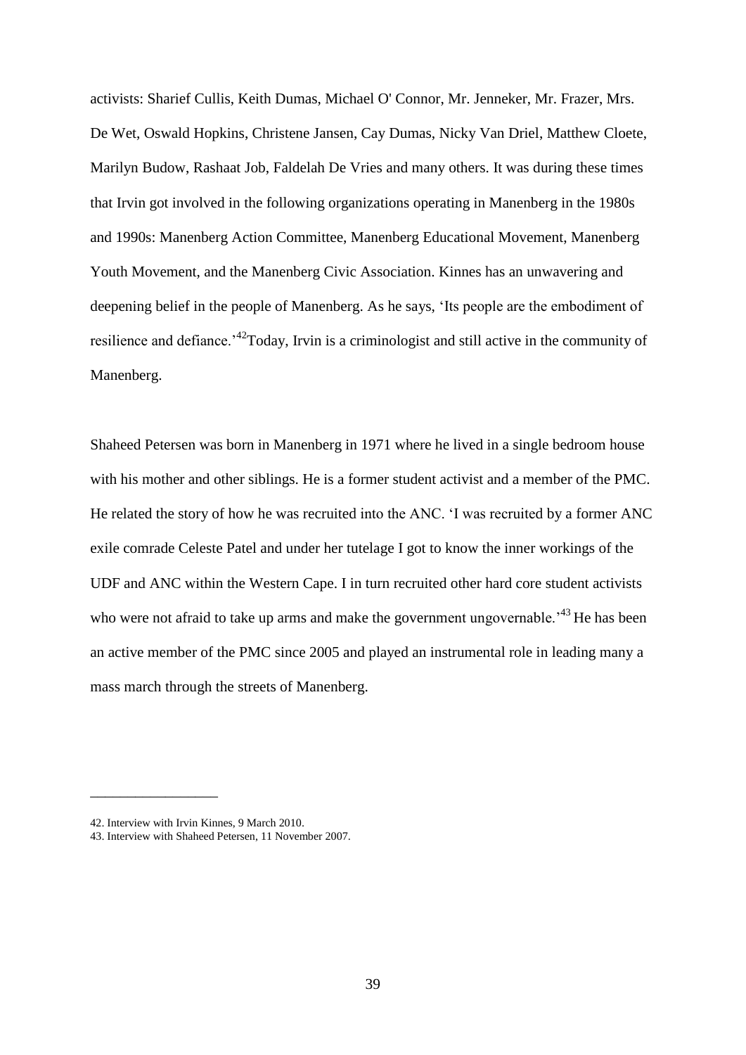activists: Sharief Cullis, Keith Dumas, Michael O' Connor, Mr. Jenneker, Mr. Frazer, Mrs. De Wet, Oswald Hopkins, Christene Jansen, Cay Dumas, Nicky Van Driel, Matthew Cloete, Marilyn Budow, Rashaat Job, Faldelah De Vries and many others. It was during these times that Irvin got involved in the following organizations operating in Manenberg in the 1980s and 1990s: Manenberg Action Committee, Manenberg Educational Movement, Manenberg Youth Movement, and the Manenberg Civic Association. Kinnes has an unwavering and deepening belief in the people of Manenberg. As he says, 'Its people are the embodiment of resilience and defiance.'[42]Today, Irvin is a criminologist and still active in the community of Manenberg.

Shaheed Petersen was born in Manenberg in 1971 where he lived in a single bedroom house with his mother and other siblings. He is a former student activist and a member of the PMC. He related the story of how he was recruited into the ANC. 'I was recruited by a former ANC exile comrade Celeste Patel and under her tutelage I got to know the inner workings of the UDF and ANC within the Western Cape. I in turn recruited other hard core student activists who were not afraid to take up arms and make the government ungovernable.'[43] He has been an active member of the PMC since 2005 and played an instrumental role in leading many a mass march through the streets of Manenberg.

---

42. Interview with Irvin Kinnes, 9 March 2010.
43. Interview with Shaheed Petersen, 11 November 2007.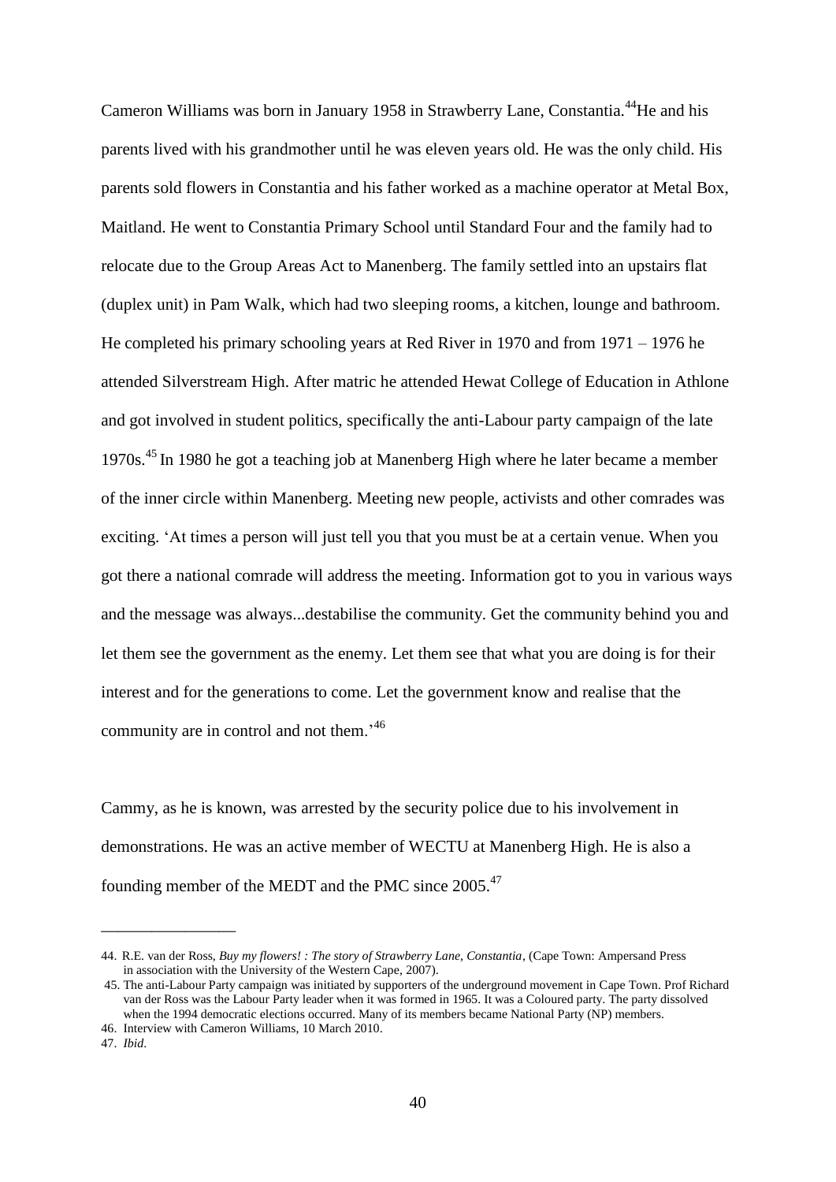Cameron Williams was born in January 1958 in Strawberry Lane, Constantia.[44]He and his parents lived with his grandmother until he was eleven years old. He was the only child. His parents sold flowers in Constantia and his father worked as a machine operator at Metal Box, Maitland. He went to Constantia Primary School until Standard Four and the family had to relocate due to the Group Areas Act to Manenberg. The family settled into an upstairs flat (duplex unit) in Pam Walk, which had two sleeping rooms, a kitchen, lounge and bathroom. He completed his primary schooling years at Red River in 1970 and from 1971 – 1976 he attended Silverstream High. After matric he attended Hewat College of Education in Athlone and got involved in student politics, specifically the anti-Labour party campaign of the late 1970s.[45] In 1980 he got a teaching job at Manenberg High where he later became a member of the inner circle within Manenberg. Meeting new people, activists and other comrades was exciting. 'At times a person will just tell you that you must be at a certain venue. When you got there a national comrade will address the meeting. Information got to you in various ways and the message was always...destabilise the community. Get the community behind you and let them see the government as the enemy. Let them see that what you are doing is for their interest and for the generations to come. Let the government know and realise that the community are in control and not them.'[46]

Cammy, as he is known, was arrested by the security police due to his involvement in demonstrations. He was an active member of WECTU at Manenberg High. He is also a founding member of the MEDT and the PMC since 2005.[47]

---

44. R.E. van der Ross, *Buy my flowers! : The story of Strawberry Lane, Constantia*, (Cape Town: Ampersand Press in association with the University of the Western Cape, 2007).
45. The anti-Labour Party campaign was initiated by supporters of the underground movement in Cape Town. Prof Richard van der Ross was the Labour Party leader when it was formed in 1965. It was a Coloured party. The party dissolved when the 1994 democratic elections occurred. Many of its members became National Party (NP) members.
46. Interview with Cameron Williams, 10 March 2010.
47. *Ibid*.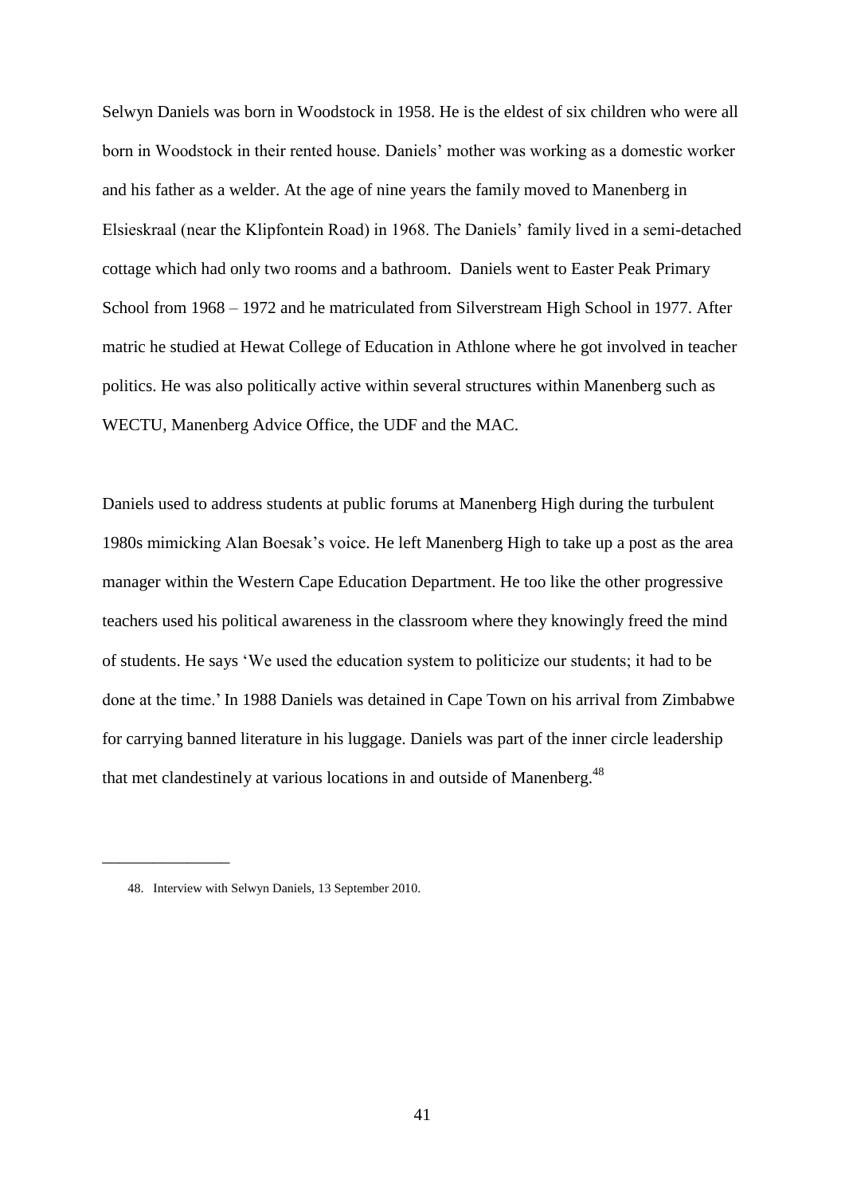Selwyn Daniels was born in Woodstock in 1958. He is the eldest of six children who were all born in Woodstock in their rented house. Daniels' mother was working as a domestic worker and his father as a welder. At the age of nine years the family moved to Manenberg in Elsieskraal (near the Klipfontein Road) in 1968. The Daniels' family lived in a semi-detached cottage which had only two rooms and a bathroom. Daniels went to Easter Peak Primary School from 1968 – 1972 and he matriculated from Silverstream High School in 1977. After matric he studied at Hewat College of Education in Athlone where he got involved in teacher politics. He was also politically active within several structures within Manenberg such as WECTU, Manenberg Advice Office, the UDF and the MAC.

Daniels used to address students at public forums at Manenberg High during the turbulent 1980s mimicking Alan Boesak's voice. He left Manenberg High to take up a post as the area manager within the Western Cape Education Department. He too like the other progressive teachers used his political awareness in the classroom where they knowingly freed the mind of students. He says 'We used the education system to politicize our students; it had to be done at the time.' In 1988 Daniels was detained in Cape Town on his arrival from Zimbabwe for carrying banned literature in his luggage. Daniels was part of the inner circle leadership that met clandestinely at various locations in and outside of Manenberg.[48]

---

48. Interview with Selwyn Daniels, 13 September 2010.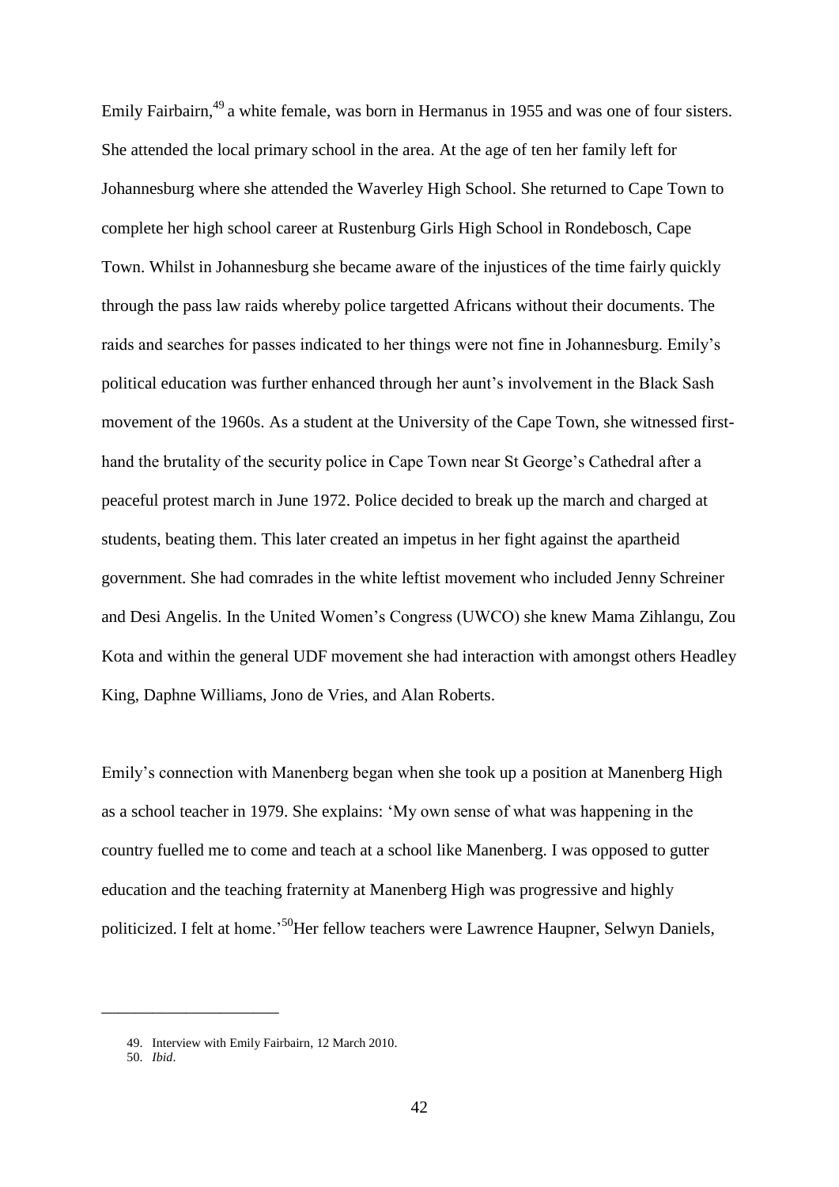Emily Fairbairn,[49] a white female, was born in Hermanus in 1955 and was one of four sisters. She attended the local primary school in the area. At the age of ten her family left for Johannesburg where she attended the Waverley High School. She returned to Cape Town to complete her high school career at Rustenburg Girls High School in Rondebosch, Cape Town. Whilst in Johannesburg she became aware of the injustices of the time fairly quickly through the pass law raids whereby police targetted Africans without their documents. The raids and searches for passes indicated to her things were not fine in Johannesburg. Emily's political education was further enhanced through her aunt's involvement in the Black Sash movement of the 1960s. As a student at the University of the Cape Town, she witnessed first-hand the brutality of the security police in Cape Town near St George's Cathedral after a peaceful protest march in June 1972. Police decided to break up the march and charged at students, beating them. This later created an impetus in her fight against the apartheid government. She had comrades in the white leftist movement who included Jenny Schreiner and Desi Angelis. In the United Women's Congress (UWCO) she knew Mama Zihlangu, Zou Kota and within the general UDF movement she had interaction with amongst others Headley King, Daphne Williams, Jono de Vries, and Alan Roberts.

Emily's connection with Manenberg began when she took up a position at Manenberg High as a school teacher in 1979. She explains: 'My own sense of what was happening in the country fuelled me to come and teach at a school like Manenberg. I was opposed to gutter education and the teaching fraternity at Manenberg High was progressive and highly politicized. I felt at home.'[50] Her fellow teachers were Lawrence Haupner, Selwyn Daniels,

---

49. Interview with Emily Fairbairn, 12 March 2010.

50. *Ibid*.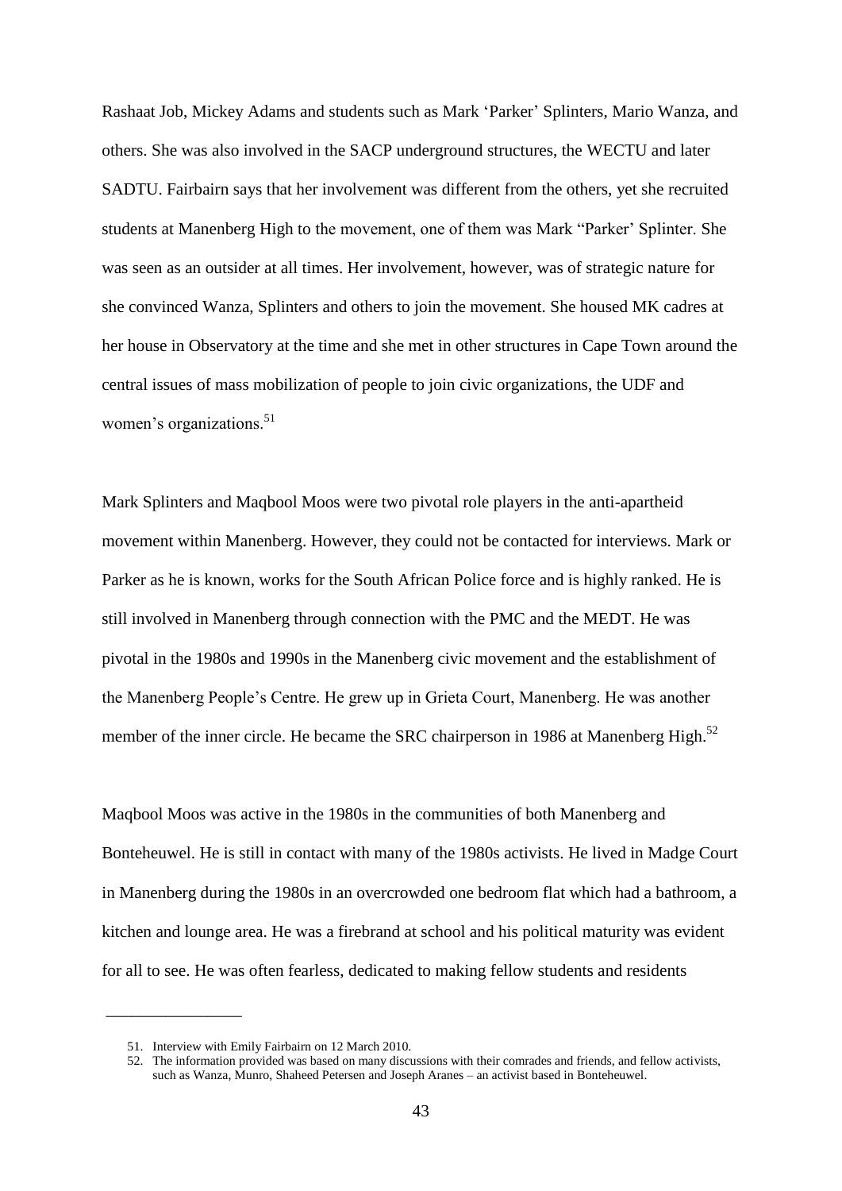Rashaat Job, Mickey Adams and students such as Mark 'Parker' Splinters, Mario Wanza, and others. She was also involved in the SACP underground structures, the WECTU and later SADTU. Fairbairn says that her involvement was different from the others, yet she recruited students at Manenberg High to the movement, one of them was Mark "Parker' Splinter. She was seen as an outsider at all times. Her involvement, however, was of strategic nature for she convinced Wanza, Splinters and others to join the movement. She housed MK cadres at her house in Observatory at the time and she met in other structures in Cape Town around the central issues of mass mobilization of people to join civic organizations, the UDF and women's organizations.[51]

Mark Splinters and Maqbool Moos were two pivotal role players in the anti-apartheid movement within Manenberg. However, they could not be contacted for interviews. Mark or Parker as he is known, works for the South African Police force and is highly ranked. He is still involved in Manenberg through connection with the PMC and the MEDT. He was pivotal in the 1980s and 1990s in the Manenberg civic movement and the establishment of the Manenberg People's Centre. He grew up in Grieta Court, Manenberg. He was another member of the inner circle. He became the SRC chairperson in 1986 at Manenberg High.[52]

Maqbool Moos was active in the 1980s in the communities of both Manenberg and Bonteheuwel. He is still in contact with many of the 1980s activists. He lived in Madge Court in Manenberg during the 1980s in an overcrowded one bedroom flat which had a bathroom, a kitchen and lounge area. He was a firebrand at school and his political maturity was evident for all to see. He was often fearless, dedicated to making fellow students and residents

---

51. Interview with Emily Fairbairn on 12 March 2010.
52. The information provided was based on many discussions with their comrades and friends, and fellow activists, such as Wanza, Munro, Shaheed Petersen and Joseph Aranes – an activist based in Bonteheuwel.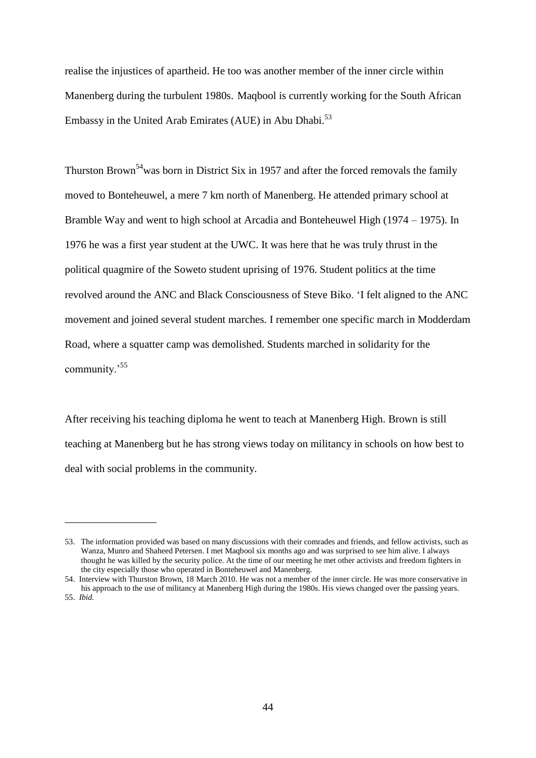realise the injustices of apartheid. He too was another member of the inner circle within Manenberg during the turbulent 1980s. Maqbool is currently working for the South African Embassy in the United Arab Emirates (AUE) in Abu Dhabi.[53]

Thurston Brown[54] was born in District Six in 1957 and after the forced removals the family moved to Bonteheuwel, a mere 7 km north of Manenberg. He attended primary school at Bramble Way and went to high school at Arcadia and Bonteheuwel High (1974 – 1975). In 1976 he was a first year student at the UWC. It was here that he was truly thrust in the political quagmire of the Soweto student uprising of 1976. Student politics at the time revolved around the ANC and Black Consciousness of Steve Biko. 'I felt aligned to the ANC movement and joined several student marches. I remember one specific march in Modderdam Road, where a squatter camp was demolished. Students marched in solidarity for the community.'[55]

After receiving his teaching diploma he went to teach at Manenberg High. Brown is still teaching at Manenberg but he has strong views today on militancy in schools on how best to deal with social problems in the community.

---

53. The information provided was based on many discussions with their comrades and friends, and fellow activists, such as Wanza, Munro and Shaheed Petersen. I met Maqbool six months ago and was surprised to see him alive. I always thought he was killed by the security police. At the time of our meeting he met other activists and freedom fighters in the city especially those who operated in Bonteheuwel and Manenberg.

54. Interview with Thurston Brown, 18 March 2010. He was not a member of the inner circle. He was more conservative in his approach to the use of militancy at Manenberg High during the 1980s. His views changed over the passing years.

55. *Ibid.*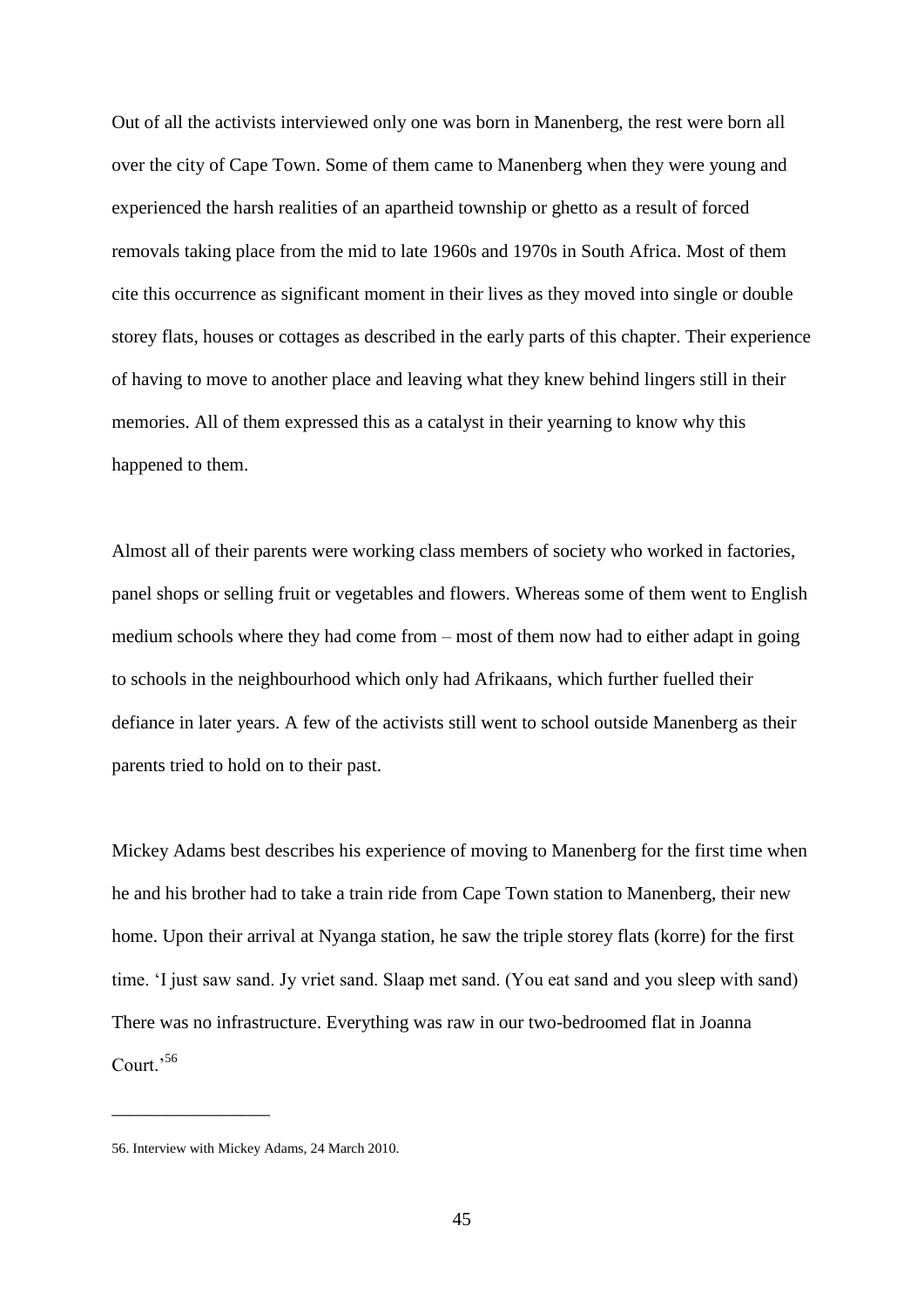Out of all the activists interviewed only one was born in Manenberg, the rest were born all over the city of Cape Town. Some of them came to Manenberg when they were young and experienced the harsh realities of an apartheid township or ghetto as a result of forced removals taking place from the mid to late 1960s and 1970s in South Africa. Most of them cite this occurrence as significant moment in their lives as they moved into single or double storey flats, houses or cottages as described in the early parts of this chapter. Their experience of having to move to another place and leaving what they knew behind lingers still in their memories. All of them expressed this as a catalyst in their yearning to know why this happened to them.

Almost all of their parents were working class members of society who worked in factories, panel shops or selling fruit or vegetables and flowers. Whereas some of them went to English medium schools where they had come from – most of them now had to either adapt in going to schools in the neighbourhood which only had Afrikaans, which further fuelled their defiance in later years. A few of the activists still went to school outside Manenberg as their parents tried to hold on to their past.

Mickey Adams best describes his experience of moving to Manenberg for the first time when he and his brother had to take a train ride from Cape Town station to Manenberg, their new home. Upon their arrival at Nyanga station, he saw the triple storey flats (korre) for the first time. 'I just saw sand. Jy vriet sand. Slaap met sand. (You eat sand and you sleep with sand) There was no infrastructure. Everything was raw in our two-bedroomed flat in Joanna Court.'[56]

---

56. Interview with Mickey Adams, 24 March 2010.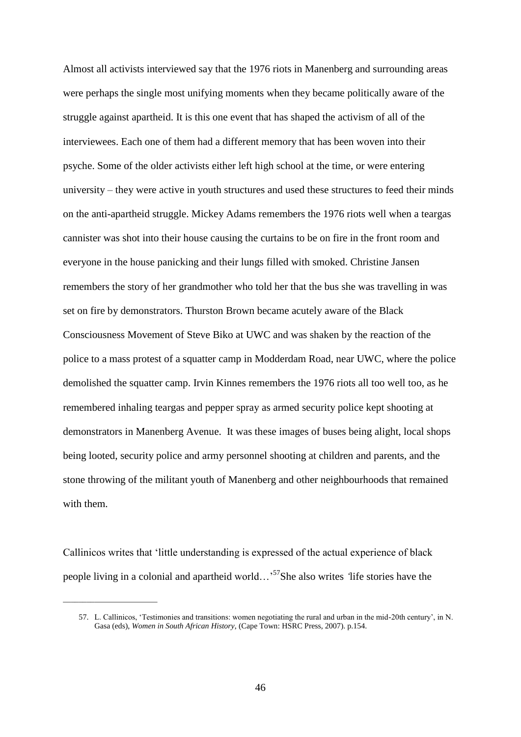Almost all activists interviewed say that the 1976 riots in Manenberg and surrounding areas were perhaps the single most unifying moments when they became politically aware of the struggle against apartheid. It is this one event that has shaped the activism of all of the interviewees. Each one of them had a different memory that has been woven into their psyche. Some of the older activists either left high school at the time, or were entering university – they were active in youth structures and used these structures to feed their minds on the anti-apartheid struggle. Mickey Adams remembers the 1976 riots well when a teargas cannister was shot into their house causing the curtains to be on fire in the front room and everyone in the house panicking and their lungs filled with smoked. Christine Jansen remembers the story of her grandmother who told her that the bus she was travelling in was set on fire by demonstrators. Thurston Brown became acutely aware of the Black Consciousness Movement of Steve Biko at UWC and was shaken by the reaction of the police to a mass protest of a squatter camp in Modderdam Road, near UWC, where the police demolished the squatter camp. Irvin Kinnes remembers the 1976 riots all too well too, as he remembered inhaling teargas and pepper spray as armed security police kept shooting at demonstrators in Manenberg Avenue. It was these images of buses being alight, local shops being looted, security police and army personnel shooting at children and parents, and the stone throwing of the militant youth of Manenberg and other neighbourhoods that remained with them.

Callinicos writes that 'little understanding is expressed of the actual experience of black people living in a colonial and apartheid world…'[57] She also writes 'life stories have the

---

57. L. Callinicos, 'Testimonies and transitions: women negotiating the rural and urban in the mid-20th century', in N. Gasa (eds), *Women in South African History*, (Cape Town: HSRC Press, 2007). p.154.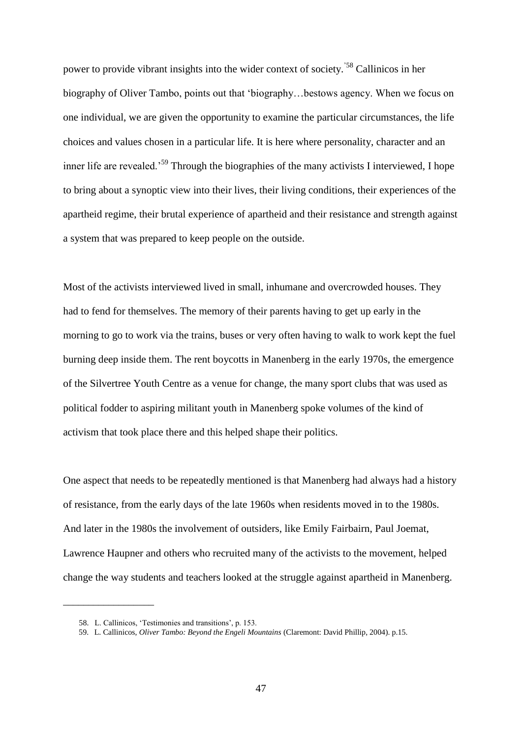power to provide vibrant insights into the wider context of society.'[58] Callinicos in her biography of Oliver Tambo, points out that 'biography…bestows agency. When we focus on one individual, we are given the opportunity to examine the particular circumstances, the life choices and values chosen in a particular life. It is here where personality, character and an inner life are revealed.'[59] Through the biographies of the many activists I interviewed, I hope to bring about a synoptic view into their lives, their living conditions, their experiences of the apartheid regime, their brutal experience of apartheid and their resistance and strength against a system that was prepared to keep people on the outside.

Most of the activists interviewed lived in small, inhumane and overcrowded houses. They had to fend for themselves. The memory of their parents having to get up early in the morning to go to work via the trains, buses or very often having to walk to work kept the fuel burning deep inside them. The rent boycotts in Manenberg in the early 1970s, the emergence of the Silvertree Youth Centre as a venue for change, the many sport clubs that was used as political fodder to aspiring militant youth in Manenberg spoke volumes of the kind of activism that took place there and this helped shape their politics.

One aspect that needs to be repeatedly mentioned is that Manenberg had always had a history of resistance, from the early days of the late 1960s when residents moved in to the 1980s. And later in the 1980s the involvement of outsiders, like Emily Fairbairn, Paul Joemat, Lawrence Haupner and others who recruited many of the activists to the movement, helped change the way students and teachers looked at the struggle against apartheid in Manenberg.

---

58. L. Callinicos, 'Testimonies and transitions', p. 153.
59. L. Callinicos, *Oliver Tambo: Beyond the Engeli Mountains* (Claremont: David Phillip, 2004). p.15.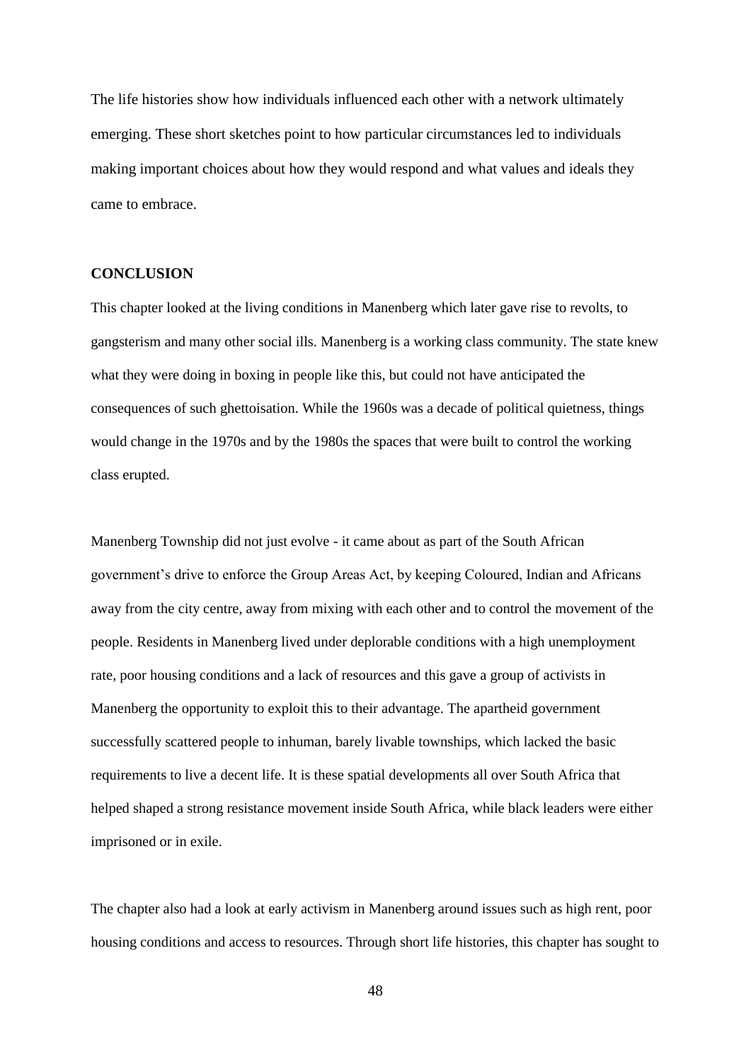The life histories show how individuals influenced each other with a network ultimately emerging. These short sketches point to how particular circumstances led to individuals making important choices about how they would respond and what values and ideals they came to embrace.

## CONCLUSION

This chapter looked at the living conditions in Manenberg which later gave rise to revolts, to gangsterism and many other social ills. Manenberg is a working class community. The state knew what they were doing in boxing in people like this, but could not have anticipated the consequences of such ghettoisation. While the 1960s was a decade of political quietness, things would change in the 1970s and by the 1980s the spaces that were built to control the working class erupted.

Manenberg Township did not just evolve - it came about as part of the South African government's drive to enforce the Group Areas Act, by keeping Coloured, Indian and Africans away from the city centre, away from mixing with each other and to control the movement of the people. Residents in Manenberg lived under deplorable conditions with a high unemployment rate, poor housing conditions and a lack of resources and this gave a group of activists in Manenberg the opportunity to exploit this to their advantage. The apartheid government successfully scattered people to inhuman, barely livable townships, which lacked the basic requirements to live a decent life. It is these spatial developments all over South Africa that helped shaped a strong resistance movement inside South Africa, while black leaders were either imprisoned or in exile.

The chapter also had a look at early activism in Manenberg around issues such as high rent, poor housing conditions and access to resources. Through short life histories, this chapter has sought to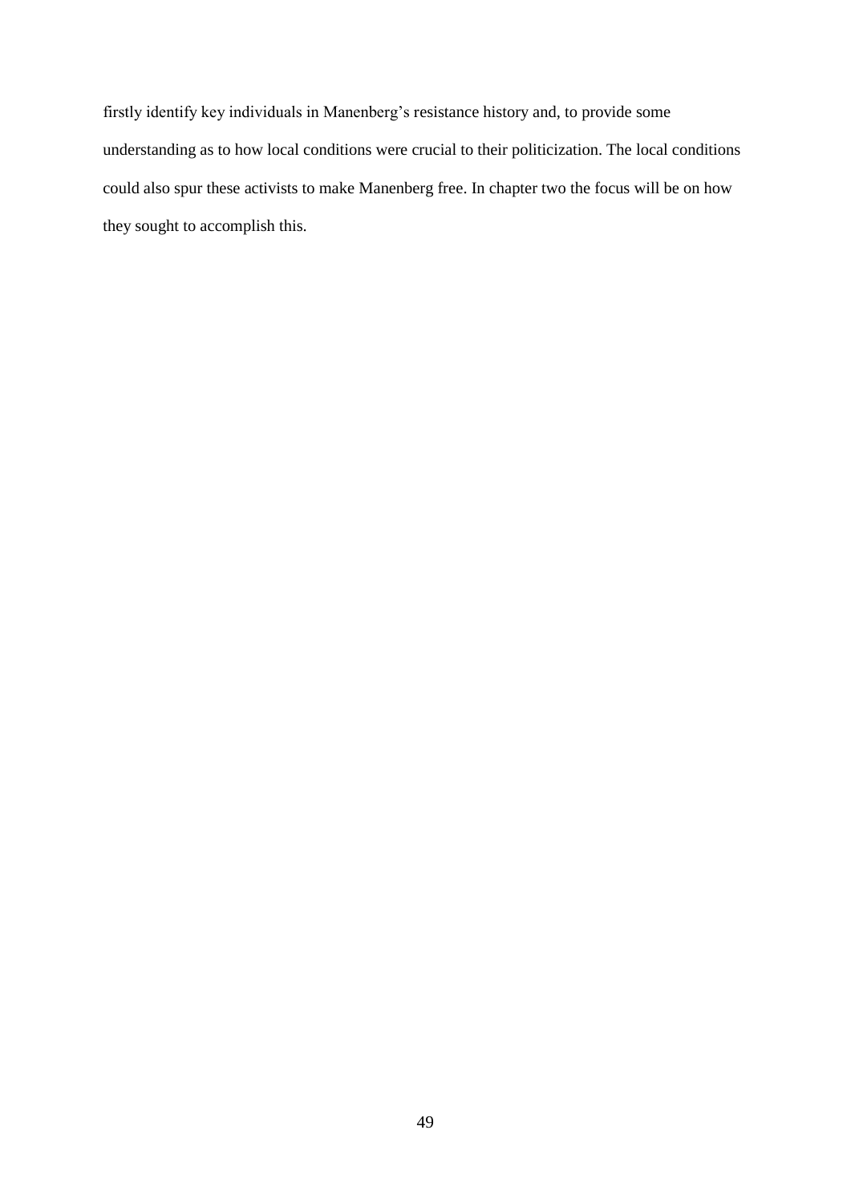firstly identify key individuals in Manenberg's resistance history and, to provide some understanding as to how local conditions were crucial to their politicization. The local conditions could also spur these activists to make Manenberg free. In chapter two the focus will be on how they sought to accomplish this.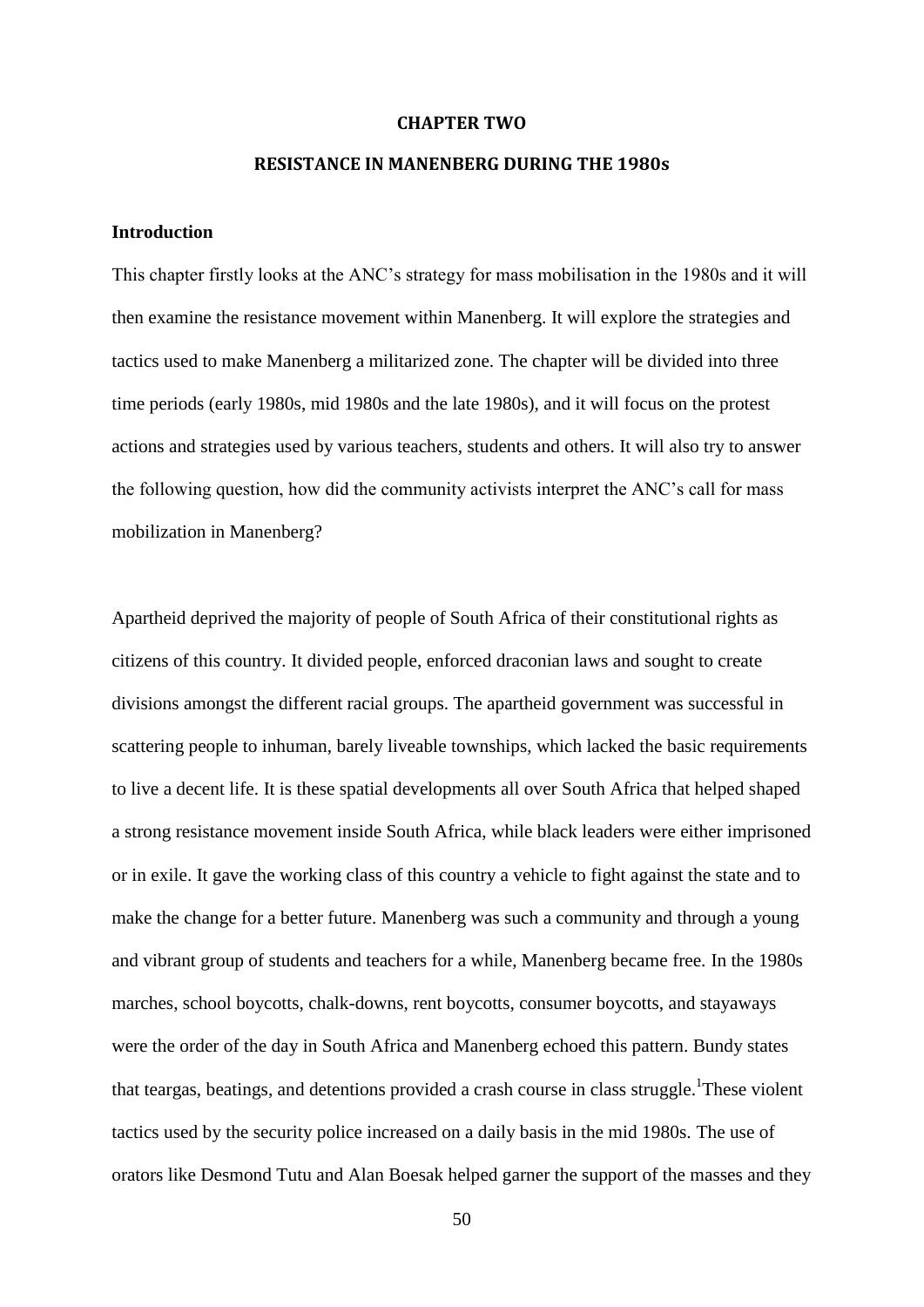# CHAPTER TWO

## RESISTANCE IN MANENBERG DURING THE 1980s

### Introduction

This chapter firstly looks at the ANC's strategy for mass mobilisation in the 1980s and it will then examine the resistance movement within Manenberg. It will explore the strategies and tactics used to make Manenberg a militarized zone. The chapter will be divided into three time periods (early 1980s, mid 1980s and the late 1980s), and it will focus on the protest actions and strategies used by various teachers, students and others. It will also try to answer the following question, how did the community activists interpret the ANC's call for mass mobilization in Manenberg?

Apartheid deprived the majority of people of South Africa of their constitutional rights as citizens of this country. It divided people, enforced draconian laws and sought to create divisions amongst the different racial groups. The apartheid government was successful in scattering people to inhuman, barely liveable townships, which lacked the basic requirements to live a decent life. It is these spatial developments all over South Africa that helped shaped a strong resistance movement inside South Africa, while black leaders were either imprisoned or in exile. It gave the working class of this country a vehicle to fight against the state and to make the change for a better future. Manenberg was such a community and through a young and vibrant group of students and teachers for a while, Manenberg became free. In the 1980s marches, school boycotts, chalk-downs, rent boycotts, consumer boycotts, and stayaways were the order of the day in South Africa and Manenberg echoed this pattern. Bundy states that teargas, beatings, and detentions provided a crash course in class struggle.[1]These violent tactics used by the security police increased on a daily basis in the mid 1980s. The use of orators like Desmond Tutu and Alan Boesak helped garner the support of the masses and they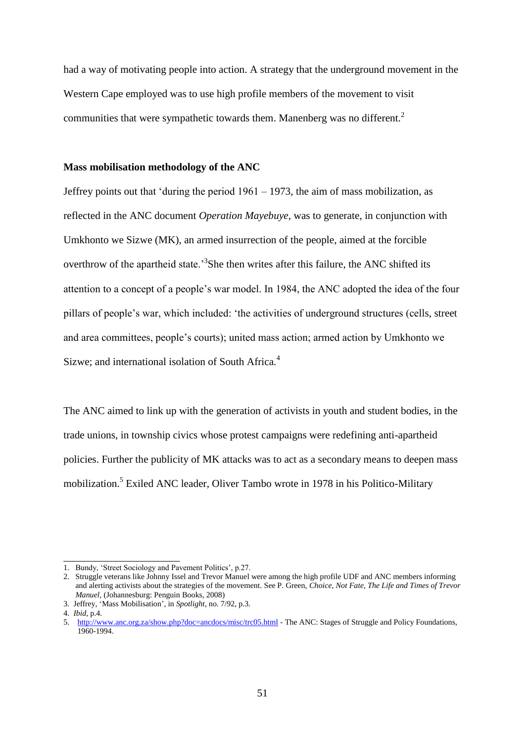had a way of motivating people into action. A strategy that the underground movement in the Western Cape employed was to use high profile members of the movement to visit communities that were sympathetic towards them. Manenberg was no different.[2]

**Mass mobilisation methodology of the ANC**

Jeffrey points out that 'during the period 1961 – 1973, the aim of mass mobilization, as reflected in the ANC document *Operation Mayebuye*, was to generate, in conjunction with Umkhonto we Sizwe (MK), an armed insurrection of the people, aimed at the forcible overthrow of the apartheid state.'[3]She then writes after this failure, the ANC shifted its attention to a concept of a people's war model. In 1984, the ANC adopted the idea of the four pillars of people's war, which included: 'the activities of underground structures (cells, street and area committees, people's courts); united mass action; armed action by Umkhonto we Sizwe; and international isolation of South Africa.[4]

The ANC aimed to link up with the generation of activists in youth and student bodies, in the trade unions, in township civics whose protest campaigns were redefining anti-apartheid policies. Further the publicity of MK attacks was to act as a secondary means to deepen mass mobilization.[5] Exiled ANC leader, Oliver Tambo wrote in 1978 in his Politico-Military

---

1. Bundy, 'Street Sociology and Pavement Politics', p.27.
2. Struggle veterans like Johnny Issel and Trevor Manuel were among the high profile UDF and ANC members informing and alerting activists about the strategies of the movement. See P. Green, *Choice, Not Fate, The Life and Times of Trevor Manuel*, (Johannesburg: Penguin Books, 2008)
3. Jeffrey, 'Mass Mobilisation', in *Spotlight*, no. 7/92, p.3.
4. *Ibid*, p.4.
5. http://www.anc.org.za/show.php?doc=ancdocs/misc/trc05.html - The ANC: Stages of Struggle and Policy Foundations, 1960-1994.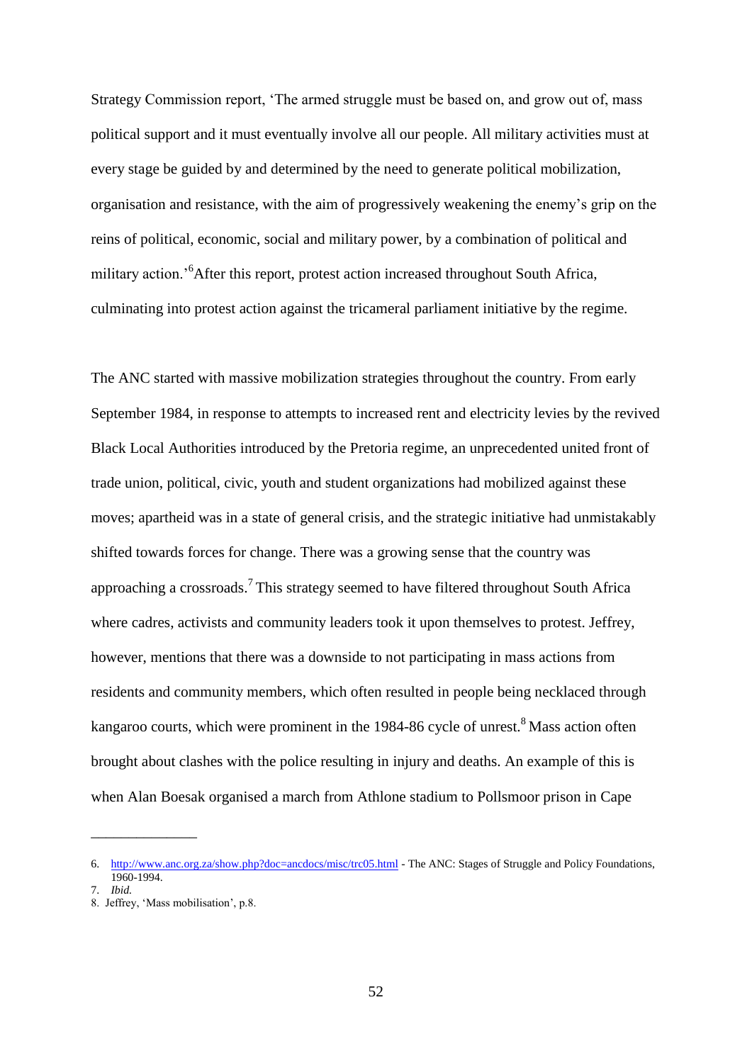Strategy Commission report, 'The armed struggle must be based on, and grow out of, mass political support and it must eventually involve all our people. All military activities must at every stage be guided by and determined by the need to generate political mobilization, organisation and resistance, with the aim of progressively weakening the enemy's grip on the reins of political, economic, social and military power, by a combination of political and military action.'[6]After this report, protest action increased throughout South Africa, culminating into protest action against the tricameral parliament initiative by the regime.

The ANC started with massive mobilization strategies throughout the country. From early September 1984, in response to attempts to increased rent and electricity levies by the revived Black Local Authorities introduced by the Pretoria regime, an unprecedented united front of trade union, political, civic, youth and student organizations had mobilized against these moves; apartheid was in a state of general crisis, and the strategic initiative had unmistakably shifted towards forces for change. There was a growing sense that the country was approaching a crossroads.[7] This strategy seemed to have filtered throughout South Africa where cadres, activists and community leaders took it upon themselves to protest. Jeffrey, however, mentions that there was a downside to not participating in mass actions from residents and community members, which often resulted in people being necklaced through kangaroo courts, which were prominent in the 1984-86 cycle of unrest.[8] Mass action often brought about clashes with the police resulting in injury and deaths. An example of this is when Alan Boesak organised a march from Athlone stadium to Pollsmoor prison in Cape

---

6. http://www.anc.org.za/show.php?doc=ancdocs/misc/trc05.html - The ANC: Stages of Struggle and Policy Foundations, 1960-1994.
7. *Ibid.*
8. Jeffrey, 'Mass mobilisation', p.8.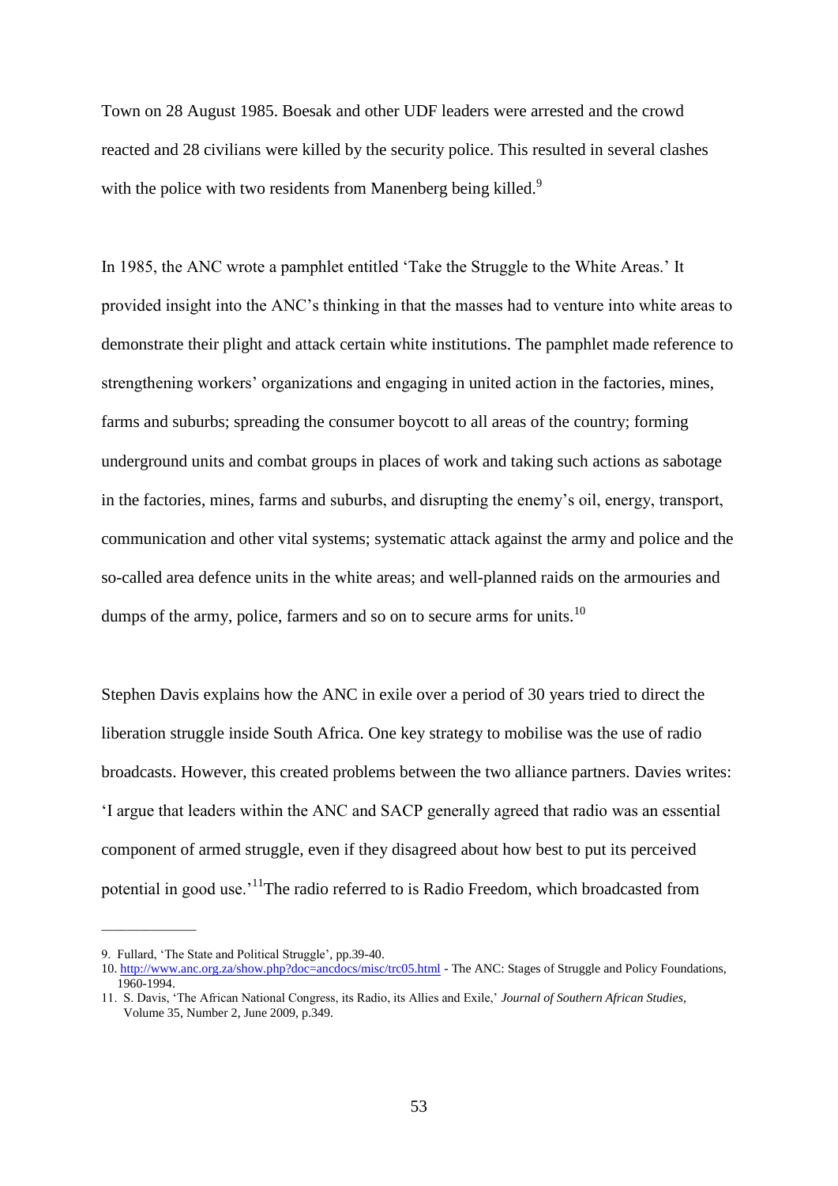Town on 28 August 1985. Boesak and other UDF leaders were arrested and the crowd reacted and 28 civilians were killed by the security police. This resulted in several clashes with the police with two residents from Manenberg being killed.[9]

In 1985, the ANC wrote a pamphlet entitled 'Take the Struggle to the White Areas.' It provided insight into the ANC's thinking in that the masses had to venture into white areas to demonstrate their plight and attack certain white institutions. The pamphlet made reference to strengthening workers' organizations and engaging in united action in the factories, mines, farms and suburbs; spreading the consumer boycott to all areas of the country; forming underground units and combat groups in places of work and taking such actions as sabotage in the factories, mines, farms and suburbs, and disrupting the enemy's oil, energy, transport, communication and other vital systems; systematic attack against the army and police and the so-called area defence units in the white areas; and well-planned raids on the armouries and dumps of the army, police, farmers and so on to secure arms for units.[10]

Stephen Davis explains how the ANC in exile over a period of 30 years tried to direct the liberation struggle inside South Africa. One key strategy to mobilise was the use of radio broadcasts. However, this created problems between the two alliance partners. Davies writes: 'I argue that leaders within the ANC and SACP generally agreed that radio was an essential component of armed struggle, even if they disagreed about how best to put its perceived potential in good use.'[11]The radio referred to is Radio Freedom, which broadcasted from

---

9. Fullard, 'The State and Political Struggle', pp.39-40.
10. http://www.anc.org.za/show.php?doc=ancdocs/misc/trc05.html - The ANC: Stages of Struggle and Policy Foundations, 1960-1994.
11. S. Davis, 'The African National Congress, its Radio, its Allies and Exile,' *Journal of Southern African Studies*, Volume 35, Number 2, June 2009, p.349.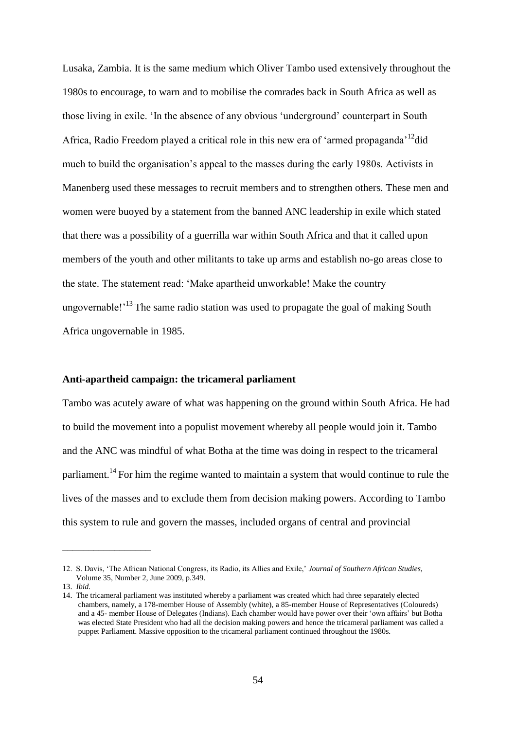Lusaka, Zambia. It is the same medium which Oliver Tambo used extensively throughout the 1980s to encourage, to warn and to mobilise the comrades back in South Africa as well as those living in exile. 'In the absence of any obvious 'underground' counterpart in South Africa, Radio Freedom played a critical role in this new era of 'armed propaganda'[12]did much to build the organisation's appeal to the masses during the early 1980s. Activists in Manenberg used these messages to recruit members and to strengthen others. These men and women were buoyed by a statement from the banned ANC leadership in exile which stated that there was a possibility of a guerrilla war within South Africa and that it called upon members of the youth and other militants to take up arms and establish no-go areas close to the state. The statement read: 'Make apartheid unworkable! Make the country ungovernable!'[13] The same radio station was used to propagate the goal of making South Africa ungovernable in 1985.

**Anti-apartheid campaign: the tricameral parliament**

Tambo was acutely aware of what was happening on the ground within South Africa. He had to build the movement into a populist movement whereby all people would join it. Tambo and the ANC was mindful of what Botha at the time was doing in respect to the tricameral parliament.[14] For him the regime wanted to maintain a system that would continue to rule the lives of the masses and to exclude them from decision making powers. According to Tambo this system to rule and govern the masses, included organs of central and provincial

---

12. S. Davis, 'The African National Congress, its Radio, its Allies and Exile,' *Journal of Southern African Studies*, Volume 35, Number 2, June 2009, p.349.
13. *Ibid.*
14. The tricameral parliament was instituted whereby a parliament was created which had three separately elected chambers, namely, a 178-member House of Assembly (white), a 85-member House of Representatives (Coloureds) and a 45- member House of Delegates (Indians). Each chamber would have power over their 'own affairs' but Botha was elected State President who had all the decision making powers and hence the tricameral parliament was called a puppet Parliament. Massive opposition to the tricameral parliament continued throughout the 1980s.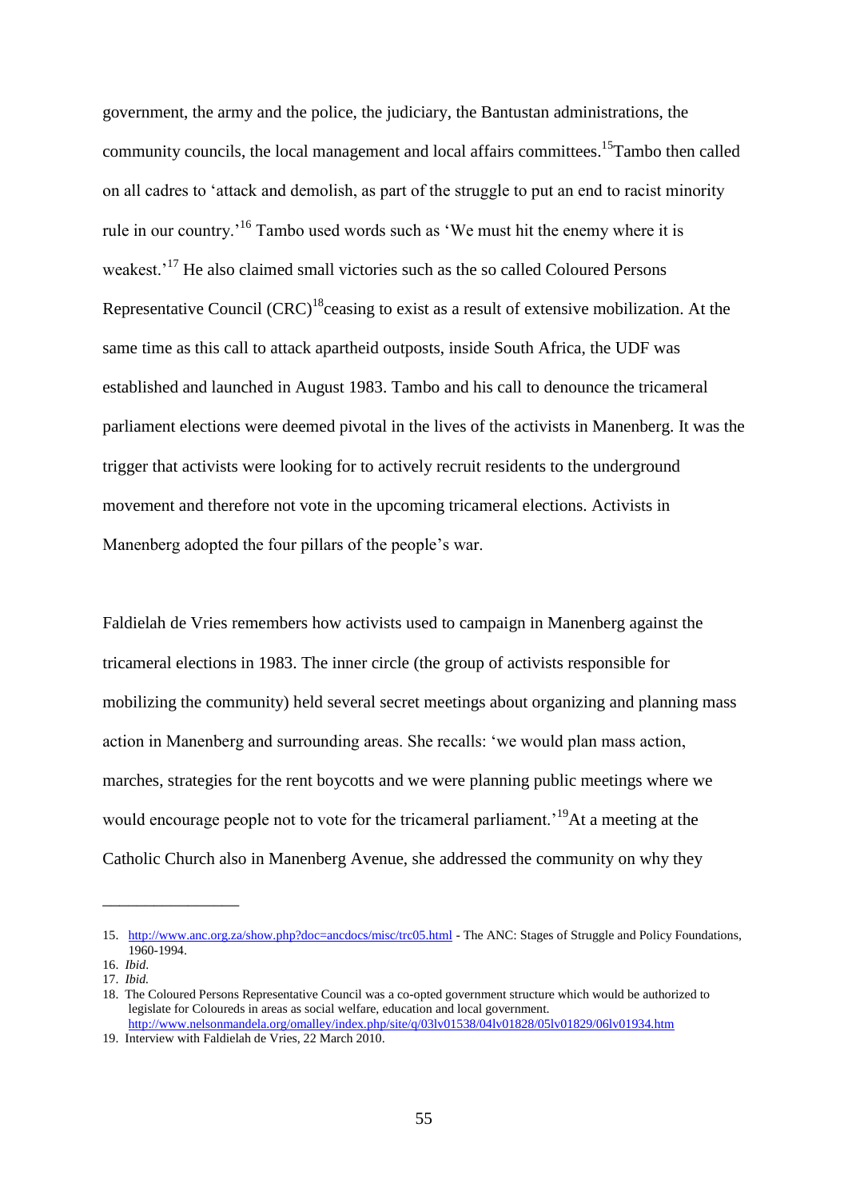government, the army and the police, the judiciary, the Bantustan administrations, the community councils, the local management and local affairs committees.[15] Tambo then called on all cadres to 'attack and demolish, as part of the struggle to put an end to racist minority rule in our country.'[16] Tambo used words such as 'We must hit the enemy where it is weakest.'[17] He also claimed small victories such as the so called Coloured Persons Representative Council (CRC)[18] ceasing to exist as a result of extensive mobilization. At the same time as this call to attack apartheid outposts, inside South Africa, the UDF was established and launched in August 1983. Tambo and his call to denounce the tricameral parliament elections were deemed pivotal in the lives of the activists in Manenberg. It was the trigger that activists were looking for to actively recruit residents to the underground movement and therefore not vote in the upcoming tricameral elections. Activists in Manenberg adopted the four pillars of the people's war.

Faldielah de Vries remembers how activists used to campaign in Manenberg against the tricameral elections in 1983. The inner circle (the group of activists responsible for mobilizing the community) held several secret meetings about organizing and planning mass action in Manenberg and surrounding areas. She recalls: 'we would plan mass action, marches, strategies for the rent boycotts and we were planning public meetings where we would encourage people not to vote for the tricameral parliament.'[19] At a meeting at the Catholic Church also in Manenberg Avenue, she addressed the community on why they

---

15. http://www.anc.org.za/show.php?doc=ancdocs/misc/trc05.html - The ANC: Stages of Struggle and Policy Foundations, 1960-1994.
16. *Ibid*.
17. *Ibid.*
18. The Coloured Persons Representative Council was a co-opted government structure which would be authorized to legislate for Coloureds in areas as social welfare, education and local government. http://www.nelsonmandela.org/omalley/index.php/site/q/03lv01538/04lv01828/05lv01829/06lv01934.htm
19. Interview with Faldielah de Vries, 22 March 2010.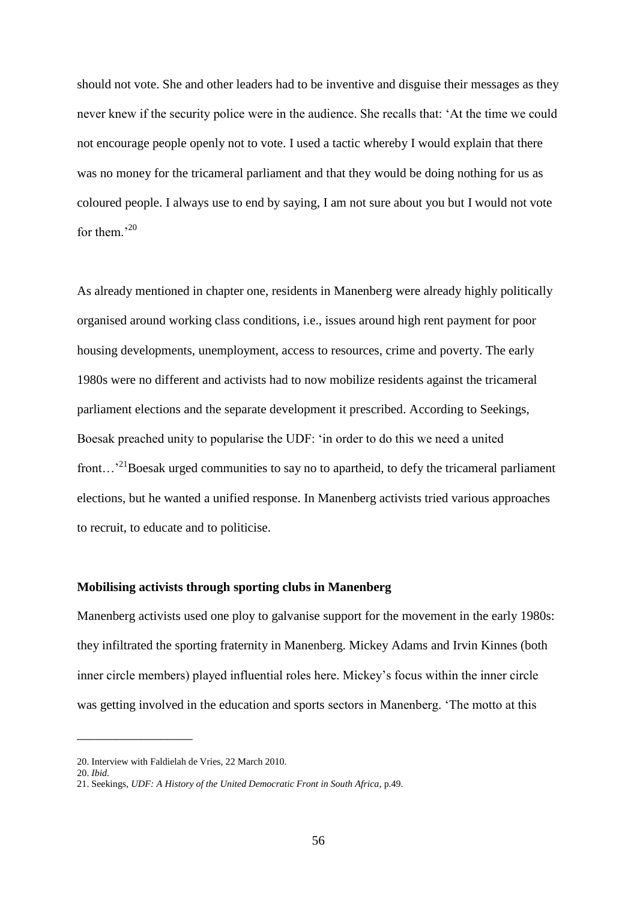should not vote. She and other leaders had to be inventive and disguise their messages as they never knew if the security police were in the audience. She recalls that: 'At the time we could not encourage people openly not to vote. I used a tactic whereby I would explain that there was no money for the tricameral parliament and that they would be doing nothing for us as coloured people. I always use to end by saying, I am not sure about you but I would not vote for them.'[20]

As already mentioned in chapter one, residents in Manenberg were already highly politically organised around working class conditions, i.e., issues around high rent payment for poor housing developments, unemployment, access to resources, crime and poverty. The early 1980s were no different and activists had to now mobilize residents against the tricameral parliament elections and the separate development it prescribed. According to Seekings, Boesak preached unity to popularise the UDF: 'in order to do this we need a united front…'[21]Boesak urged communities to say no to apartheid, to defy the tricameral parliament elections, but he wanted a unified response. In Manenberg activists tried various approaches to recruit, to educate and to politicise.

**Mobilising activists through sporting clubs in Manenberg**

Manenberg activists used one ploy to galvanise support for the movement in the early 1980s: they infiltrated the sporting fraternity in Manenberg. Mickey Adams and Irvin Kinnes (both inner circle members) played influential roles here. Mickey's focus within the inner circle was getting involved in the education and sports sectors in Manenberg. 'The motto at this

---

20. Interview with Faldielah de Vries, 22 March 2010.
20. *Ibid.*
21. Seekings, *UDF: A History of the United Democratic Front in South Africa*, p.49.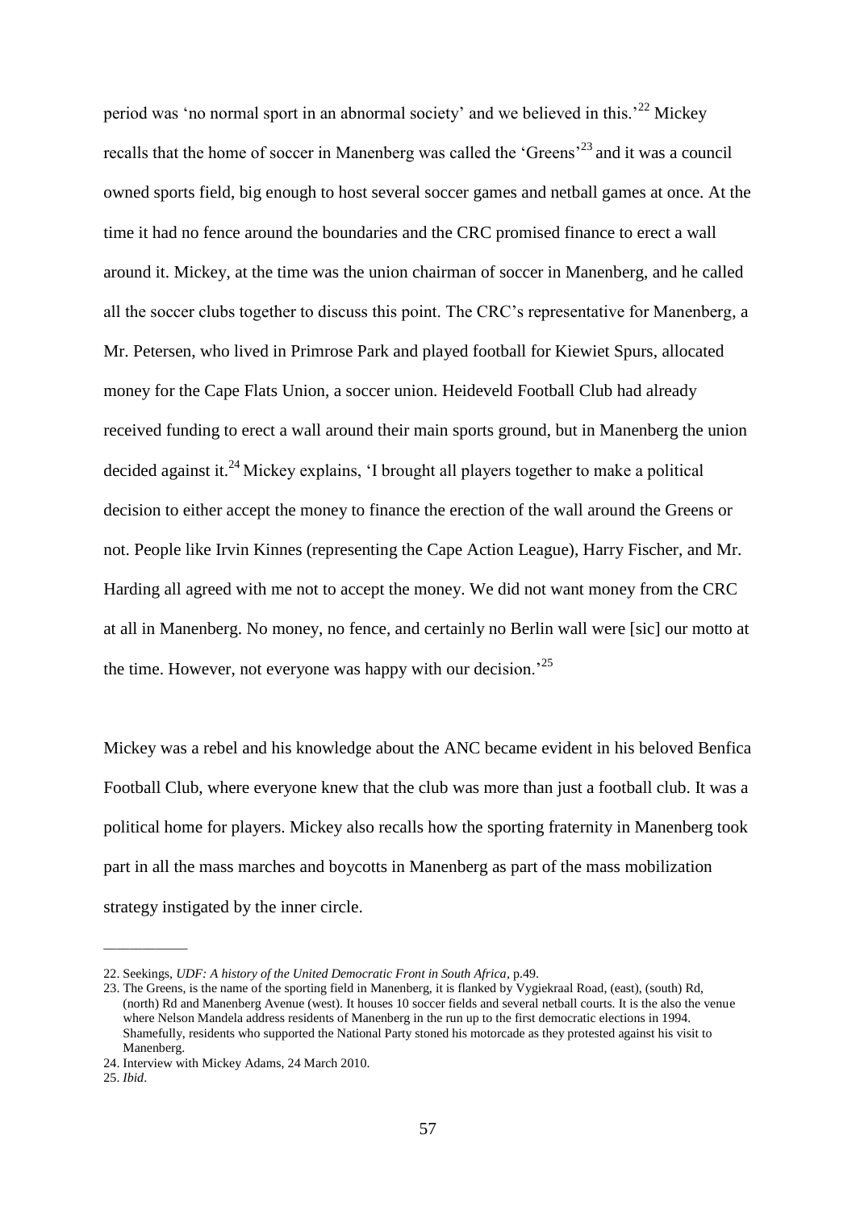period was 'no normal sport in an abnormal society' and we believed in this.'[22] Mickey recalls that the home of soccer in Manenberg was called the 'Greens'[23] and it was a council owned sports field, big enough to host several soccer games and netball games at once. At the time it had no fence around the boundaries and the CRC promised finance to erect a wall around it. Mickey, at the time was the union chairman of soccer in Manenberg, and he called all the soccer clubs together to discuss this point. The CRC's representative for Manenberg, a Mr. Petersen, who lived in Primrose Park and played football for Kiewiet Spurs, allocated money for the Cape Flats Union, a soccer union. Heideveld Football Club had already received funding to erect a wall around their main sports ground, but in Manenberg the union decided against it.[24] Mickey explains, 'I brought all players together to make a political decision to either accept the money to finance the erection of the wall around the Greens or not. People like Irvin Kinnes (representing the Cape Action League), Harry Fischer, and Mr. Harding all agreed with me not to accept the money. We did not want money from the CRC at all in Manenberg. No money, no fence, and certainly no Berlin wall were [sic] our motto at the time. However, not everyone was happy with our decision.'[25]

Mickey was a rebel and his knowledge about the ANC became evident in his beloved Benfica Football Club, where everyone knew that the club was more than just a football club. It was a political home for players. Mickey also recalls how the sporting fraternity in Manenberg took part in all the mass marches and boycotts in Manenberg as part of the mass mobilization strategy instigated by the inner circle.

---

22. Seekings, *UDF: A history of the United Democratic Front in South Africa*, p.49.
23. The Greens, is the name of the sporting field in Manenberg, it is flanked by Vygiekraal Road, (east), (south) Rd, (north) Rd and Manenberg Avenue (west). It houses 10 soccer fields and several netball courts. It is the also the venue where Nelson Mandela address residents of Manenberg in the run up to the first democratic elections in 1994. Shamefully, residents who supported the National Party stoned his motorcade as they protested against his visit to Manenberg.
24. Interview with Mickey Adams, 24 March 2010.
25. *Ibid*.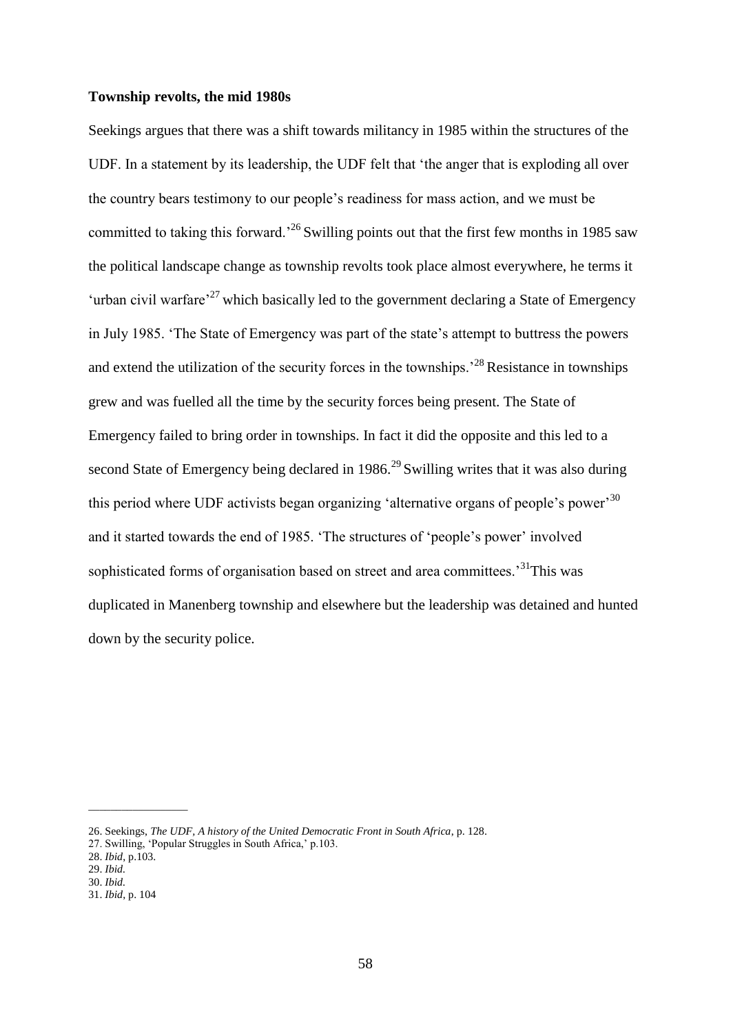**Township revolts, the mid 1980s**

Seekings argues that there was a shift towards militancy in 1985 within the structures of the UDF. In a statement by its leadership, the UDF felt that 'the anger that is exploding all over the country bears testimony to our people's readiness for mass action, and we must be committed to taking this forward.'[26] Swilling points out that the first few months in 1985 saw the political landscape change as township revolts took place almost everywhere, he terms it 'urban civil warfare'[27] which basically led to the government declaring a State of Emergency in July 1985. 'The State of Emergency was part of the state's attempt to buttress the powers and extend the utilization of the security forces in the townships.'[28] Resistance in townships grew and was fuelled all the time by the security forces being present. The State of Emergency failed to bring order in townships. In fact it did the opposite and this led to a second State of Emergency being declared in 1986.[29] Swilling writes that it was also during this period where UDF activists began organizing 'alternative organs of people's power'[30] and it started towards the end of 1985. 'The structures of 'people's power' involved sophisticated forms of organisation based on street and area committees.'[31]This was duplicated in Manenberg township and elsewhere but the leadership was detained and hunted down by the security police.

---

26. Seekings, *The UDF, A history of the United Democratic Front in South Africa*, p. 128.
27. Swilling, 'Popular Struggles in South Africa,' p.103.
28. *Ibid*, p.103.
29. *Ibid.*
30. *Ibid.*
31. *Ibid*, p. 104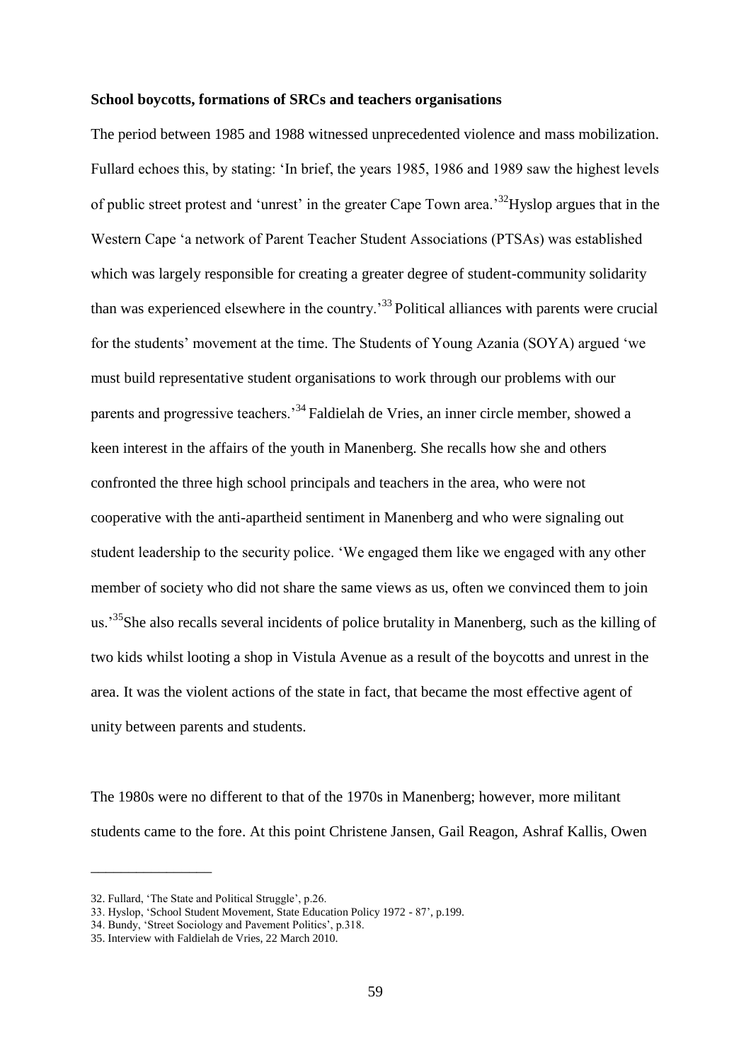**School boycotts, formations of SRCs and teachers organisations**

The period between 1985 and 1988 witnessed unprecedented violence and mass mobilization. Fullard echoes this, by stating: 'In brief, the years 1985, 1986 and 1989 saw the highest levels of public street protest and 'unrest' in the greater Cape Town area.'[32] Hyslop argues that in the Western Cape 'a network of Parent Teacher Student Associations (PTSAs) was established which was largely responsible for creating a greater degree of student-community solidarity than was experienced elsewhere in the country.'[33] Political alliances with parents were crucial for the students' movement at the time. The Students of Young Azania (SOYA) argued 'we must build representative student organisations to work through our problems with our parents and progressive teachers.'[34] Faldielah de Vries, an inner circle member, showed a keen interest in the affairs of the youth in Manenberg. She recalls how she and others confronted the three high school principals and teachers in the area, who were not cooperative with the anti-apartheid sentiment in Manenberg and who were signaling out student leadership to the security police. 'We engaged them like we engaged with any other member of society who did not share the same views as us, often we convinced them to join us.'[35] She also recalls several incidents of police brutality in Manenberg, such as the killing of two kids whilst looting a shop in Vistula Avenue as a result of the boycotts and unrest in the area. It was the violent actions of the state in fact, that became the most effective agent of unity between parents and students.

The 1980s were no different to that of the 1970s in Manenberg; however, more militant students came to the fore. At this point Christene Jansen, Gail Reagon, Ashraf Kallis, Owen

---

32. Fullard, 'The State and Political Struggle', p.26.
33. Hyslop, 'School Student Movement, State Education Policy 1972 - 87', p.199.
34. Bundy, 'Street Sociology and Pavement Politics', p.318.
35. Interview with Faldielah de Vries, 22 March 2010.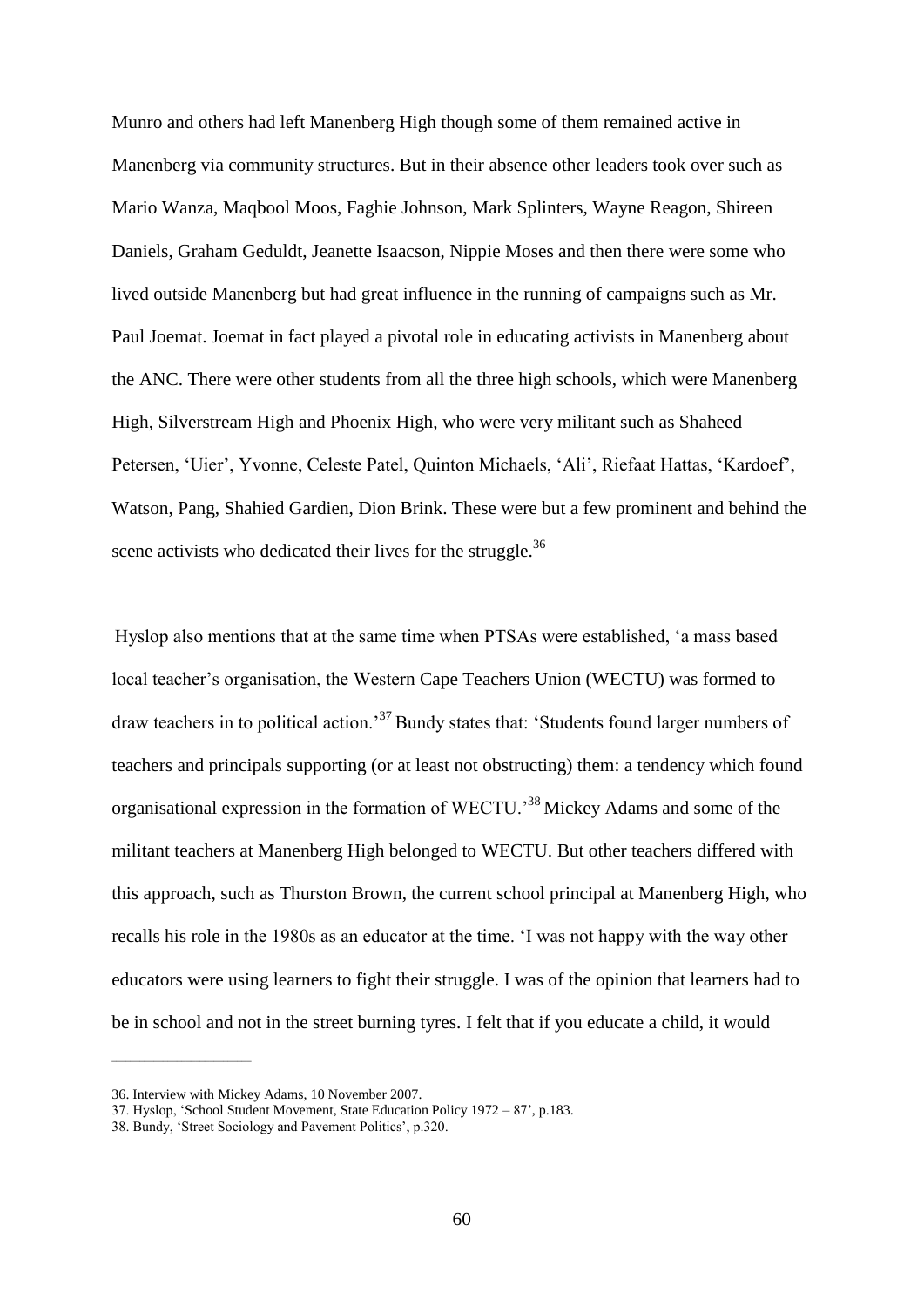Munro and others had left Manenberg High though some of them remained active in Manenberg via community structures. But in their absence other leaders took over such as Mario Wanza, Maqbool Moos, Faghie Johnson, Mark Splinters, Wayne Reagon, Shireen Daniels, Graham Geduldt, Jeanette Isaacson, Nippie Moses and then there were some who lived outside Manenberg but had great influence in the running of campaigns such as Mr. Paul Joemat. Joemat in fact played a pivotal role in educating activists in Manenberg about the ANC. There were other students from all the three high schools, which were Manenberg High, Silverstream High and Phoenix High, who were very militant such as Shaheed Petersen, 'Uier', Yvonne, Celeste Patel, Quinton Michaels, 'Ali', Riefaat Hattas, 'Kardoef', Watson, Pang, Shahied Gardien, Dion Brink. These were but a few prominent and behind the scene activists who dedicated their lives for the struggle.[36]

Hyslop also mentions that at the same time when PTSAs were established, 'a mass based local teacher's organisation, the Western Cape Teachers Union (WECTU) was formed to draw teachers in to political action.'[37] Bundy states that: 'Students found larger numbers of teachers and principals supporting (or at least not obstructing) them: a tendency which found organisational expression in the formation of WECTU.'[38] Mickey Adams and some of the militant teachers at Manenberg High belonged to WECTU. But other teachers differed with this approach, such as Thurston Brown, the current school principal at Manenberg High, who recalls his role in the 1980s as an educator at the time. 'I was not happy with the way other educators were using learners to fight their struggle. I was of the opinion that learners had to be in school and not in the street burning tyres. I felt that if you educate a child, it would

---

36. Interview with Mickey Adams, 10 November 2007.
37. Hyslop, 'School Student Movement, State Education Policy 1972 – 87', p.183.
38. Bundy, 'Street Sociology and Pavement Politics', p.320.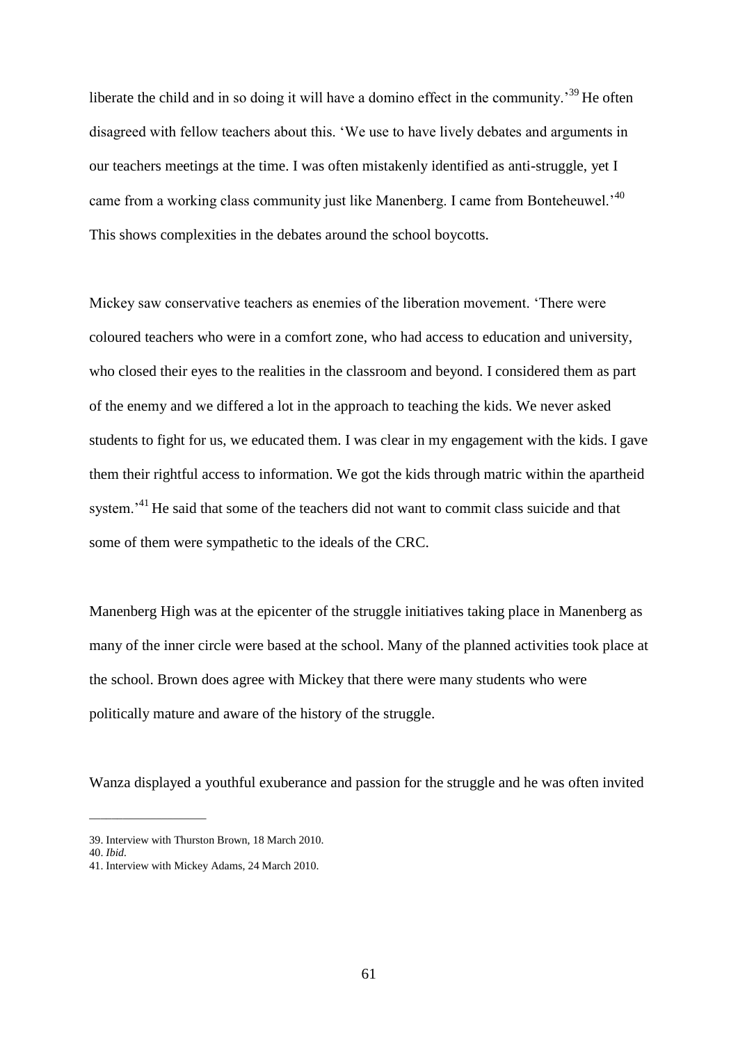liberate the child and in so doing it will have a domino effect in the community.'[39] He often disagreed with fellow teachers about this. 'We use to have lively debates and arguments in our teachers meetings at the time. I was often mistakenly identified as anti-struggle, yet I came from a working class community just like Manenberg. I came from Bonteheuwel.'[40] This shows complexities in the debates around the school boycotts.

Mickey saw conservative teachers as enemies of the liberation movement. 'There were coloured teachers who were in a comfort zone, who had access to education and university, who closed their eyes to the realities in the classroom and beyond. I considered them as part of the enemy and we differed a lot in the approach to teaching the kids. We never asked students to fight for us, we educated them. I was clear in my engagement with the kids. I gave them their rightful access to information. We got the kids through matric within the apartheid system.'[41] He said that some of the teachers did not want to commit class suicide and that some of them were sympathetic to the ideals of the CRC.

Manenberg High was at the epicenter of the struggle initiatives taking place in Manenberg as many of the inner circle were based at the school. Many of the planned activities took place at the school. Brown does agree with Mickey that there were many students who were politically mature and aware of the history of the struggle.

Wanza displayed a youthful exuberance and passion for the struggle and he was often invited

---

39. Interview with Thurston Brown, 18 March 2010.
40. *Ibid.*
41. Interview with Mickey Adams, 24 March 2010.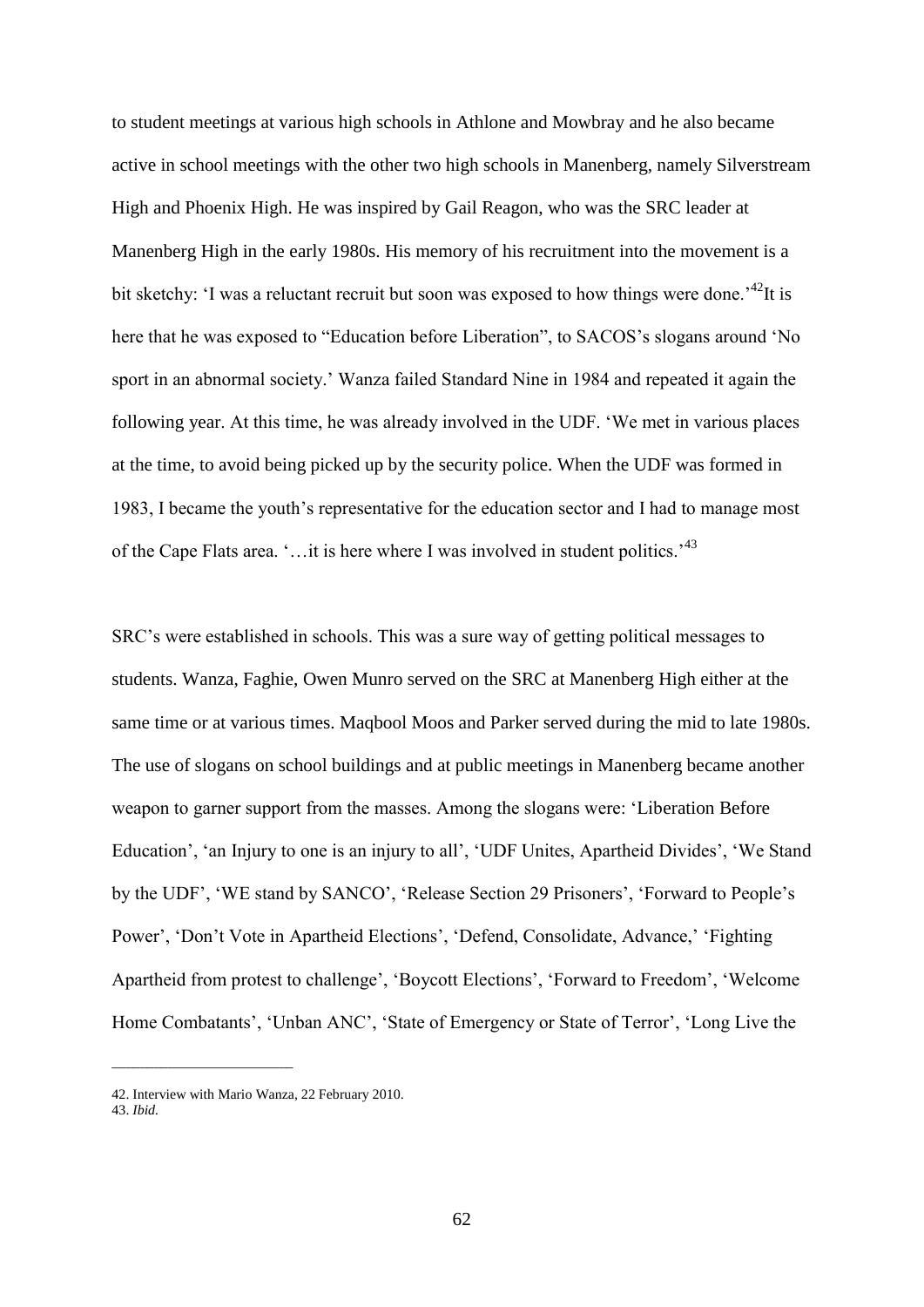to student meetings at various high schools in Athlone and Mowbray and he also became active in school meetings with the other two high schools in Manenberg, namely Silverstream High and Phoenix High. He was inspired by Gail Reagon, who was the SRC leader at Manenberg High in the early 1980s. His memory of his recruitment into the movement is a bit sketchy: 'I was a reluctant recruit but soon was exposed to how things were done.'[42]It is here that he was exposed to "Education before Liberation", to SACOS's slogans around 'No sport in an abnormal society.' Wanza failed Standard Nine in 1984 and repeated it again the following year. At this time, he was already involved in the UDF. 'We met in various places at the time, to avoid being picked up by the security police. When the UDF was formed in 1983, I became the youth's representative for the education sector and I had to manage most of the Cape Flats area. '…it is here where I was involved in student politics.'[43]

SRC's were established in schools. This was a sure way of getting political messages to students. Wanza, Faghie, Owen Munro served on the SRC at Manenberg High either at the same time or at various times. Maqbool Moos and Parker served during the mid to late 1980s. The use of slogans on school buildings and at public meetings in Manenberg became another weapon to garner support from the masses. Among the slogans were: 'Liberation Before Education', 'an Injury to one is an injury to all', 'UDF Unites, Apartheid Divides', 'We Stand by the UDF', 'WE stand by SANCO', 'Release Section 29 Prisoners', 'Forward to People's Power', 'Don't Vote in Apartheid Elections', 'Defend, Consolidate, Advance,' 'Fighting Apartheid from protest to challenge', 'Boycott Elections', 'Forward to Freedom', 'Welcome Home Combatants', 'Unban ANC', 'State of Emergency or State of Terror', 'Long Live the

---

42. Interview with Mario Wanza, 22 February 2010.

43. *Ibid.*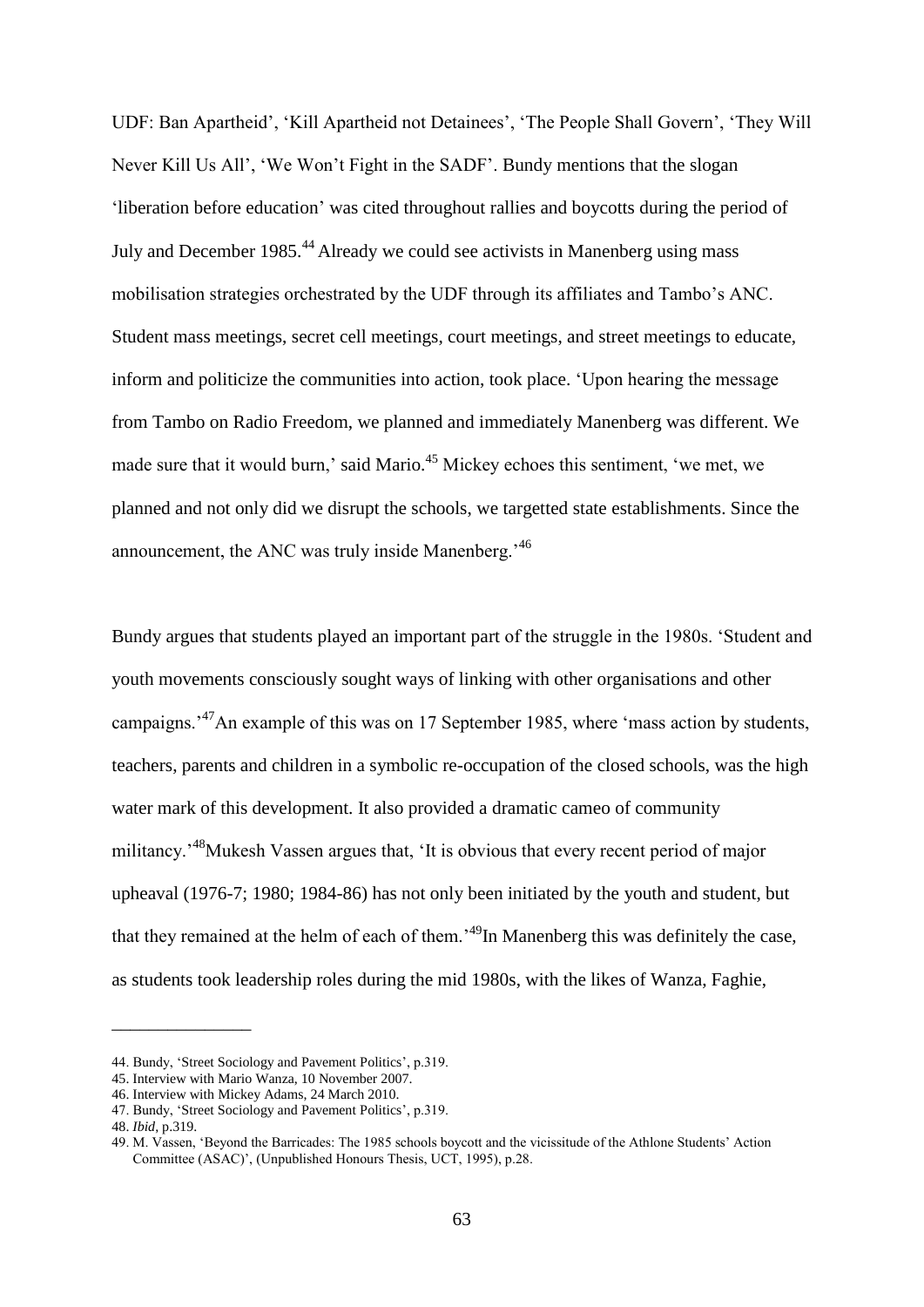UDF: Ban Apartheid', 'Kill Apartheid not Detainees', 'The People Shall Govern', 'They Will Never Kill Us All', 'We Won't Fight in the SADF'. Bundy mentions that the slogan 'liberation before education' was cited throughout rallies and boycotts during the period of July and December 1985.[44] Already we could see activists in Manenberg using mass mobilisation strategies orchestrated by the UDF through its affiliates and Tambo's ANC. Student mass meetings, secret cell meetings, court meetings, and street meetings to educate, inform and politicize the communities into action, took place. 'Upon hearing the message from Tambo on Radio Freedom, we planned and immediately Manenberg was different. We made sure that it would burn,' said Mario.[45] Mickey echoes this sentiment, 'we met, we planned and not only did we disrupt the schools, we targetted state establishments. Since the announcement, the ANC was truly inside Manenberg.'[46]

Bundy argues that students played an important part of the struggle in the 1980s. 'Student and youth movements consciously sought ways of linking with other organisations and other campaigns.'[47] An example of this was on 17 September 1985, where 'mass action by students, teachers, parents and children in a symbolic re-occupation of the closed schools, was the high water mark of this development. It also provided a dramatic cameo of community militancy.'[48] Mukesh Vassen argues that, 'It is obvious that every recent period of major upheaval (1976-7; 1980; 1984-86) has not only been initiated by the youth and student, but that they remained at the helm of each of them.'[49] In Manenberg this was definitely the case, as students took leadership roles during the mid 1980s, with the likes of Wanza, Faghie,

---

44. Bundy, 'Street Sociology and Pavement Politics', p.319.
45. Interview with Mario Wanza, 10 November 2007.
46. Interview with Mickey Adams, 24 March 2010.
47. Bundy, 'Street Sociology and Pavement Politics', p.319.
48. *Ibid*, p.319.
49. M. Vassen, 'Beyond the Barricades: The 1985 schools boycott and the vicissitude of the Athlone Students' Action Committee (ASAC)', (Unpublished Honours Thesis, UCT, 1995), p.28.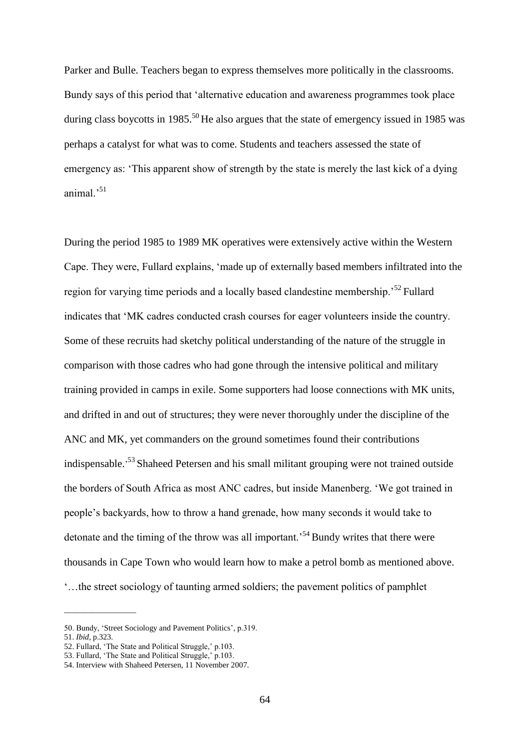Parker and Bulle. Teachers began to express themselves more politically in the classrooms. Bundy says of this period that 'alternative education and awareness programmes took place during class boycotts in 1985.[50] He also argues that the state of emergency issued in 1985 was perhaps a catalyst for what was to come. Students and teachers assessed the state of emergency as: 'This apparent show of strength by the state is merely the last kick of a dying animal.'[51]

During the period 1985 to 1989 MK operatives were extensively active within the Western Cape. They were, Fullard explains, 'made up of externally based members infiltrated into the region for varying time periods and a locally based clandestine membership.'[52] Fullard indicates that 'MK cadres conducted crash courses for eager volunteers inside the country. Some of these recruits had sketchy political understanding of the nature of the struggle in comparison with those cadres who had gone through the intensive political and military training provided in camps in exile. Some supporters had loose connections with MK units, and drifted in and out of structures; they were never thoroughly under the discipline of the ANC and MK, yet commanders on the ground sometimes found their contributions indispensable.'[53] Shaheed Petersen and his small militant grouping were not trained outside the borders of South Africa as most ANC cadres, but inside Manenberg. 'We got trained in people's backyards, how to throw a hand grenade, how many seconds it would take to detonate and the timing of the throw was all important.'[54] Bundy writes that there were thousands in Cape Town who would learn how to make a petrol bomb as mentioned above. '…the street sociology of taunting armed soldiers; the pavement politics of pamphlet

---

50. Bundy, 'Street Sociology and Pavement Politics', p.319.
51. *Ibid*, p.323.
52. Fullard, 'The State and Political Struggle,' p.103.
53. Fullard, 'The State and Political Struggle,' p.103.
54. Interview with Shaheed Petersen, 11 November 2007.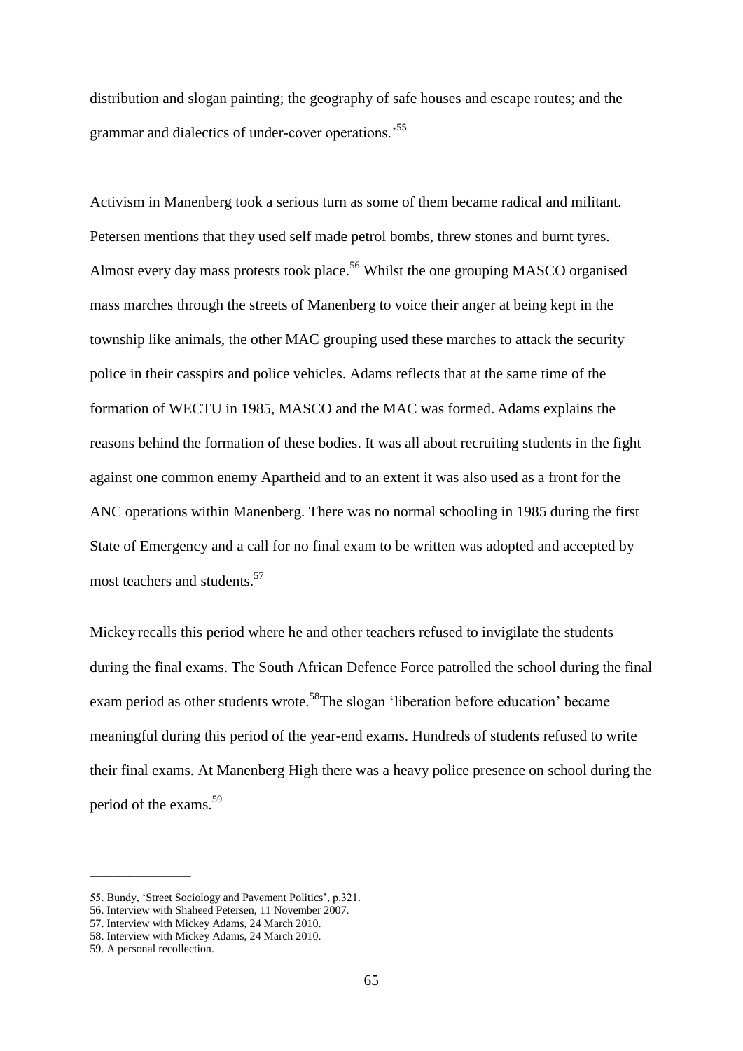distribution and slogan painting; the geography of safe houses and escape routes; and the grammar and dialectics of under-cover operations.'[55]

Activism in Manenberg took a serious turn as some of them became radical and militant. Petersen mentions that they used self made petrol bombs, threw stones and burnt tyres. Almost every day mass protests took place.[56] Whilst the one grouping MASCO organised mass marches through the streets of Manenberg to voice their anger at being kept in the township like animals, the other MAC grouping used these marches to attack the security police in their casspirs and police vehicles. Adams reflects that at the same time of the formation of WECTU in 1985, MASCO and the MAC was formed. Adams explains the reasons behind the formation of these bodies. It was all about recruiting students in the fight against one common enemy Apartheid and to an extent it was also used as a front for the ANC operations within Manenberg. There was no normal schooling in 1985 during the first State of Emergency and a call for no final exam to be written was adopted and accepted by most teachers and students.[57]

Mickey recalls this period where he and other teachers refused to invigilate the students during the final exams. The South African Defence Force patrolled the school during the final exam period as other students wrote.[58]The slogan 'liberation before education' became meaningful during this period of the year-end exams. Hundreds of students refused to write their final exams. At Manenberg High there was a heavy police presence on school during the period of the exams.[59]

---

55. Bundy, 'Street Sociology and Pavement Politics', p.321.
56. Interview with Shaheed Petersen, 11 November 2007.
57. Interview with Mickey Adams, 24 March 2010.
58. Interview with Mickey Adams, 24 March 2010.
59. A personal recollection.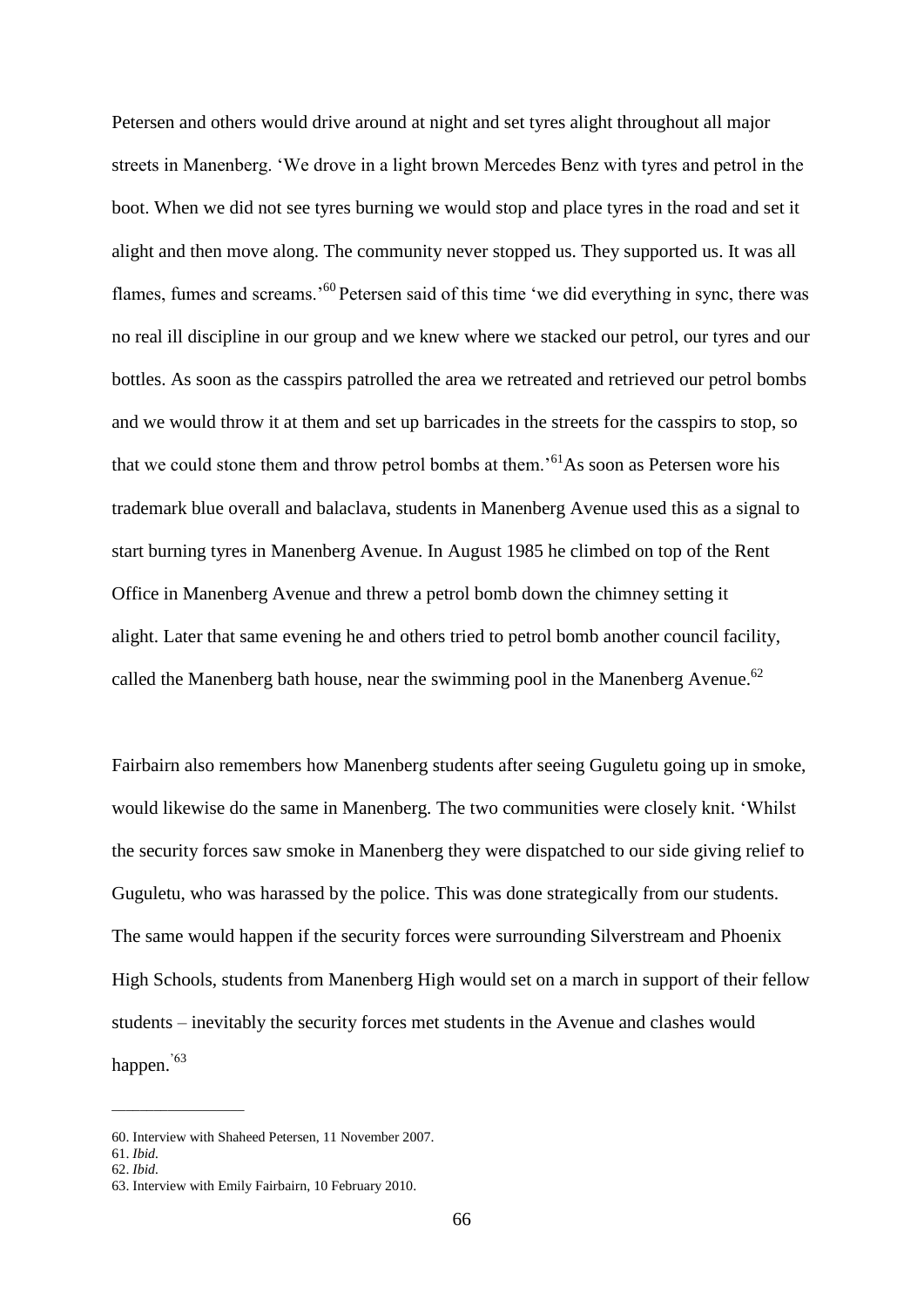Petersen and others would drive around at night and set tyres alight throughout all major streets in Manenberg. 'We drove in a light brown Mercedes Benz with tyres and petrol in the boot. When we did not see tyres burning we would stop and place tyres in the road and set it alight and then move along. The community never stopped us. They supported us. It was all flames, fumes and screams.'[60] Petersen said of this time 'we did everything in sync, there was no real ill discipline in our group and we knew where we stacked our petrol, our tyres and our bottles. As soon as the casspirs patrolled the area we retreated and retrieved our petrol bombs and we would throw it at them and set up barricades in the streets for the casspirs to stop, so that we could stone them and throw petrol bombs at them.'[61] As soon as Petersen wore his trademark blue overall and balaclava, students in Manenberg Avenue used this as a signal to start burning tyres in Manenberg Avenue. In August 1985 he climbed on top of the Rent Office in Manenberg Avenue and threw a petrol bomb down the chimney setting it alight. Later that same evening he and others tried to petrol bomb another council facility, called the Manenberg bath house, near the swimming pool in the Manenberg Avenue.[62]

Fairbairn also remembers how Manenberg students after seeing Guguletu going up in smoke, would likewise do the same in Manenberg. The two communities were closely knit. 'Whilst the security forces saw smoke in Manenberg they were dispatched to our side giving relief to Guguletu, who was harassed by the police. This was done strategically from our students. The same would happen if the security forces were surrounding Silverstream and Phoenix High Schools, students from Manenberg High would set on a march in support of their fellow students – inevitably the security forces met students in the Avenue and clashes would happen.'[63]

---

60. Interview with Shaheed Petersen, 11 November 2007.
61. *Ibid.*
62. *Ibid.*
63. Interview with Emily Fairbairn, 10 February 2010.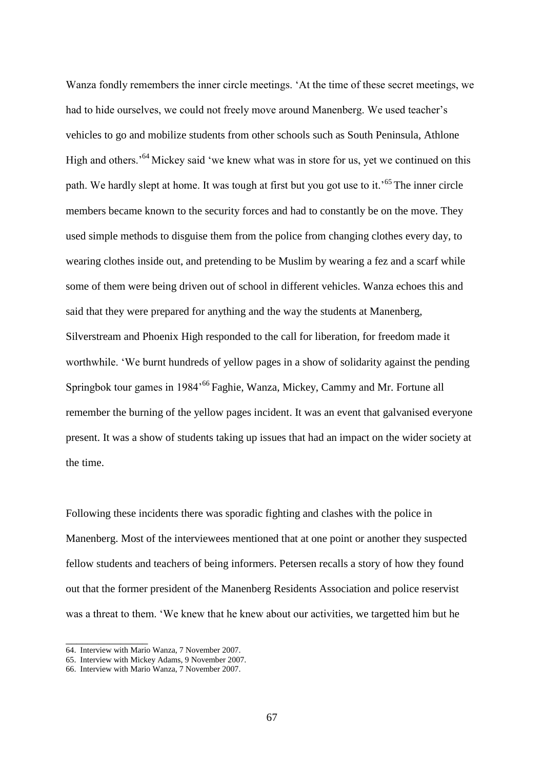Wanza fondly remembers the inner circle meetings. 'At the time of these secret meetings, we had to hide ourselves, we could not freely move around Manenberg. We used teacher's vehicles to go and mobilize students from other schools such as South Peninsula, Athlone High and others.'[64] Mickey said 'we knew what was in store for us, yet we continued on this path. We hardly slept at home. It was tough at first but you got use to it.'[65] The inner circle members became known to the security forces and had to constantly be on the move. They used simple methods to disguise them from the police from changing clothes every day, to wearing clothes inside out, and pretending to be Muslim by wearing a fez and a scarf while some of them were being driven out of school in different vehicles. Wanza echoes this and said that they were prepared for anything and the way the students at Manenberg, Silverstream and Phoenix High responded to the call for liberation, for freedom made it worthwhile. 'We burnt hundreds of yellow pages in a show of solidarity against the pending Springbok tour games in 1984'[66] Faghie, Wanza, Mickey, Cammy and Mr. Fortune all remember the burning of the yellow pages incident. It was an event that galvanised everyone present. It was a show of students taking up issues that had an impact on the wider society at the time.

Following these incidents there was sporadic fighting and clashes with the police in Manenberg. Most of the interviewees mentioned that at one point or another they suspected fellow students and teachers of being informers. Petersen recalls a story of how they found out that the former president of the Manenberg Residents Association and police reservist was a threat to them. 'We knew that he knew about our activities, we targetted him but he

---

64. Interview with Mario Wanza, 7 November 2007.
65. Interview with Mickey Adams, 9 November 2007.
66. Interview with Mario Wanza, 7 November 2007.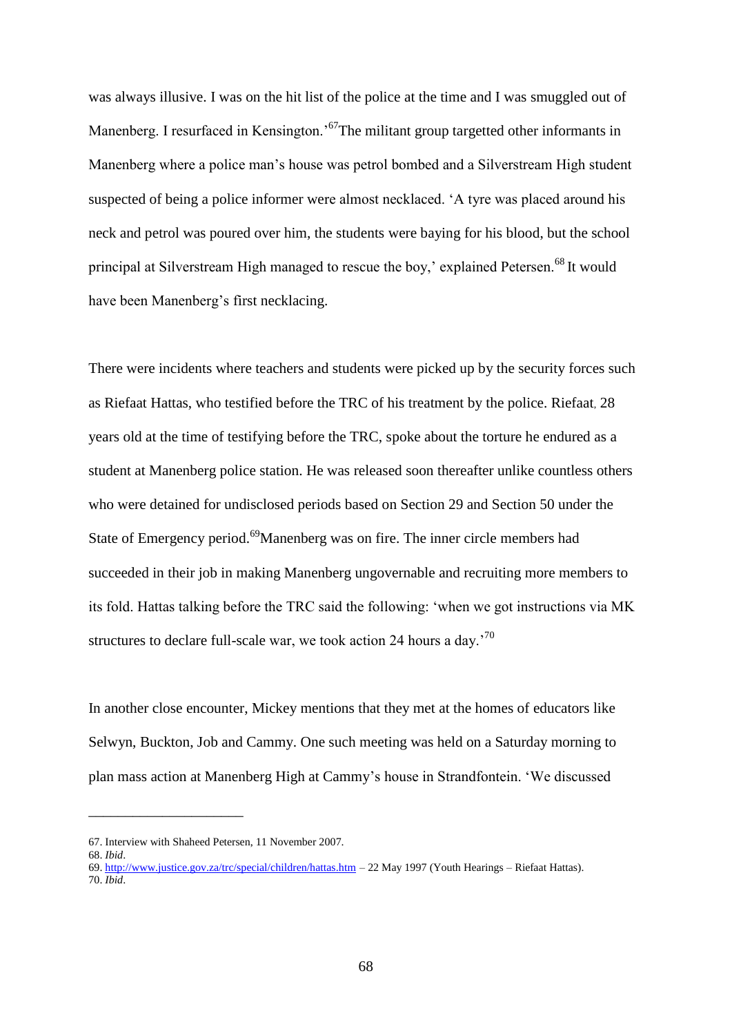was always illusive. I was on the hit list of the police at the time and I was smuggled out of Manenberg. I resurfaced in Kensington.'[67]The militant group targetted other informants in Manenberg where a police man's house was petrol bombed and a Silverstream High student suspected of being a police informer were almost necklaced. 'A tyre was placed around his neck and petrol was poured over him, the students were baying for his blood, but the school principal at Silverstream High managed to rescue the boy,' explained Petersen.[68] It would have been Manenberg's first necklacing.

There were incidents where teachers and students were picked up by the security forces such as Riefaat Hattas, who testified before the TRC of his treatment by the police. Riefaat, 28 years old at the time of testifying before the TRC, spoke about the torture he endured as a student at Manenberg police station. He was released soon thereafter unlike countless others who were detained for undisclosed periods based on Section 29 and Section 50 under the State of Emergency period.[69]Manenberg was on fire. The inner circle members had succeeded in their job in making Manenberg ungovernable and recruiting more members to its fold. Hattas talking before the TRC said the following: 'when we got instructions via MK structures to declare full-scale war, we took action 24 hours a day.'[70]

In another close encounter, Mickey mentions that they met at the homes of educators like Selwyn, Buckton, Job and Cammy. One such meeting was held on a Saturday morning to plan mass action at Manenberg High at Cammy's house in Strandfontein. 'We discussed

---

67. Interview with Shaheed Petersen, 11 November 2007.
68. *Ibid*.
69. http://www.justice.gov.za/trc/special/children/hattas.htm – 22 May 1997 (Youth Hearings – Riefaat Hattas).
70. *Ibid*.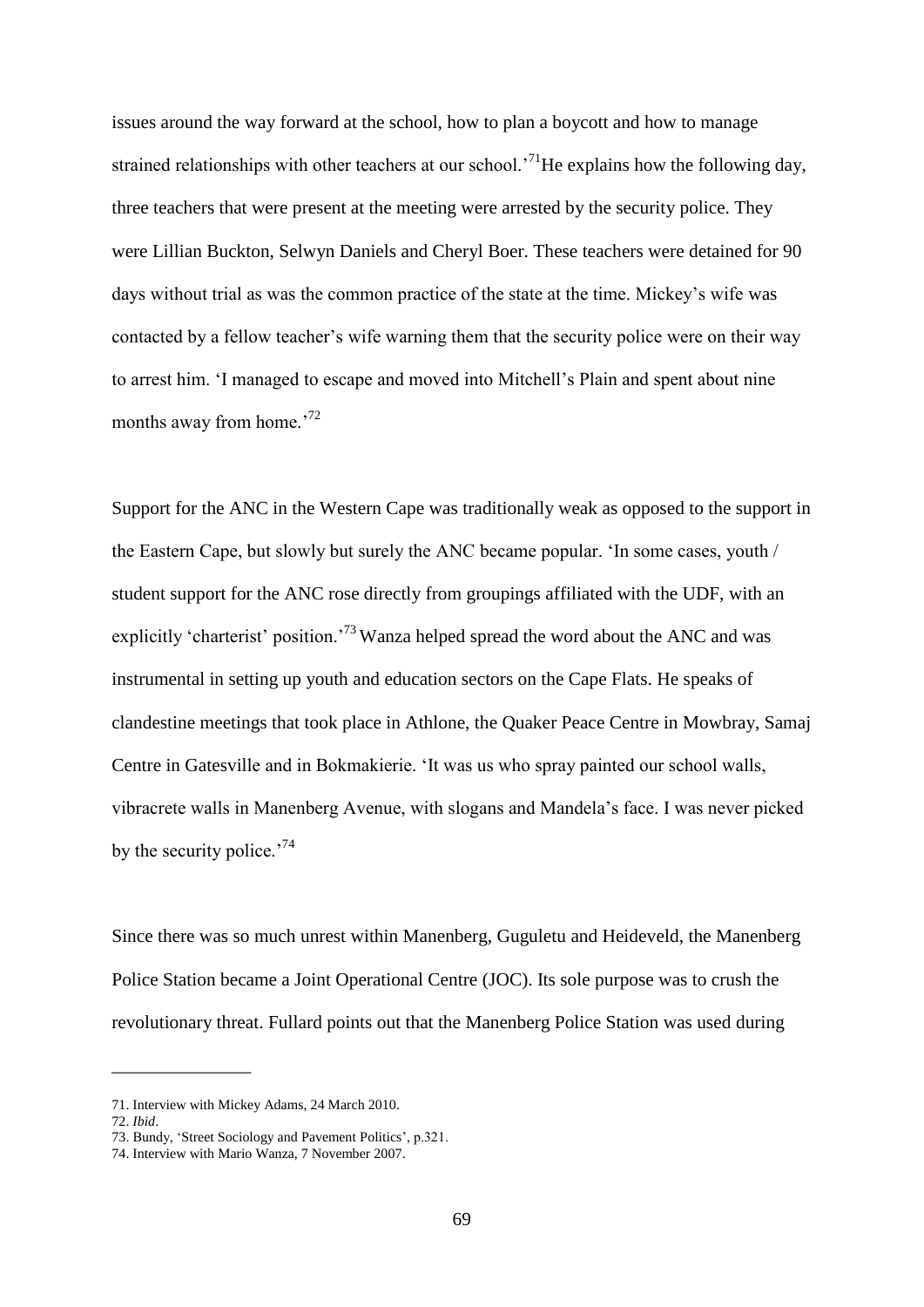issues around the way forward at the school, how to plan a boycott and how to manage strained relationships with other teachers at our school.'[71] He explains how the following day, three teachers that were present at the meeting were arrested by the security police. They were Lillian Buckton, Selwyn Daniels and Cheryl Boer. These teachers were detained for 90 days without trial as was the common practice of the state at the time. Mickey's wife was contacted by a fellow teacher's wife warning them that the security police were on their way to arrest him. 'I managed to escape and moved into Mitchell's Plain and spent about nine months away from home.'[72]

Support for the ANC in the Western Cape was traditionally weak as opposed to the support in the Eastern Cape, but slowly but surely the ANC became popular. 'In some cases, youth / student support for the ANC rose directly from groupings affiliated with the UDF, with an explicitly 'charterist' position.'[73] Wanza helped spread the word about the ANC and was instrumental in setting up youth and education sectors on the Cape Flats. He speaks of clandestine meetings that took place in Athlone, the Quaker Peace Centre in Mowbray, Samaj Centre in Gatesville and in Bokmakierie. 'It was us who spray painted our school walls, vibracrete walls in Manenberg Avenue, with slogans and Mandela's face. I was never picked by the security police.'[74]

Since there was so much unrest within Manenberg, Guguletu and Heideveld, the Manenberg Police Station became a Joint Operational Centre (JOC). Its sole purpose was to crush the revolutionary threat. Fullard points out that the Manenberg Police Station was used during

---

71. Interview with Mickey Adams, 24 March 2010.
72. *Ibid*.
73. Bundy, 'Street Sociology and Pavement Politics', p.321.
74. Interview with Mario Wanza, 7 November 2007.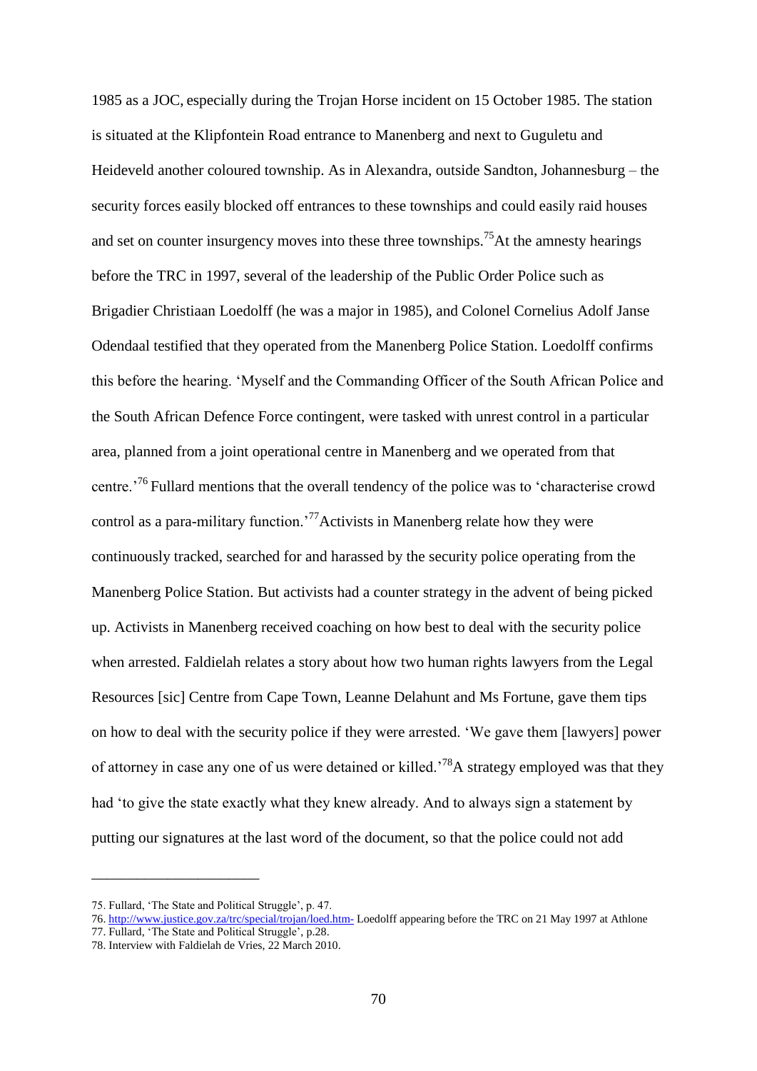1985 as a JOC, especially during the Trojan Horse incident on 15 October 1985. The station is situated at the Klipfontein Road entrance to Manenberg and next to Guguletu and Heideveld another coloured township. As in Alexandra, outside Sandton, Johannesburg – the security forces easily blocked off entrances to these townships and could easily raid houses and set on counter insurgency moves into these three townships.[75] At the amnesty hearings before the TRC in 1997, several of the leadership of the Public Order Police such as Brigadier Christiaan Loedolff (he was a major in 1985), and Colonel Cornelius Adolf Janse Odendaal testified that they operated from the Manenberg Police Station. Loedolff confirms this before the hearing. 'Myself and the Commanding Officer of the South African Police and the South African Defence Force contingent, were tasked with unrest control in a particular area, planned from a joint operational centre in Manenberg and we operated from that centre.'[76] Fullard mentions that the overall tendency of the police was to 'characterise crowd control as a para-military function.'[77] Activists in Manenberg relate how they were continuously tracked, searched for and harassed by the security police operating from the Manenberg Police Station. But activists had a counter strategy in the advent of being picked up. Activists in Manenberg received coaching on how best to deal with the security police when arrested. Faldielah relates a story about how two human rights lawyers from the Legal Resources [sic] Centre from Cape Town, Leanne Delahunt and Ms Fortune, gave them tips on how to deal with the security police if they were arrested. 'We gave them [lawyers] power of attorney in case any one of us were detained or killed.'[78] A strategy employed was that they had 'to give the state exactly what they knew already. And to always sign a statement by putting our signatures at the last word of the document, so that the police could not add

---

75. Fullard, 'The State and Political Struggle', p. 47.

76. http://www.justice.gov.za/trc/special/trojan/loed.htm- Loedolff appearing before the TRC on 21 May 1997 at Athlone

77. Fullard, 'The State and Political Struggle', p.28.

78. Interview with Faldielah de Vries, 22 March 2010.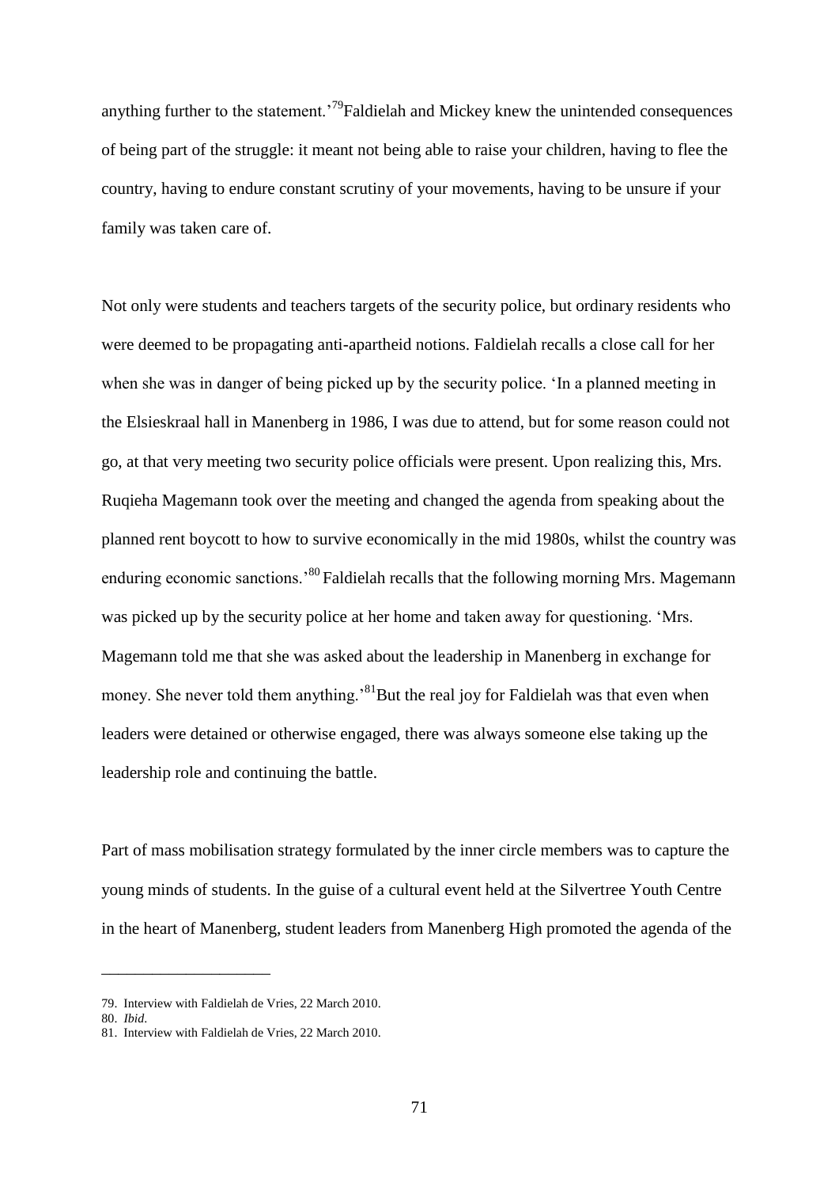anything further to the statement.'[79] Faldielah and Mickey knew the unintended consequences of being part of the struggle: it meant not being able to raise your children, having to flee the country, having to endure constant scrutiny of your movements, having to be unsure if your family was taken care of.

Not only were students and teachers targets of the security police, but ordinary residents who were deemed to be propagating anti-apartheid notions. Faldielah recalls a close call for her when she was in danger of being picked up by the security police. 'In a planned meeting in the Elsieskraal hall in Manenberg in 1986, I was due to attend, but for some reason could not go, at that very meeting two security police officials were present. Upon realizing this, Mrs. Ruqieha Magemann took over the meeting and changed the agenda from speaking about the planned rent boycott to how to survive economically in the mid 1980s, whilst the country was enduring economic sanctions.'[80] Faldielah recalls that the following morning Mrs. Magemann was picked up by the security police at her home and taken away for questioning. 'Mrs. Magemann told me that she was asked about the leadership in Manenberg in exchange for money. She never told them anything.'[81] But the real joy for Faldielah was that even when leaders were detained or otherwise engaged, there was always someone else taking up the leadership role and continuing the battle.

Part of mass mobilisation strategy formulated by the inner circle members was to capture the young minds of students. In the guise of a cultural event held at the Silvertree Youth Centre in the heart of Manenberg, student leaders from Manenberg High promoted the agenda of the

---

79. Interview with Faldielah de Vries, 22 March 2010.
80. *Ibid*.
81. Interview with Faldielah de Vries, 22 March 2010.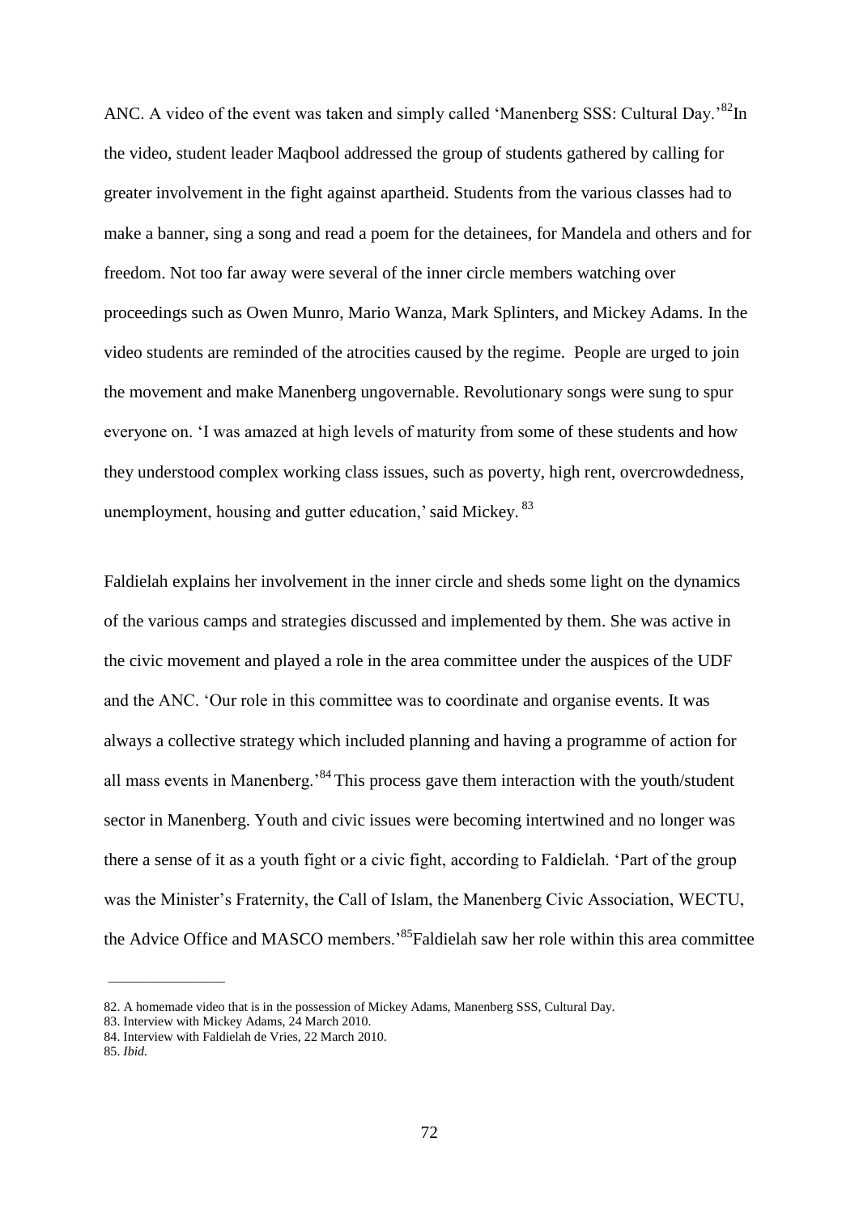ANC. A video of the event was taken and simply called 'Manenberg SSS: Cultural Day.'[82] In the video, student leader Maqbool addressed the group of students gathered by calling for greater involvement in the fight against apartheid. Students from the various classes had to make a banner, sing a song and read a poem for the detainees, for Mandela and others and for freedom. Not too far away were several of the inner circle members watching over proceedings such as Owen Munro, Mario Wanza, Mark Splinters, and Mickey Adams. In the video students are reminded of the atrocities caused by the regime. People are urged to join the movement and make Manenberg ungovernable. Revolutionary songs were sung to spur everyone on. 'I was amazed at high levels of maturity from some of these students and how they understood complex working class issues, such as poverty, high rent, overcrowdedness, unemployment, housing and gutter education,' said Mickey.[83]

Faldielah explains her involvement in the inner circle and sheds some light on the dynamics of the various camps and strategies discussed and implemented by them. She was active in the civic movement and played a role in the area committee under the auspices of the UDF and the ANC. 'Our role in this committee was to coordinate and organise events. It was always a collective strategy which included planning and having a programme of action for all mass events in Manenberg.'[84] This process gave them interaction with the youth/student sector in Manenberg. Youth and civic issues were becoming intertwined and no longer was there a sense of it as a youth fight or a civic fight, according to Faldielah. 'Part of the group was the Minister's Fraternity, the Call of Islam, the Manenberg Civic Association, WECTU, the Advice Office and MASCO members.'[85] Faldielah saw her role within this area committee

---

82. A homemade video that is in the possession of Mickey Adams, Manenberg SSS, Cultural Day.
83. Interview with Mickey Adams, 24 March 2010.
84. Interview with Faldielah de Vries, 22 March 2010.
85. *Ibid.*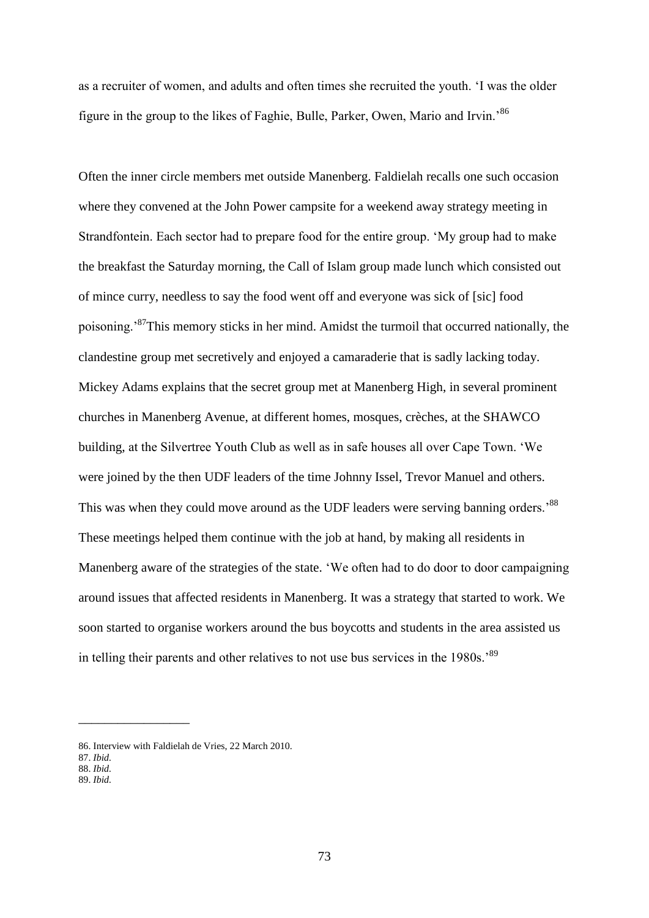as a recruiter of women, and adults and often times she recruited the youth. 'I was the older figure in the group to the likes of Faghie, Bulle, Parker, Owen, Mario and Irvin.'[86]

Often the inner circle members met outside Manenberg. Faldielah recalls one such occasion where they convened at the John Power campsite for a weekend away strategy meeting in Strandfontein. Each sector had to prepare food for the entire group. 'My group had to make the breakfast the Saturday morning, the Call of Islam group made lunch which consisted out of mince curry, needless to say the food went off and everyone was sick of [sic] food poisoning.'[87] This memory sticks in her mind. Amidst the turmoil that occurred nationally, the clandestine group met secretively and enjoyed a camaraderie that is sadly lacking today. Mickey Adams explains that the secret group met at Manenberg High, in several prominent churches in Manenberg Avenue, at different homes, mosques, crèches, at the SHAWCO building, at the Silvertree Youth Club as well as in safe houses all over Cape Town. 'We were joined by the then UDF leaders of the time Johnny Issel, Trevor Manuel and others. This was when they could move around as the UDF leaders were serving banning orders.'[88] These meetings helped them continue with the job at hand, by making all residents in Manenberg aware of the strategies of the state. 'We often had to do door to door campaigning around issues that affected residents in Manenberg. It was a strategy that started to work. We soon started to organise workers around the bus boycotts and students in the area assisted us in telling their parents and other relatives to not use bus services in the 1980s.'[89]

---

86. Interview with Faldielah de Vries, 22 March 2010.
87. *Ibid.*
88. *Ibid.*
89. *Ibid.*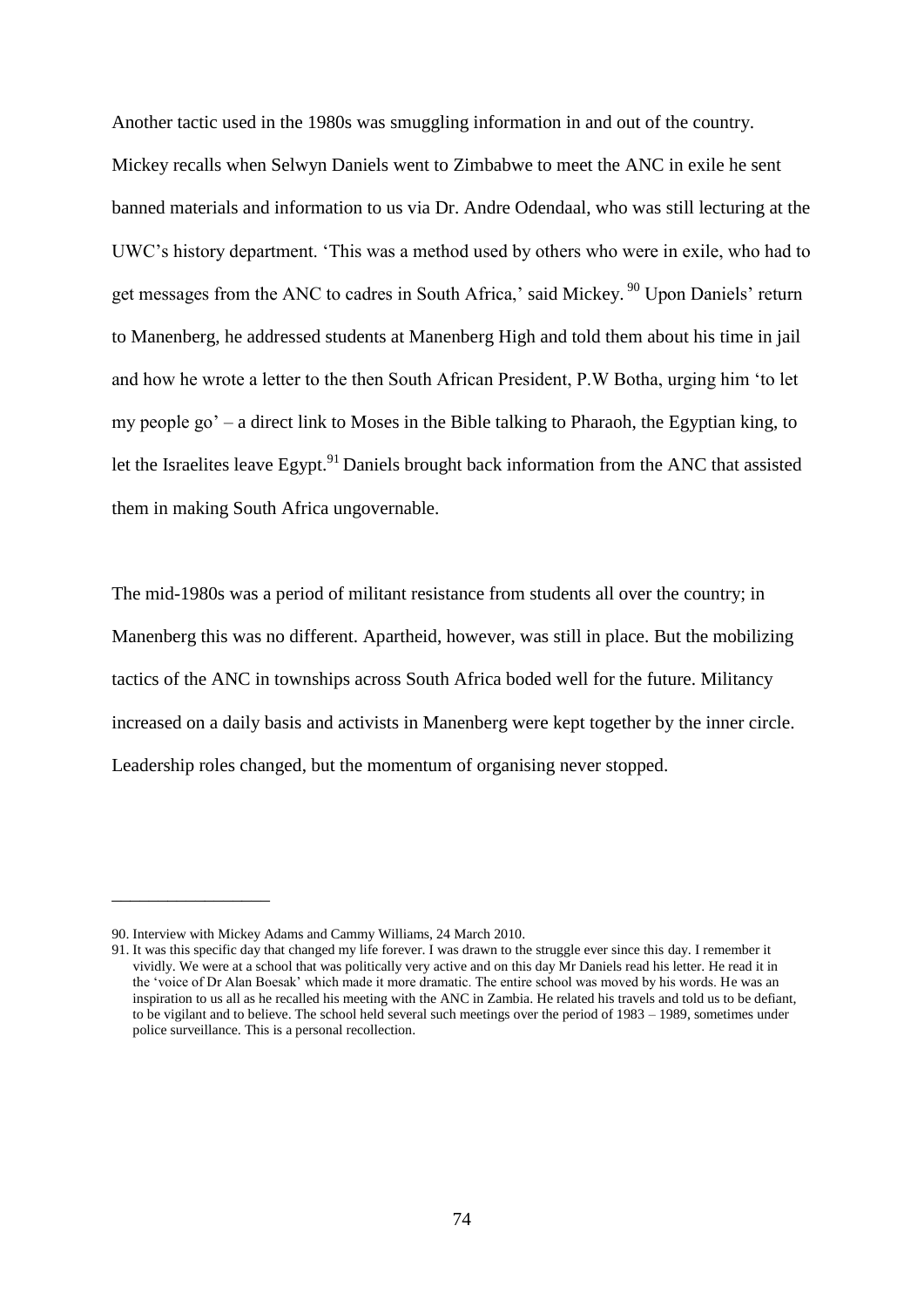Another tactic used in the 1980s was smuggling information in and out of the country. Mickey recalls when Selwyn Daniels went to Zimbabwe to meet the ANC in exile he sent banned materials and information to us via Dr. Andre Odendaal, who was still lecturing at the UWC's history department. 'This was a method used by others who were in exile, who had to get messages from the ANC to cadres in South Africa,' said Mickey.[90] Upon Daniels' return to Manenberg, he addressed students at Manenberg High and told them about his time in jail and how he wrote a letter to the then South African President, P.W Botha, urging him 'to let my people go' – a direct link to Moses in the Bible talking to Pharaoh, the Egyptian king, to let the Israelites leave Egypt.[91] Daniels brought back information from the ANC that assisted them in making South Africa ungovernable.

The mid-1980s was a period of militant resistance from students all over the country; in Manenberg this was no different. Apartheid, however, was still in place. But the mobilizing tactics of the ANC in townships across South Africa boded well for the future. Militancy increased on a daily basis and activists in Manenberg were kept together by the inner circle. Leadership roles changed, but the momentum of organising never stopped.

---

90. Interview with Mickey Adams and Cammy Williams, 24 March 2010.

91. It was this specific day that changed my life forever. I was drawn to the struggle ever since this day. I remember it vividly. We were at a school that was politically very active and on this day Mr Daniels read his letter. He read it in the 'voice of Dr Alan Boesak' which made it more dramatic. The entire school was moved by his words. He was an inspiration to us all as he recalled his meeting with the ANC in Zambia. He related his travels and told us to be defiant, to be vigilant and to believe. The school held several such meetings over the period of 1983 – 1989, sometimes under police surveillance. This is a personal recollection.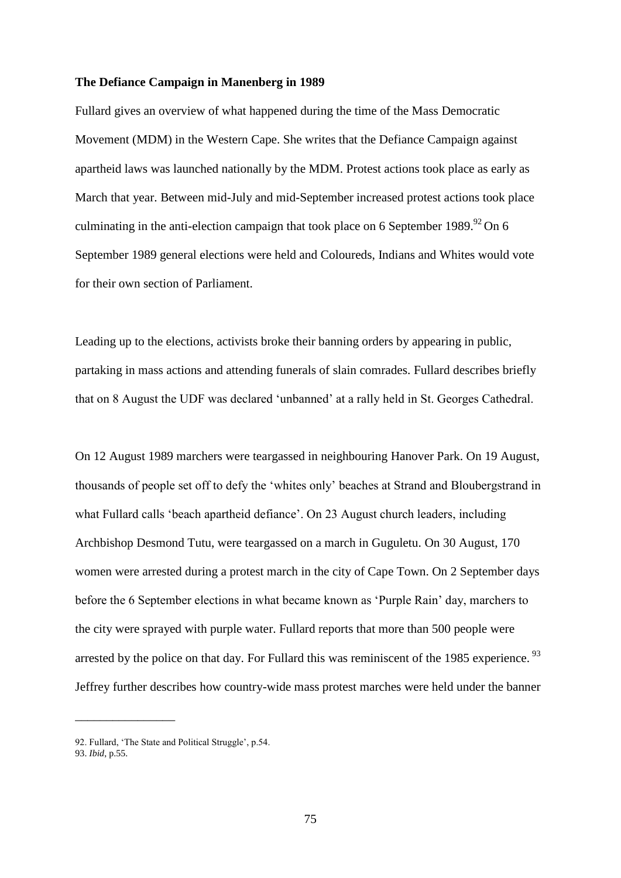**The Defiance Campaign in Manenberg in 1989**

Fullard gives an overview of what happened during the time of the Mass Democratic Movement (MDM) in the Western Cape. She writes that the Defiance Campaign against apartheid laws was launched nationally by the MDM. Protest actions took place as early as March that year. Between mid-July and mid-September increased protest actions took place culminating in the anti-election campaign that took place on 6 September 1989.[92] On 6 September 1989 general elections were held and Coloureds, Indians and Whites would vote for their own section of Parliament.

Leading up to the elections, activists broke their banning orders by appearing in public, partaking in mass actions and attending funerals of slain comrades. Fullard describes briefly that on 8 August the UDF was declared 'unbanned' at a rally held in St. Georges Cathedral.

On 12 August 1989 marchers were teargassed in neighbouring Hanover Park. On 19 August, thousands of people set off to defy the 'whites only' beaches at Strand and Bloubergstrand in what Fullard calls 'beach apartheid defiance'. On 23 August church leaders, including Archbishop Desmond Tutu, were teargassed on a march in Guguletu. On 30 August, 170 women were arrested during a protest march in the city of Cape Town. On 2 September days before the 6 September elections in what became known as 'Purple Rain' day, marchers to the city were sprayed with purple water. Fullard reports that more than 500 people were arrested by the police on that day. For Fullard this was reminiscent of the 1985 experience.[93] Jeffrey further describes how country-wide mass protest marches were held under the banner

---

92. Fullard, 'The State and Political Struggle', p.54.
93. *Ibid*, p.55.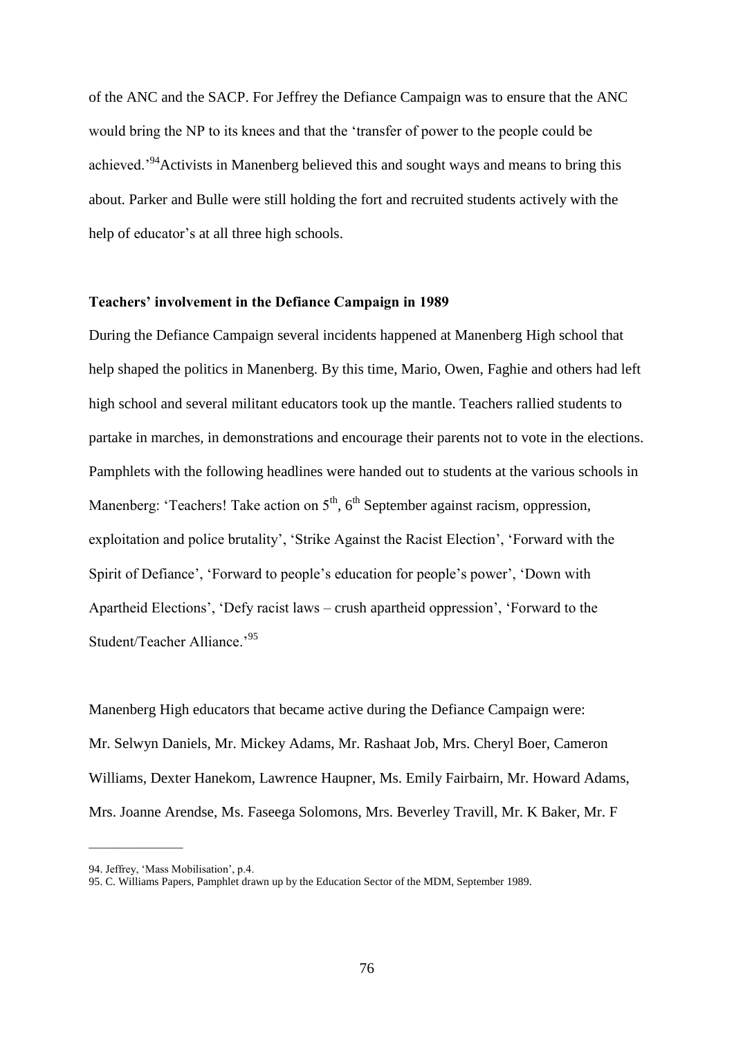of the ANC and the SACP. For Jeffrey the Defiance Campaign was to ensure that the ANC would bring the NP to its knees and that the 'transfer of power to the people could be achieved.'[94] Activists in Manenberg believed this and sought ways and means to bring this about. Parker and Bulle were still holding the fort and recruited students actively with the help of educator's at all three high schools.

### Teachers' involvement in the Defiance Campaign in 1989

During the Defiance Campaign several incidents happened at Manenberg High school that help shaped the politics in Manenberg. By this time, Mario, Owen, Faghie and others had left high school and several militant educators took up the mantle. Teachers rallied students to partake in marches, in demonstrations and encourage their parents not to vote in the elections. Pamphlets with the following headlines were handed out to students at the various schools in Manenberg: 'Teachers! Take action on 5th, 6th September against racism, oppression, exploitation and police brutality', 'Strike Against the Racist Election', 'Forward with the Spirit of Defiance', 'Forward to people's education for people's power', 'Down with Apartheid Elections', 'Defy racist laws – crush apartheid oppression', 'Forward to the Student/Teacher Alliance.'[95]

Manenberg High educators that became active during the Defiance Campaign were: Mr. Selwyn Daniels, Mr. Mickey Adams, Mr. Rashaat Job, Mrs. Cheryl Boer, Cameron Williams, Dexter Hanekom, Lawrence Haupner, Ms. Emily Fairbairn, Mr. Howard Adams, Mrs. Joanne Arendse, Ms. Faseega Solomons, Mrs. Beverley Travill, Mr. K Baker, Mr. F

---

94. Jeffrey, 'Mass Mobilisation', p.4.
95. C. Williams Papers, Pamphlet drawn up by the Education Sector of the MDM, September 1989.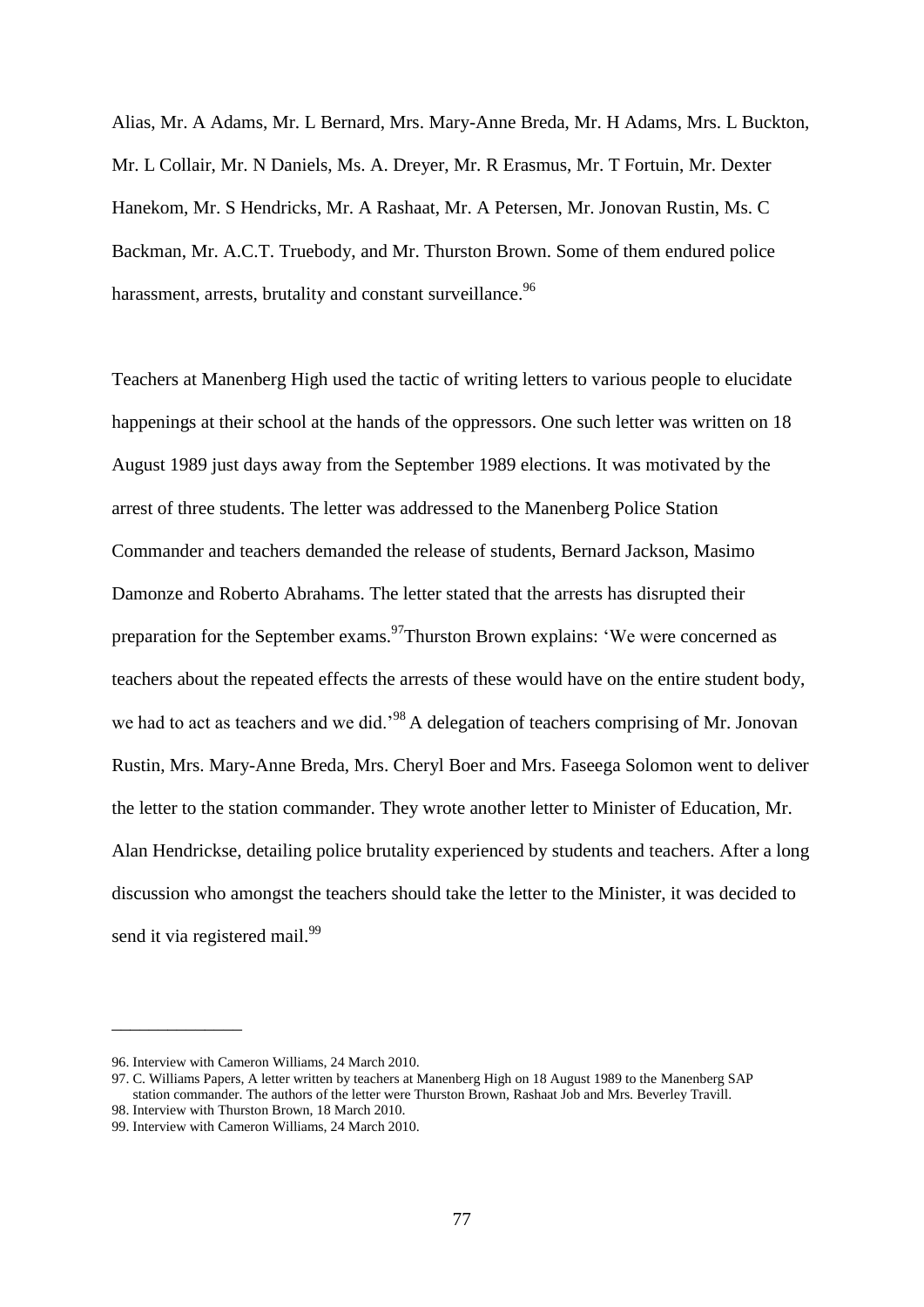Alias, Mr. A Adams, Mr. L Bernard, Mrs. Mary-Anne Breda, Mr. H Adams, Mrs. L Buckton, Mr. L Collair, Mr. N Daniels, Ms. A. Dreyer, Mr. R Erasmus, Mr. T Fortuin, Mr. Dexter Hanekom, Mr. S Hendricks, Mr. A Rashaat, Mr. A Petersen, Mr. Jonovan Rustin, Ms. C Backman, Mr. A.C.T. Truebody, and Mr. Thurston Brown. Some of them endured police harassment, arrests, brutality and constant surveillance.[96]

Teachers at Manenberg High used the tactic of writing letters to various people to elucidate happenings at their school at the hands of the oppressors. One such letter was written on 18 August 1989 just days away from the September 1989 elections. It was motivated by the arrest of three students. The letter was addressed to the Manenberg Police Station Commander and teachers demanded the release of students, Bernard Jackson, Masimo Damonze and Roberto Abrahams. The letter stated that the arrests has disrupted their preparation for the September exams.[97] Thurston Brown explains: 'We were concerned as teachers about the repeated effects the arrests of these would have on the entire student body, we had to act as teachers and we did.'[98] A delegation of teachers comprising of Mr. Jonovan Rustin, Mrs. Mary-Anne Breda, Mrs. Cheryl Boer and Mrs. Faseega Solomon went to deliver the letter to the station commander. They wrote another letter to Minister of Education, Mr. Alan Hendrickse, detailing police brutality experienced by students and teachers. After a long discussion who amongst the teachers should take the letter to the Minister, it was decided to send it via registered mail.[99]

---

96. Interview with Cameron Williams, 24 March 2010.
97. C. Williams Papers, A letter written by teachers at Manenberg High on 18 August 1989 to the Manenberg SAP station commander. The authors of the letter were Thurston Brown, Rashaat Job and Mrs. Beverley Travill.
98. Interview with Thurston Brown, 18 March 2010.
99. Interview with Cameron Williams, 24 March 2010.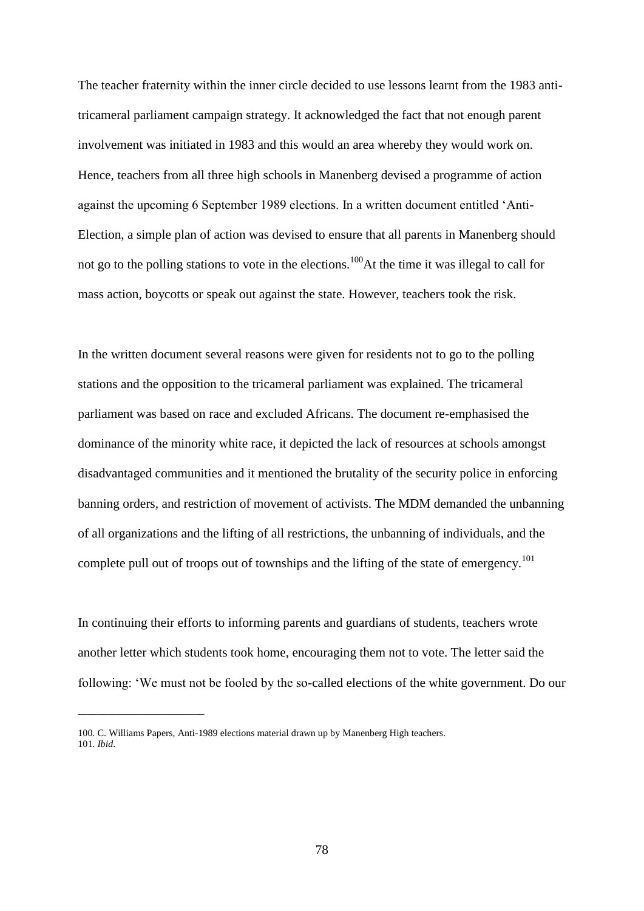The teacher fraternity within the inner circle decided to use lessons learnt from the 1983 anti-tricameral parliament campaign strategy. It acknowledged the fact that not enough parent involvement was initiated in 1983 and this would an area whereby they would work on. Hence, teachers from all three high schools in Manenberg devised a programme of action against the upcoming 6 September 1989 elections. In a written document entitled 'Anti-Election, a simple plan of action was devised to ensure that all parents in Manenberg should not go to the polling stations to vote in the elections.[100]At the time it was illegal to call for mass action, boycotts or speak out against the state. However, teachers took the risk.

In the written document several reasons were given for residents not to go to the polling stations and the opposition to the tricameral parliament was explained. The tricameral parliament was based on race and excluded Africans. The document re-emphasised the dominance of the minority white race, it depicted the lack of resources at schools amongst disadvantaged communities and it mentioned the brutality of the security police in enforcing banning orders, and restriction of movement of activists. The MDM demanded the unbanning of all organizations and the lifting of all restrictions, the unbanning of individuals, and the complete pull out of troops out of townships and the lifting of the state of emergency.[101]

In continuing their efforts to informing parents and guardians of students, teachers wrote another letter which students took home, encouraging them not to vote. The letter said the following: 'We must not be fooled by the so-called elections of the white government. Do our

---

100. C. Williams Papers, Anti-1989 elections material drawn up by Manenberg High teachers.
101. *Ibid.*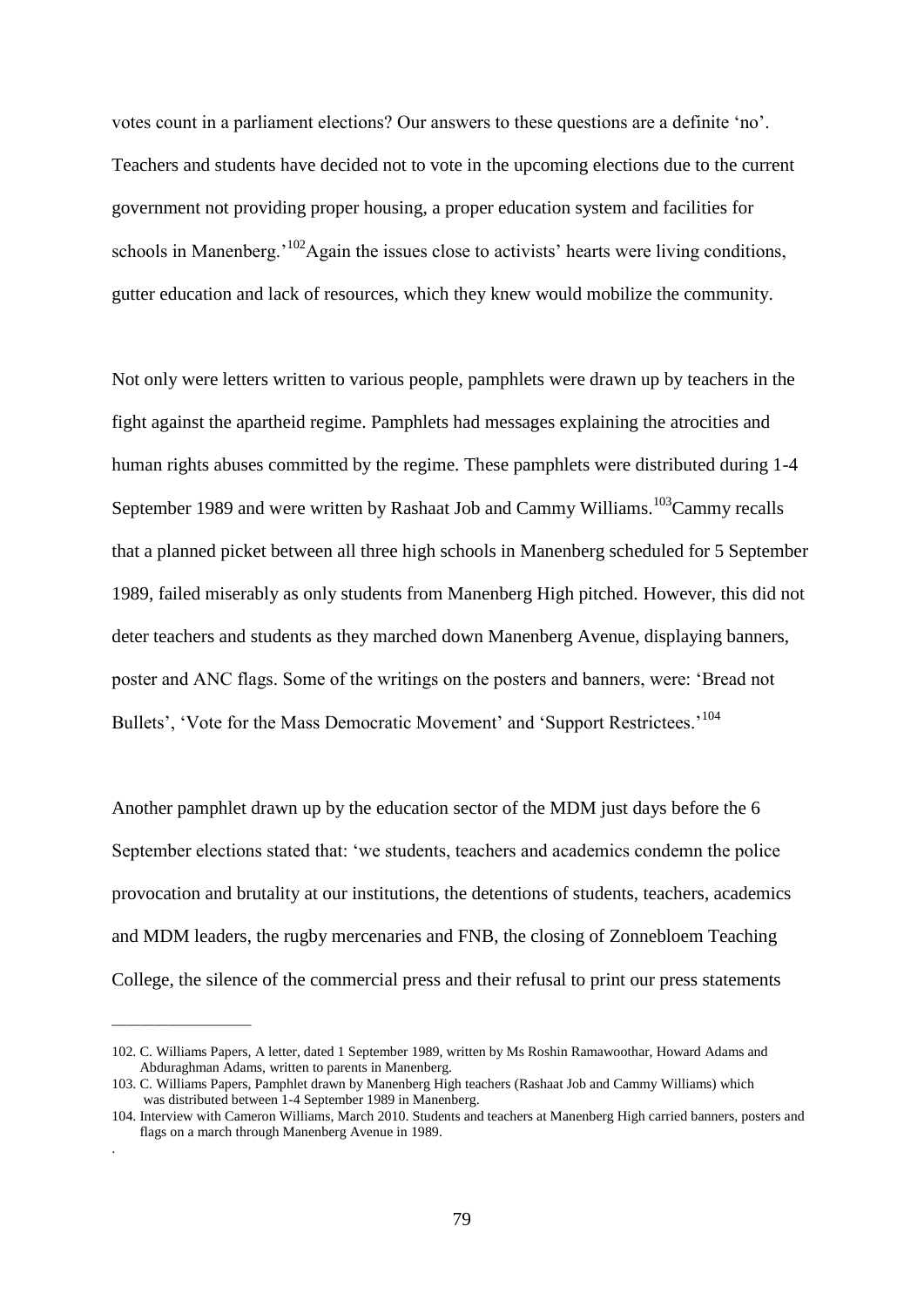votes count in a parliament elections? Our answers to these questions are a definite 'no'. Teachers and students have decided not to vote in the upcoming elections due to the current government not providing proper housing, a proper education system and facilities for schools in Manenberg.'[102] Again the issues close to activists' hearts were living conditions, gutter education and lack of resources, which they knew would mobilize the community.

Not only were letters written to various people, pamphlets were drawn up by teachers in the fight against the apartheid regime. Pamphlets had messages explaining the atrocities and human rights abuses committed by the regime. These pamphlets were distributed during 1-4 September 1989 and were written by Rashaat Job and Cammy Williams.[103] Cammy recalls that a planned picket between all three high schools in Manenberg scheduled for 5 September 1989, failed miserably as only students from Manenberg High pitched. However, this did not deter teachers and students as they marched down Manenberg Avenue, displaying banners, poster and ANC flags. Some of the writings on the posters and banners, were: 'Bread not Bullets', 'Vote for the Mass Democratic Movement' and 'Support Restrictees.'[104]

Another pamphlet drawn up by the education sector of the MDM just days before the 6 September elections stated that: 'we students, teachers and academics condemn the police provocation and brutality at our institutions, the detentions of students, teachers, academics and MDM leaders, the rugby mercenaries and FNB, the closing of Zonnebloem Teaching College, the silence of the commercial press and their refusal to print our press statements

---

102. C. Williams Papers, A letter, dated 1 September 1989, written by Ms Roshin Ramawoothar, Howard Adams and Abduraghman Adams, written to parents in Manenberg.

103. C. Williams Papers, Pamphlet drawn by Manenberg High teachers (Rashaat Job and Cammy Williams) which was distributed between 1-4 September 1989 in Manenberg.

104. Interview with Cameron Williams, March 2010. Students and teachers at Manenberg High carried banners, posters and flags on a march through Manenberg Avenue in 1989.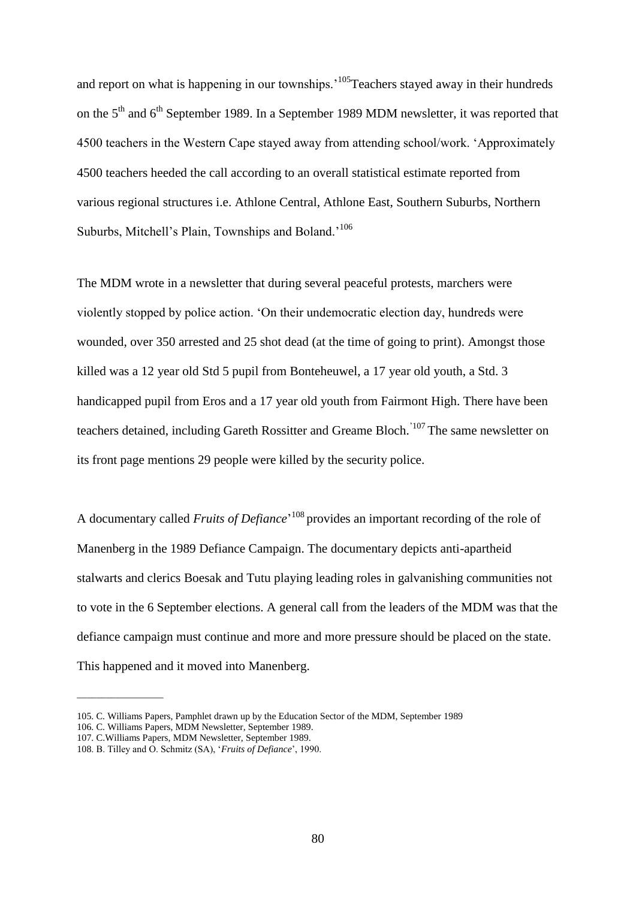and report on what is happening in our townships.'[105]Teachers stayed away in their hundreds on the 5th and 6th September 1989. In a September 1989 MDM newsletter, it was reported that 4500 teachers in the Western Cape stayed away from attending school/work. 'Approximately 4500 teachers heeded the call according to an overall statistical estimate reported from various regional structures i.e. Athlone Central, Athlone East, Southern Suburbs, Northern Suburbs, Mitchell's Plain, Townships and Boland.'[106]

The MDM wrote in a newsletter that during several peaceful protests, marchers were violently stopped by police action. 'On their undemocratic election day, hundreds were wounded, over 350 arrested and 25 shot dead (at the time of going to print). Amongst those killed was a 12 year old Std 5 pupil from Bonteheuwel, a 17 year old youth, a Std. 3 handicapped pupil from Eros and a 17 year old youth from Fairmont High. There have been teachers detained, including Gareth Rossitter and Greame Bloch.'[107] The same newsletter on its front page mentions 29 people were killed by the security police.

A documentary called *Fruits of Defiance*'[108] provides an important recording of the role of Manenberg in the 1989 Defiance Campaign. The documentary depicts anti-apartheid stalwarts and clerics Boesak and Tutu playing leading roles in galvanishing communities not to vote in the 6 September elections. A general call from the leaders of the MDM was that the defiance campaign must continue and more and more pressure should be placed on the state. This happened and it moved into Manenberg.

---

105. C. Williams Papers, Pamphlet drawn up by the Education Sector of the MDM, September 1989
106. C. Williams Papers, MDM Newsletter, September 1989.
107. C.Williams Papers, MDM Newsletter, September 1989.
108. B. Tilley and O. Schmitz (SA), '*Fruits of Defiance*', 1990.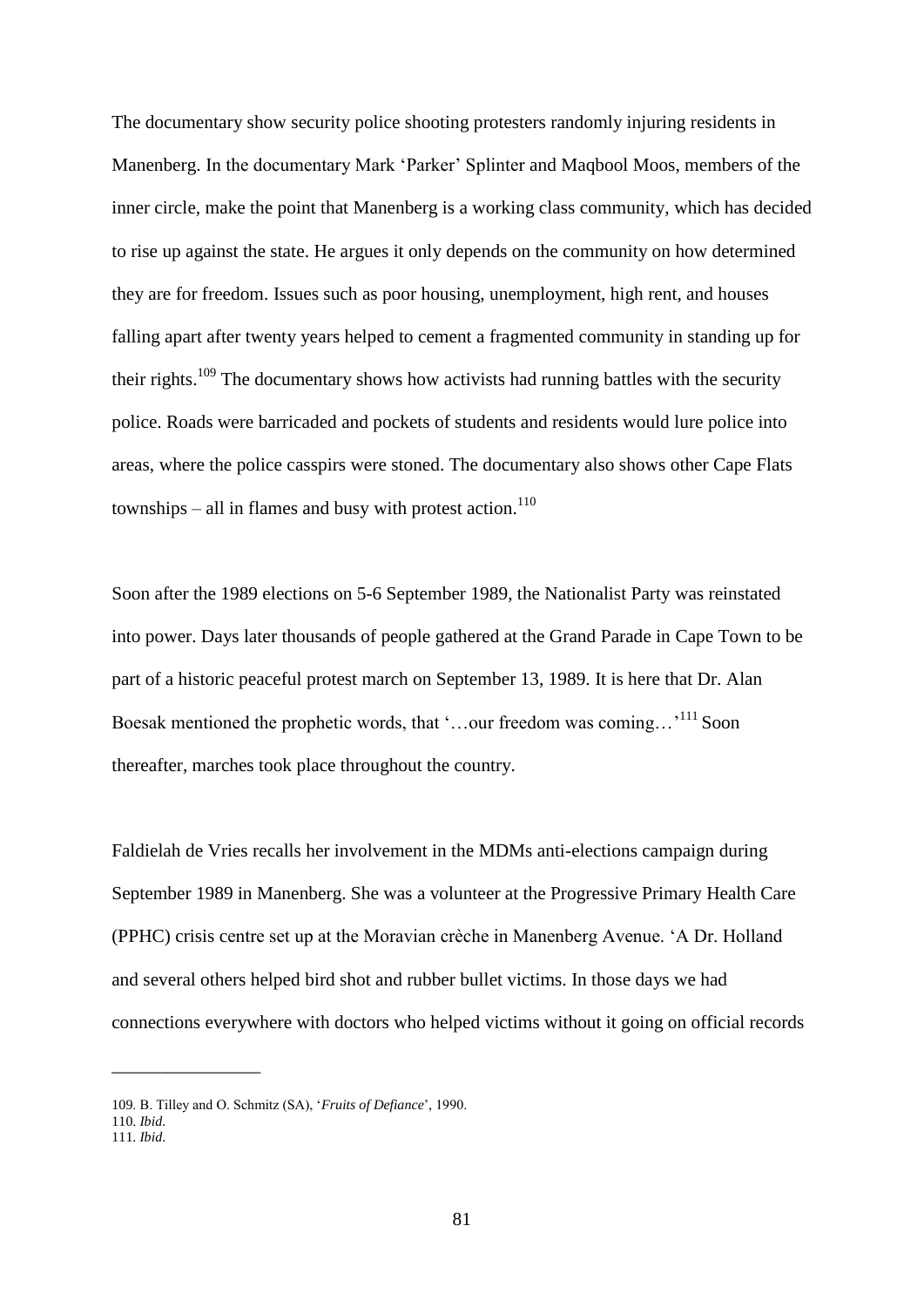The documentary show security police shooting protesters randomly injuring residents in Manenberg. In the documentary Mark 'Parker' Splinter and Maqbool Moos, members of the inner circle, make the point that Manenberg is a working class community, which has decided to rise up against the state. He argues it only depends on the community on how determined they are for freedom. Issues such as poor housing, unemployment, high rent, and houses falling apart after twenty years helped to cement a fragmented community in standing up for their rights.[109] The documentary shows how activists had running battles with the security police. Roads were barricaded and pockets of students and residents would lure police into areas, where the police casspirs were stoned. The documentary also shows other Cape Flats townships – all in flames and busy with protest action.[110]

Soon after the 1989 elections on 5-6 September 1989, the Nationalist Party was reinstated into power. Days later thousands of people gathered at the Grand Parade in Cape Town to be part of a historic peaceful protest march on September 13, 1989. It is here that Dr. Alan Boesak mentioned the prophetic words, that '…our freedom was coming…'[111] Soon thereafter, marches took place throughout the country.

Faldielah de Vries recalls her involvement in the MDMs anti-elections campaign during September 1989 in Manenberg. She was a volunteer at the Progressive Primary Health Care (PPHC) crisis centre set up at the Moravian crèche in Manenberg Avenue. 'A Dr. Holland and several others helped bird shot and rubber bullet victims. In those days we had connections everywhere with doctors who helped victims without it going on official records

---

109. B. Tilley and O. Schmitz (SA), '*Fruits of Defiance*', 1990.
110. *Ibid.*
111. *Ibid.*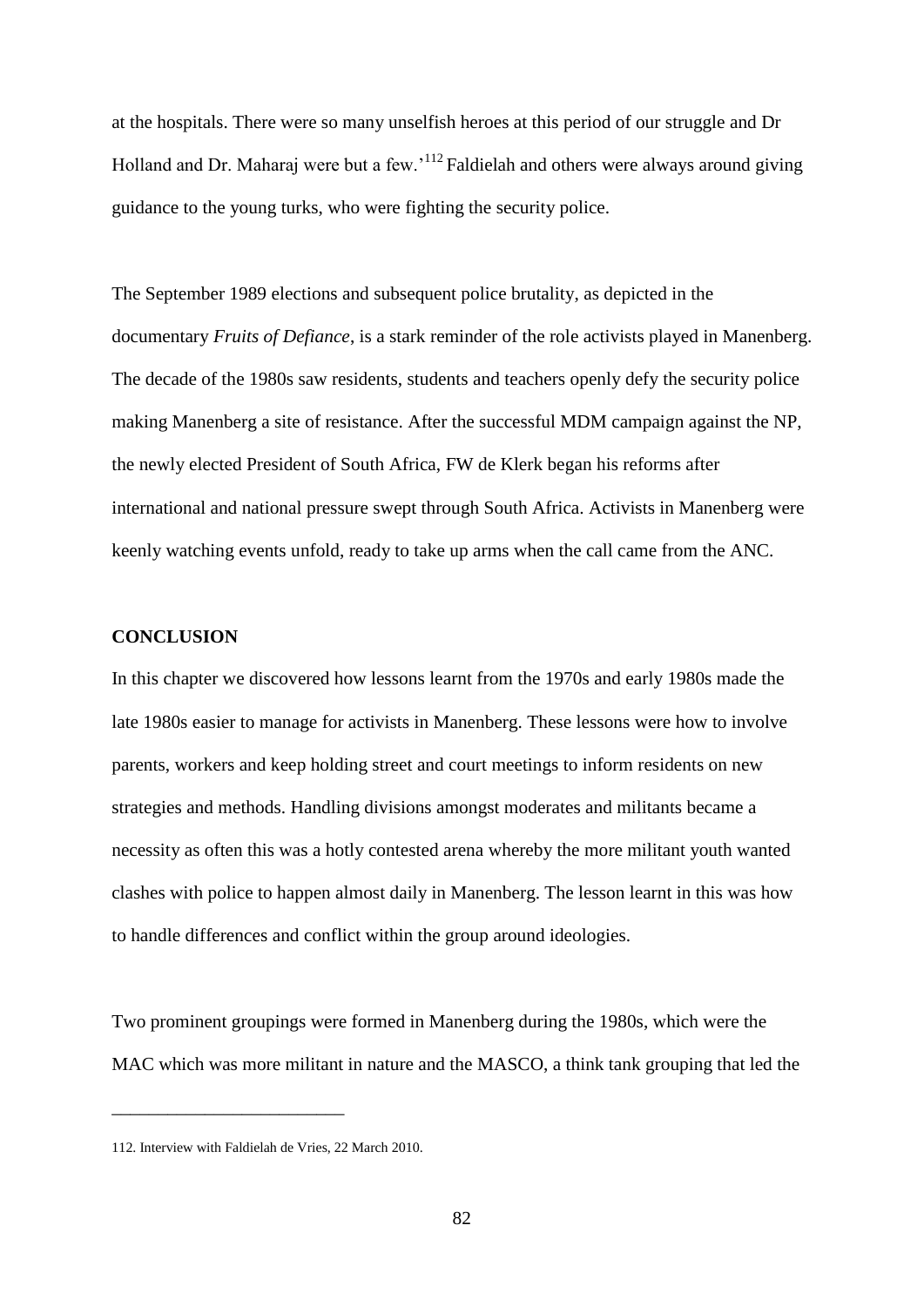at the hospitals. There were so many unselfish heroes at this period of our struggle and Dr Holland and Dr. Maharaj were but a few.'[112] Faldielah and others were always around giving guidance to the young turks, who were fighting the security police.

The September 1989 elections and subsequent police brutality, as depicted in the documentary *Fruits of Defiance*, is a stark reminder of the role activists played in Manenberg. The decade of the 1980s saw residents, students and teachers openly defy the security police making Manenberg a site of resistance. After the successful MDM campaign against the NP, the newly elected President of South Africa, FW de Klerk began his reforms after international and national pressure swept through South Africa. Activists in Manenberg were keenly watching events unfold, ready to take up arms when the call came from the ANC.

## CONCLUSION

In this chapter we discovered how lessons learnt from the 1970s and early 1980s made the late 1980s easier to manage for activists in Manenberg. These lessons were how to involve parents, workers and keep holding street and court meetings to inform residents on new strategies and methods. Handling divisions amongst moderates and militants became a necessity as often this was a hotly contested arena whereby the more militant youth wanted clashes with police to happen almost daily in Manenberg. The lesson learnt in this was how to handle differences and conflict within the group around ideologies.

Two prominent groupings were formed in Manenberg during the 1980s, which were the MAC which was more militant in nature and the MASCO, a think tank grouping that led the

---

112. Interview with Faldielah de Vries, 22 March 2010.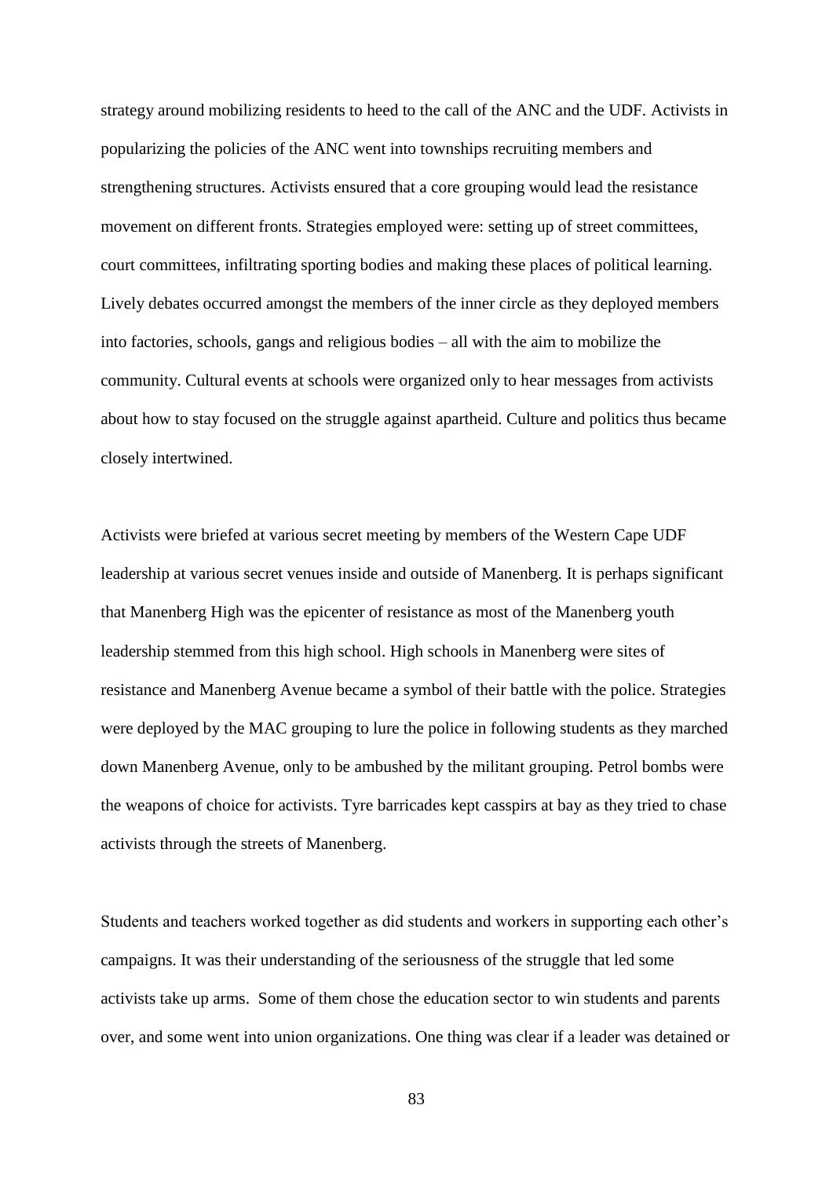strategy around mobilizing residents to heed to the call of the ANC and the UDF. Activists in popularizing the policies of the ANC went into townships recruiting members and strengthening structures. Activists ensured that a core grouping would lead the resistance movement on different fronts. Strategies employed were: setting up of street committees, court committees, infiltrating sporting bodies and making these places of political learning. Lively debates occurred amongst the members of the inner circle as they deployed members into factories, schools, gangs and religious bodies – all with the aim to mobilize the community. Cultural events at schools were organized only to hear messages from activists about how to stay focused on the struggle against apartheid. Culture and politics thus became closely intertwined.

Activists were briefed at various secret meeting by members of the Western Cape UDF leadership at various secret venues inside and outside of Manenberg. It is perhaps significant that Manenberg High was the epicenter of resistance as most of the Manenberg youth leadership stemmed from this high school. High schools in Manenberg were sites of resistance and Manenberg Avenue became a symbol of their battle with the police. Strategies were deployed by the MAC grouping to lure the police in following students as they marched down Manenberg Avenue, only to be ambushed by the militant grouping. Petrol bombs were the weapons of choice for activists. Tyre barricades kept casspirs at bay as they tried to chase activists through the streets of Manenberg.

Students and teachers worked together as did students and workers in supporting each other's campaigns. It was their understanding of the seriousness of the struggle that led some activists take up arms. Some of them chose the education sector to win students and parents over, and some went into union organizations. One thing was clear if a leader was detained or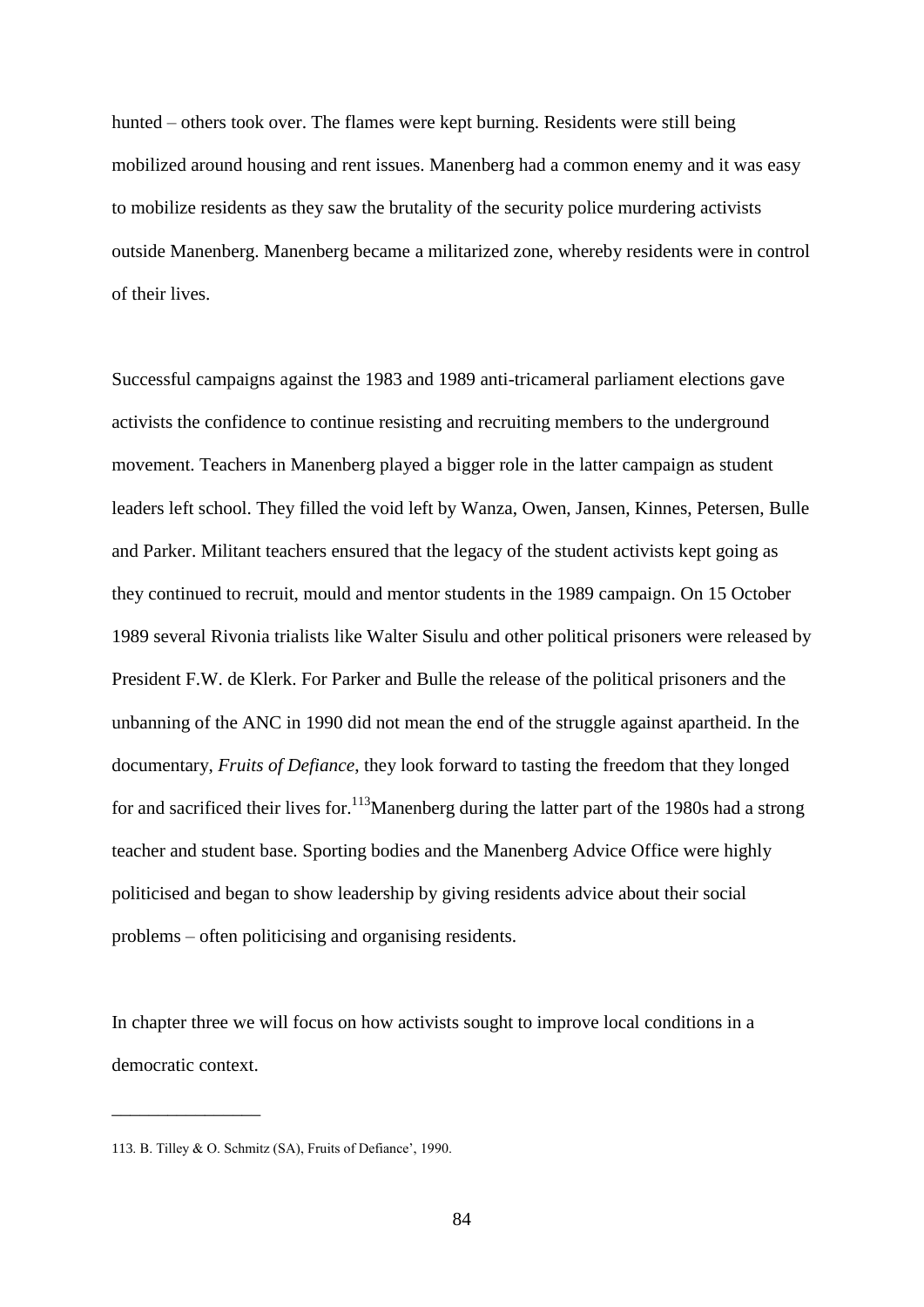hunted – others took over. The flames were kept burning. Residents were still being mobilized around housing and rent issues. Manenberg had a common enemy and it was easy to mobilize residents as they saw the brutality of the security police murdering activists outside Manenberg. Manenberg became a militarized zone, whereby residents were in control of their lives.

Successful campaigns against the 1983 and 1989 anti-tricameral parliament elections gave activists the confidence to continue resisting and recruiting members to the underground movement. Teachers in Manenberg played a bigger role in the latter campaign as student leaders left school. They filled the void left by Wanza, Owen, Jansen, Kinnes, Petersen, Bulle and Parker. Militant teachers ensured that the legacy of the student activists kept going as they continued to recruit, mould and mentor students in the 1989 campaign. On 15 October 1989 several Rivonia trialists like Walter Sisulu and other political prisoners were released by President F.W. de Klerk. For Parker and Bulle the release of the political prisoners and the unbanning of the ANC in 1990 did not mean the end of the struggle against apartheid. In the documentary, *Fruits of Defiance*, they look forward to tasting the freedom that they longed for and sacrificed their lives for.[113] Manenberg during the latter part of the 1980s had a strong teacher and student base. Sporting bodies and the Manenberg Advice Office were highly politicised and began to show leadership by giving residents advice about their social problems – often politicising and organising residents.

In chapter three we will focus on how activists sought to improve local conditions in a democratic context.

---

113. B. Tilley & O. Schmitz (SA), Fruits of Defiance', 1990.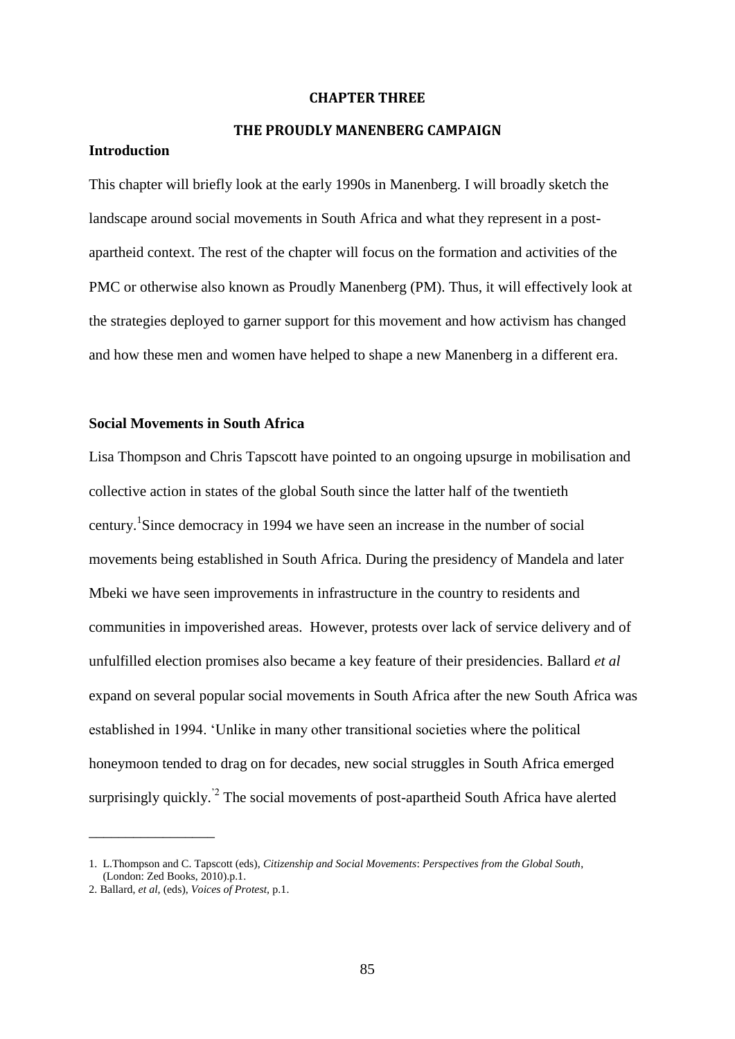# CHAPTER THREE

## THE PROUDLY MANENBERG CAMPAIGN

### Introduction

This chapter will briefly look at the early 1990s in Manenberg. I will broadly sketch the landscape around social movements in South Africa and what they represent in a post-apartheid context. The rest of the chapter will focus on the formation and activities of the PMC or otherwise also known as Proudly Manenberg (PM). Thus, it will effectively look at the strategies deployed to garner support for this movement and how activism has changed and how these men and women have helped to shape a new Manenberg in a different era.

### Social Movements in South Africa

Lisa Thompson and Chris Tapscott have pointed to an ongoing upsurge in mobilisation and collective action in states of the global South since the latter half of the twentieth century.[1]Since democracy in 1994 we have seen an increase in the number of social movements being established in South Africa. During the presidency of Mandela and later Mbeki we have seen improvements in infrastructure in the country to residents and communities in impoverished areas. However, protests over lack of service delivery and of unfulfilled election promises also became a key feature of their presidencies. Ballard *et al* expand on several popular social movements in South Africa after the new South Africa was established in 1994. 'Unlike in many other transitional societies where the political honeymoon tended to drag on for decades, new social struggles in South Africa emerged surprisingly quickly.'[2] The social movements of post-apartheid South Africa have alerted

---

1. L.Thompson and C. Tapscott (eds), *Citizenship and Social Movements*: *Perspectives from the Global South*, (London: Zed Books, 2010).p.1.
2. Ballard, *et al*, (eds), *Voices of Protest*, p.1.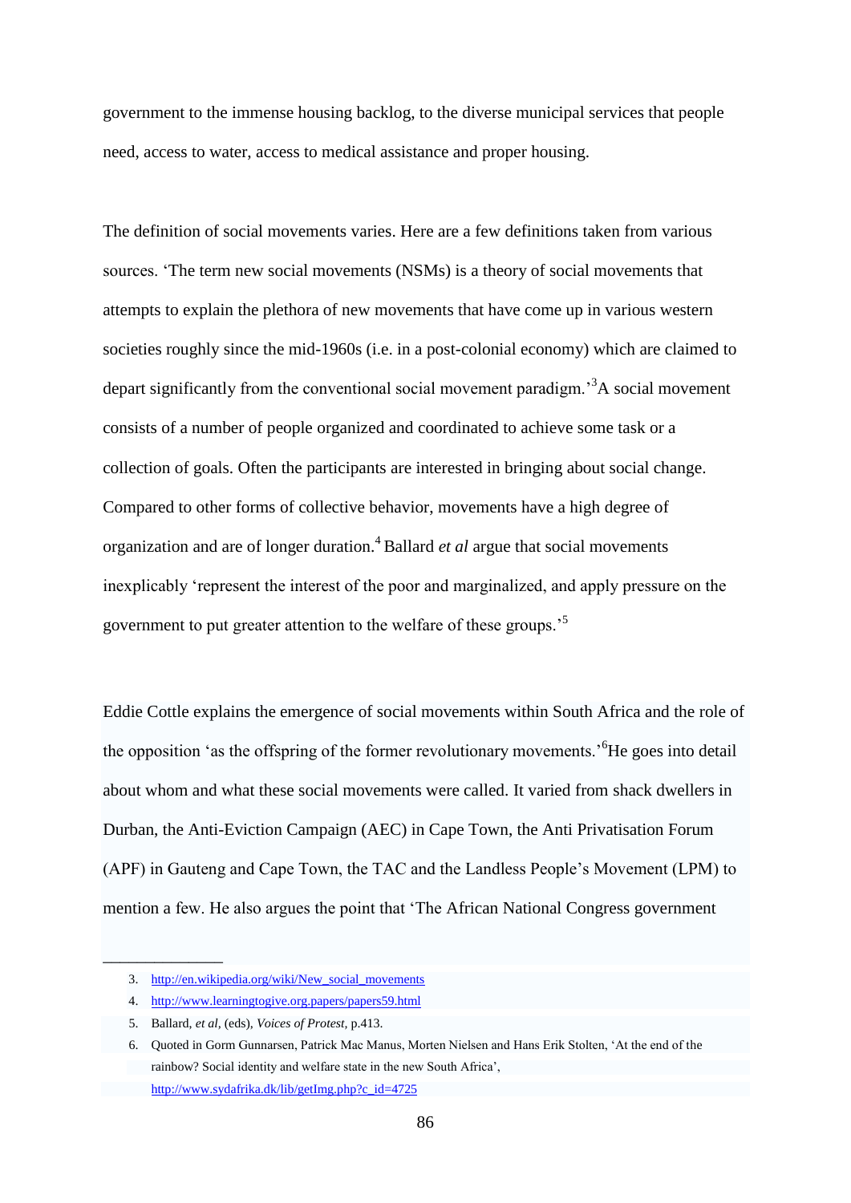government to the immense housing backlog, to the diverse municipal services that people need, access to water, access to medical assistance and proper housing.

The definition of social movements varies. Here are a few definitions taken from various sources. 'The term new social movements (NSMs) is a theory of social movements that attempts to explain the plethora of new movements that have come up in various western societies roughly since the mid-1960s (i.e. in a post-colonial economy) which are claimed to depart significantly from the conventional social movement paradigm.'[3] A social movement consists of a number of people organized and coordinated to achieve some task or a collection of goals. Often the participants are interested in bringing about social change. Compared to other forms of collective behavior, movements have a high degree of organization and are of longer duration.[4] Ballard *et al* argue that social movements inexplicably 'represent the interest of the poor and marginalized, and apply pressure on the government to put greater attention to the welfare of these groups.'[5]

Eddie Cottle explains the emergence of social movements within South Africa and the role of the opposition 'as the offspring of the former revolutionary movements.'[6] He goes into detail about whom and what these social movements were called. It varied from shack dwellers in Durban, the Anti-Eviction Campaign (AEC) in Cape Town, the Anti Privatisation Forum (APF) in Gauteng and Cape Town, the TAC and the Landless People's Movement (LPM) to mention a few. He also argues the point that 'The African National Congress government

---

3. http://en.wikipedia.org/wiki/New_social_movements
4. http://www.learningtogive.org.papers/papers59.html
5. Ballard, *et al*, (eds), *Voices of Protest*, p.413.
6. Quoted in Gorm Gunnarsen, Patrick Mac Manus, Morten Nielsen and Hans Erik Stolten, 'At the end of the rainbow? Social identity and welfare state in the new South Africa', http://www.sydafrika.dk/lib/getImg.php?c_id=4725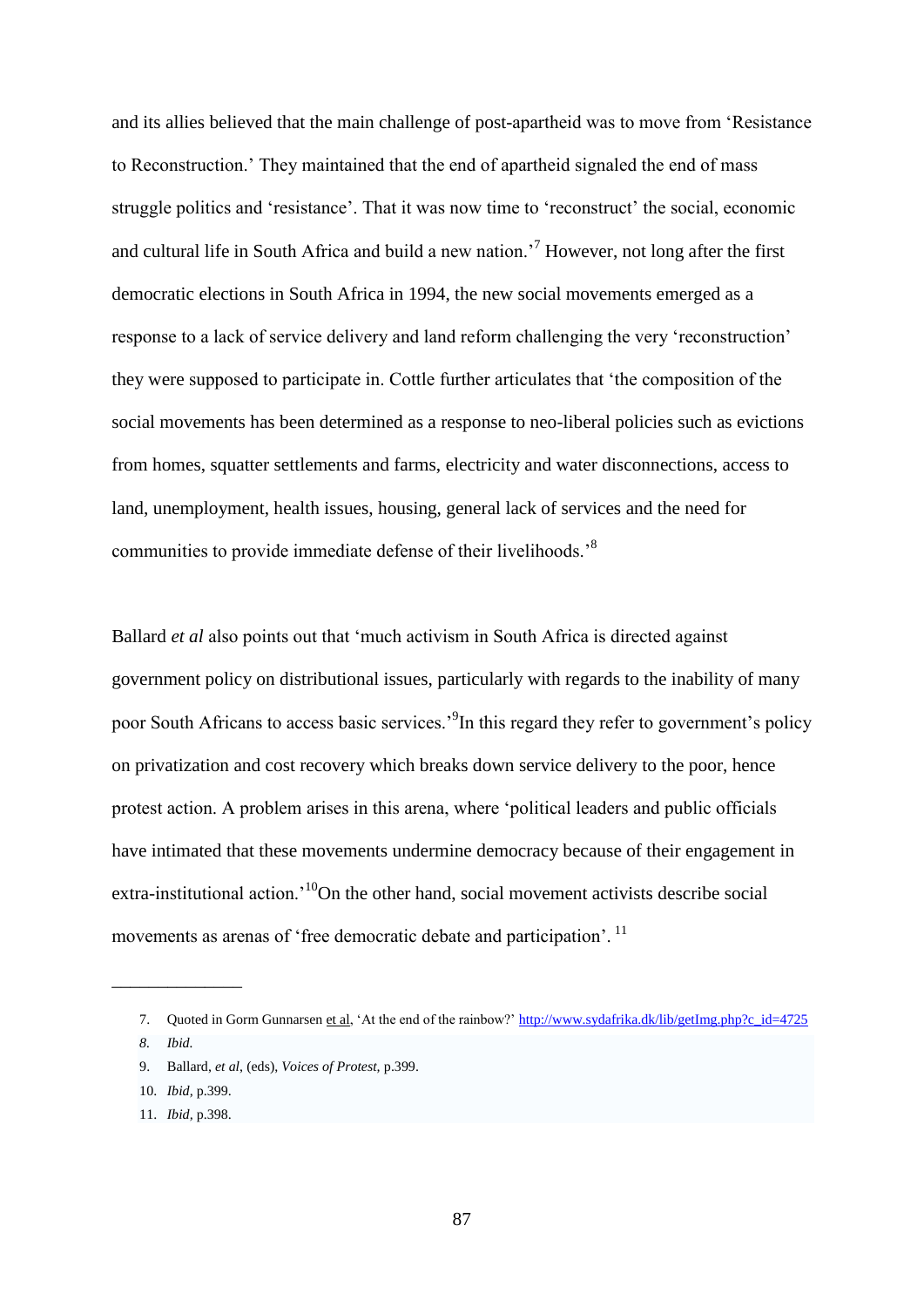and its allies believed that the main challenge of post-apartheid was to move from 'Resistance to Reconstruction.' They maintained that the end of apartheid signaled the end of mass struggle politics and 'resistance'. That it was now time to 'reconstruct' the social, economic and cultural life in South Africa and build a new nation.'[7] However, not long after the first democratic elections in South Africa in 1994, the new social movements emerged as a response to a lack of service delivery and land reform challenging the very 'reconstruction' they were supposed to participate in. Cottle further articulates that 'the composition of the social movements has been determined as a response to neo-liberal policies such as evictions from homes, squatter settlements and farms, electricity and water disconnections, access to land, unemployment, health issues, housing, general lack of services and the need for communities to provide immediate defense of their livelihoods.'[8]

Ballard *et al* also points out that 'much activism in South Africa is directed against government policy on distributional issues, particularly with regards to the inability of many poor South Africans to access basic services.'[9]In this regard they refer to government's policy on privatization and cost recovery which breaks down service delivery to the poor, hence protest action. A problem arises in this arena, where 'political leaders and public officials have intimated that these movements undermine democracy because of their engagement in extra-institutional action.'[10]On the other hand, social movement activists describe social movements as arenas of 'free democratic debate and participation'. [11]

---

7. Quoted in Gorm Gunnarsen et al, 'At the end of the rainbow?' http://www.sydafrika.dk/lib/getImg.php?c_id=4725
8. *Ibid.*
9. Ballard, *et al*, (eds), *Voices of Protest,* p.399.
10. *Ibid,* p.399.
11. *Ibid,* p.398.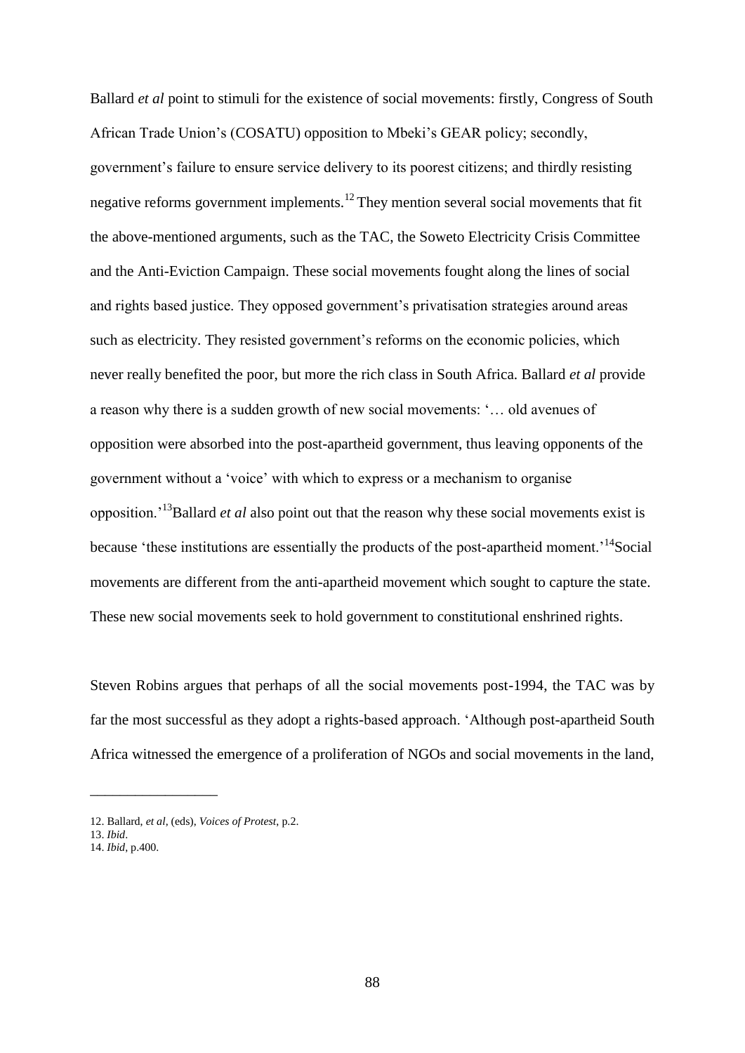Ballard *et al* point to stimuli for the existence of social movements: firstly, Congress of South African Trade Union's (COSATU) opposition to Mbeki's GEAR policy; secondly, government's failure to ensure service delivery to its poorest citizens; and thirdly resisting negative reforms government implements.[12] They mention several social movements that fit the above-mentioned arguments, such as the TAC, the Soweto Electricity Crisis Committee and the Anti-Eviction Campaign. These social movements fought along the lines of social and rights based justice. They opposed government's privatisation strategies around areas such as electricity. They resisted government's reforms on the economic policies, which never really benefited the poor, but more the rich class in South Africa. Ballard *et al* provide a reason why there is a sudden growth of new social movements: '… old avenues of opposition were absorbed into the post-apartheid government, thus leaving opponents of the government without a 'voice' with which to express or a mechanism to organise opposition.'[13] Ballard *et al* also point out that the reason why these social movements exist is because 'these institutions are essentially the products of the post-apartheid moment.'[14] Social movements are different from the anti-apartheid movement which sought to capture the state. These new social movements seek to hold government to constitutional enshrined rights.

Steven Robins argues that perhaps of all the social movements post-1994, the TAC was by far the most successful as they adopt a rights-based approach. 'Although post-apartheid South Africa witnessed the emergence of a proliferation of NGOs and social movements in the land,

---

12. Ballard, *et al*, (eds), *Voices of Protest*, p.2.
13. *Ibid*.
14. *Ibid*, p.400.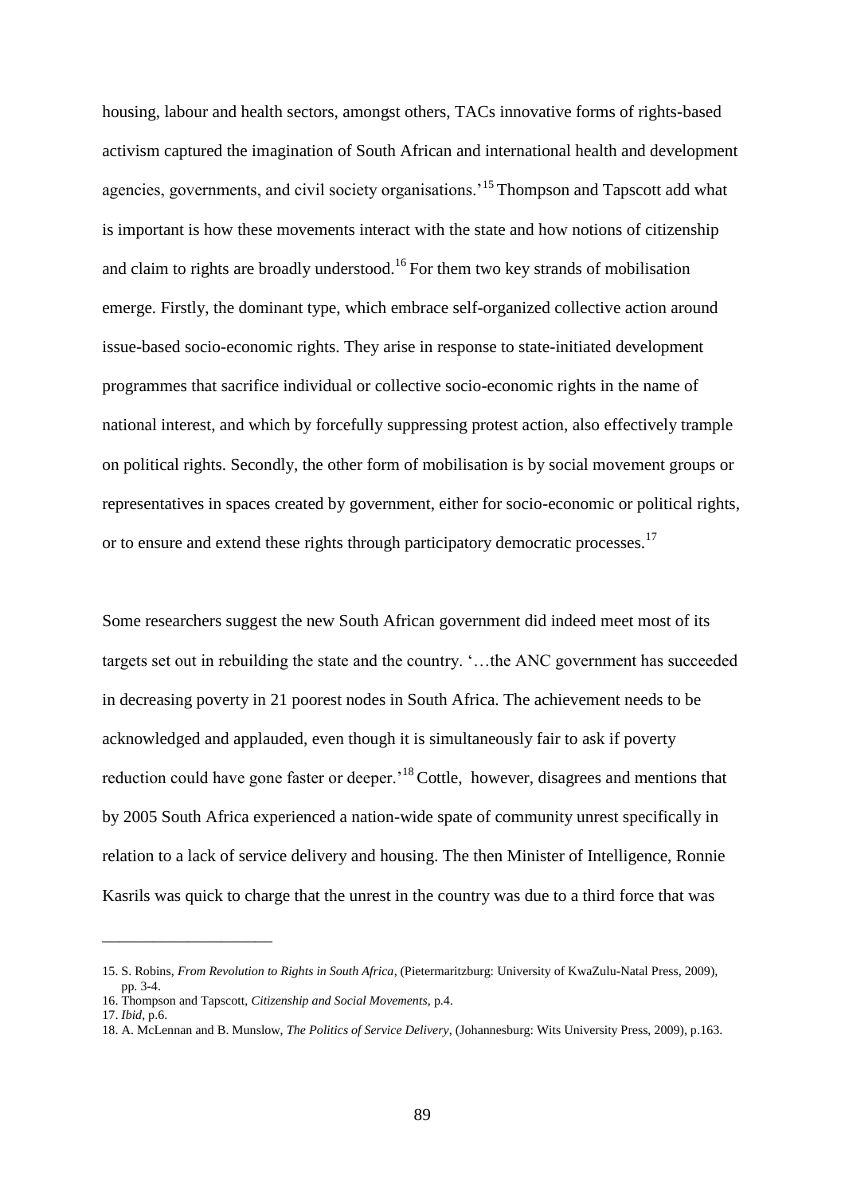housing, labour and health sectors, amongst others, TACs innovative forms of rights-based activism captured the imagination of South African and international health and development agencies, governments, and civil society organisations.'[15] Thompson and Tapscott add what is important is how these movements interact with the state and how notions of citizenship and claim to rights are broadly understood.[16] For them two key strands of mobilisation emerge. Firstly, the dominant type, which embrace self-organized collective action around issue-based socio-economic rights. They arise in response to state-initiated development programmes that sacrifice individual or collective socio-economic rights in the name of national interest, and which by forcefully suppressing protest action, also effectively trample on political rights. Secondly, the other form of mobilisation is by social movement groups or representatives in spaces created by government, either for socio-economic or political rights, or to ensure and extend these rights through participatory democratic processes.[17]

Some researchers suggest the new South African government did indeed meet most of its targets set out in rebuilding the state and the country. '…the ANC government has succeeded in decreasing poverty in 21 poorest nodes in South Africa. The achievement needs to be acknowledged and applauded, even though it is simultaneously fair to ask if poverty reduction could have gone faster or deeper.'[18] Cottle, however, disagrees and mentions that by 2005 South Africa experienced a nation-wide spate of community unrest specifically in relation to a lack of service delivery and housing. The then Minister of Intelligence, Ronnie Kasrils was quick to charge that the unrest in the country was due to a third force that was

---

15. S. Robins, *From Revolution to Rights in South Africa*, (Pietermaritzburg: University of KwaZulu-Natal Press, 2009), pp. 3-4.
16. Thompson and Tapscott, *Citizenship and Social Movements*, p.4.
17. *Ibid*, p.6.
18. A. McLennan and B. Munslow, *The Politics of Service Delivery*, (Johannesburg: Wits University Press, 2009), p.163.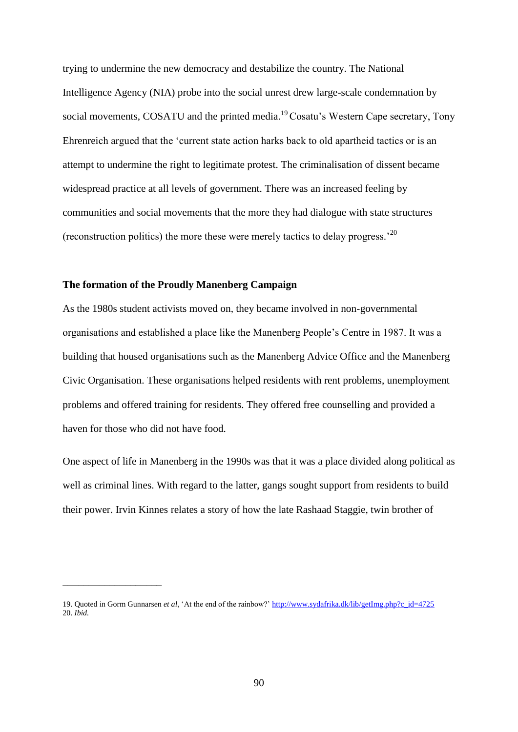trying to undermine the new democracy and destabilize the country. The National Intelligence Agency (NIA) probe into the social unrest drew large-scale condemnation by social movements, COSATU and the printed media.[19] Cosatu's Western Cape secretary, Tony Ehrenreich argued that the 'current state action harks back to old apartheid tactics or is an attempt to undermine the right to legitimate protest. The criminalisation of dissent became widespread practice at all levels of government. There was an increased feeling by communities and social movements that the more they had dialogue with state structures (reconstruction politics) the more these were merely tactics to delay progress.'[20]

**The formation of the Proudly Manenberg Campaign**

As the 1980s student activists moved on, they became involved in non-governmental organisations and established a place like the Manenberg People's Centre in 1987. It was a building that housed organisations such as the Manenberg Advice Office and the Manenberg Civic Organisation. These organisations helped residents with rent problems, unemployment problems and offered training for residents. They offered free counselling and provided a haven for those who did not have food.

One aspect of life in Manenberg in the 1990s was that it was a place divided along political as well as criminal lines. With regard to the latter, gangs sought support from residents to build their power. Irvin Kinnes relates a story of how the late Rashaad Staggie, twin brother of

---

19. Quoted in Gorm Gunnarsen *et al*, 'At the end of the rainbow?' http://www.sydafrika.dk/lib/getImg.php?c_id=4725
20. *Ibid.*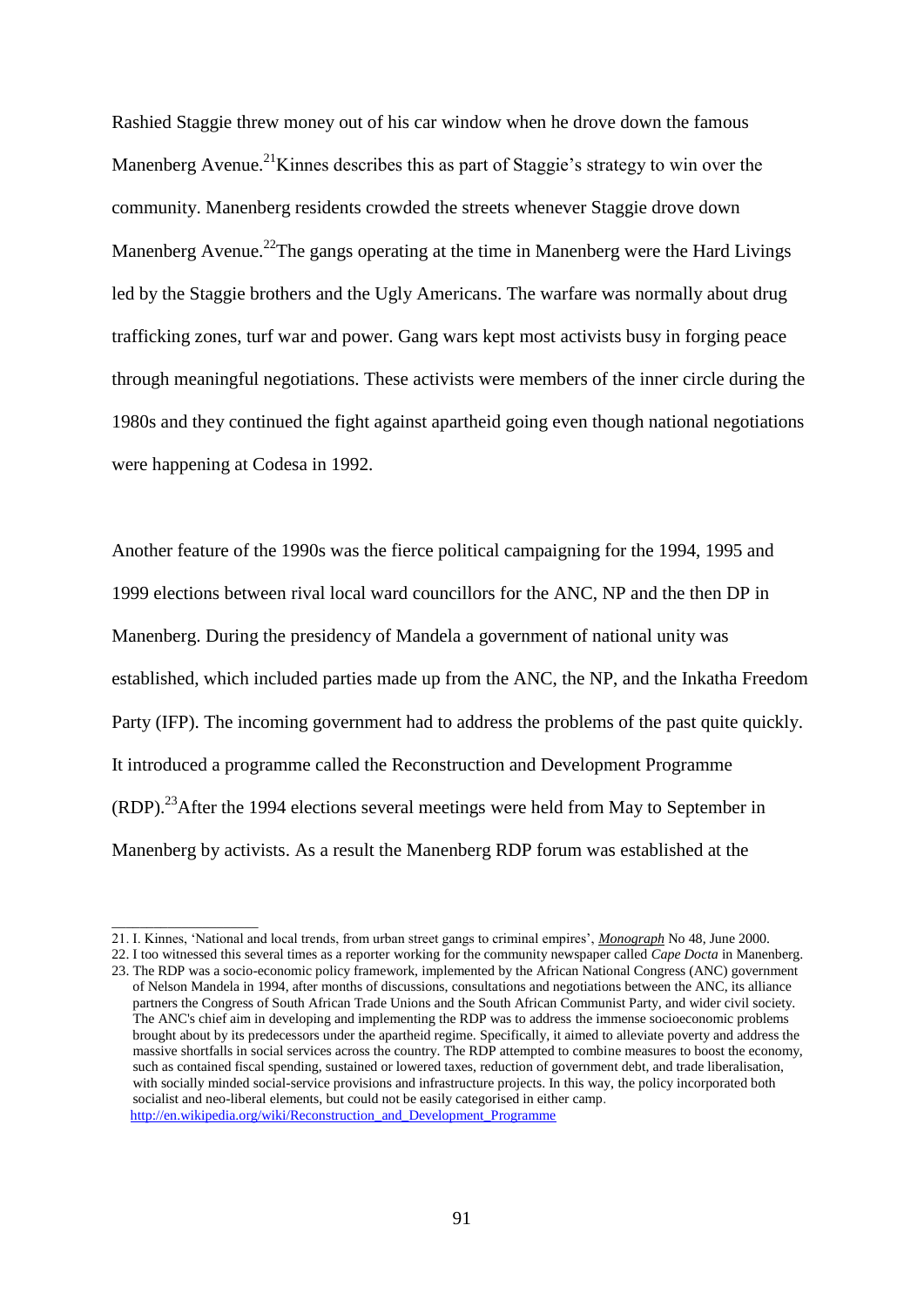Rashied Staggie threw money out of his car window when he drove down the famous Manenberg Avenue.[21]Kinnes describes this as part of Staggie's strategy to win over the community. Manenberg residents crowded the streets whenever Staggie drove down Manenberg Avenue.[22]The gangs operating at the time in Manenberg were the Hard Livings led by the Staggie brothers and the Ugly Americans. The warfare was normally about drug trafficking zones, turf war and power. Gang wars kept most activists busy in forging peace through meaningful negotiations. These activists were members of the inner circle during the 1980s and they continued the fight against apartheid going even though national negotiations were happening at Codesa in 1992.

Another feature of the 1990s was the fierce political campaigning for the 1994, 1995 and 1999 elections between rival local ward councillors for the ANC, NP and the then DP in Manenberg. During the presidency of Mandela a government of national unity was established, which included parties made up from the ANC, the NP, and the Inkatha Freedom Party (IFP). The incoming government had to address the problems of the past quite quickly. It introduced a programme called the Reconstruction and Development Programme (RDP).[23]After the 1994 elections several meetings were held from May to September in Manenberg by activists. As a result the Manenberg RDP forum was established at the

---

21. I. Kinnes, 'National and local trends, from urban street gangs to criminal empires', *Monograph* No 48, June 2000.

22. I too witnessed this several times as a reporter working for the community newspaper called *Cape Docta* in Manenberg.

23. The RDP was a socio-economic policy framework, implemented by the African National Congress (ANC) government of Nelson Mandela in 1994, after months of discussions, consultations and negotiations between the ANC, its alliance partners the Congress of South African Trade Unions and the South African Communist Party, and wider civil society. The ANC's chief aim in developing and implementing the RDP was to address the immense socioeconomic problems brought about by its predecessors under the apartheid regime. Specifically, it aimed to alleviate poverty and address the massive shortfalls in social services across the country. The RDP attempted to combine measures to boost the economy, such as contained fiscal spending, sustained or lowered taxes, reduction of government debt, and trade liberalisation, with socially minded social-service provisions and infrastructure projects. In this way, the policy incorporated both socialist and neo-liberal elements, but could not be easily categorised in either camp. http://en.wikipedia.org/wiki/Reconstruction_and_Development_Programme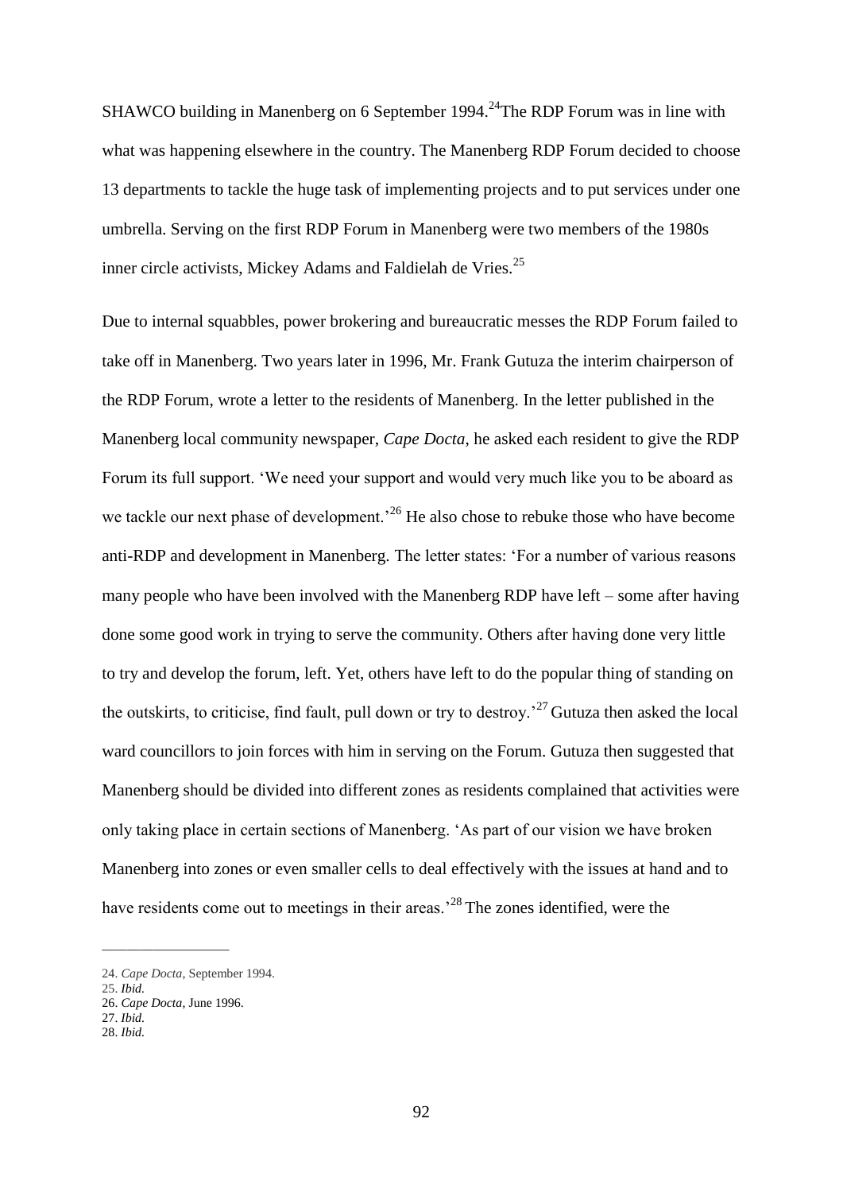SHAWCO building in Manenberg on 6 September 1994.[24] The RDP Forum was in line with what was happening elsewhere in the country. The Manenberg RDP Forum decided to choose 13 departments to tackle the huge task of implementing projects and to put services under one umbrella. Serving on the first RDP Forum in Manenberg were two members of the 1980s inner circle activists, Mickey Adams and Faldielah de Vries.[25]

Due to internal squabbles, power brokering and bureaucratic messes the RDP Forum failed to take off in Manenberg. Two years later in 1996, Mr. Frank Gutuza the interim chairperson of the RDP Forum, wrote a letter to the residents of Manenberg. In the letter published in the Manenberg local community newspaper, *Cape Docta*, he asked each resident to give the RDP Forum its full support. 'We need your support and would very much like you to be aboard as we tackle our next phase of development.'[26] He also chose to rebuke those who have become anti-RDP and development in Manenberg. The letter states: 'For a number of various reasons many people who have been involved with the Manenberg RDP have left – some after having done some good work in trying to serve the community. Others after having done very little to try and develop the forum, left. Yet, others have left to do the popular thing of standing on the outskirts, to criticise, find fault, pull down or try to destroy.'[27] Gutuza then asked the local ward councillors to join forces with him in serving on the Forum. Gutuza then suggested that Manenberg should be divided into different zones as residents complained that activities were only taking place in certain sections of Manenberg. 'As part of our vision we have broken Manenberg into zones or even smaller cells to deal effectively with the issues at hand and to have residents come out to meetings in their areas.'[28] The zones identified, were the

---

24. *Cape Docta*, September 1994.
25. *Ibid.*
26. *Cape Docta*, June 1996.
27. *Ibid.*
28. *Ibid.*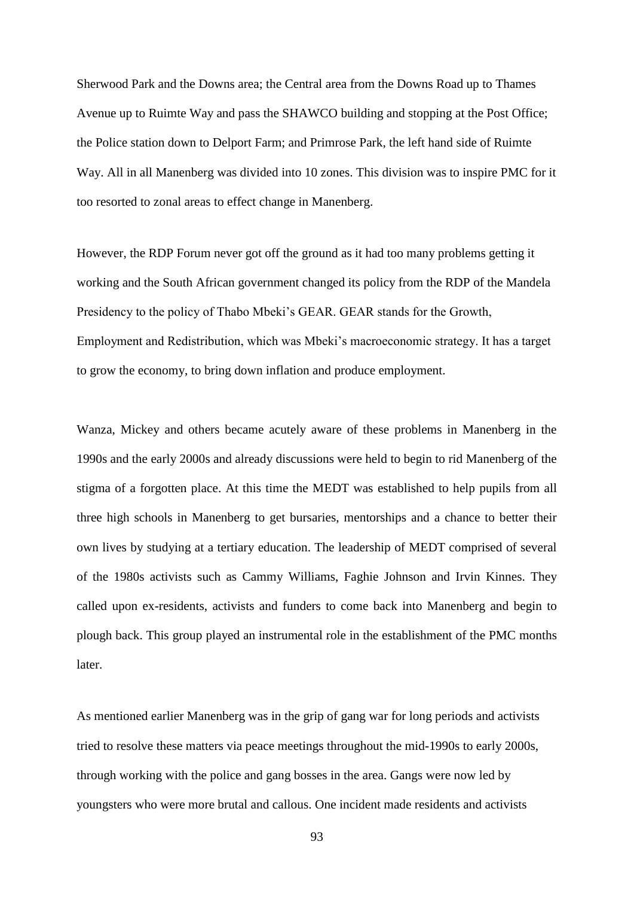Sherwood Park and the Downs area; the Central area from the Downs Road up to Thames Avenue up to Ruimte Way and pass the SHAWCO building and stopping at the Post Office; the Police station down to Delport Farm; and Primrose Park, the left hand side of Ruimte Way. All in all Manenberg was divided into 10 zones. This division was to inspire PMC for it too resorted to zonal areas to effect change in Manenberg.

However, the RDP Forum never got off the ground as it had too many problems getting it working and the South African government changed its policy from the RDP of the Mandela Presidency to the policy of Thabo Mbeki's GEAR. GEAR stands for the Growth, Employment and Redistribution, which was Mbeki's macroeconomic strategy. It has a target to grow the economy, to bring down inflation and produce employment.

Wanza, Mickey and others became acutely aware of these problems in Manenberg in the 1990s and the early 2000s and already discussions were held to begin to rid Manenberg of the stigma of a forgotten place. At this time the MEDT was established to help pupils from all three high schools in Manenberg to get bursaries, mentorships and a chance to better their own lives by studying at a tertiary education. The leadership of MEDT comprised of several of the 1980s activists such as Cammy Williams, Faghie Johnson and Irvin Kinnes. They called upon ex-residents, activists and funders to come back into Manenberg and begin to plough back. This group played an instrumental role in the establishment of the PMC months later.

As mentioned earlier Manenberg was in the grip of gang war for long periods and activists tried to resolve these matters via peace meetings throughout the mid-1990s to early 2000s, through working with the police and gang bosses in the area. Gangs were now led by youngsters who were more brutal and callous. One incident made residents and activists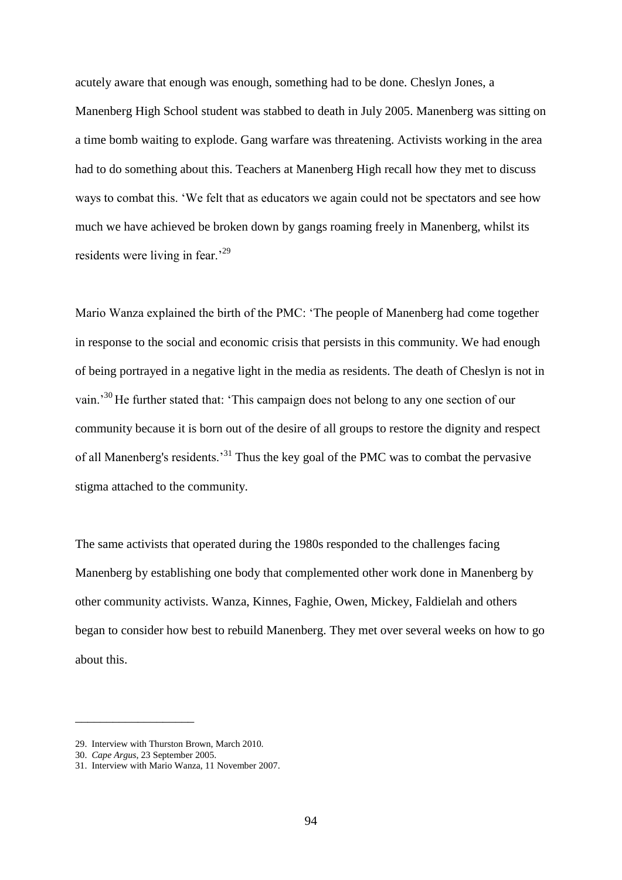acutely aware that enough was enough, something had to be done. Cheslyn Jones, a Manenberg High School student was stabbed to death in July 2005. Manenberg was sitting on a time bomb waiting to explode. Gang warfare was threatening. Activists working in the area had to do something about this. Teachers at Manenberg High recall how they met to discuss ways to combat this. 'We felt that as educators we again could not be spectators and see how much we have achieved be broken down by gangs roaming freely in Manenberg, whilst its residents were living in fear.'[29]

Mario Wanza explained the birth of the PMC: 'The people of Manenberg had come together in response to the social and economic crisis that persists in this community. We had enough of being portrayed in a negative light in the media as residents. The death of Cheslyn is not in vain.'[30] He further stated that: 'This campaign does not belong to any one section of our community because it is born out of the desire of all groups to restore the dignity and respect of all Manenberg's residents.'[31] Thus the key goal of the PMC was to combat the pervasive stigma attached to the community.

The same activists that operated during the 1980s responded to the challenges facing Manenberg by establishing one body that complemented other work done in Manenberg by other community activists. Wanza, Kinnes, Faghie, Owen, Mickey, Faldielah and others began to consider how best to rebuild Manenberg. They met over several weeks on how to go about this.

---

29. Interview with Thurston Brown, March 2010.
30. *Cape Argus*, 23 September 2005.
31. Interview with Mario Wanza, 11 November 2007.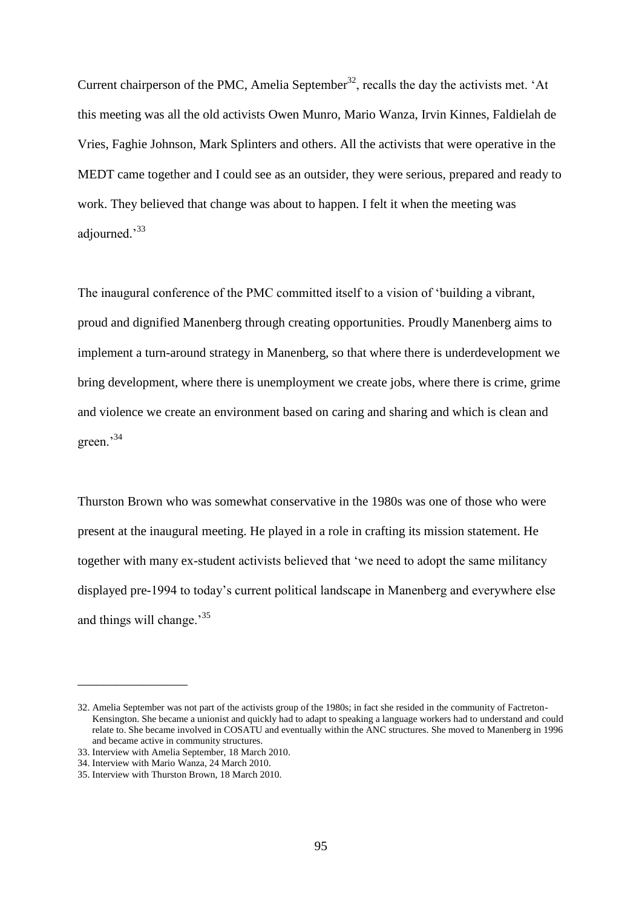Current chairperson of the PMC, Amelia September[32], recalls the day the activists met. 'At this meeting was all the old activists Owen Munro, Mario Wanza, Irvin Kinnes, Faldielah de Vries, Faghie Johnson, Mark Splinters and others. All the activists that were operative in the MEDT came together and I could see as an outsider, they were serious, prepared and ready to work. They believed that change was about to happen. I felt it when the meeting was adjourned.'[33]

The inaugural conference of the PMC committed itself to a vision of 'building a vibrant, proud and dignified Manenberg through creating opportunities. Proudly Manenberg aims to implement a turn-around strategy in Manenberg, so that where there is underdevelopment we bring development, where there is unemployment we create jobs, where there is crime, grime and violence we create an environment based on caring and sharing and which is clean and green.'[34]

Thurston Brown who was somewhat conservative in the 1980s was one of those who were present at the inaugural meeting. He played in a role in crafting its mission statement. He together with many ex-student activists believed that 'we need to adopt the same militancy displayed pre-1994 to today's current political landscape in Manenberg and everywhere else and things will change.'[35]

---

32. Amelia September was not part of the activists group of the 1980s; in fact she resided in the community of Factreton-Kensington. She became a unionist and quickly had to adapt to speaking a language workers had to understand and could relate to. She became involved in COSATU and eventually within the ANC structures. She moved to Manenberg in 1996 and became active in community structures.
33. Interview with Amelia September, 18 March 2010.
34. Interview with Mario Wanza, 24 March 2010.
35. Interview with Thurston Brown, 18 March 2010.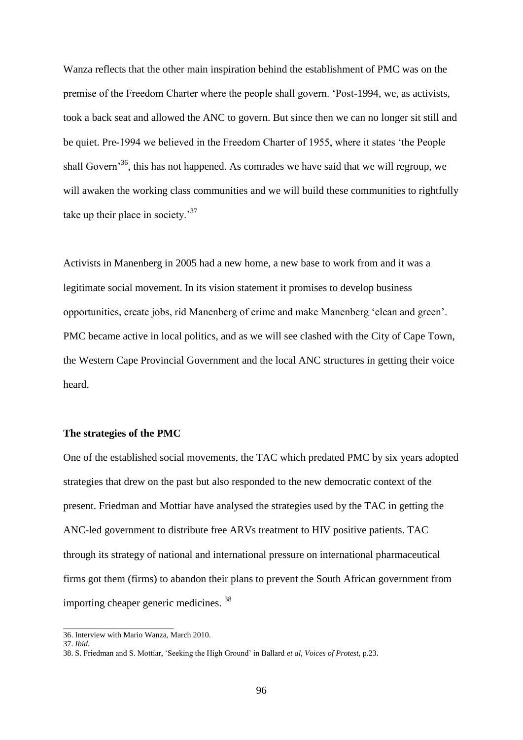Wanza reflects that the other main inspiration behind the establishment of PMC was on the premise of the Freedom Charter where the people shall govern. 'Post-1994, we, as activists, took a back seat and allowed the ANC to govern. But since then we can no longer sit still and be quiet. Pre-1994 we believed in the Freedom Charter of 1955, where it states 'the People shall Govern'[36], this has not happened. As comrades we have said that we will regroup, we will awaken the working class communities and we will build these communities to rightfully take up their place in society.'[37]

Activists in Manenberg in 2005 had a new home, a new base to work from and it was a legitimate social movement. In its vision statement it promises to develop business opportunities, create jobs, rid Manenberg of crime and make Manenberg 'clean and green'. PMC became active in local politics, and as we will see clashed with the City of Cape Town, the Western Cape Provincial Government and the local ANC structures in getting their voice heard.

**The strategies of the PMC**

One of the established social movements, the TAC which predated PMC by six years adopted strategies that drew on the past but also responded to the new democratic context of the present. Friedman and Mottiar have analysed the strategies used by the TAC in getting the ANC-led government to distribute free ARVs treatment to HIV positive patients. TAC through its strategy of national and international pressure on international pharmaceutical firms got them (firms) to abandon their plans to prevent the South African government from importing cheaper generic medicines. [38]

---

36. Interview with Mario Wanza, March 2010.
37. *Ibid.*
38. S. Friedman and S. Mottiar, 'Seeking the High Ground' in Ballard *et al*, *Voices of Protest*, p.23.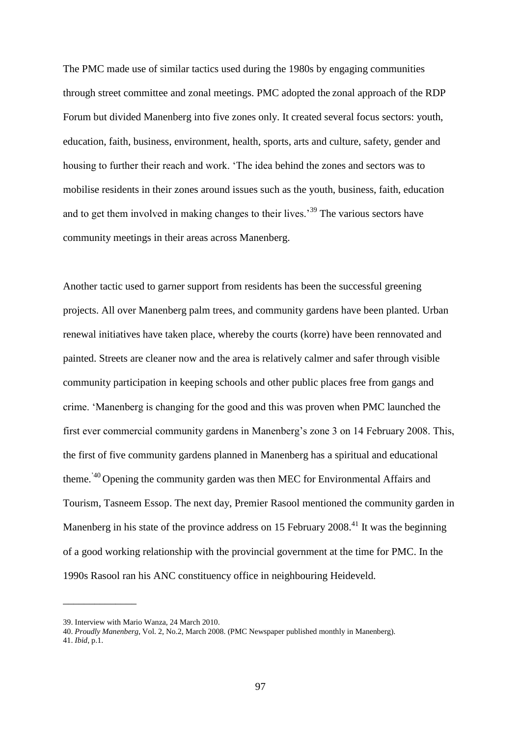The PMC made use of similar tactics used during the 1980s by engaging communities through street committee and zonal meetings. PMC adopted the zonal approach of the RDP Forum but divided Manenberg into five zones only. It created several focus sectors: youth, education, faith, business, environment, health, sports, arts and culture, safety, gender and housing to further their reach and work. 'The idea behind the zones and sectors was to mobilise residents in their zones around issues such as the youth, business, faith, education and to get them involved in making changes to their lives.'[39] The various sectors have community meetings in their areas across Manenberg.

Another tactic used to garner support from residents has been the successful greening projects. All over Manenberg palm trees, and community gardens have been planted. Urban renewal initiatives have taken place, whereby the courts (korre) have been rennovated and painted. Streets are cleaner now and the area is relatively calmer and safer through visible community participation in keeping schools and other public places free from gangs and crime. 'Manenberg is changing for the good and this was proven when PMC launched the first ever commercial community gardens in Manenberg's zone 3 on 14 February 2008. This, the first of five community gardens planned in Manenberg has a spiritual and educational theme.'[40] Opening the community garden was then MEC for Environmental Affairs and Tourism, Tasneem Essop. The next day, Premier Rasool mentioned the community garden in Manenberg in his state of the province address on 15 February 2008.[41] It was the beginning of a good working relationship with the provincial government at the time for PMC. In the 1990s Rasool ran his ANC constituency office in neighbouring Heideveld.

---

39. Interview with Mario Wanza, 24 March 2010.
40. *Proudly Manenberg*, Vol. 2, No.2, March 2008. (PMC Newspaper published monthly in Manenberg).
41. *Ibid*, p.1.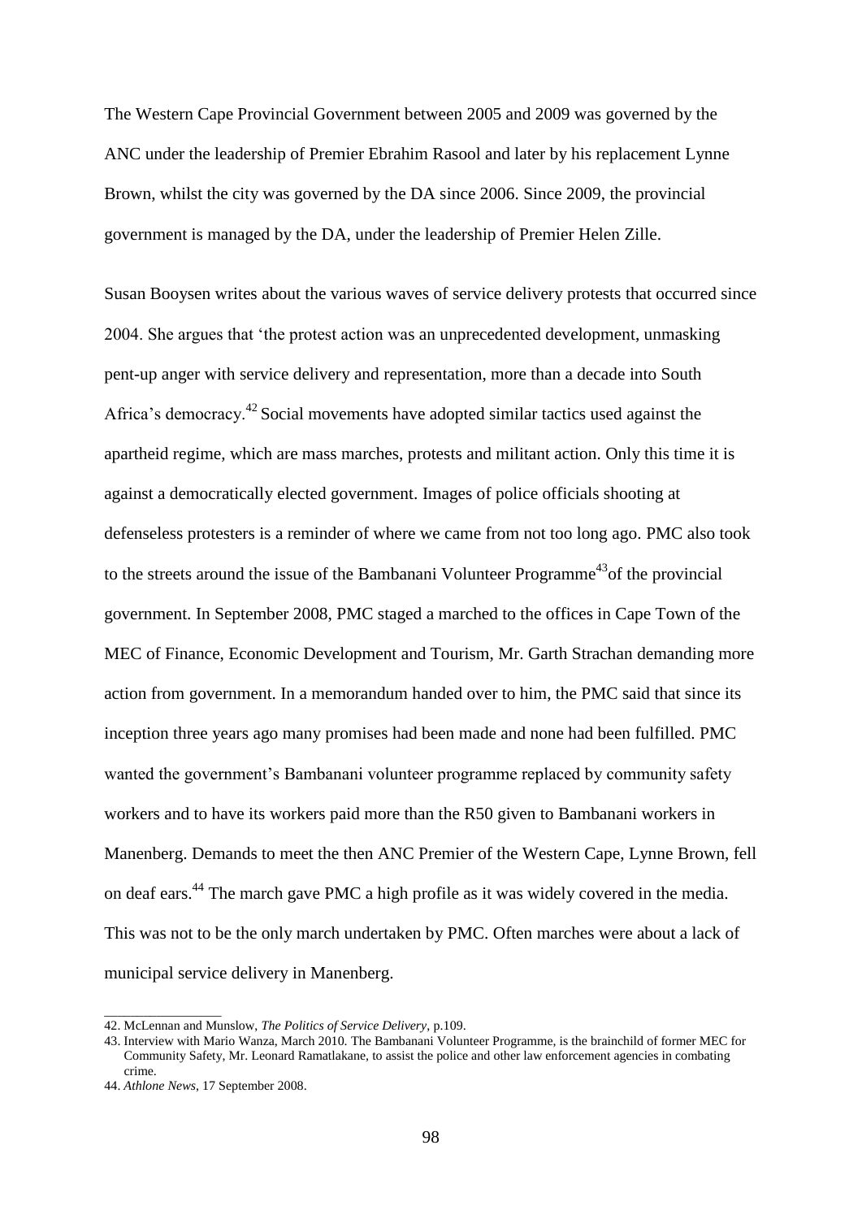The Western Cape Provincial Government between 2005 and 2009 was governed by the ANC under the leadership of Premier Ebrahim Rasool and later by his replacement Lynne Brown, whilst the city was governed by the DA since 2006. Since 2009, the provincial government is managed by the DA, under the leadership of Premier Helen Zille.

Susan Booysen writes about the various waves of service delivery protests that occurred since 2004. She argues that 'the protest action was an unprecedented development, unmasking pent-up anger with service delivery and representation, more than a decade into South Africa's democracy.[42] Social movements have adopted similar tactics used against the apartheid regime, which are mass marches, protests and militant action. Only this time it is against a democratically elected government. Images of police officials shooting at defenseless protesters is a reminder of where we came from not too long ago. PMC also took to the streets around the issue of the Bambanani Volunteer Programme[43]of the provincial government. In September 2008, PMC staged a marched to the offices in Cape Town of the MEC of Finance, Economic Development and Tourism, Mr. Garth Strachan demanding more action from government. In a memorandum handed over to him, the PMC said that since its inception three years ago many promises had been made and none had been fulfilled. PMC wanted the government's Bambanani volunteer programme replaced by community safety workers and to have its workers paid more than the R50 given to Bambanani workers in Manenberg. Demands to meet the then ANC Premier of the Western Cape, Lynne Brown, fell on deaf ears.[44] The march gave PMC a high profile as it was widely covered in the media. This was not to be the only march undertaken by PMC. Often marches were about a lack of municipal service delivery in Manenberg.

---

42. McLennan and Munslow, *The Politics of Service Delivery*, p.109.
43. Interview with Mario Wanza, March 2010. The Bambanani Volunteer Programme, is the brainchild of former MEC for Community Safety, Mr. Leonard Ramatlakane, to assist the police and other law enforcement agencies in combating crime.
44. *Athlone News*, 17 September 2008.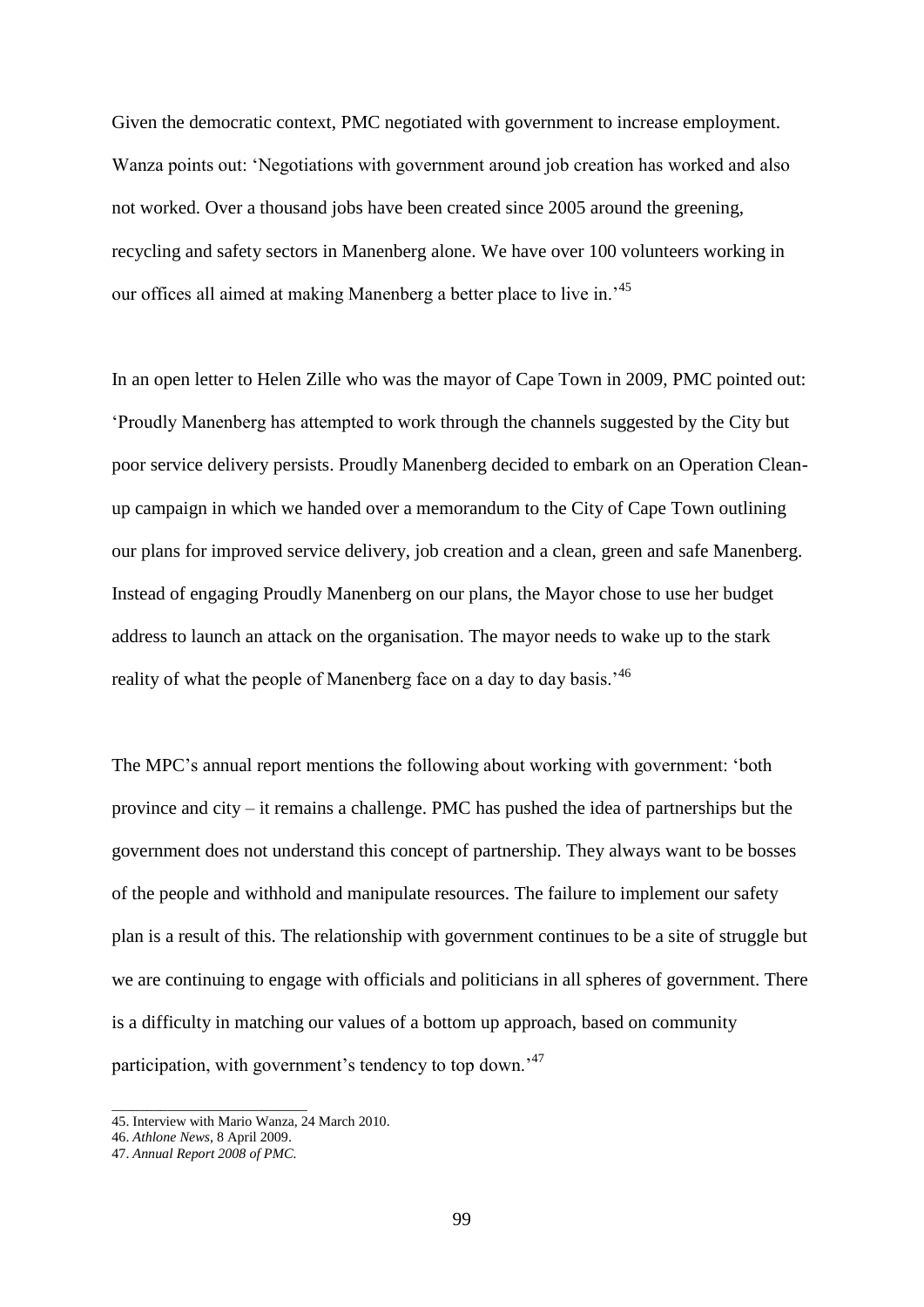Given the democratic context, PMC negotiated with government to increase employment. Wanza points out: 'Negotiations with government around job creation has worked and also not worked. Over a thousand jobs have been created since 2005 around the greening, recycling and safety sectors in Manenberg alone. We have over 100 volunteers working in our offices all aimed at making Manenberg a better place to live in.'[45]

In an open letter to Helen Zille who was the mayor of Cape Town in 2009, PMC pointed out: 'Proudly Manenberg has attempted to work through the channels suggested by the City but poor service delivery persists. Proudly Manenberg decided to embark on an Operation Clean-up campaign in which we handed over a memorandum to the City of Cape Town outlining our plans for improved service delivery, job creation and a clean, green and safe Manenberg. Instead of engaging Proudly Manenberg on our plans, the Mayor chose to use her budget address to launch an attack on the organisation. The mayor needs to wake up to the stark reality of what the people of Manenberg face on a day to day basis.'[46]

The MPC's annual report mentions the following about working with government: 'both province and city – it remains a challenge. PMC has pushed the idea of partnerships but the government does not understand this concept of partnership. They always want to be bosses of the people and withhold and manipulate resources. The failure to implement our safety plan is a result of this. The relationship with government continues to be a site of struggle but we are continuing to engage with officials and politicians in all spheres of government. There is a difficulty in matching our values of a bottom up approach, based on community participation, with government's tendency to top down.'[47]

---

45. Interview with Mario Wanza, 24 March 2010.
46. *Athlone News*, 8 April 2009.
47. *Annual Report 2008 of PMC.*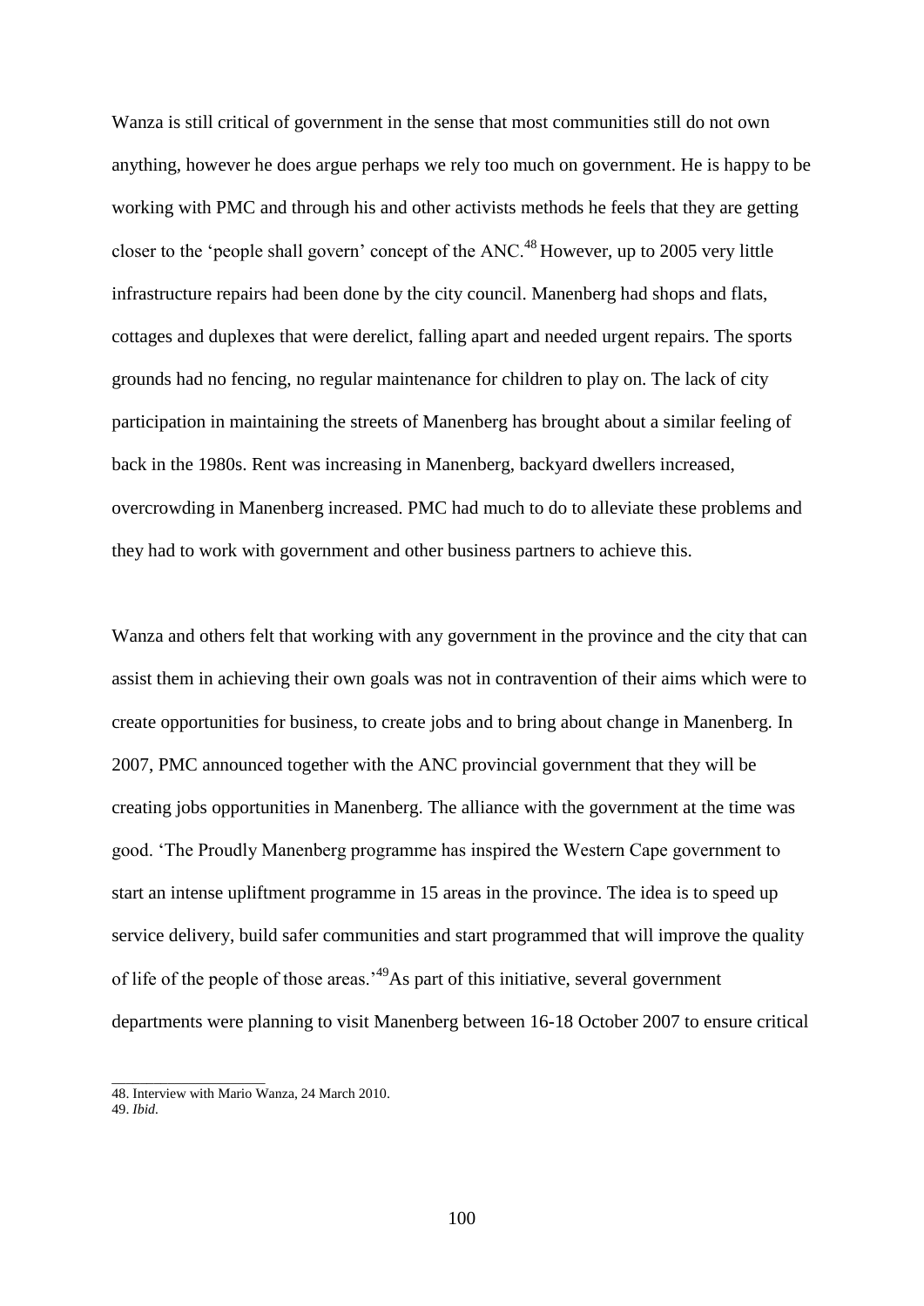Wanza is still critical of government in the sense that most communities still do not own anything, however he does argue perhaps we rely too much on government. He is happy to be working with PMC and through his and other activists methods he feels that they are getting closer to the 'people shall govern' concept of the ANC.[48] However, up to 2005 very little infrastructure repairs had been done by the city council. Manenberg had shops and flats, cottages and duplexes that were derelict, falling apart and needed urgent repairs. The sports grounds had no fencing, no regular maintenance for children to play on. The lack of city participation in maintaining the streets of Manenberg has brought about a similar feeling of back in the 1980s. Rent was increasing in Manenberg, backyard dwellers increased, overcrowding in Manenberg increased. PMC had much to do to alleviate these problems and they had to work with government and other business partners to achieve this.

Wanza and others felt that working with any government in the province and the city that can assist them in achieving their own goals was not in contravention of their aims which were to create opportunities for business, to create jobs and to bring about change in Manenberg. In 2007, PMC announced together with the ANC provincial government that they will be creating jobs opportunities in Manenberg. The alliance with the government at the time was good. 'The Proudly Manenberg programme has inspired the Western Cape government to start an intense upliftment programme in 15 areas in the province. The idea is to speed up service delivery, build safer communities and start programmed that will improve the quality of life of the people of those areas.'[49]As part of this initiative, several government departments were planning to visit Manenberg between 16-18 October 2007 to ensure critical

---

48. Interview with Mario Wanza, 24 March 2010.
49. *Ibid.*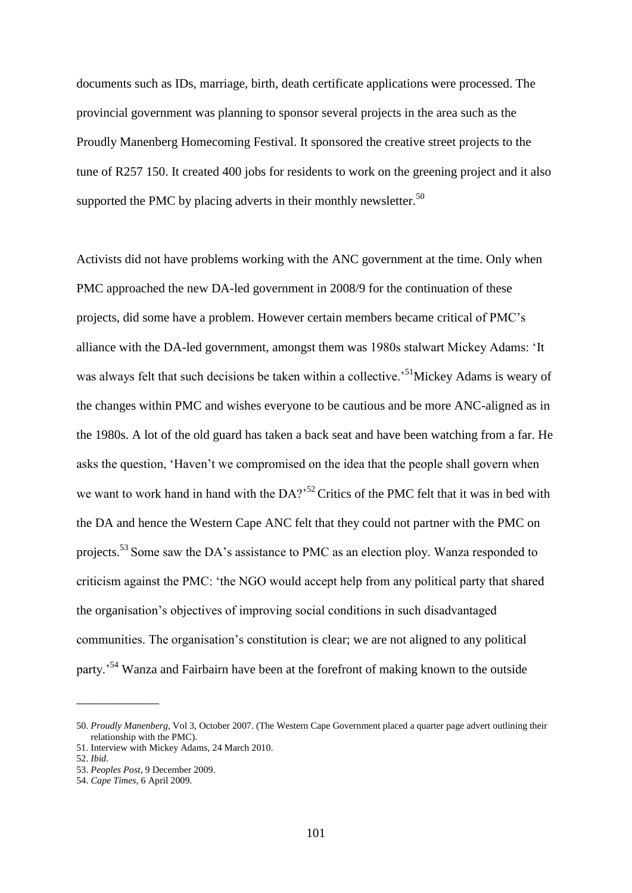documents such as IDs, marriage, birth, death certificate applications were processed. The provincial government was planning to sponsor several projects in the area such as the Proudly Manenberg Homecoming Festival. It sponsored the creative street projects to the tune of R257 150. It created 400 jobs for residents to work on the greening project and it also supported the PMC by placing adverts in their monthly newsletter.[50]

Activists did not have problems working with the ANC government at the time. Only when PMC approached the new DA-led government in 2008/9 for the continuation of these projects, did some have a problem. However certain members became critical of PMC's alliance with the DA-led government, amongst them was 1980s stalwart Mickey Adams: 'It was always felt that such decisions be taken within a collective.'[51]Mickey Adams is weary of the changes within PMC and wishes everyone to be cautious and be more ANC-aligned as in the 1980s. A lot of the old guard has taken a back seat and have been watching from a far. He asks the question, 'Haven't we compromised on the idea that the people shall govern when we want to work hand in hand with the DA?'[52] Critics of the PMC felt that it was in bed with the DA and hence the Western Cape ANC felt that they could not partner with the PMC on projects.[53] Some saw the DA's assistance to PMC as an election ploy. Wanza responded to criticism against the PMC: 'the NGO would accept help from any political party that shared the organisation's objectives of improving social conditions in such disadvantaged communities. The organisation's constitution is clear; we are not aligned to any political party.'[54] Wanza and Fairbairn have been at the forefront of making known to the outside

---

50. *Proudly Manenberg*, Vol 3, October 2007. (The Western Cape Government placed a quarter page advert outlining their relationship with the PMC).
51. Interview with Mickey Adams, 24 March 2010.
52. *Ibid*.
53. *Peoples Post*, 9 December 2009.
54. *Cape Times*, 6 April 2009.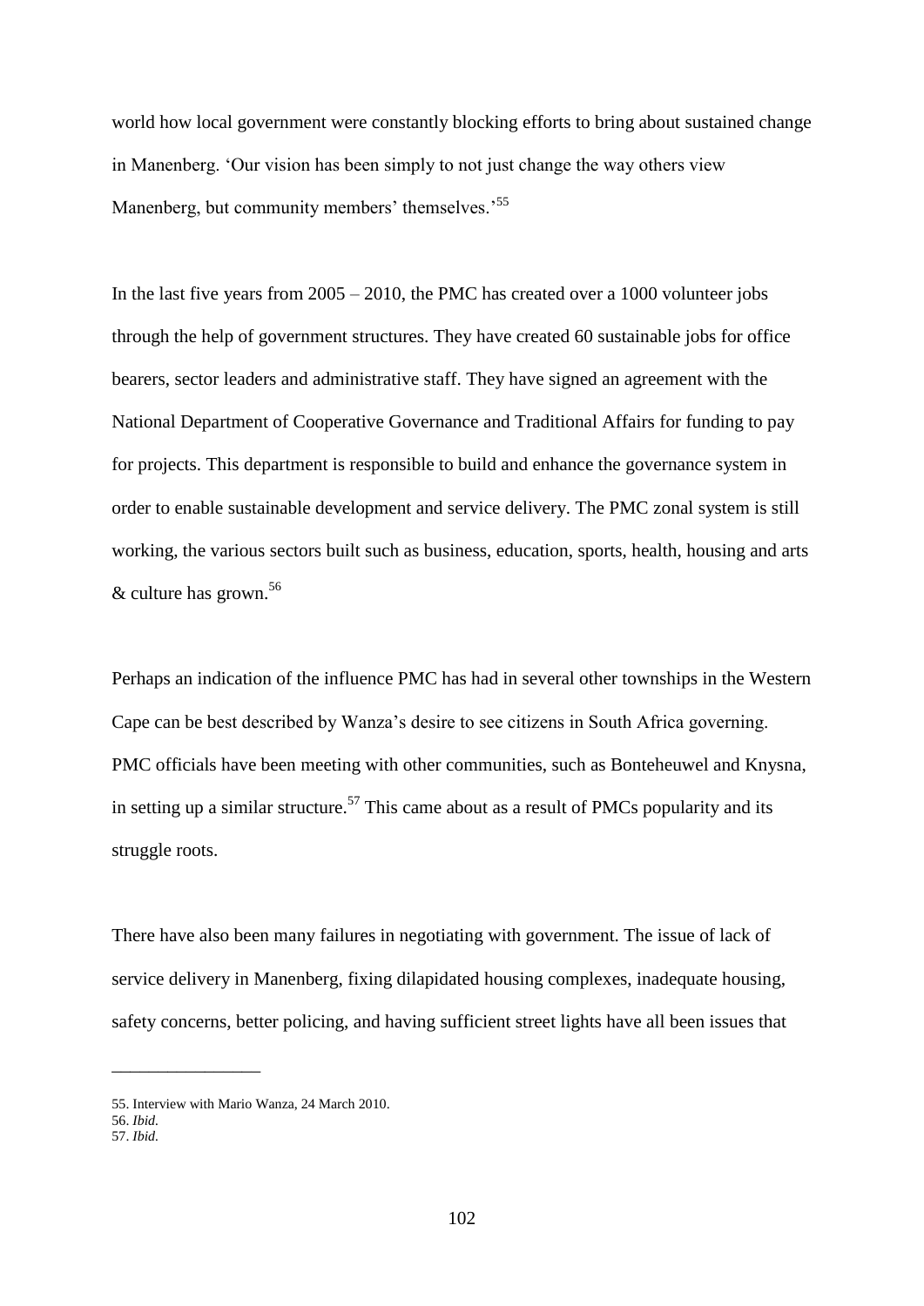world how local government were constantly blocking efforts to bring about sustained change in Manenberg. 'Our vision has been simply to not just change the way others view Manenberg, but community members' themselves.'[55]

In the last five years from 2005 – 2010, the PMC has created over a 1000 volunteer jobs through the help of government structures. They have created 60 sustainable jobs for office bearers, sector leaders and administrative staff. They have signed an agreement with the National Department of Cooperative Governance and Traditional Affairs for funding to pay for projects. This department is responsible to build and enhance the governance system in order to enable sustainable development and service delivery. The PMC zonal system is still working, the various sectors built such as business, education, sports, health, housing and arts & culture has grown.[56]

Perhaps an indication of the influence PMC has had in several other townships in the Western Cape can be best described by Wanza's desire to see citizens in South Africa governing. PMC officials have been meeting with other communities, such as Bonteheuwel and Knysna, in setting up a similar structure.[57] This came about as a result of PMCs popularity and its struggle roots.

There have also been many failures in negotiating with government. The issue of lack of service delivery in Manenberg, fixing dilapidated housing complexes, inadequate housing, safety concerns, better policing, and having sufficient street lights have all been issues that

---

55. Interview with Mario Wanza, 24 March 2010.
56. *Ibid.*
57. *Ibid.*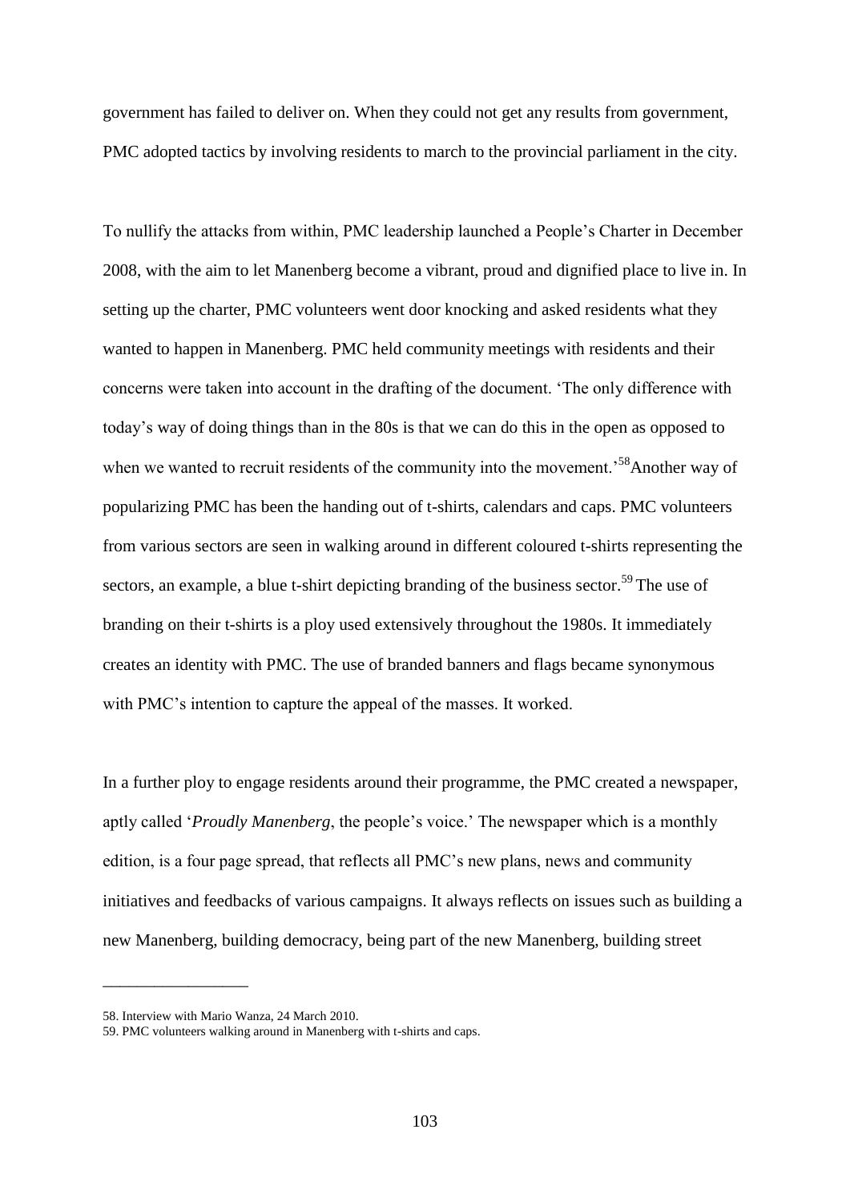government has failed to deliver on. When they could not get any results from government, PMC adopted tactics by involving residents to march to the provincial parliament in the city.

To nullify the attacks from within, PMC leadership launched a People's Charter in December 2008, with the aim to let Manenberg become a vibrant, proud and dignified place to live in. In setting up the charter, PMC volunteers went door knocking and asked residents what they wanted to happen in Manenberg. PMC held community meetings with residents and their concerns were taken into account in the drafting of the document. 'The only difference with today's way of doing things than in the 80s is that we can do this in the open as opposed to when we wanted to recruit residents of the community into the movement.'[58] Another way of popularizing PMC has been the handing out of t-shirts, calendars and caps. PMC volunteers from various sectors are seen in walking around in different coloured t-shirts representing the sectors, an example, a blue t-shirt depicting branding of the business sector.[59] The use of branding on their t-shirts is a ploy used extensively throughout the 1980s. It immediately creates an identity with PMC. The use of branded banners and flags became synonymous with PMC's intention to capture the appeal of the masses. It worked.

In a further ploy to engage residents around their programme, the PMC created a newspaper, aptly called '*Proudly Manenberg*, the people's voice.' The newspaper which is a monthly edition, is a four page spread, that reflects all PMC's new plans, news and community initiatives and feedbacks of various campaigns. It always reflects on issues such as building a new Manenberg, building democracy, being part of the new Manenberg, building street

---

58. Interview with Mario Wanza, 24 March 2010.
59. PMC volunteers walking around in Manenberg with t-shirts and caps.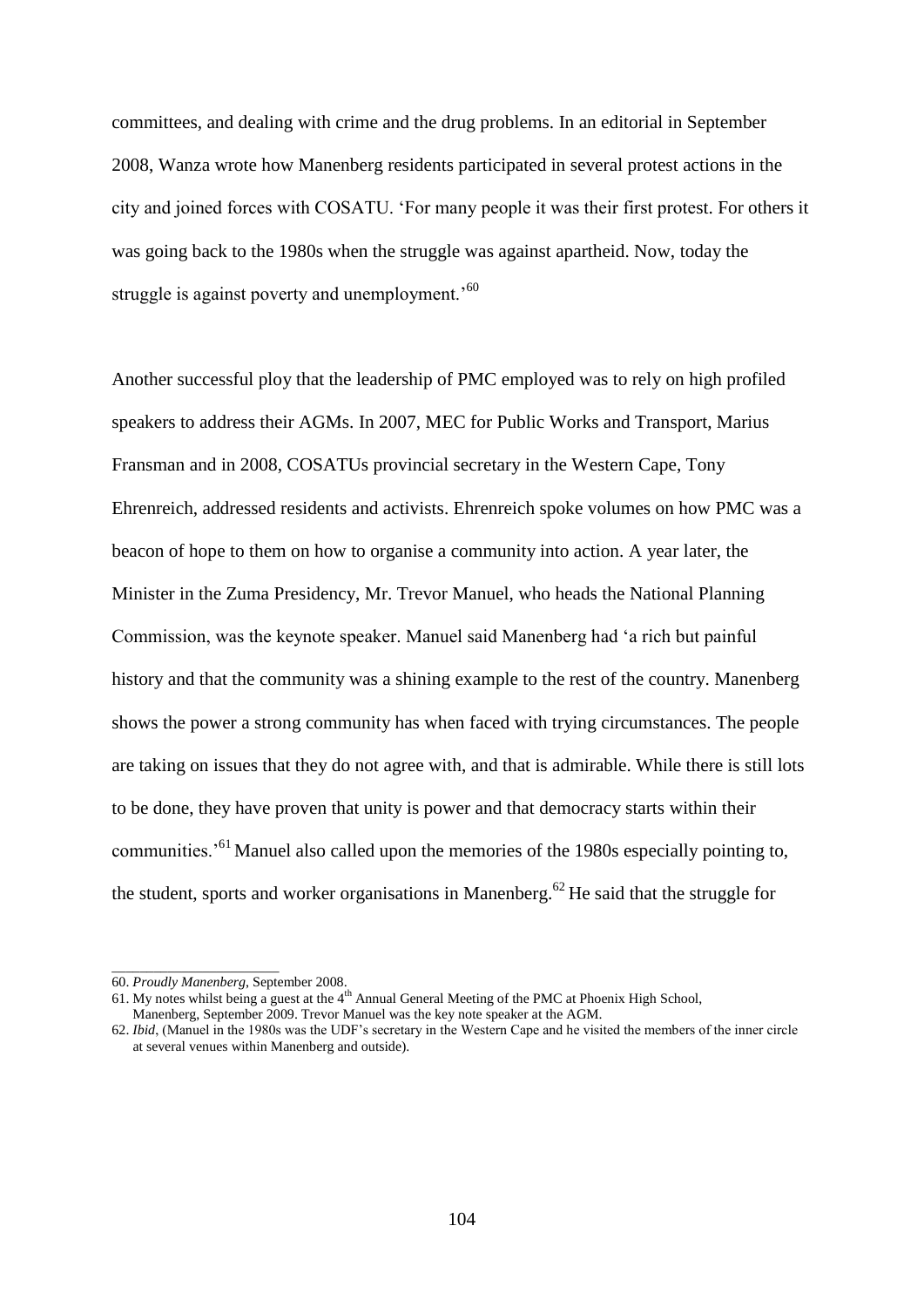committees, and dealing with crime and the drug problems. In an editorial in September 2008, Wanza wrote how Manenberg residents participated in several protest actions in the city and joined forces with COSATU. 'For many people it was their first protest. For others it was going back to the 1980s when the struggle was against apartheid. Now, today the struggle is against poverty and unemployment.'[60]

Another successful ploy that the leadership of PMC employed was to rely on high profiled speakers to address their AGMs. In 2007, MEC for Public Works and Transport, Marius Fransman and in 2008, COSATUs provincial secretary in the Western Cape, Tony Ehrenreich, addressed residents and activists. Ehrenreich spoke volumes on how PMC was a beacon of hope to them on how to organise a community into action. A year later, the Minister in the Zuma Presidency, Mr. Trevor Manuel, who heads the National Planning Commission, was the keynote speaker. Manuel said Manenberg had 'a rich but painful history and that the community was a shining example to the rest of the country. Manenberg shows the power a strong community has when faced with trying circumstances. The people are taking on issues that they do not agree with, and that is admirable. While there is still lots to be done, they have proven that unity is power and that democracy starts within their communities.'[61] Manuel also called upon the memories of the 1980s especially pointing to, the student, sports and worker organisations in Manenberg.[62] He said that the struggle for

---

60. *Proudly Manenberg*, September 2008.

61. My notes whilst being a guest at the 4th Annual General Meeting of the PMC at Phoenix High School, Manenberg, September 2009. Trevor Manuel was the key note speaker at the AGM.

62. *Ibid*, (Manuel in the 1980s was the UDF's secretary in the Western Cape and he visited the members of the inner circle at several venues within Manenberg and outside).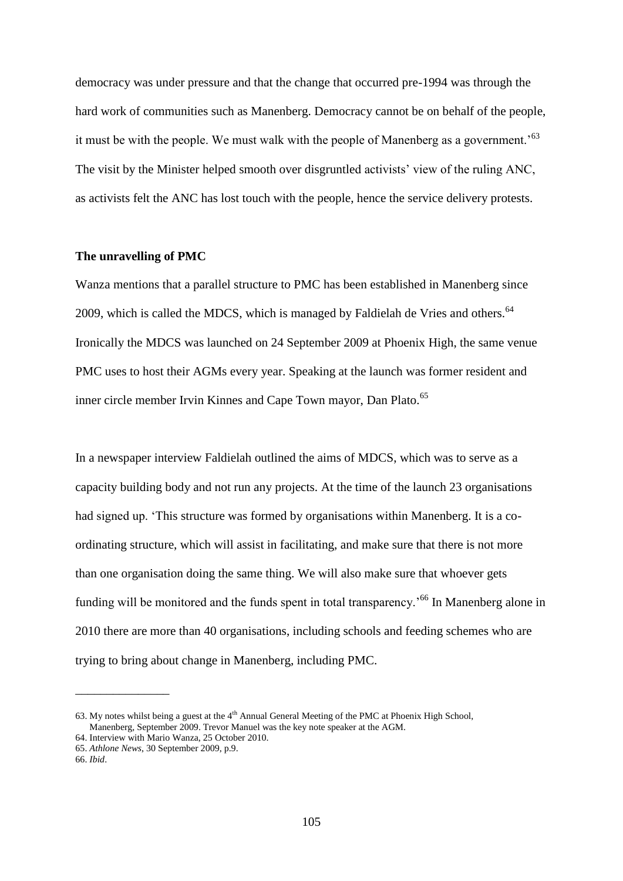democracy was under pressure and that the change that occurred pre-1994 was through the hard work of communities such as Manenberg. Democracy cannot be on behalf of the people, it must be with the people. We must walk with the people of Manenberg as a government.'[63] The visit by the Minister helped smooth over disgruntled activists' view of the ruling ANC, as activists felt the ANC has lost touch with the people, hence the service delivery protests.

**The unravelling of PMC**

Wanza mentions that a parallel structure to PMC has been established in Manenberg since 2009, which is called the MDCS, which is managed by Faldielah de Vries and others.[64] Ironically the MDCS was launched on 24 September 2009 at Phoenix High, the same venue PMC uses to host their AGMs every year. Speaking at the launch was former resident and inner circle member Irvin Kinnes and Cape Town mayor, Dan Plato.[65]

In a newspaper interview Faldielah outlined the aims of MDCS, which was to serve as a capacity building body and not run any projects. At the time of the launch 23 organisations had signed up. 'This structure was formed by organisations within Manenberg. It is a co-ordinating structure, which will assist in facilitating, and make sure that there is not more than one organisation doing the same thing. We will also make sure that whoever gets funding will be monitored and the funds spent in total transparency.'[66] In Manenberg alone in 2010 there are more than 40 organisations, including schools and feeding schemes who are trying to bring about change in Manenberg, including PMC.

---

63. My notes whilst being a guest at the 4th Annual General Meeting of the PMC at Phoenix High School, Manenberg, September 2009. Trevor Manuel was the key note speaker at the AGM.
64. Interview with Mario Wanza, 25 October 2010.
65. *Athlone News*, 30 September 2009, p.9.
66. *Ibid*.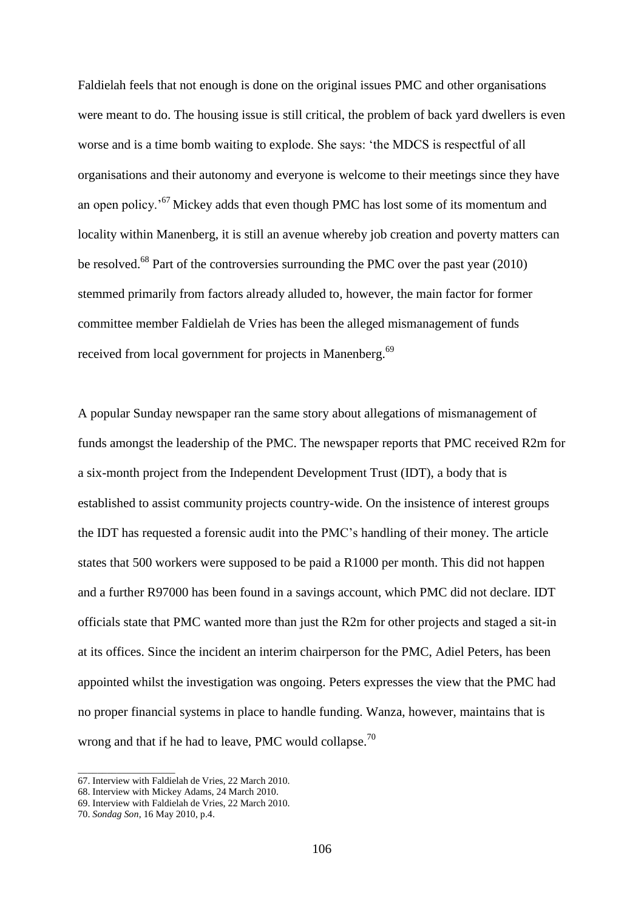Faldielah feels that not enough is done on the original issues PMC and other organisations were meant to do. The housing issue is still critical, the problem of back yard dwellers is even worse and is a time bomb waiting to explode. She says: 'the MDCS is respectful of all organisations and their autonomy and everyone is welcome to their meetings since they have an open policy.'[67] Mickey adds that even though PMC has lost some of its momentum and locality within Manenberg, it is still an avenue whereby job creation and poverty matters can be resolved.[68] Part of the controversies surrounding the PMC over the past year (2010) stemmed primarily from factors already alluded to, however, the main factor for former committee member Faldielah de Vries has been the alleged mismanagement of funds received from local government for projects in Manenberg.[69]

A popular Sunday newspaper ran the same story about allegations of mismanagement of funds amongst the leadership of the PMC. The newspaper reports that PMC received R2m for a six-month project from the Independent Development Trust (IDT), a body that is established to assist community projects country-wide. On the insistence of interest groups the IDT has requested a forensic audit into the PMC's handling of their money. The article states that 500 workers were supposed to be paid a R1000 per month. This did not happen and a further R97000 has been found in a savings account, which PMC did not declare. IDT officials state that PMC wanted more than just the R2m for other projects and staged a sit-in at its offices. Since the incident an interim chairperson for the PMC, Adiel Peters, has been appointed whilst the investigation was ongoing. Peters expresses the view that the PMC had no proper financial systems in place to handle funding. Wanza, however, maintains that is wrong and that if he had to leave, PMC would collapse.[70]

---

67. Interview with Faldielah de Vries, 22 March 2010.
68. Interview with Mickey Adams, 24 March 2010.
69. Interview with Faldielah de Vries, 22 March 2010.
70. *Sondag Son*, 16 May 2010, p.4.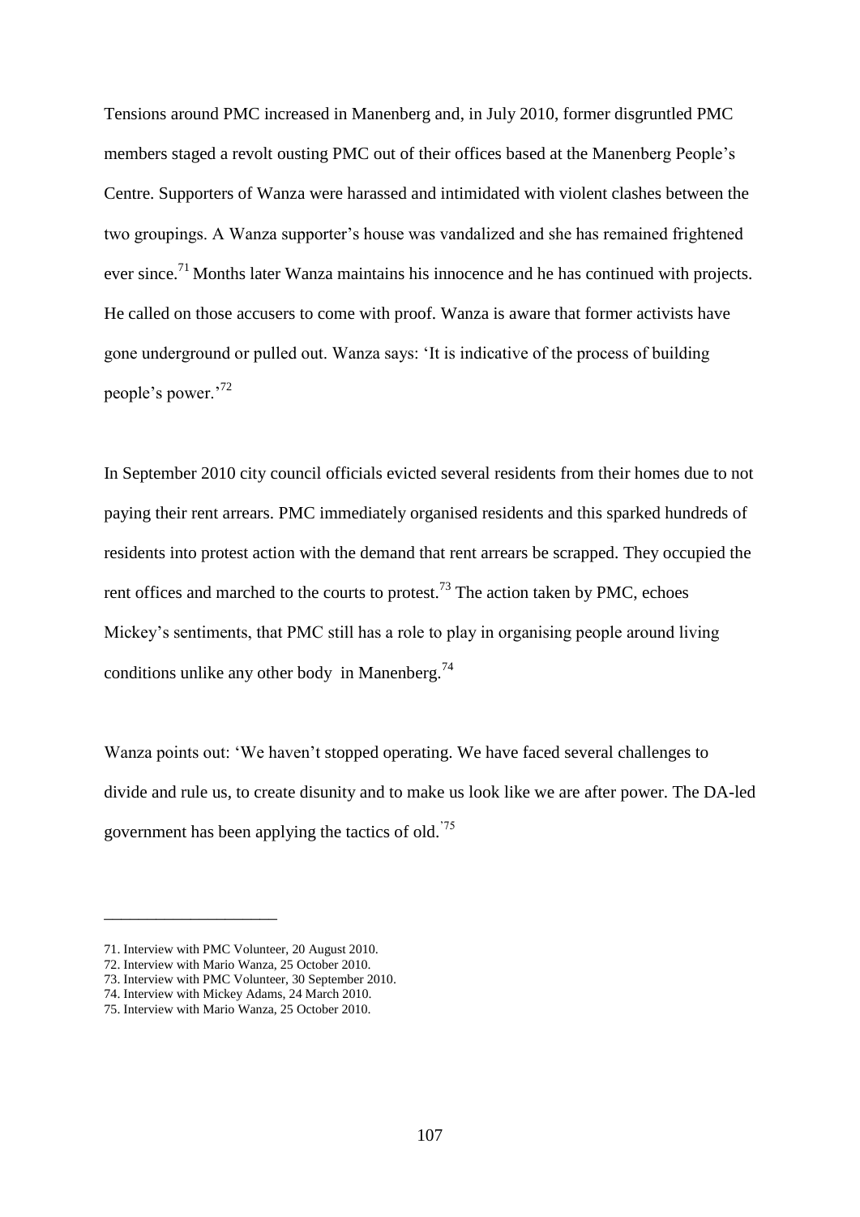Tensions around PMC increased in Manenberg and, in July 2010, former disgruntled PMC members staged a revolt ousting PMC out of their offices based at the Manenberg People's Centre. Supporters of Wanza were harassed and intimidated with violent clashes between the two groupings. A Wanza supporter's house was vandalized and she has remained frightened ever since.[71] Months later Wanza maintains his innocence and he has continued with projects. He called on those accusers to come with proof. Wanza is aware that former activists have gone underground or pulled out. Wanza says: 'It is indicative of the process of building people's power.'[72]

In September 2010 city council officials evicted several residents from their homes due to not paying their rent arrears. PMC immediately organised residents and this sparked hundreds of residents into protest action with the demand that rent arrears be scrapped. They occupied the rent offices and marched to the courts to protest.[73] The action taken by PMC, echoes Mickey's sentiments, that PMC still has a role to play in organising people around living conditions unlike any other body in Manenberg.[74]

Wanza points out: 'We haven't stopped operating. We have faced several challenges to divide and rule us, to create disunity and to make us look like we are after power. The DA-led government has been applying the tactics of old.'[75]

---

71. Interview with PMC Volunteer, 20 August 2010.
72. Interview with Mario Wanza, 25 October 2010.
73. Interview with PMC Volunteer, 30 September 2010.
74. Interview with Mickey Adams, 24 March 2010.
75. Interview with Mario Wanza, 25 October 2010.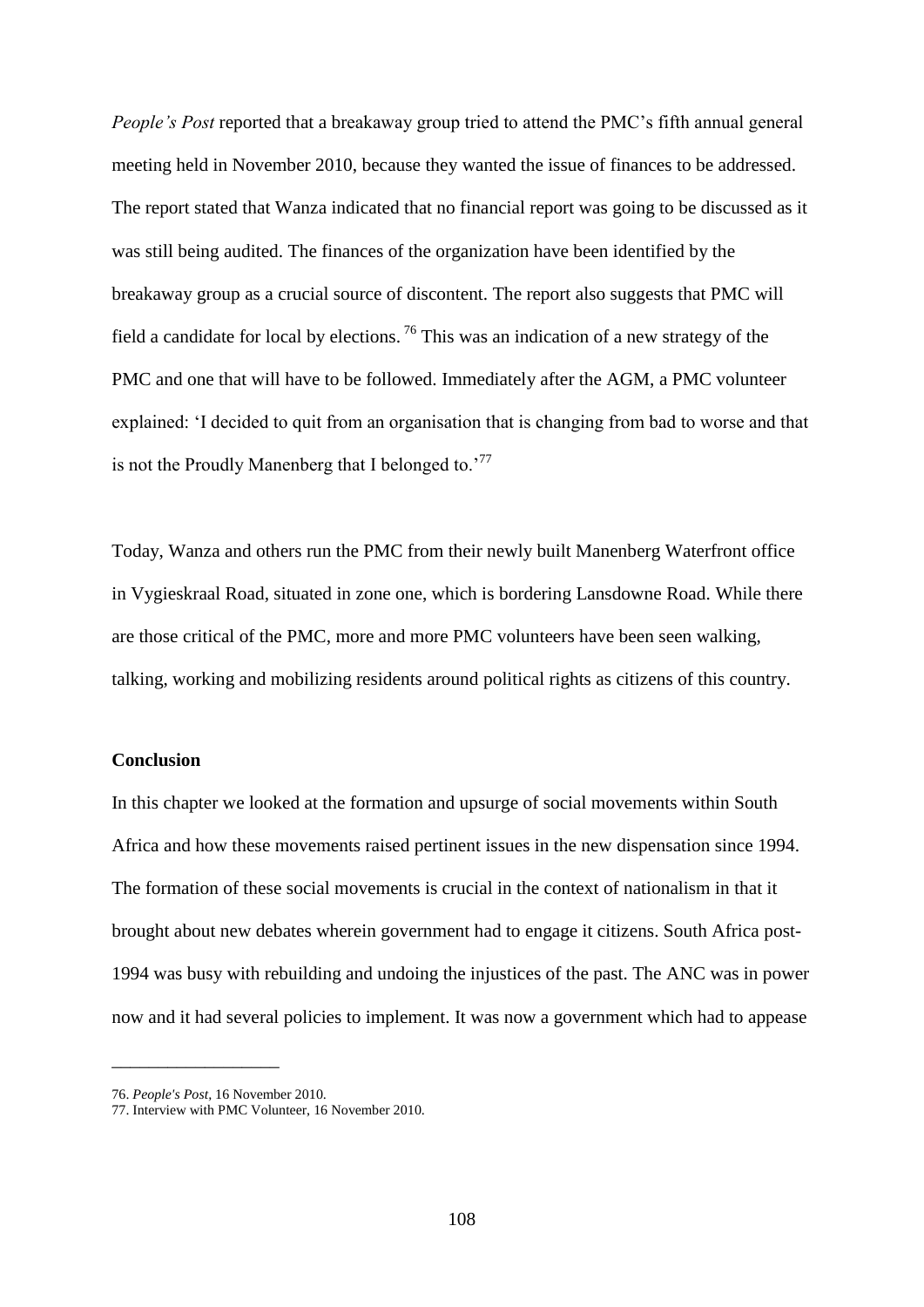*People's Post* reported that a breakaway group tried to attend the PMC's fifth annual general meeting held in November 2010, because they wanted the issue of finances to be addressed. The report stated that Wanza indicated that no financial report was going to be discussed as it was still being audited. The finances of the organization have been identified by the breakaway group as a crucial source of discontent. The report also suggests that PMC will field a candidate for local by elections.[76] This was an indication of a new strategy of the PMC and one that will have to be followed. Immediately after the AGM, a PMC volunteer explained: 'I decided to quit from an organisation that is changing from bad to worse and that is not the Proudly Manenberg that I belonged to.'[77]

Today, Wanza and others run the PMC from their newly built Manenberg Waterfront office in Vygieskraal Road, situated in zone one, which is bordering Lansdowne Road. While there are those critical of the PMC, more and more PMC volunteers have been seen walking, talking, working and mobilizing residents around political rights as citizens of this country.

**Conclusion**

In this chapter we looked at the formation and upsurge of social movements within South Africa and how these movements raised pertinent issues in the new dispensation since 1994. The formation of these social movements is crucial in the context of nationalism in that it brought about new debates wherein government had to engage it citizens. South Africa post-1994 was busy with rebuilding and undoing the injustices of the past. The ANC was in power now and it had several policies to implement. It was now a government which had to appease

---

76. *People's Post*, 16 November 2010.
77. Interview with PMC Volunteer, 16 November 2010.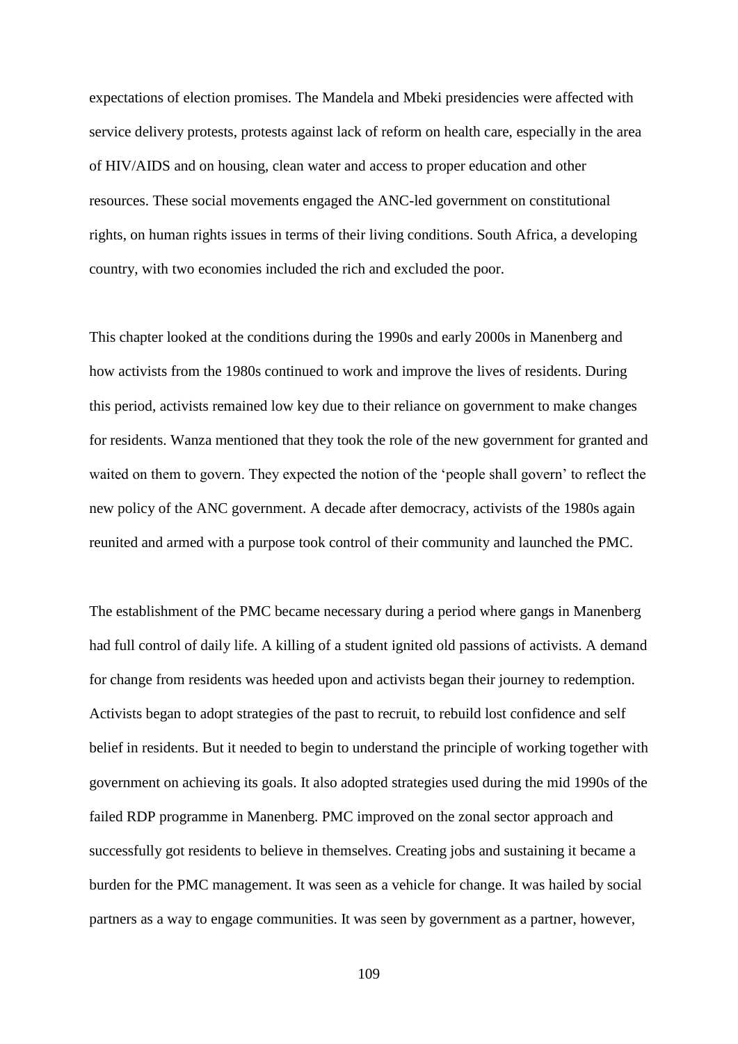expectations of election promises. The Mandela and Mbeki presidencies were affected with service delivery protests, protests against lack of reform on health care, especially in the area of HIV/AIDS and on housing, clean water and access to proper education and other resources. These social movements engaged the ANC-led government on constitutional rights, on human rights issues in terms of their living conditions. South Africa, a developing country, with two economies included the rich and excluded the poor.

This chapter looked at the conditions during the 1990s and early 2000s in Manenberg and how activists from the 1980s continued to work and improve the lives of residents. During this period, activists remained low key due to their reliance on government to make changes for residents. Wanza mentioned that they took the role of the new government for granted and waited on them to govern. They expected the notion of the 'people shall govern' to reflect the new policy of the ANC government. A decade after democracy, activists of the 1980s again reunited and armed with a purpose took control of their community and launched the PMC.

The establishment of the PMC became necessary during a period where gangs in Manenberg had full control of daily life. A killing of a student ignited old passions of activists. A demand for change from residents was heeded upon and activists began their journey to redemption. Activists began to adopt strategies of the past to recruit, to rebuild lost confidence and self belief in residents. But it needed to begin to understand the principle of working together with government on achieving its goals. It also adopted strategies used during the mid 1990s of the failed RDP programme in Manenberg. PMC improved on the zonal sector approach and successfully got residents to believe in themselves. Creating jobs and sustaining it became a burden for the PMC management. It was seen as a vehicle for change. It was hailed by social partners as a way to engage communities. It was seen by government as a partner, however,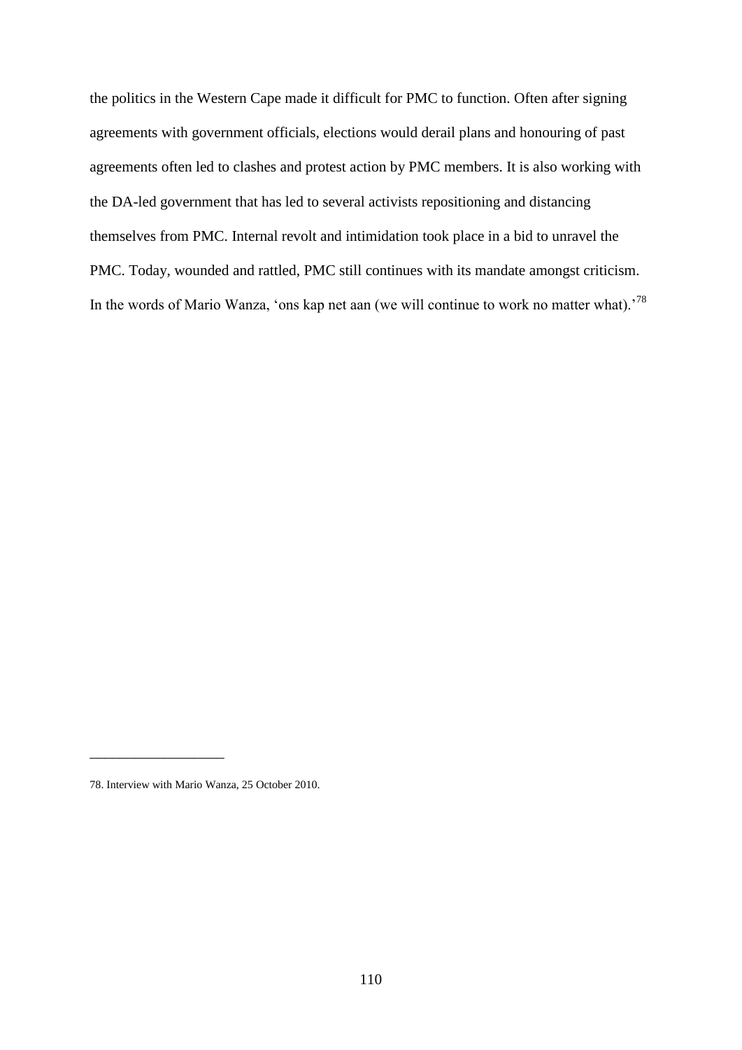the politics in the Western Cape made it difficult for PMC to function. Often after signing agreements with government officials, elections would derail plans and honouring of past agreements often led to clashes and protest action by PMC members. It is also working with the DA-led government that has led to several activists repositioning and distancing themselves from PMC. Internal revolt and intimidation took place in a bid to unravel the PMC. Today, wounded and rattled, PMC still continues with its mandate amongst criticism. In the words of Mario Wanza, 'ons kap net aan (we will continue to work no matter what).'[78]

---

78. Interview with Mario Wanza, 25 October 2010.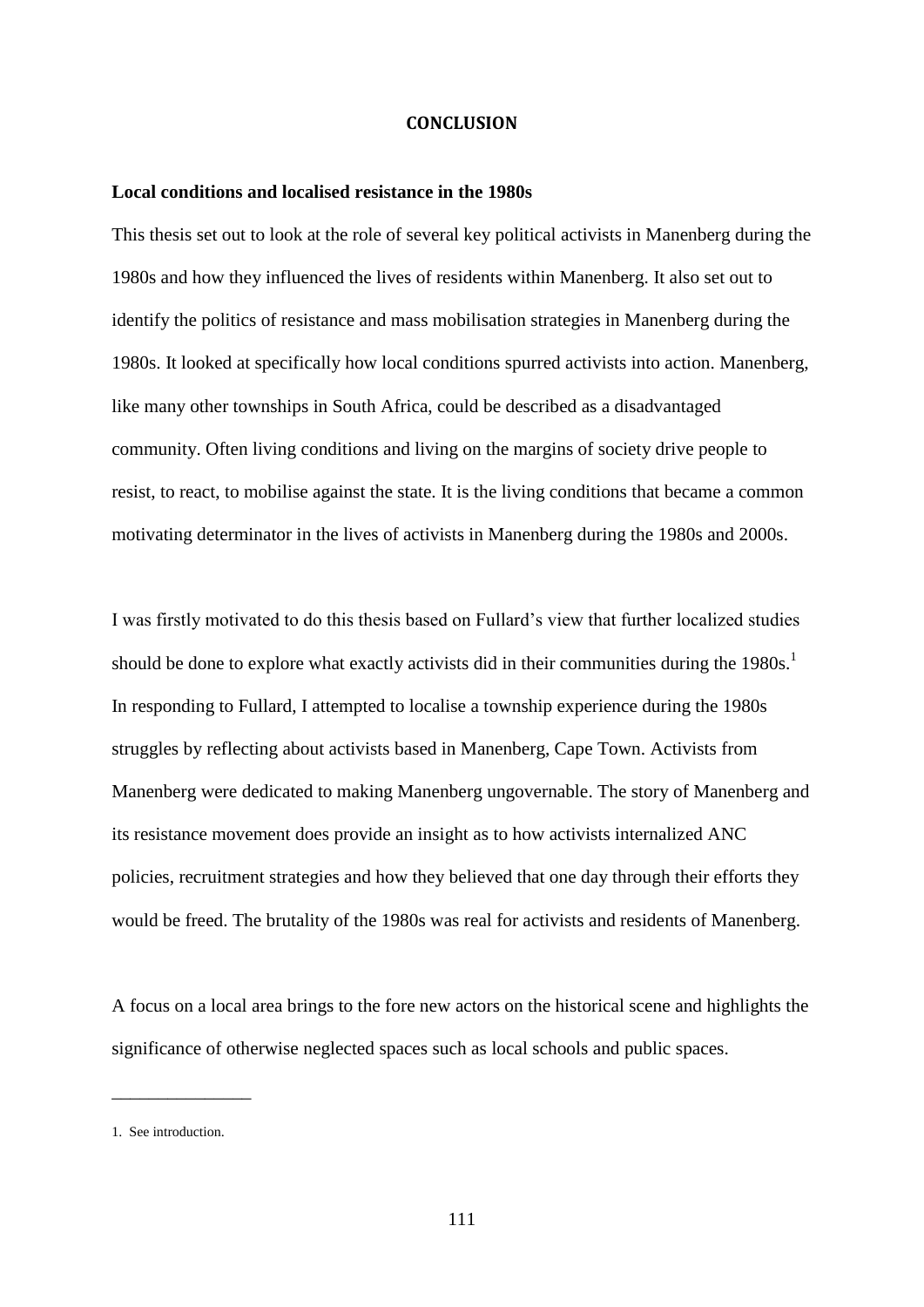# CONCLUSION

**Local conditions and localised resistance in the 1980s**

This thesis set out to look at the role of several key political activists in Manenberg during the 1980s and how they influenced the lives of residents within Manenberg. It also set out to identify the politics of resistance and mass mobilisation strategies in Manenberg during the 1980s. It looked at specifically how local conditions spurred activists into action. Manenberg, like many other townships in South Africa, could be described as a disadvantaged community. Often living conditions and living on the margins of society drive people to resist, to react, to mobilise against the state. It is the living conditions that became a common motivating determinator in the lives of activists in Manenberg during the 1980s and 2000s.

I was firstly motivated to do this thesis based on Fullard's view that further localized studies should be done to explore what exactly activists did in their communities during the 1980s.[1] In responding to Fullard, I attempted to localise a township experience during the 1980s struggles by reflecting about activists based in Manenberg, Cape Town. Activists from Manenberg were dedicated to making Manenberg ungovernable. The story of Manenberg and its resistance movement does provide an insight as to how activists internalized ANC policies, recruitment strategies and how they believed that one day through their efforts they would be freed. The brutality of the 1980s was real for activists and residents of Manenberg.

A focus on a local area brings to the fore new actors on the historical scene and highlights the significance of otherwise neglected spaces such as local schools and public spaces.

---

1. See introduction.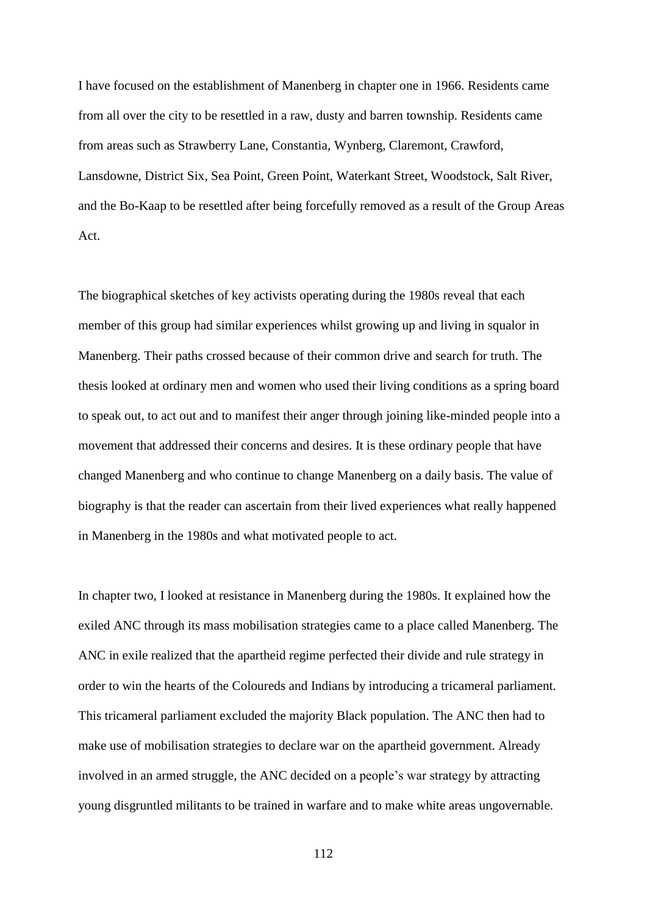I have focused on the establishment of Manenberg in chapter one in 1966. Residents came from all over the city to be resettled in a raw, dusty and barren township. Residents came from areas such as Strawberry Lane, Constantia, Wynberg, Claremont, Crawford, Lansdowne, District Six, Sea Point, Green Point, Waterkant Street, Woodstock, Salt River, and the Bo-Kaap to be resettled after being forcefully removed as a result of the Group Areas Act.

The biographical sketches of key activists operating during the 1980s reveal that each member of this group had similar experiences whilst growing up and living in squalor in Manenberg. Their paths crossed because of their common drive and search for truth. The thesis looked at ordinary men and women who used their living conditions as a spring board to speak out, to act out and to manifest their anger through joining like-minded people into a movement that addressed their concerns and desires. It is these ordinary people that have changed Manenberg and who continue to change Manenberg on a daily basis. The value of biography is that the reader can ascertain from their lived experiences what really happened in Manenberg in the 1980s and what motivated people to act.

In chapter two, I looked at resistance in Manenberg during the 1980s. It explained how the exiled ANC through its mass mobilisation strategies came to a place called Manenberg. The ANC in exile realized that the apartheid regime perfected their divide and rule strategy in order to win the hearts of the Coloureds and Indians by introducing a tricameral parliament. This tricameral parliament excluded the majority Black population. The ANC then had to make use of mobilisation strategies to declare war on the apartheid government. Already involved in an armed struggle, the ANC decided on a people's war strategy by attracting young disgruntled militants to be trained in warfare and to make white areas ungovernable.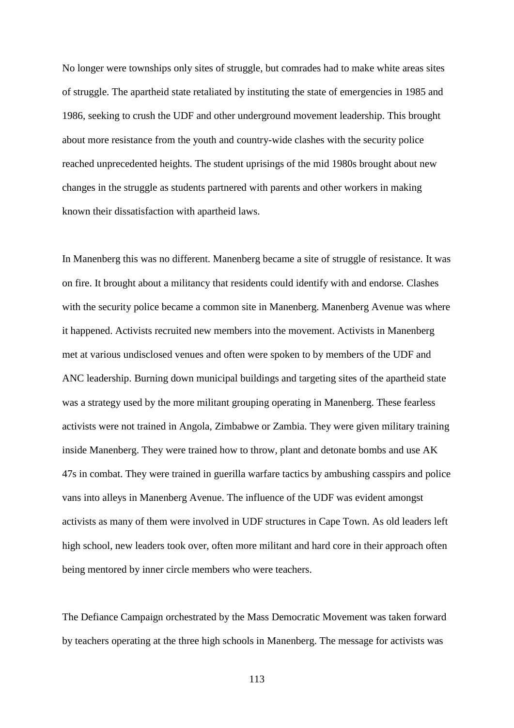No longer were townships only sites of struggle, but comrades had to make white areas sites of struggle. The apartheid state retaliated by instituting the state of emergencies in 1985 and 1986, seeking to crush the UDF and other underground movement leadership. This brought about more resistance from the youth and country-wide clashes with the security police reached unprecedented heights. The student uprisings of the mid 1980s brought about new changes in the struggle as students partnered with parents and other workers in making known their dissatisfaction with apartheid laws.

In Manenberg this was no different. Manenberg became a site of struggle of resistance. It was on fire. It brought about a militancy that residents could identify with and endorse. Clashes with the security police became a common site in Manenberg. Manenberg Avenue was where it happened. Activists recruited new members into the movement. Activists in Manenberg met at various undisclosed venues and often were spoken to by members of the UDF and ANC leadership. Burning down municipal buildings and targeting sites of the apartheid state was a strategy used by the more militant grouping operating in Manenberg. These fearless activists were not trained in Angola, Zimbabwe or Zambia. They were given military training inside Manenberg. They were trained how to throw, plant and detonate bombs and use AK 47s in combat. They were trained in guerilla warfare tactics by ambushing casspirs and police vans into alleys in Manenberg Avenue. The influence of the UDF was evident amongst activists as many of them were involved in UDF structures in Cape Town. As old leaders left high school, new leaders took over, often more militant and hard core in their approach often being mentored by inner circle members who were teachers.

The Defiance Campaign orchestrated by the Mass Democratic Movement was taken forward by teachers operating at the three high schools in Manenberg. The message for activists was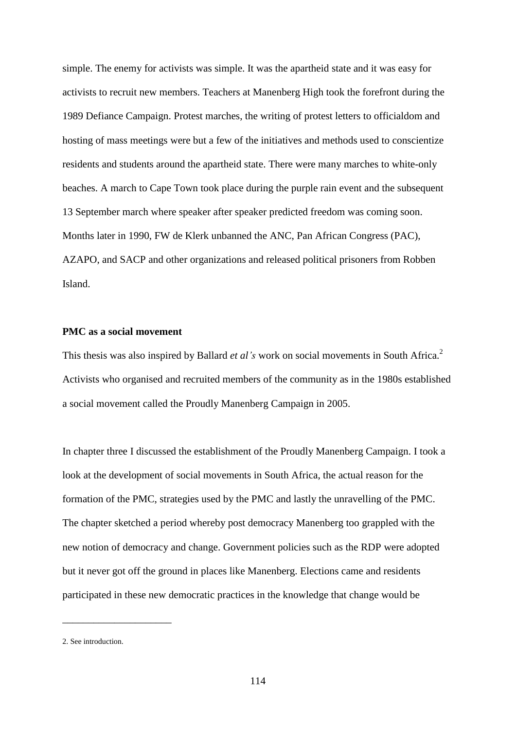simple. The enemy for activists was simple. It was the apartheid state and it was easy for activists to recruit new members. Teachers at Manenberg High took the forefront during the 1989 Defiance Campaign. Protest marches, the writing of protest letters to officialdom and hosting of mass meetings were but a few of the initiatives and methods used to conscientize residents and students around the apartheid state. There were many marches to white-only beaches. A march to Cape Town took place during the purple rain event and the subsequent 13 September march where speaker after speaker predicted freedom was coming soon. Months later in 1990, FW de Klerk unbanned the ANC, Pan African Congress (PAC), AZAPO, and SACP and other organizations and released political prisoners from Robben Island.

**PMC as a social movement**

This thesis was also inspired by Ballard *et al's* work on social movements in South Africa.[2] Activists who organised and recruited members of the community as in the 1980s established a social movement called the Proudly Manenberg Campaign in 2005.

In chapter three I discussed the establishment of the Proudly Manenberg Campaign. I took a look at the development of social movements in South Africa, the actual reason for the formation of the PMC, strategies used by the PMC and lastly the unravelling of the PMC. The chapter sketched a period whereby post democracy Manenberg too grappled with the new notion of democracy and change. Government policies such as the RDP were adopted but it never got off the ground in places like Manenberg. Elections came and residents participated in these new democratic practices in the knowledge that change would be

---

2. See introduction.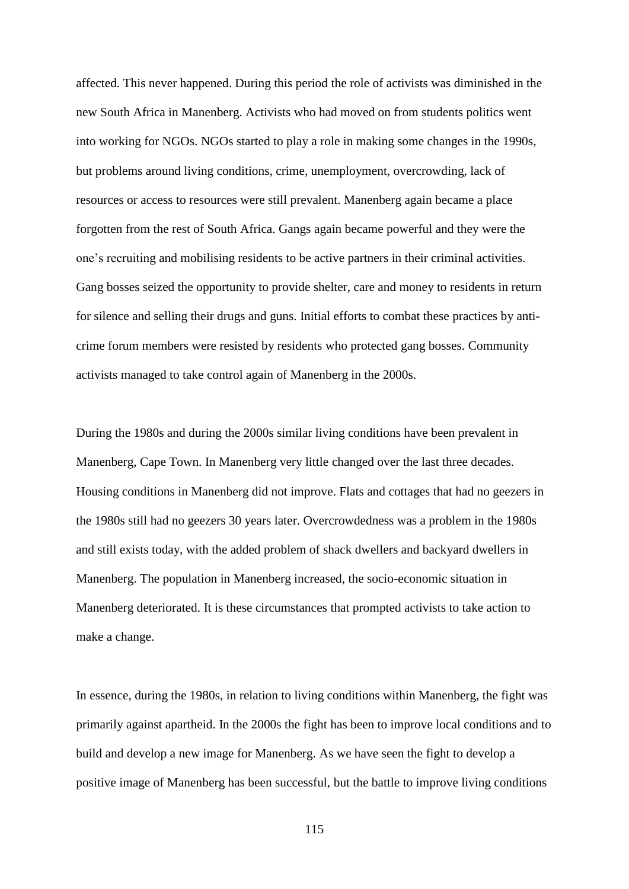affected. This never happened. During this period the role of activists was diminished in the new South Africa in Manenberg. Activists who had moved on from students politics went into working for NGOs. NGOs started to play a role in making some changes in the 1990s, but problems around living conditions, crime, unemployment, overcrowding, lack of resources or access to resources were still prevalent. Manenberg again became a place forgotten from the rest of South Africa. Gangs again became powerful and they were the one's recruiting and mobilising residents to be active partners in their criminal activities. Gang bosses seized the opportunity to provide shelter, care and money to residents in return for silence and selling their drugs and guns. Initial efforts to combat these practices by anti-crime forum members were resisted by residents who protected gang bosses. Community activists managed to take control again of Manenberg in the 2000s.

During the 1980s and during the 2000s similar living conditions have been prevalent in Manenberg, Cape Town. In Manenberg very little changed over the last three decades. Housing conditions in Manenberg did not improve. Flats and cottages that had no geezers in the 1980s still had no geezers 30 years later. Overcrowdedness was a problem in the 1980s and still exists today, with the added problem of shack dwellers and backyard dwellers in Manenberg. The population in Manenberg increased, the socio-economic situation in Manenberg deteriorated. It is these circumstances that prompted activists to take action to make a change.

In essence, during the 1980s, in relation to living conditions within Manenberg, the fight was primarily against apartheid. In the 2000s the fight has been to improve local conditions and to build and develop a new image for Manenberg. As we have seen the fight to develop a positive image of Manenberg has been successful, but the battle to improve living conditions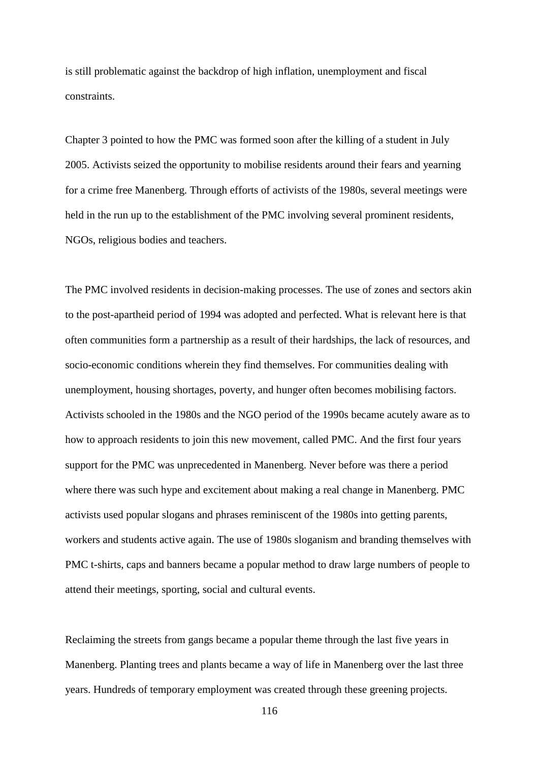is still problematic against the backdrop of high inflation, unemployment and fiscal constraints.

Chapter 3 pointed to how the PMC was formed soon after the killing of a student in July 2005. Activists seized the opportunity to mobilise residents around their fears and yearning for a crime free Manenberg. Through efforts of activists of the 1980s, several meetings were held in the run up to the establishment of the PMC involving several prominent residents, NGOs, religious bodies and teachers.

The PMC involved residents in decision-making processes. The use of zones and sectors akin to the post-apartheid period of 1994 was adopted and perfected. What is relevant here is that often communities form a partnership as a result of their hardships, the lack of resources, and socio-economic conditions wherein they find themselves. For communities dealing with unemployment, housing shortages, poverty, and hunger often becomes mobilising factors. Activists schooled in the 1980s and the NGO period of the 1990s became acutely aware as to how to approach residents to join this new movement, called PMC. And the first four years support for the PMC was unprecedented in Manenberg. Never before was there a period where there was such hype and excitement about making a real change in Manenberg. PMC activists used popular slogans and phrases reminiscent of the 1980s into getting parents, workers and students active again. The use of 1980s sloganism and branding themselves with PMC t-shirts, caps and banners became a popular method to draw large numbers of people to attend their meetings, sporting, social and cultural events.

Reclaiming the streets from gangs became a popular theme through the last five years in Manenberg. Planting trees and plants became a way of life in Manenberg over the last three years. Hundreds of temporary employment was created through these greening projects.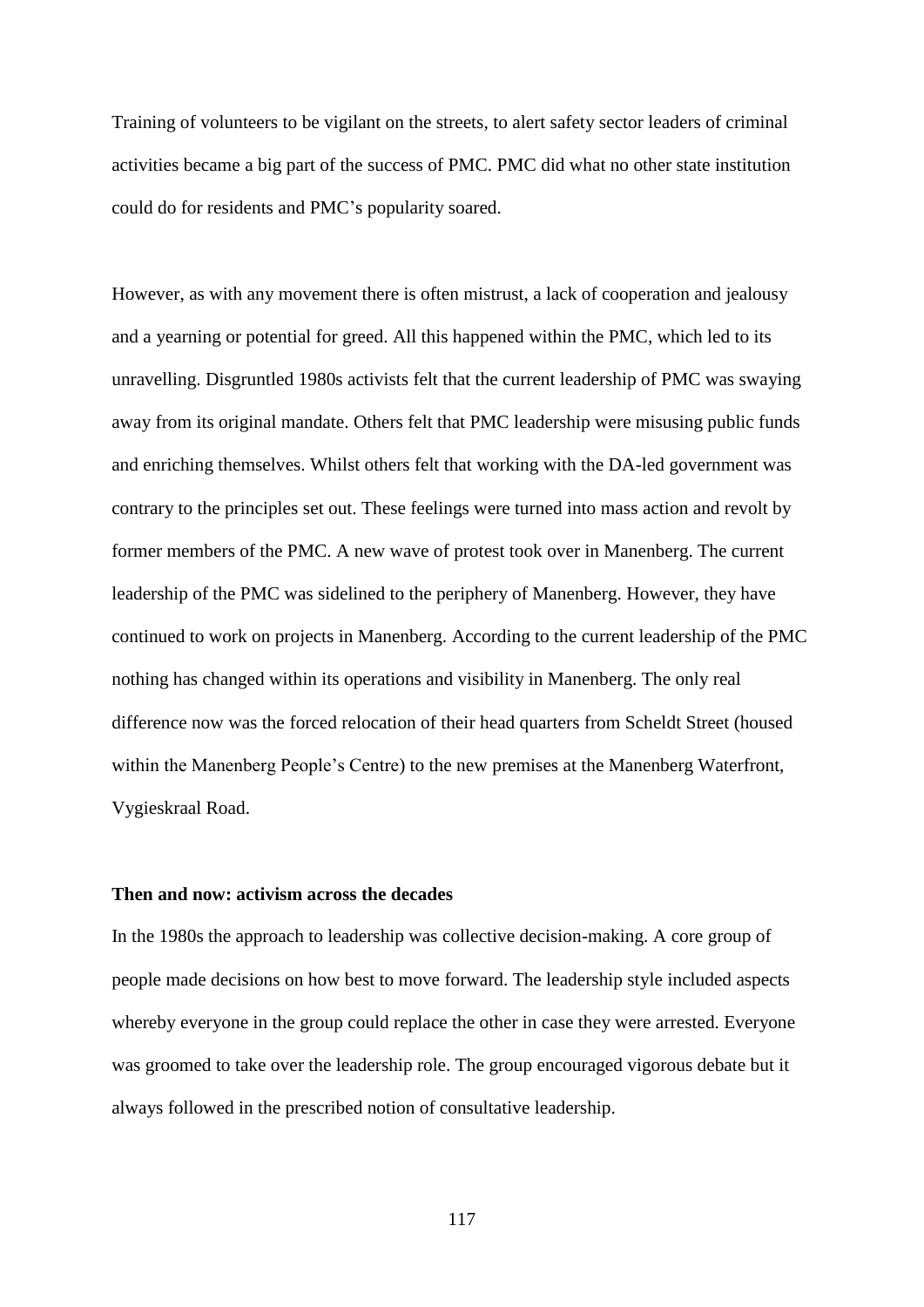Training of volunteers to be vigilant on the streets, to alert safety sector leaders of criminal activities became a big part of the success of PMC. PMC did what no other state institution could do for residents and PMC's popularity soared.

However, as with any movement there is often mistrust, a lack of cooperation and jealousy and a yearning or potential for greed. All this happened within the PMC, which led to its unravelling. Disgruntled 1980s activists felt that the current leadership of PMC was swaying away from its original mandate. Others felt that PMC leadership were misusing public funds and enriching themselves. Whilst others felt that working with the DA-led government was contrary to the principles set out. These feelings were turned into mass action and revolt by former members of the PMC. A new wave of protest took over in Manenberg. The current leadership of the PMC was sidelined to the periphery of Manenberg. However, they have continued to work on projects in Manenberg. According to the current leadership of the PMC nothing has changed within its operations and visibility in Manenberg. The only real difference now was the forced relocation of their head quarters from Scheldt Street (housed within the Manenberg People's Centre) to the new premises at the Manenberg Waterfront, Vygieskraal Road.

**Then and now: activism across the decades**

In the 1980s the approach to leadership was collective decision-making. A core group of people made decisions on how best to move forward. The leadership style included aspects whereby everyone in the group could replace the other in case they were arrested. Everyone was groomed to take over the leadership role. The group encouraged vigorous debate but it always followed in the prescribed notion of consultative leadership.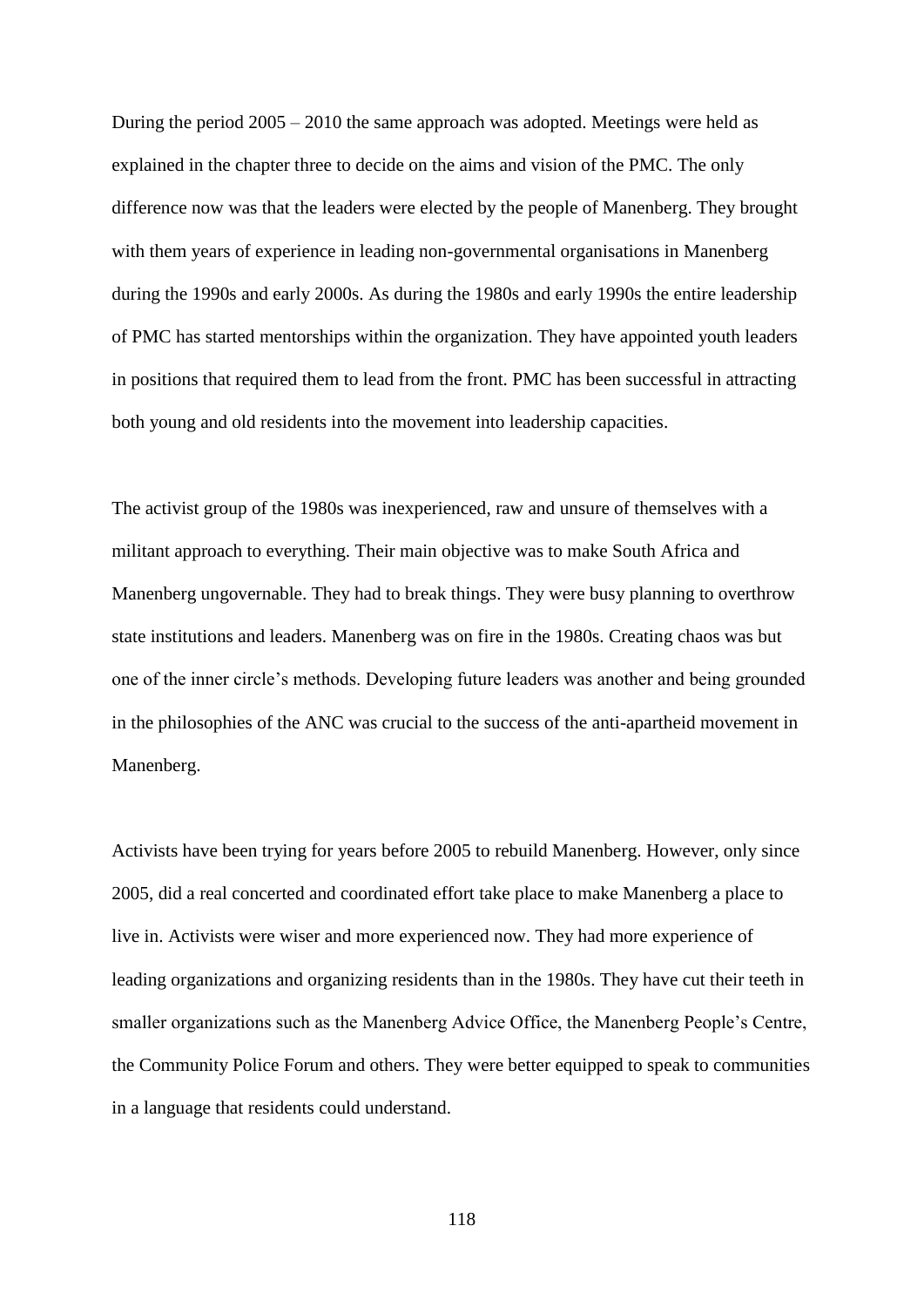During the period 2005 – 2010 the same approach was adopted. Meetings were held as explained in the chapter three to decide on the aims and vision of the PMC. The only difference now was that the leaders were elected by the people of Manenberg. They brought with them years of experience in leading non-governmental organisations in Manenberg during the 1990s and early 2000s. As during the 1980s and early 1990s the entire leadership of PMC has started mentorships within the organization. They have appointed youth leaders in positions that required them to lead from the front. PMC has been successful in attracting both young and old residents into the movement into leadership capacities.

The activist group of the 1980s was inexperienced, raw and unsure of themselves with a militant approach to everything. Their main objective was to make South Africa and Manenberg ungovernable. They had to break things. They were busy planning to overthrow state institutions and leaders. Manenberg was on fire in the 1980s. Creating chaos was but one of the inner circle's methods. Developing future leaders was another and being grounded in the philosophies of the ANC was crucial to the success of the anti-apartheid movement in Manenberg.

Activists have been trying for years before 2005 to rebuild Manenberg. However, only since 2005, did a real concerted and coordinated effort take place to make Manenberg a place to live in. Activists were wiser and more experienced now. They had more experience of leading organizations and organizing residents than in the 1980s. They have cut their teeth in smaller organizations such as the Manenberg Advice Office, the Manenberg People's Centre, the Community Police Forum and others. They were better equipped to speak to communities in a language that residents could understand.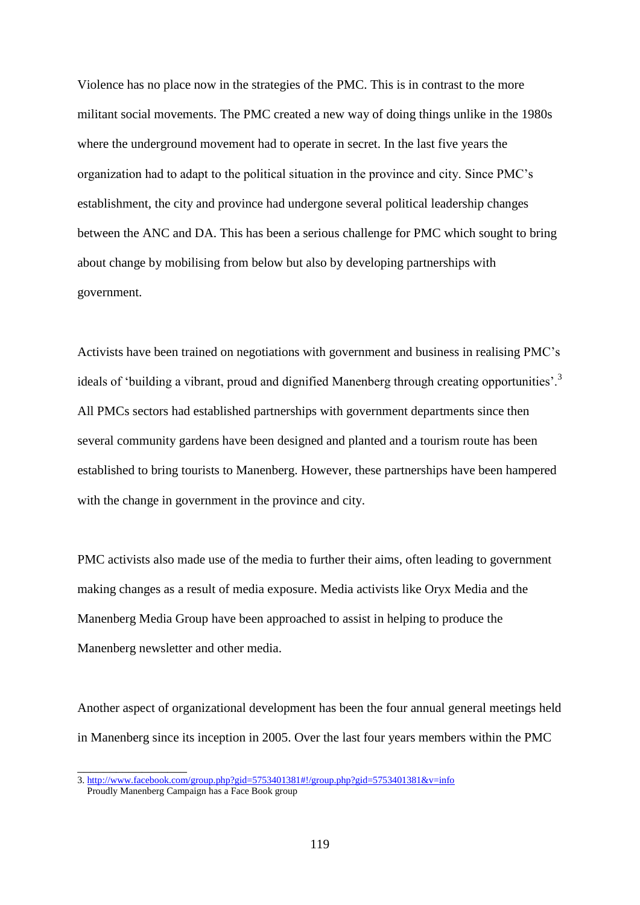Violence has no place now in the strategies of the PMC. This is in contrast to the more militant social movements. The PMC created a new way of doing things unlike in the 1980s where the underground movement had to operate in secret. In the last five years the organization had to adapt to the political situation in the province and city. Since PMC's establishment, the city and province had undergone several political leadership changes between the ANC and DA. This has been a serious challenge for PMC which sought to bring about change by mobilising from below but also by developing partnerships with government.

Activists have been trained on negotiations with government and business in realising PMC's ideals of 'building a vibrant, proud and dignified Manenberg through creating opportunities'.[3] All PMCs sectors had established partnerships with government departments since then several community gardens have been designed and planted and a tourism route has been established to bring tourists to Manenberg. However, these partnerships have been hampered with the change in government in the province and city.

PMC activists also made use of the media to further their aims, often leading to government making changes as a result of media exposure. Media activists like Oryx Media and the Manenberg Media Group have been approached to assist in helping to produce the Manenberg newsletter and other media.

Another aspect of organizational development has been the four annual general meetings held in Manenberg since its inception in 2005. Over the last four years members within the PMC

---

3. http://www.facebook.com/group.php?gid=5753401381#!/group.php?gid=5753401381&v=info
Proudly Manenberg Campaign has a Face Book group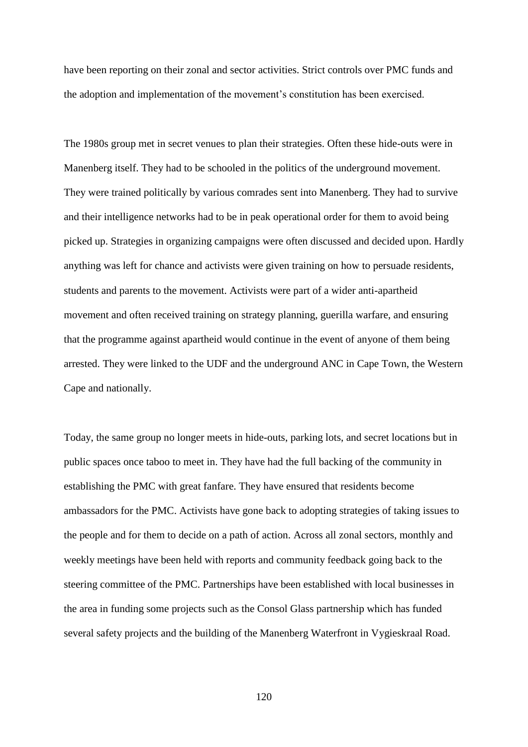have been reporting on their zonal and sector activities. Strict controls over PMC funds and the adoption and implementation of the movement's constitution has been exercised.

The 1980s group met in secret venues to plan their strategies. Often these hide-outs were in Manenberg itself. They had to be schooled in the politics of the underground movement. They were trained politically by various comrades sent into Manenberg. They had to survive and their intelligence networks had to be in peak operational order for them to avoid being picked up. Strategies in organizing campaigns were often discussed and decided upon. Hardly anything was left for chance and activists were given training on how to persuade residents, students and parents to the movement. Activists were part of a wider anti-apartheid movement and often received training on strategy planning, guerilla warfare, and ensuring that the programme against apartheid would continue in the event of anyone of them being arrested. They were linked to the UDF and the underground ANC in Cape Town, the Western Cape and nationally.

Today, the same group no longer meets in hide-outs, parking lots, and secret locations but in public spaces once taboo to meet in. They have had the full backing of the community in establishing the PMC with great fanfare. They have ensured that residents become ambassadors for the PMC. Activists have gone back to adopting strategies of taking issues to the people and for them to decide on a path of action. Across all zonal sectors, monthly and weekly meetings have been held with reports and community feedback going back to the steering committee of the PMC. Partnerships have been established with local businesses in the area in funding some projects such as the Consol Glass partnership which has funded several safety projects and the building of the Manenberg Waterfront in Vygieskraal Road.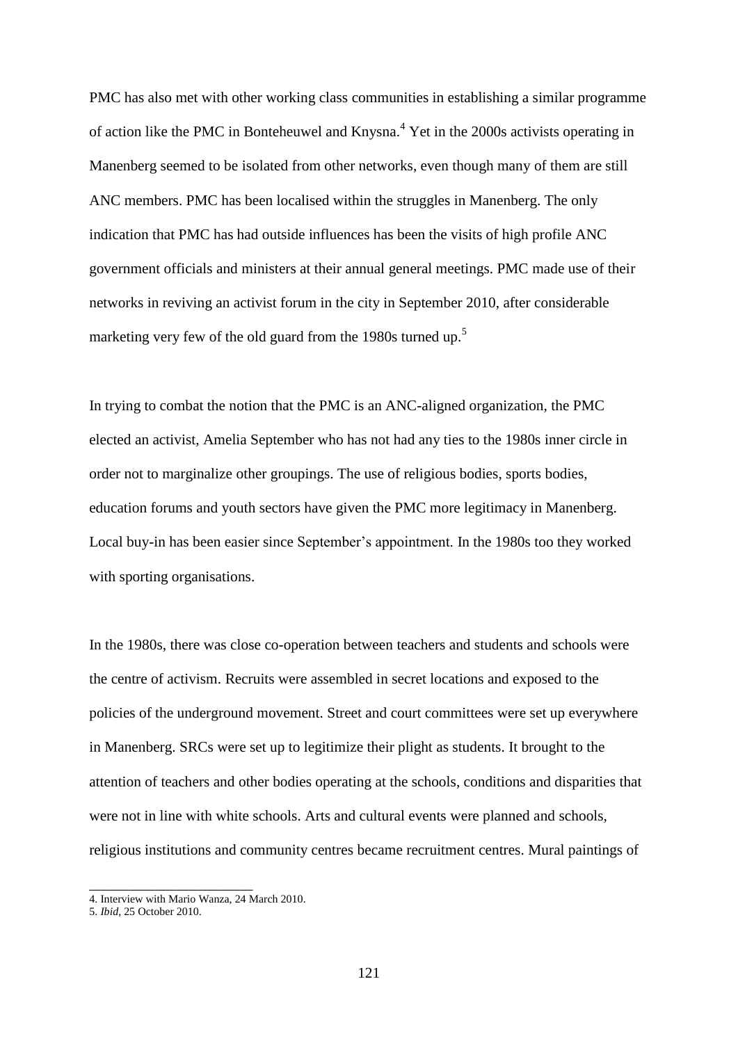PMC has also met with other working class communities in establishing a similar programme of action like the PMC in Bonteheuwel and Knysna.[4] Yet in the 2000s activists operating in Manenberg seemed to be isolated from other networks, even though many of them are still ANC members. PMC has been localised within the struggles in Manenberg. The only indication that PMC has had outside influences has been the visits of high profile ANC government officials and ministers at their annual general meetings. PMC made use of their networks in reviving an activist forum in the city in September 2010, after considerable marketing very few of the old guard from the 1980s turned up.[5]

In trying to combat the notion that the PMC is an ANC-aligned organization, the PMC elected an activist, Amelia September who has not had any ties to the 1980s inner circle in order not to marginalize other groupings. The use of religious bodies, sports bodies, education forums and youth sectors have given the PMC more legitimacy in Manenberg. Local buy-in has been easier since September's appointment. In the 1980s too they worked with sporting organisations.

In the 1980s, there was close co-operation between teachers and students and schools were the centre of activism. Recruits were assembled in secret locations and exposed to the policies of the underground movement. Street and court committees were set up everywhere in Manenberg. SRCs were set up to legitimize their plight as students. It brought to the attention of teachers and other bodies operating at the schools, conditions and disparities that were not in line with white schools. Arts and cultural events were planned and schools, religious institutions and community centres became recruitment centres. Mural paintings of

4. Interview with Mario Wanza, 24 March 2010.

5. *Ibid*, 25 October 2010.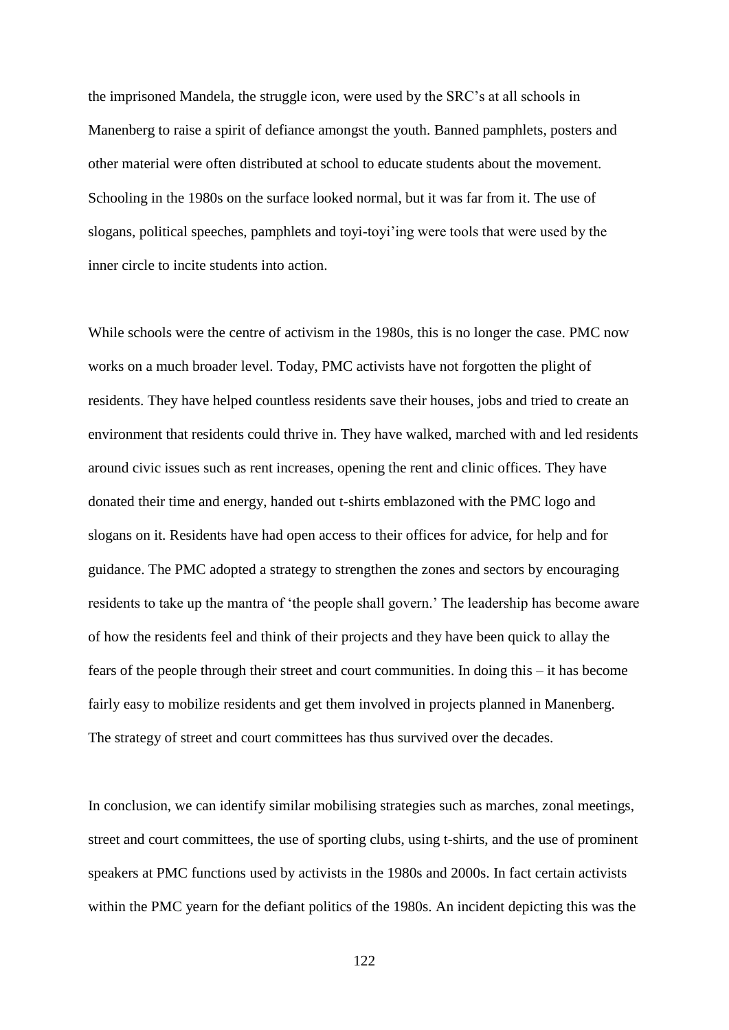the imprisoned Mandela, the struggle icon, were used by the SRC's at all schools in Manenberg to raise a spirit of defiance amongst the youth. Banned pamphlets, posters and other material were often distributed at school to educate students about the movement. Schooling in the 1980s on the surface looked normal, but it was far from it. The use of slogans, political speeches, pamphlets and toyi-toyi'ing were tools that were used by the inner circle to incite students into action.

While schools were the centre of activism in the 1980s, this is no longer the case. PMC now works on a much broader level. Today, PMC activists have not forgotten the plight of residents. They have helped countless residents save their houses, jobs and tried to create an environment that residents could thrive in. They have walked, marched with and led residents around civic issues such as rent increases, opening the rent and clinic offices. They have donated their time and energy, handed out t-shirts emblazoned with the PMC logo and slogans on it. Residents have had open access to their offices for advice, for help and for guidance. The PMC adopted a strategy to strengthen the zones and sectors by encouraging residents to take up the mantra of 'the people shall govern.' The leadership has become aware of how the residents feel and think of their projects and they have been quick to allay the fears of the people through their street and court communities. In doing this – it has become fairly easy to mobilize residents and get them involved in projects planned in Manenberg. The strategy of street and court committees has thus survived over the decades.

In conclusion, we can identify similar mobilising strategies such as marches, zonal meetings, street and court committees, the use of sporting clubs, using t-shirts, and the use of prominent speakers at PMC functions used by activists in the 1980s and 2000s. In fact certain activists within the PMC yearn for the defiant politics of the 1980s. An incident depicting this was the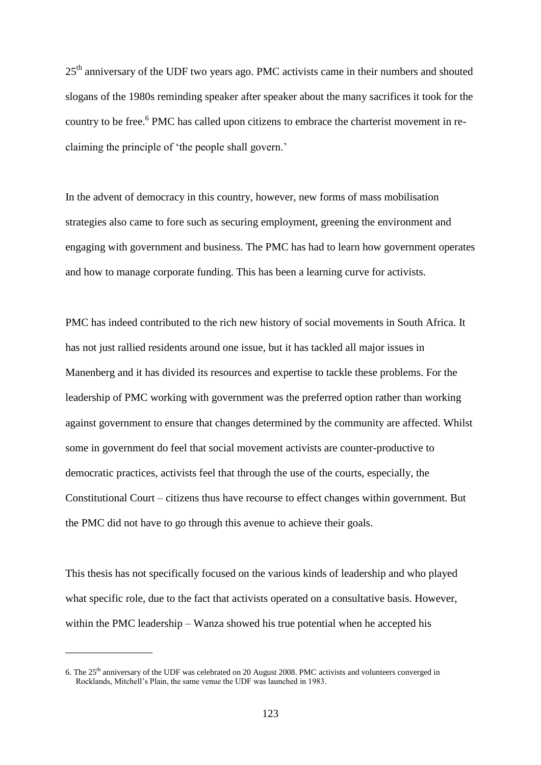25th anniversary of the UDF two years ago. PMC activists came in their numbers and shouted slogans of the 1980s reminding speaker after speaker about the many sacrifices it took for the country to be free.[6] PMC has called upon citizens to embrace the charterist movement in re-claiming the principle of 'the people shall govern.'

In the advent of democracy in this country, however, new forms of mass mobilisation strategies also came to fore such as securing employment, greening the environment and engaging with government and business. The PMC has had to learn how government operates and how to manage corporate funding. This has been a learning curve for activists.

PMC has indeed contributed to the rich new history of social movements in South Africa. It has not just rallied residents around one issue, but it has tackled all major issues in Manenberg and it has divided its resources and expertise to tackle these problems. For the leadership of PMC working with government was the preferred option rather than working against government to ensure that changes determined by the community are affected. Whilst some in government do feel that social movement activists are counter-productive to democratic practices, activists feel that through the use of the courts, especially, the Constitutional Court – citizens thus have recourse to effect changes within government. But the PMC did not have to go through this avenue to achieve their goals.

This thesis has not specifically focused on the various kinds of leadership and who played what specific role, due to the fact that activists operated on a consultative basis. However, within the PMC leadership – Wanza showed his true potential when he accepted his

---

6. The 25th anniversary of the UDF was celebrated on 20 August 2008. PMC activists and volunteers converged in Rocklands, Mitchell's Plain, the same venue the UDF was launched in 1983.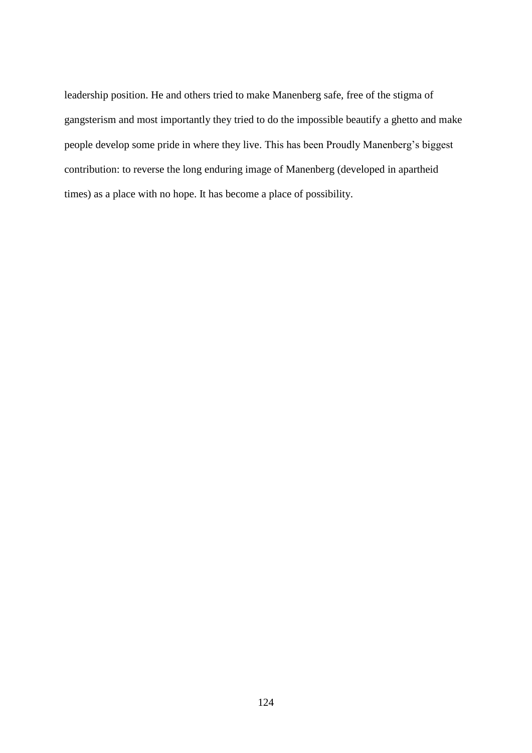leadership position. He and others tried to make Manenberg safe, free of the stigma of gangsterism and most importantly they tried to do the impossible beautify a ghetto and make people develop some pride in where they live. This has been Proudly Manenberg's biggest contribution: to reverse the long enduring image of Manenberg (developed in apartheid times) as a place with no hope. It has become a place of possibility.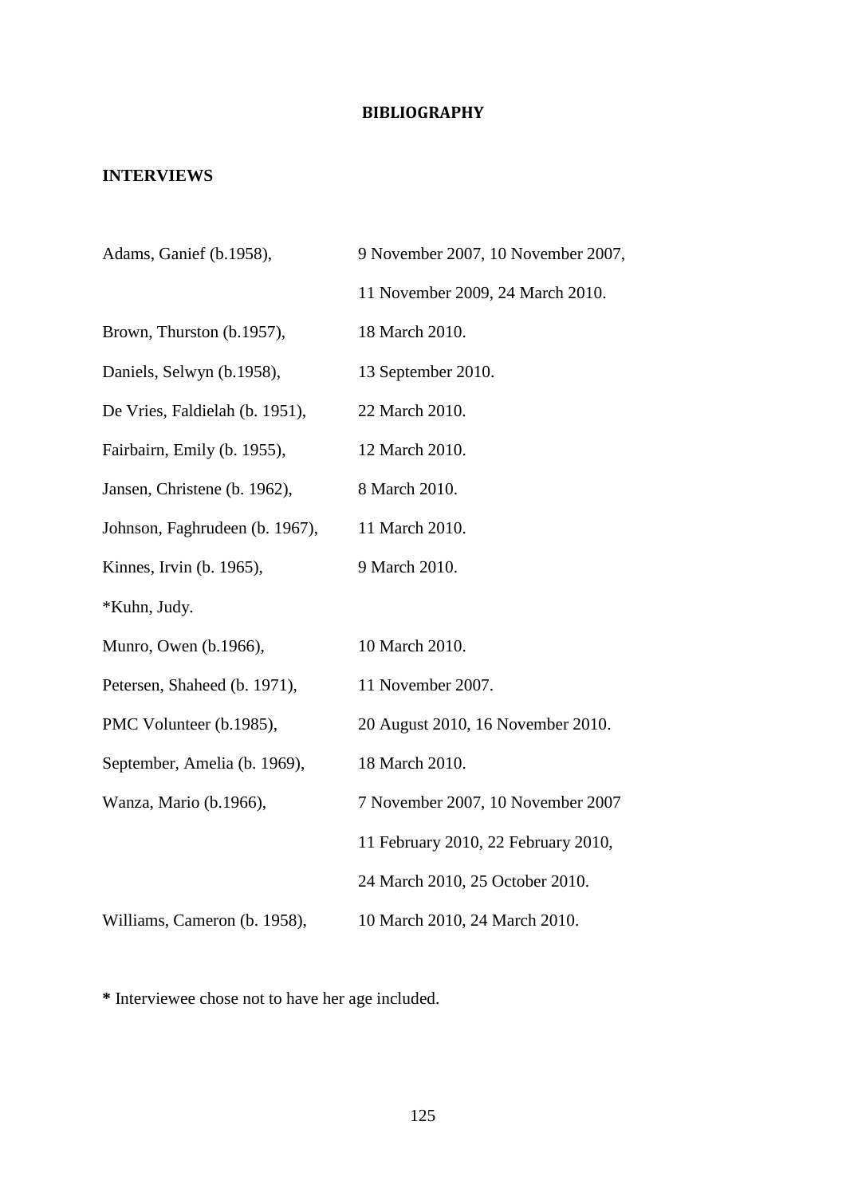# BIBLIOGRAPHY

## INTERVIEWS

| | |
|---|---|
| Adams, Ganief (b.1958), | 9 November 2007, 10 November 2007, 11 November 2009, 24 March 2010. |
| Brown, Thurston (b.1957), | 18 March 2010. |
| Daniels, Selwyn (b.1958), | 13 September 2010. |
| De Vries, Faldielah (b. 1951), | 22 March 2010. |
| Fairbairn, Emily (b. 1955), | 12 March 2010. |
| Jansen, Christene (b. 1962), | 8 March 2010. |
| Johnson, Faghrudeen (b. 1967), | 11 March 2010. |
| Kinnes, Irvin (b. 1965), | 9 March 2010. |
| *Kuhn, Judy. | |
| Munro, Owen (b.1966), | 10 March 2010. |
| Petersen, Shaheed (b. 1971), | 11 November 2007. |
| PMC Volunteer (b.1985), | 20 August 2010, 16 November 2010. |
| September, Amelia (b. 1969), | 18 March 2010. |
| Wanza, Mario (b.1966), | 7 November 2007, 10 November 2007 11 February 2010, 22 February 2010, 24 March 2010, 25 October 2010. |
| Williams, Cameron (b. 1958), | 10 March 2010, 24 March 2010. |

**\*** Interviewee chose not to have her age included.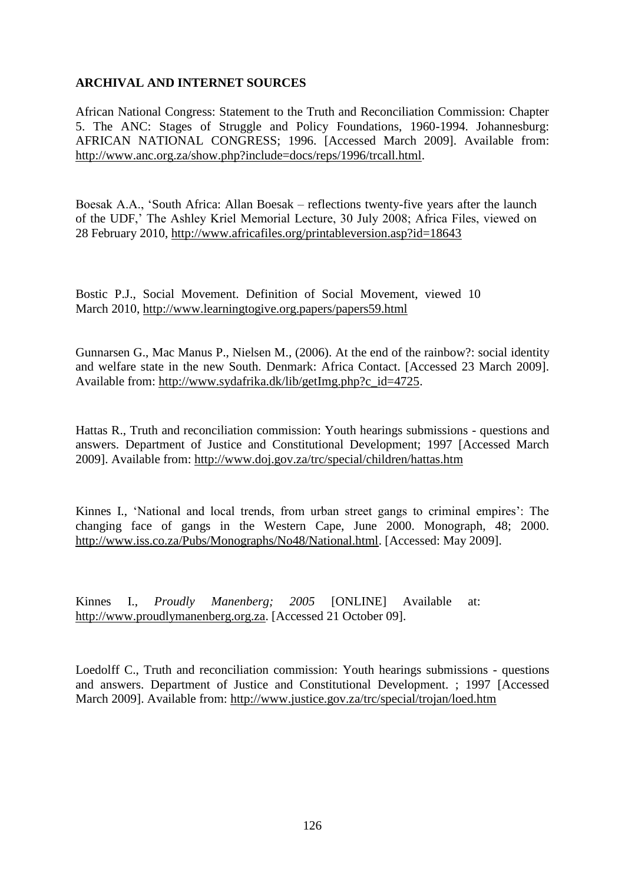## ARCHIVAL AND INTERNET SOURCES

African National Congress: Statement to the Truth and Reconciliation Commission: Chapter 5. The ANC: Stages of Struggle and Policy Foundations, 1960-1994. Johannesburg: AFRICAN NATIONAL CONGRESS; 1996. [Accessed March 2009]. Available from: http://www.anc.org.za/show.php?include=docs/reps/1996/trcall.html.

Boesak A.A., 'South Africa: Allan Boesak – reflections twenty-five years after the launch of the UDF,' The Ashley Kriel Memorial Lecture, 30 July 2008; Africa Files, viewed on 28 February 2010, http://www.africafiles.org/printableversion.asp?id=18643

Bostic P.J., Social Movement. Definition of Social Movement, viewed 10 March 2010, http://www.learningtogive.org.papers/papers59.html

Gunnarsen G., Mac Manus P., Nielsen M., (2006). At the end of the rainbow?: social identity and welfare state in the new South. Denmark: Africa Contact. [Accessed 23 March 2009]. Available from: http://www.sydafrika.dk/lib/getImg.php?c_id=4725.

Hattas R., Truth and reconciliation commission: Youth hearings submissions - questions and answers. Department of Justice and Constitutional Development; 1997 [Accessed March 2009]. Available from: http://www.doj.gov.za/trc/special/children/hattas.htm

Kinnes I., 'National and local trends, from urban street gangs to criminal empires': The changing face of gangs in the Western Cape, June 2000. Monograph, 48; 2000. http://www.iss.co.za/Pubs/Monographs/No48/National.html. [Accessed: May 2009].

Kinnes I., *Proudly Manenberg; 2005* [ONLINE] Available at: http://www.proudlymanenberg.org.za. [Accessed 21 October 09].

Loedolff C., Truth and reconciliation commission: Youth hearings submissions - questions and answers. Department of Justice and Constitutional Development. ; 1997 [Accessed March 2009]. Available from: http://www.justice.gov.za/trc/special/trojan/loed.htm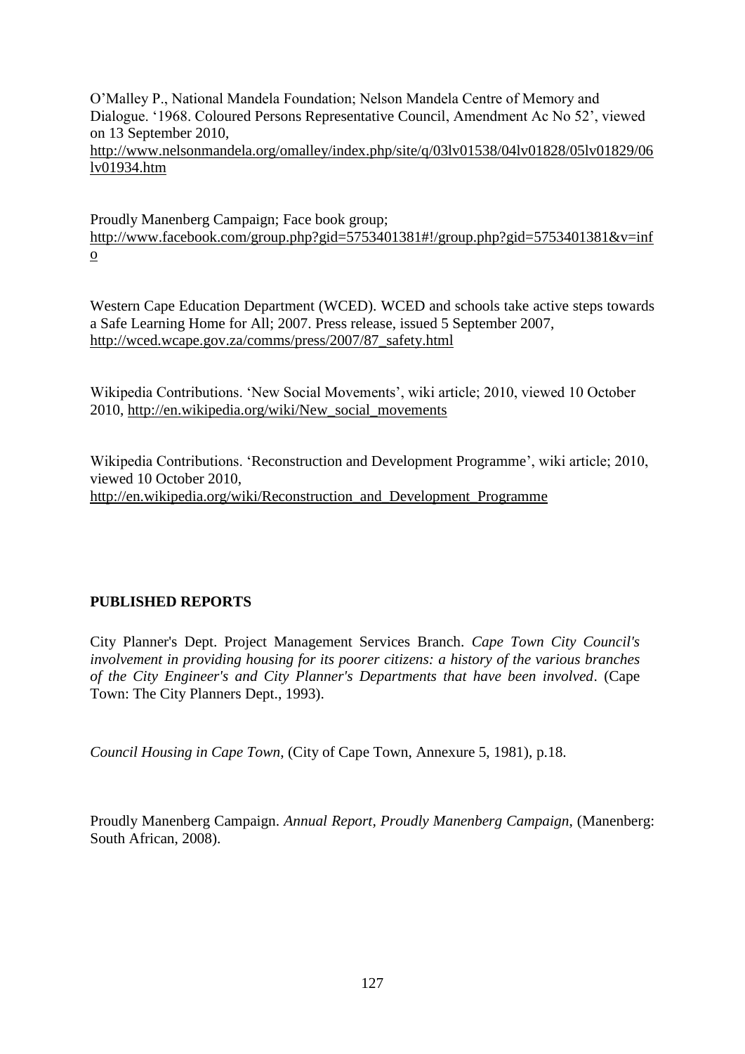O'Malley P., National Mandela Foundation; Nelson Mandela Centre of Memory and Dialogue. '1968. Coloured Persons Representative Council, Amendment Ac No 52', viewed on 13 September 2010, http://www.nelsonmandela.org/omalley/index.php/site/q/03lv01538/04lv01828/05lv01829/06lv01934.htm

Proudly Manenberg Campaign; Face book group; http://www.facebook.com/group.php?gid=5753401381#!/group.php?gid=5753401381&v=info

Western Cape Education Department (WCED). WCED and schools take active steps towards a Safe Learning Home for All; 2007. Press release, issued 5 September 2007, http://wced.wcape.gov.za/comms/press/2007/87_safety.html

Wikipedia Contributions. 'New Social Movements', wiki article; 2010, viewed 10 October 2010, http://en.wikipedia.org/wiki/New_social_movements

Wikipedia Contributions. 'Reconstruction and Development Programme', wiki article; 2010, viewed 10 October 2010, http://en.wikipedia.org/wiki/Reconstruction_and_Development_Programme

**PUBLISHED REPORTS**

City Planner's Dept. Project Management Services Branch. *Cape Town City Council's involvement in providing housing for its poorer citizens: a history of the various branches of the City Engineer's and City Planner's Departments that have been involved*. (Cape Town: The City Planners Dept., 1993).

*Council Housing in Cape Town*, (City of Cape Town, Annexure 5, 1981), p.18.

Proudly Manenberg Campaign. *Annual Report, Proudly Manenberg Campaign*, (Manenberg: South African, 2008).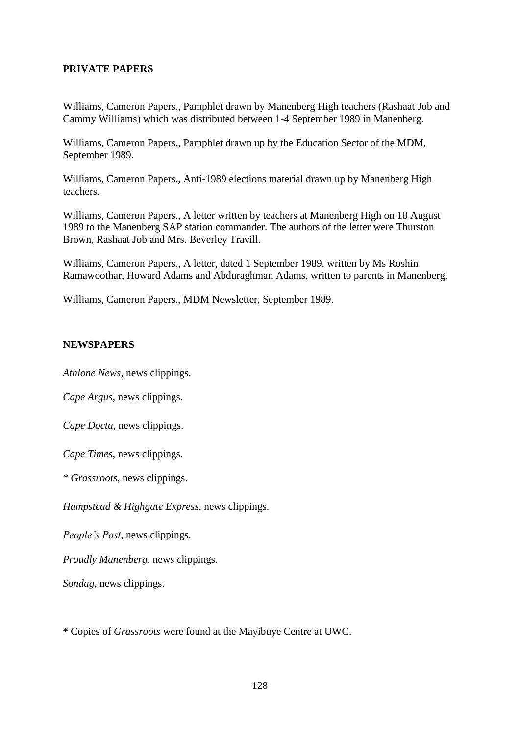## PRIVATE PAPERS

Williams, Cameron Papers., Pamphlet drawn by Manenberg High teachers (Rashaat Job and Cammy Williams) which was distributed between 1-4 September 1989 in Manenberg.

Williams, Cameron Papers., Pamphlet drawn up by the Education Sector of the MDM, September 1989.

Williams, Cameron Papers., Anti-1989 elections material drawn up by Manenberg High teachers.

Williams, Cameron Papers., A letter written by teachers at Manenberg High on 18 August 1989 to the Manenberg SAP station commander. The authors of the letter were Thurston Brown, Rashaat Job and Mrs. Beverley Travill.

Williams, Cameron Papers., A letter, dated 1 September 1989, written by Ms Roshin Ramawoothar, Howard Adams and Abduraghman Adams, written to parents in Manenberg.

Williams, Cameron Papers., MDM Newsletter, September 1989.

## NEWSPAPERS

*Athlone News*, news clippings.

*Cape Argus*, news clippings.

*Cape Docta*, news clippings.

*Cape Times*, news clippings.

\* *Grassroots*, news clippings.

*Hampstead & Highgate Express*, news clippings.

*People's Post*, news clippings.

*Proudly Manenberg*, news clippings.

*Sondag*, news clippings.

**\*** Copies of *Grassroots* were found at the Mayibuye Centre at UWC.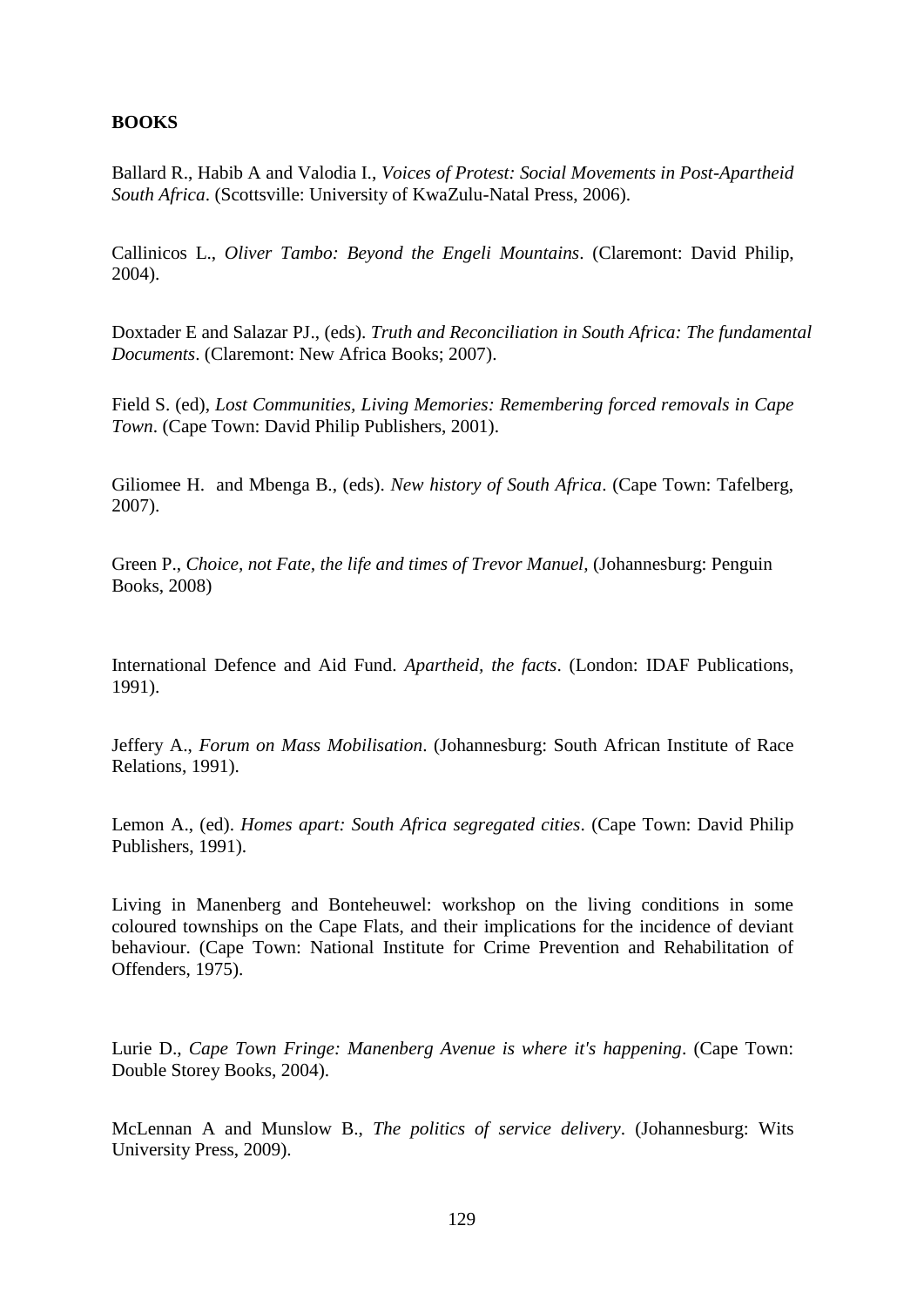**BOOKS**

Ballard R., Habib A and Valodia I., *Voices of Protest: Social Movements in Post-Apartheid South Africa*. (Scottsville: University of KwaZulu-Natal Press, 2006).

Callinicos L., *Oliver Tambo: Beyond the Engeli Mountains*. (Claremont: David Philip, 2004).

Doxtader E and Salazar PJ., (eds). *Truth and Reconciliation in South Africa: The fundamental Documents*. (Claremont: New Africa Books; 2007).

Field S. (ed), *Lost Communities, Living Memories: Remembering forced removals in Cape Town*. (Cape Town: David Philip Publishers, 2001).

Giliomee H. and Mbenga B., (eds). *New history of South Africa*. (Cape Town: Tafelberg, 2007).

Green P., *Choice, not Fate, the life and times of Trevor Manuel*, (Johannesburg: Penguin Books, 2008)

International Defence and Aid Fund. *Apartheid, the facts*. (London: IDAF Publications, 1991).

Jeffery A., *Forum on Mass Mobilisation*. (Johannesburg: South African Institute of Race Relations, 1991).

Lemon A., (ed). *Homes apart: South Africa segregated cities*. (Cape Town: David Philip Publishers, 1991).

Living in Manenberg and Bonteheuwel: workshop on the living conditions in some coloured townships on the Cape Flats, and their implications for the incidence of deviant behaviour. (Cape Town: National Institute for Crime Prevention and Rehabilitation of Offenders, 1975).

Lurie D., *Cape Town Fringe: Manenberg Avenue is where it's happening*. (Cape Town: Double Storey Books, 2004).

McLennan A and Munslow B., *The politics of service delivery*. (Johannesburg: Wits University Press, 2009).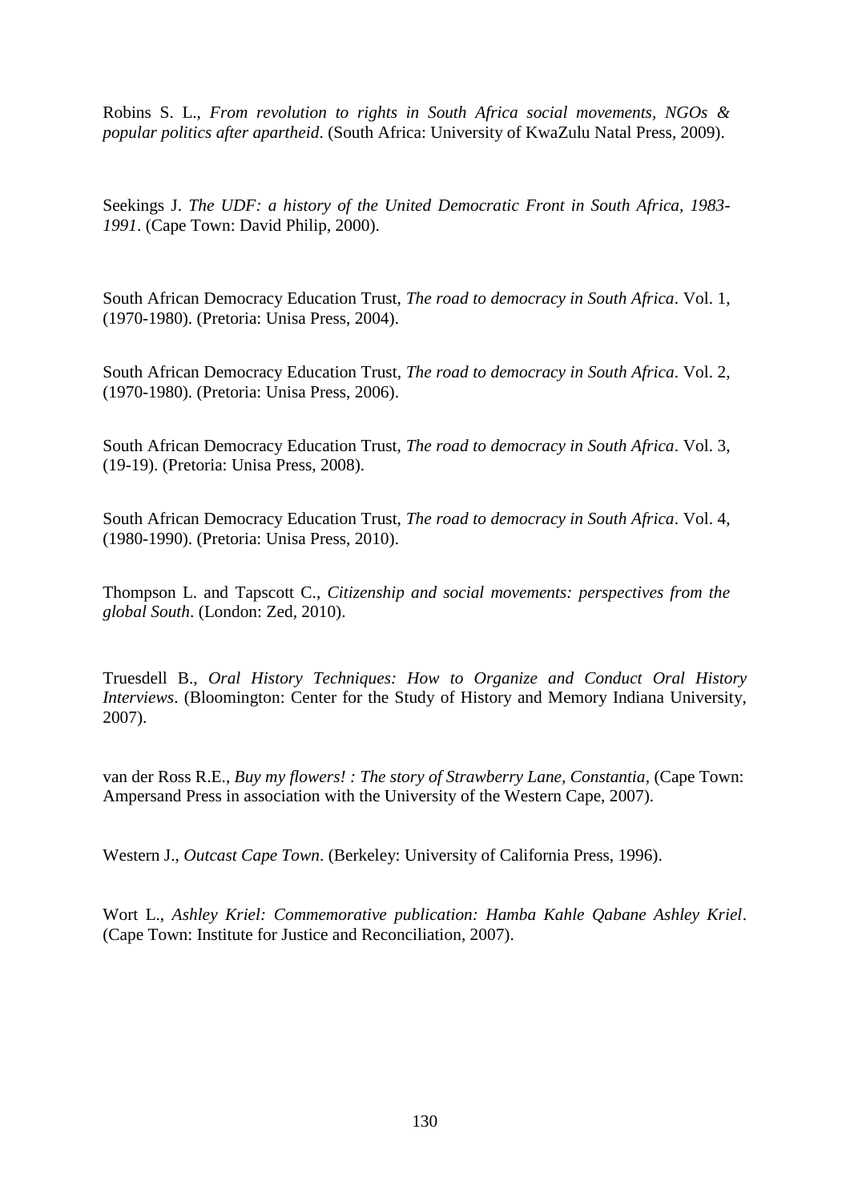Robins S. L., *From revolution to rights in South Africa social movements, NGOs & popular politics after apartheid*. (South Africa: University of KwaZulu Natal Press, 2009).

Seekings J. *The UDF: a history of the United Democratic Front in South Africa, 1983-1991*. (Cape Town: David Philip, 2000).

South African Democracy Education Trust, *The road to democracy in South Africa*. Vol. 1, (1970-1980). (Pretoria: Unisa Press, 2004).

South African Democracy Education Trust, *The road to democracy in South Africa*. Vol. 2, (1970-1980). (Pretoria: Unisa Press, 2006).

South African Democracy Education Trust, *The road to democracy in South Africa*. Vol. 3, (19-19). (Pretoria: Unisa Press, 2008).

South African Democracy Education Trust, *The road to democracy in South Africa*. Vol. 4, (1980-1990). (Pretoria: Unisa Press, 2010).

Thompson L. and Tapscott C., *Citizenship and social movements: perspectives from the global South*. (London: Zed, 2010).

Truesdell B., *Oral History Techniques: How to Organize and Conduct Oral History Interviews*. (Bloomington: Center for the Study of History and Memory Indiana University, 2007).

van der Ross R.E., *Buy my flowers! : The story of Strawberry Lane, Constantia*, (Cape Town: Ampersand Press in association with the University of the Western Cape, 2007).

Western J., *Outcast Cape Town*. (Berkeley: University of California Press, 1996).

Wort L., *Ashley Kriel: Commemorative publication: Hamba Kahle Qabane Ashley Kriel*. (Cape Town: Institute for Justice and Reconciliation, 2007).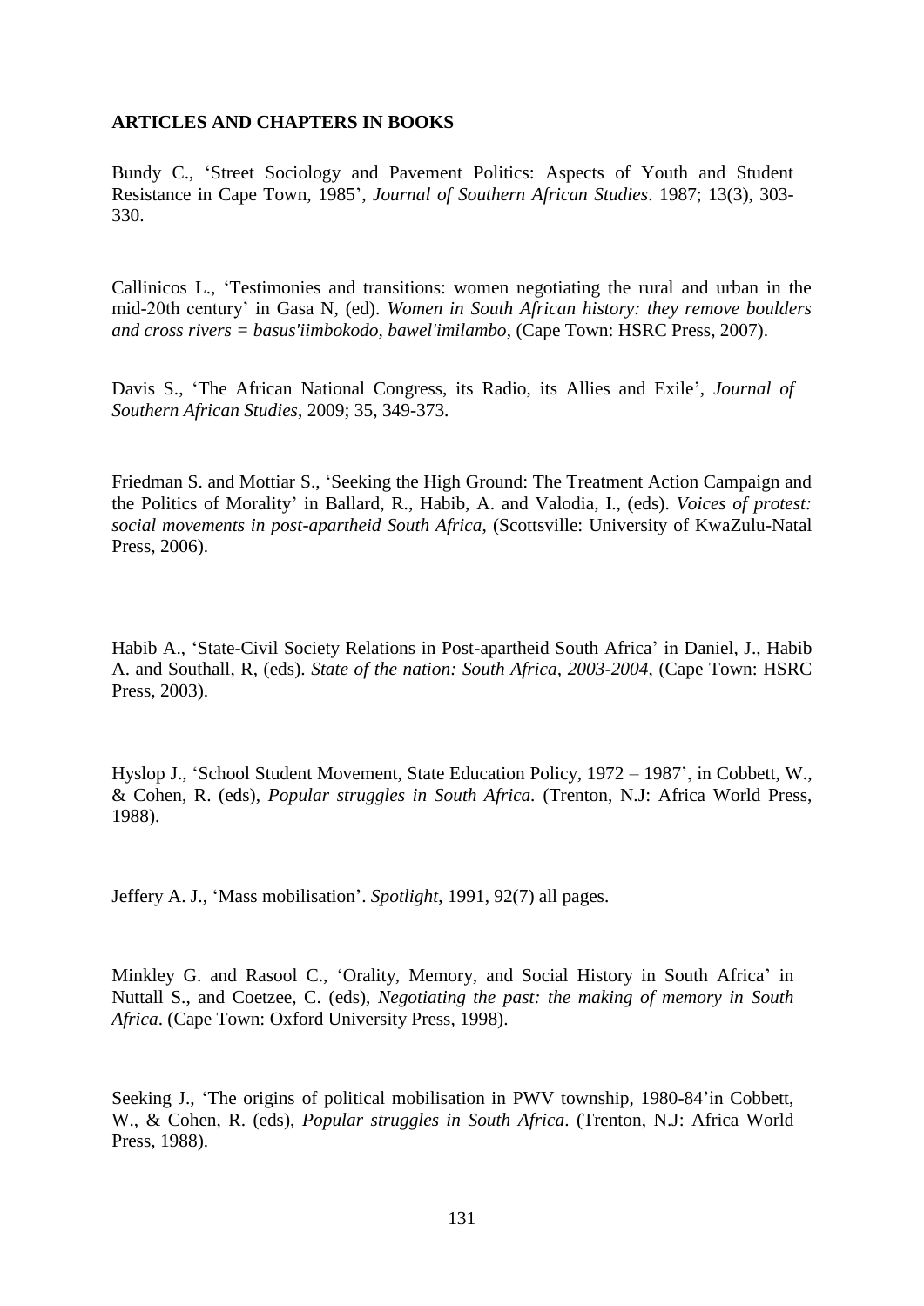**ARTICLES AND CHAPTERS IN BOOKS**

Bundy C., 'Street Sociology and Pavement Politics: Aspects of Youth and Student Resistance in Cape Town, 1985', *Journal of Southern African Studies*. 1987; 13(3), 303-330.

Callinicos L., 'Testimonies and transitions: women negotiating the rural and urban in the mid-20th century' in Gasa N, (ed). *Women in South African history: they remove boulders and cross rivers = basus'iimbokodo, bawel'imilambo*, (Cape Town: HSRC Press, 2007).

Davis S., 'The African National Congress, its Radio, its Allies and Exile', *Journal of Southern African Studies*, 2009; 35, 349-373.

Friedman S. and Mottiar S., 'Seeking the High Ground: The Treatment Action Campaign and the Politics of Morality' in Ballard, R., Habib, A. and Valodia, I., (eds). *Voices of protest: social movements in post-apartheid South Africa*, (Scottsville: University of KwaZulu-Natal Press, 2006).

Habib A., 'State-Civil Society Relations in Post-apartheid South Africa' in Daniel, J., Habib A. and Southall, R, (eds). *State of the nation: South Africa, 2003-2004*, (Cape Town: HSRC Press, 2003).

Hyslop J., 'School Student Movement, State Education Policy, 1972 – 1987', in Cobbett, W., & Cohen, R. (eds), *Popular struggles in South Africa*. (Trenton, N.J: Africa World Press, 1988).

Jeffery A. J., 'Mass mobilisation'. *Spotlight*, 1991, 92(7) all pages.

Minkley G. and Rasool C., 'Orality, Memory, and Social History in South Africa' in Nuttall S., and Coetzee, C. (eds), *Negotiating the past: the making of memory in South Africa*. (Cape Town: Oxford University Press, 1998).

Seeking J., 'The origins of political mobilisation in PWV township, 1980-84'in Cobbett, W., & Cohen, R. (eds), *Popular struggles in South Africa*. (Trenton, N.J: Africa World Press, 1988).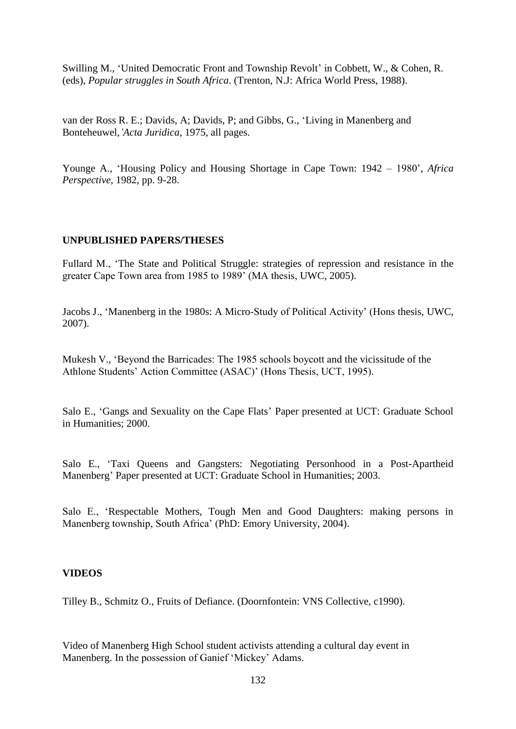Swilling M., 'United Democratic Front and Township Revolt' in Cobbett, W., & Cohen, R. (eds), *Popular struggles in South Africa*. (Trenton, N.J: Africa World Press, 1988).

van der Ross R. E.; Davids, A; Davids, P; and Gibbs, G., 'Living in Manenberg and Bonteheuwel,' *Acta Juridica*, 1975, all pages.

Younge A., 'Housing Policy and Housing Shortage in Cape Town: 1942 – 1980', *Africa Perspective*, 1982, pp. 9-28.

**UNPUBLISHED PAPERS/THESES**

Fullard M., 'The State and Political Struggle: strategies of repression and resistance in the greater Cape Town area from 1985 to 1989' (MA thesis, UWC, 2005).

Jacobs J., 'Manenberg in the 1980s: A Micro-Study of Political Activity' (Hons thesis, UWC, 2007).

Mukesh V., 'Beyond the Barricades: The 1985 schools boycott and the vicissitude of the Athlone Students' Action Committee (ASAC)' (Hons Thesis, UCT, 1995).

Salo E., 'Gangs and Sexuality on the Cape Flats' Paper presented at UCT: Graduate School in Humanities; 2000.

Salo E., 'Taxi Queens and Gangsters: Negotiating Personhood in a Post-Apartheid Manenberg' Paper presented at UCT: Graduate School in Humanities; 2003.

Salo E., 'Respectable Mothers, Tough Men and Good Daughters: making persons in Manenberg township, South Africa' (PhD: Emory University, 2004).

**VIDEOS**

Tilley B., Schmitz O., Fruits of Defiance. (Doornfontein: VNS Collective, c1990).

Video of Manenberg High School student activists attending a cultural day event in Manenberg. In the possession of Ganief 'Mickey' Adams.